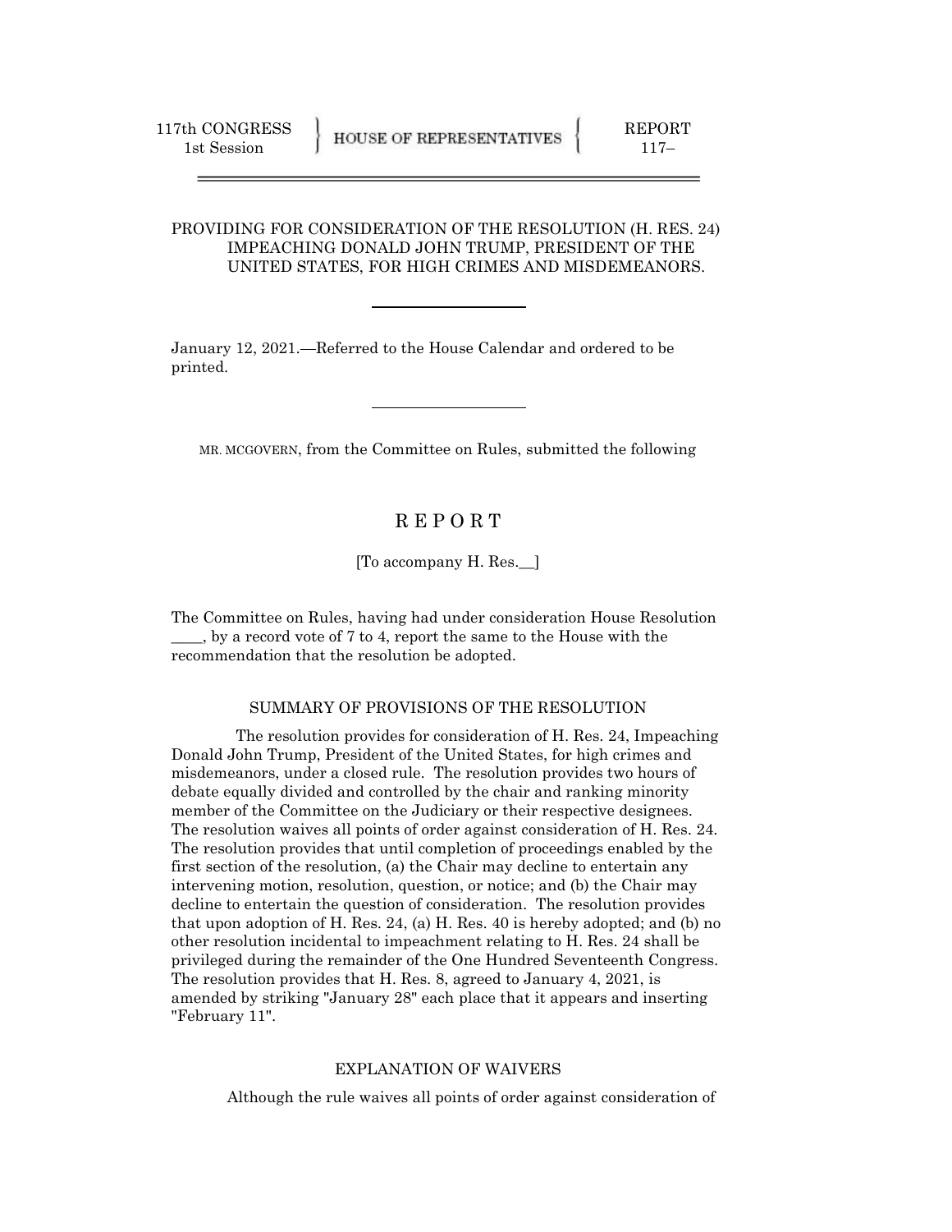117th CONGRESS
1st Session

HOUSE OF REPRESENTATIVES

REPORT
117–

---

PROVIDING FOR CONSIDERATION OF THE RESOLUTION (H. RES. 24) IMPEACHING DONALD JOHN TRUMP, PRESIDENT OF THE UNITED STATES, FOR HIGH CRIMES AND MISDEMEANORS.

---

January 12, 2021.—Referred to the House Calendar and ordered to be printed.

---

MR. MCGOVERN, from the Committee on Rules, submitted the following

# R E P O R T

[To accompany H. Res.__]

The Committee on Rules, having had under consideration House Resolution ____, by a record vote of 7 to 4, report the same to the House with the recommendation that the resolution be adopted.

## SUMMARY OF PROVISIONS OF THE RESOLUTION

The resolution provides for consideration of H. Res. 24, Impeaching Donald John Trump, President of the United States, for high crimes and misdemeanors, under a closed rule. The resolution provides two hours of debate equally divided and controlled by the chair and ranking minority member of the Committee on the Judiciary or their respective designees. The resolution waives all points of order against consideration of H. Res. 24. The resolution provides that until completion of proceedings enabled by the first section of the resolution, (a) the Chair may decline to entertain any intervening motion, resolution, question, or notice; and (b) the Chair may decline to entertain the question of consideration. The resolution provides that upon adoption of H. Res. 24, (a) H. Res. 40 is hereby adopted; and (b) no other resolution incidental to impeachment relating to H. Res. 24 shall be privileged during the remainder of the One Hundred Seventeenth Congress. The resolution provides that H. Res. 8, agreed to January 4, 2021, is amended by striking "January 28" each place that it appears and inserting "February 11".

## EXPLANATION OF WAIVERS

Although the rule waives all points of order against consideration of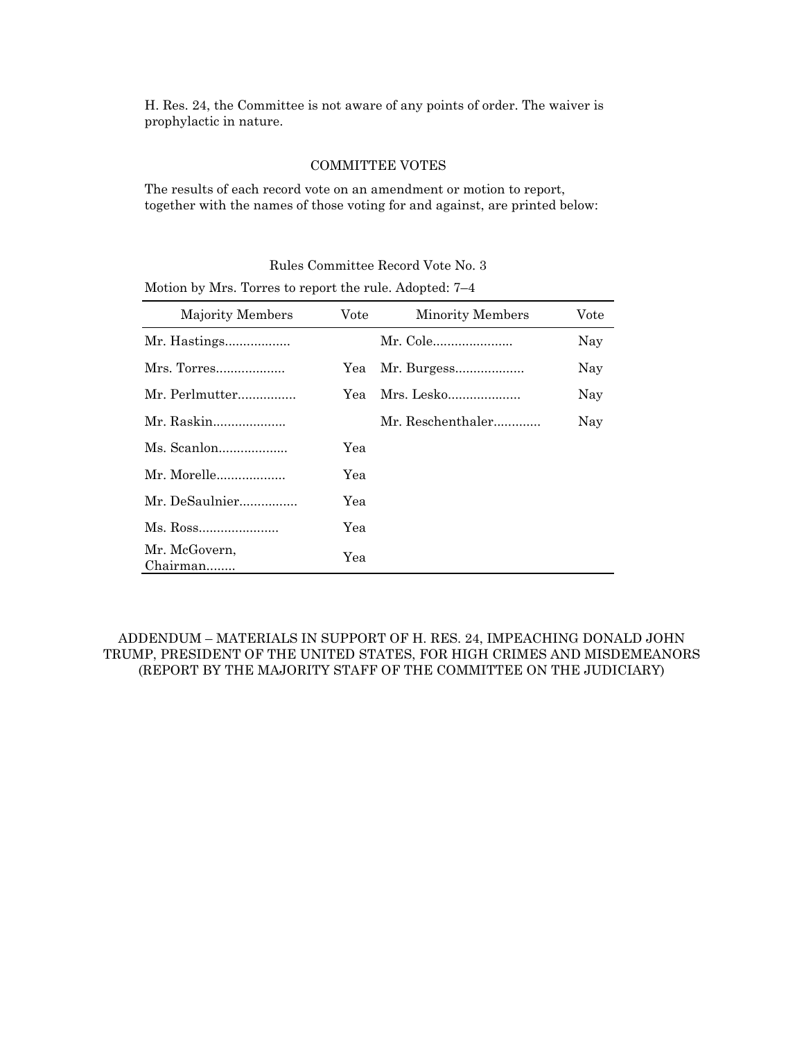H. Res. 24, the Committee is not aware of any points of order. The waiver is prophylactic in nature.

## COMMITTEE VOTES

The results of each record vote on an amendment or motion to report, together with the names of those voting for and against, are printed below:

Rules Committee Record Vote No. 3

Motion by Mrs. Torres to report the rule. Adopted: 7–4

| Majority Members | Vote | Minority Members | Vote |
|---|---|---|---|
| Mr. Hastings.................. | | Mr. Cole...................... | Nay |
| Mrs. Torres................... | Yea | Mr. Burgess................... | Nay |
| Mr. Perlmutter................ | Yea | Mrs. Lesko.................... | Nay |
| Mr. Raskin.................... | | Mr. Reschenthaler............. | Nay |
| Ms. Scanlon................... | Yea | | |
| Mr. Morelle................... | Yea | | |
| Mr. DeSaulnier................ | Yea | | |
| Ms. Ross...................... | Yea | | |
| Mr. McGovern, Chairman........ | Yea | | |

ADDENDUM – MATERIALS IN SUPPORT OF H. RES. 24, IMPEACHING DONALD JOHN TRUMP, PRESIDENT OF THE UNITED STATES, FOR HIGH CRIMES AND MISDEMEANORS (REPORT BY THE MAJORITY STAFF OF THE COMMITTEE ON THE JUDICIARY)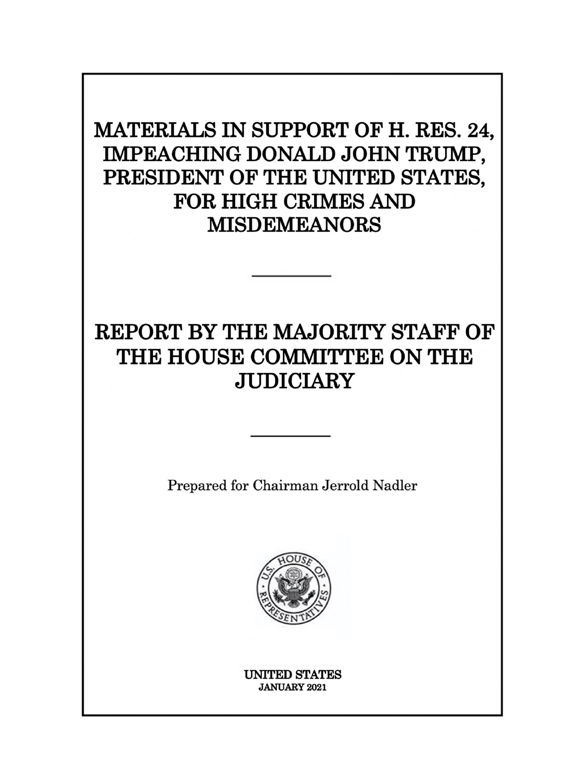# MATERIALS IN SUPPORT OF H. RES. 24, IMPEACHING DONALD JOHN TRUMP, PRESIDENT OF THE UNITED STATES, FOR HIGH CRIMES AND MISDEMEANORS

---

# REPORT BY THE MAJORITY STAFF OF THE HOUSE COMMITTEE ON THE JUDICIARY

---

Prepared for Chairman Jerrold Nadler

**UNITED STATES**
**JANUARY 2021**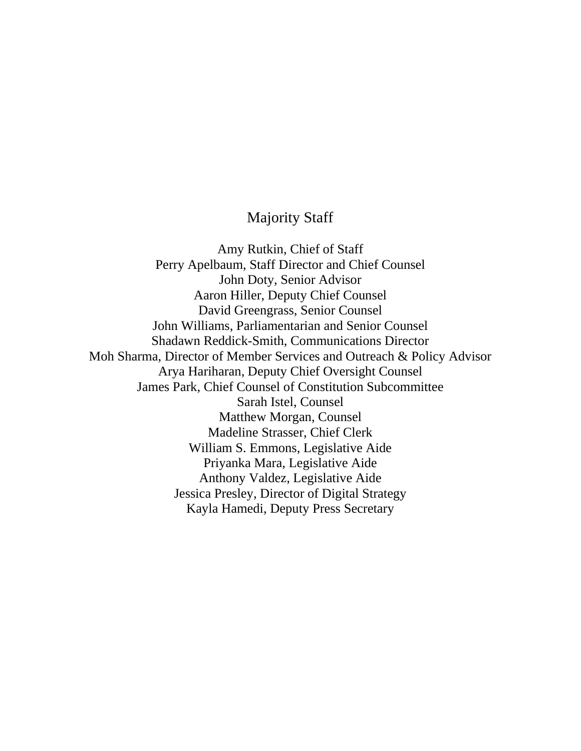## Majority Staff

Amy Rutkin, Chief of Staff  
Perry Apelbaum, Staff Director and Chief Counsel  
John Doty, Senior Advisor  
Aaron Hiller, Deputy Chief Counsel  
David Greengrass, Senior Counsel  
John Williams, Parliamentarian and Senior Counsel  
Shadawn Reddick-Smith, Communications Director  
Moh Sharma, Director of Member Services and Outreach & Policy Advisor  
Arya Hariharan, Deputy Chief Oversight Counsel  
James Park, Chief Counsel of Constitution Subcommittee  
Sarah Istel, Counsel  
Matthew Morgan, Counsel  
Madeline Strasser, Chief Clerk  
William S. Emmons, Legislative Aide  
Priyanka Mara, Legislative Aide  
Anthony Valdez, Legislative Aide  
Jessica Presley, Director of Digital Strategy  
Kayla Hamedi, Deputy Press Secretary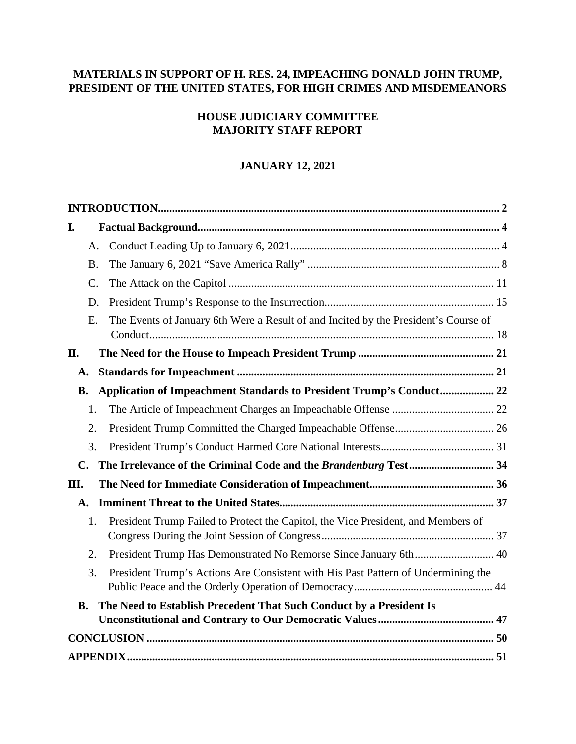**MATERIALS IN SUPPORT OF H. RES. 24, IMPEACHING DONALD JOHN TRUMP, PRESIDENT OF THE UNITED STATES, FOR HIGH CRIMES AND MISDEMEANORS**

**HOUSE JUDICIARY COMMITTEE**
**MAJORITY STAFF REPORT**

**JANUARY 12, 2021**

**INTRODUCTION** ..... 2

**I. Factual Background** ..... 4

- A. Conduct Leading Up to January 6, 2021 ..... 4
- B. The January 6, 2021 "Save America Rally" ..... 8
- C. The Attack on the Capitol ..... 11
- D. President Trump's Response to the Insurrection ..... 15
- E. The Events of January 6th Were a Result of and Incited by the President's Course of Conduct ..... 18

**II. The Need for the House to Impeach President Trump** ..... 21

- **A. Standards for Impeachment** ..... 21
- **B. Application of Impeachment Standards to President Trump's Conduct** ..... 22
  1. The Article of Impeachment Charges an Impeachable Offense ..... 22
  2. President Trump Committed the Charged Impeachable Offense ..... 26
  3. President Trump's Conduct Harmed Core National Interests ..... 31
- **C. The Irrelevance of the Criminal Code and the *Brandenburg* Test** ..... 34

**III. The Need for Immediate Consideration of Impeachment** ..... 36

- **A. Imminent Threat to the United States** ..... 37
  1. President Trump Failed to Protect the Capitol, the Vice President, and Members of Congress During the Joint Session of Congress ..... 37
  2. President Trump Has Demonstrated No Remorse Since January 6th ..... 40
  3. President Trump's Actions Are Consistent with His Past Pattern of Undermining the Public Peace and the Orderly Operation of Democracy ..... 44
- **B. The Need to Establish Precedent That Such Conduct by a President Is Unconstitutional and Contrary to Our Democratic Values** ..... 47

**CONCLUSION** ..... 50

**APPENDIX** ..... 51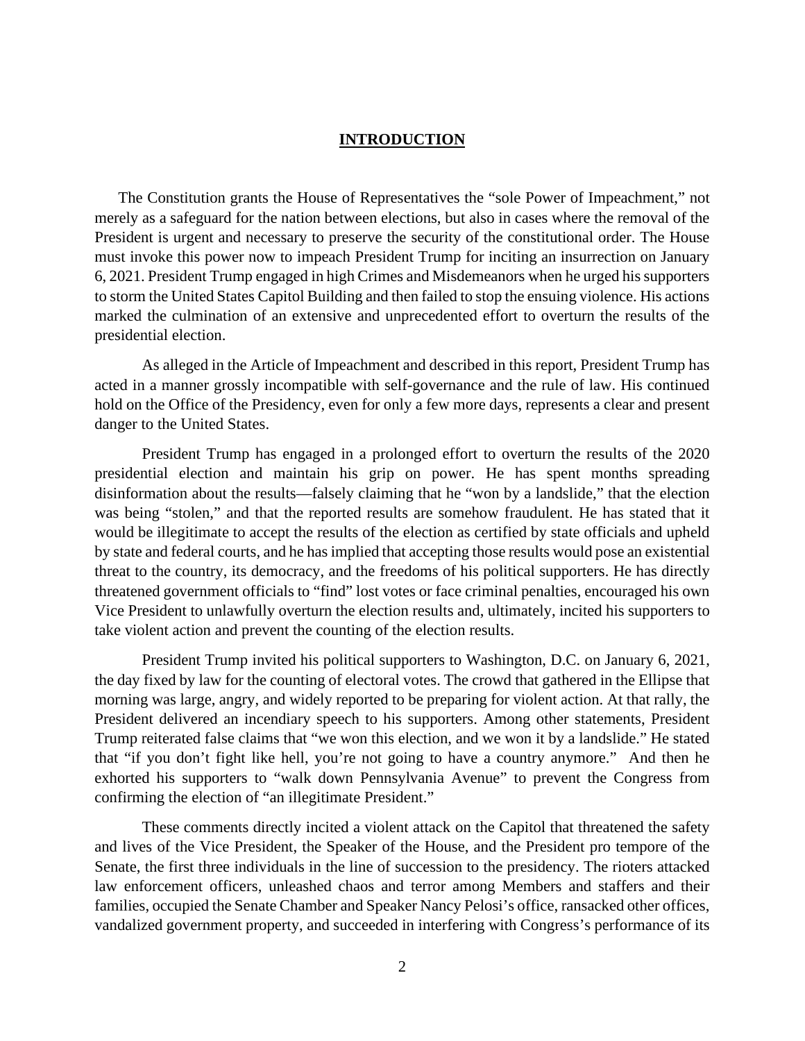## INTRODUCTION

The Constitution grants the House of Representatives the "sole Power of Impeachment," not merely as a safeguard for the nation between elections, but also in cases where the removal of the President is urgent and necessary to preserve the security of the constitutional order. The House must invoke this power now to impeach President Trump for inciting an insurrection on January 6, 2021. President Trump engaged in high Crimes and Misdemeanors when he urged his supporters to storm the United States Capitol Building and then failed to stop the ensuing violence. His actions marked the culmination of an extensive and unprecedented effort to overturn the results of the presidential election.

As alleged in the Article of Impeachment and described in this report, President Trump has acted in a manner grossly incompatible with self-governance and the rule of law. His continued hold on the Office of the Presidency, even for only a few more days, represents a clear and present danger to the United States.

President Trump has engaged in a prolonged effort to overturn the results of the 2020 presidential election and maintain his grip on power. He has spent months spreading disinformation about the results—falsely claiming that he "won by a landslide," that the election was being "stolen," and that the reported results are somehow fraudulent. He has stated that it would be illegitimate to accept the results of the election as certified by state officials and upheld by state and federal courts, and he has implied that accepting those results would pose an existential threat to the country, its democracy, and the freedoms of his political supporters. He has directly threatened government officials to "find" lost votes or face criminal penalties, encouraged his own Vice President to unlawfully overturn the election results and, ultimately, incited his supporters to take violent action and prevent the counting of the election results.

President Trump invited his political supporters to Washington, D.C. on January 6, 2021, the day fixed by law for the counting of electoral votes. The crowd that gathered in the Ellipse that morning was large, angry, and widely reported to be preparing for violent action. At that rally, the President delivered an incendiary speech to his supporters. Among other statements, President Trump reiterated false claims that "we won this election, and we won it by a landslide." He stated that "if you don't fight like hell, you're not going to have a country anymore." And then he exhorted his supporters to "walk down Pennsylvania Avenue" to prevent the Congress from confirming the election of "an illegitimate President."

These comments directly incited a violent attack on the Capitol that threatened the safety and lives of the Vice President, the Speaker of the House, and the President pro tempore of the Senate, the first three individuals in the line of succession to the presidency. The rioters attacked law enforcement officers, unleashed chaos and terror among Members and staffers and their families, occupied the Senate Chamber and Speaker Nancy Pelosi's office, ransacked other offices, vandalized government property, and succeeded in interfering with Congress's performance of its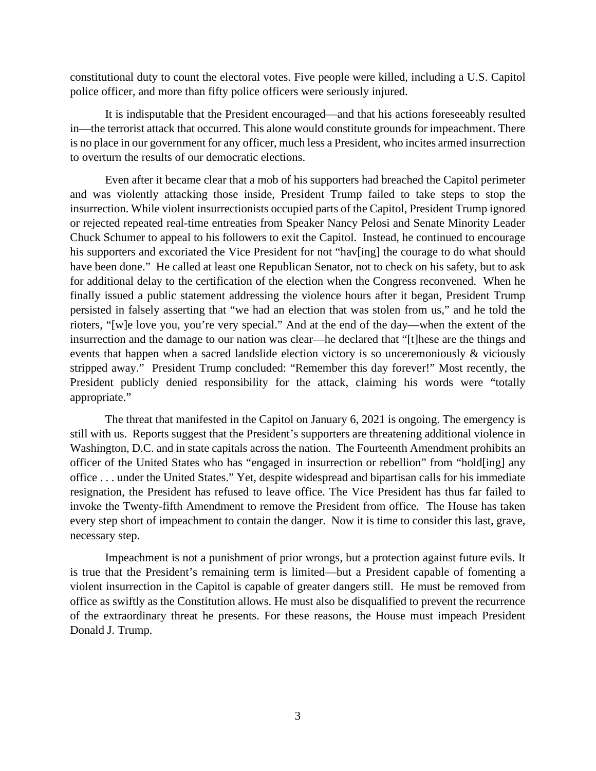constitutional duty to count the electoral votes. Five people were killed, including a U.S. Capitol police officer, and more than fifty police officers were seriously injured.

It is indisputable that the President encouraged—and that his actions foreseeably resulted in—the terrorist attack that occurred. This alone would constitute grounds for impeachment. There is no place in our government for any officer, much less a President, who incites armed insurrection to overturn the results of our democratic elections.

Even after it became clear that a mob of his supporters had breached the Capitol perimeter and was violently attacking those inside, President Trump failed to take steps to stop the insurrection. While violent insurrectionists occupied parts of the Capitol, President Trump ignored or rejected repeated real-time entreaties from Speaker Nancy Pelosi and Senate Minority Leader Chuck Schumer to appeal to his followers to exit the Capitol. Instead, he continued to encourage his supporters and excoriated the Vice President for not "hav[ing] the courage to do what should have been done." He called at least one Republican Senator, not to check on his safety, but to ask for additional delay to the certification of the election when the Congress reconvened. When he finally issued a public statement addressing the violence hours after it began, President Trump persisted in falsely asserting that "we had an election that was stolen from us," and he told the rioters, "[w]e love you, you're very special." And at the end of the day—when the extent of the insurrection and the damage to our nation was clear—he declared that "[t]hese are the things and events that happen when a sacred landslide election victory is so unceremoniously & viciously stripped away." President Trump concluded: "Remember this day forever!" Most recently, the President publicly denied responsibility for the attack, claiming his words were "totally appropriate."

The threat that manifested in the Capitol on January 6, 2021 is ongoing. The emergency is still with us. Reports suggest that the President's supporters are threatening additional violence in Washington, D.C. and in state capitals across the nation. The Fourteenth Amendment prohibits an officer of the United States who has "engaged in insurrection or rebellion" from "hold[ing] any office . . . under the United States." Yet, despite widespread and bipartisan calls for his immediate resignation, the President has refused to leave office. The Vice President has thus far failed to invoke the Twenty-fifth Amendment to remove the President from office. The House has taken every step short of impeachment to contain the danger. Now it is time to consider this last, grave, necessary step.

Impeachment is not a punishment of prior wrongs, but a protection against future evils. It is true that the President's remaining term is limited—but a President capable of fomenting a violent insurrection in the Capitol is capable of greater dangers still. He must be removed from office as swiftly as the Constitution allows. He must also be disqualified to prevent the recurrence of the extraordinary threat he presents. For these reasons, the House must impeach President Donald J. Trump.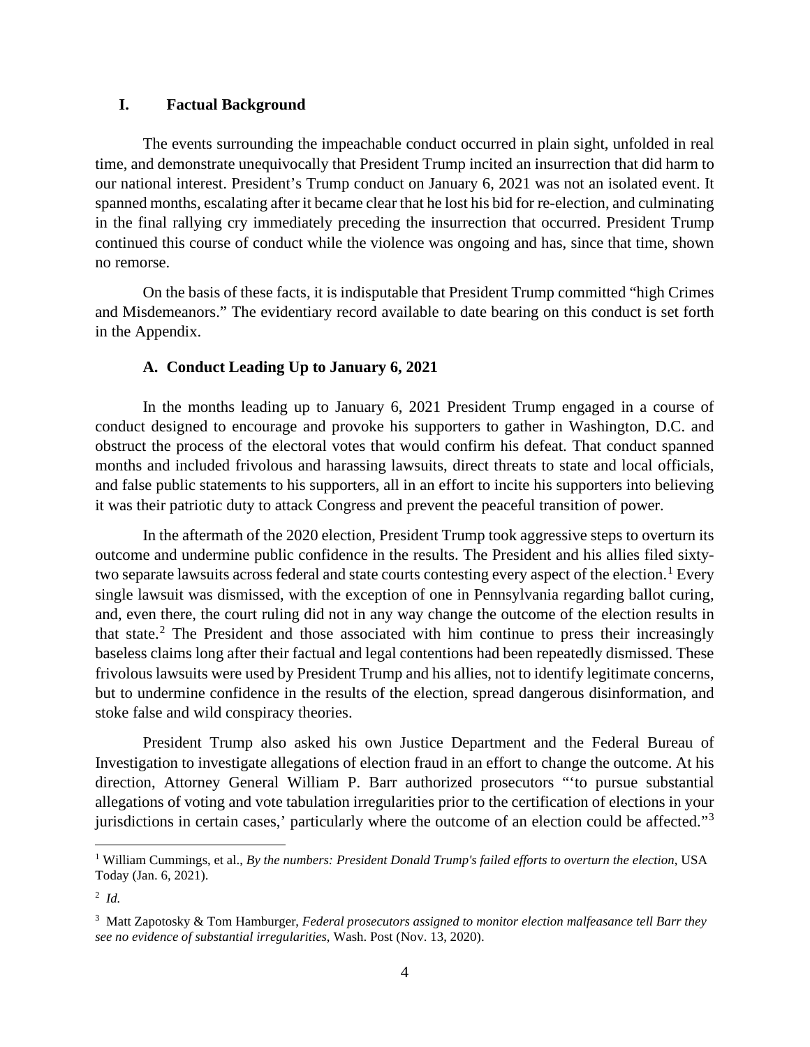## I. Factual Background

The events surrounding the impeachable conduct occurred in plain sight, unfolded in real time, and demonstrate unequivocally that President Trump incited an insurrection that did harm to our national interest. President's Trump conduct on January 6, 2021 was not an isolated event. It spanned months, escalating after it became clear that he lost his bid for re-election, and culminating in the final rallying cry immediately preceding the insurrection that occurred. President Trump continued this course of conduct while the violence was ongoing and has, since that time, shown no remorse.

On the basis of these facts, it is indisputable that President Trump committed "high Crimes and Misdemeanors." The evidentiary record available to date bearing on this conduct is set forth in the Appendix.

### A. Conduct Leading Up to January 6, 2021

In the months leading up to January 6, 2021 President Trump engaged in a course of conduct designed to encourage and provoke his supporters to gather in Washington, D.C. and obstruct the process of the electoral votes that would confirm his defeat. That conduct spanned months and included frivolous and harassing lawsuits, direct threats to state and local officials, and false public statements to his supporters, all in an effort to incite his supporters into believing it was their patriotic duty to attack Congress and prevent the peaceful transition of power.

In the aftermath of the 2020 election, President Trump took aggressive steps to overturn its outcome and undermine public confidence in the results. The President and his allies filed sixty-two separate lawsuits across federal and state courts contesting every aspect of the election.[1] Every single lawsuit was dismissed, with the exception of one in Pennsylvania regarding ballot curing, and, even there, the court ruling did not in any way change the outcome of the election results in that state.[2] The President and those associated with him continue to press their increasingly baseless claims long after their factual and legal contentions had been repeatedly dismissed. These frivolous lawsuits were used by President Trump and his allies, not to identify legitimate concerns, but to undermine confidence in the results of the election, spread dangerous disinformation, and stoke false and wild conspiracy theories.

President Trump also asked his own Justice Department and the Federal Bureau of Investigation to investigate allegations of election fraud in an effort to change the outcome. At his direction, Attorney General William P. Barr authorized prosecutors "'to pursue substantial allegations of voting and vote tabulation irregularities prior to the certification of elections in your jurisdictions in certain cases,' particularly where the outcome of an election could be affected."[3]

---

[1] William Cummings, et al., *By the numbers: President Donald Trump's failed efforts to overturn the election*, USA Today (Jan. 6, 2021).

[2] *Id.*

[3] Matt Zapotosky & Tom Hamburger, *Federal prosecutors assigned to monitor election malfeasance tell Barr they see no evidence of substantial irregularities*, Wash. Post (Nov. 13, 2020).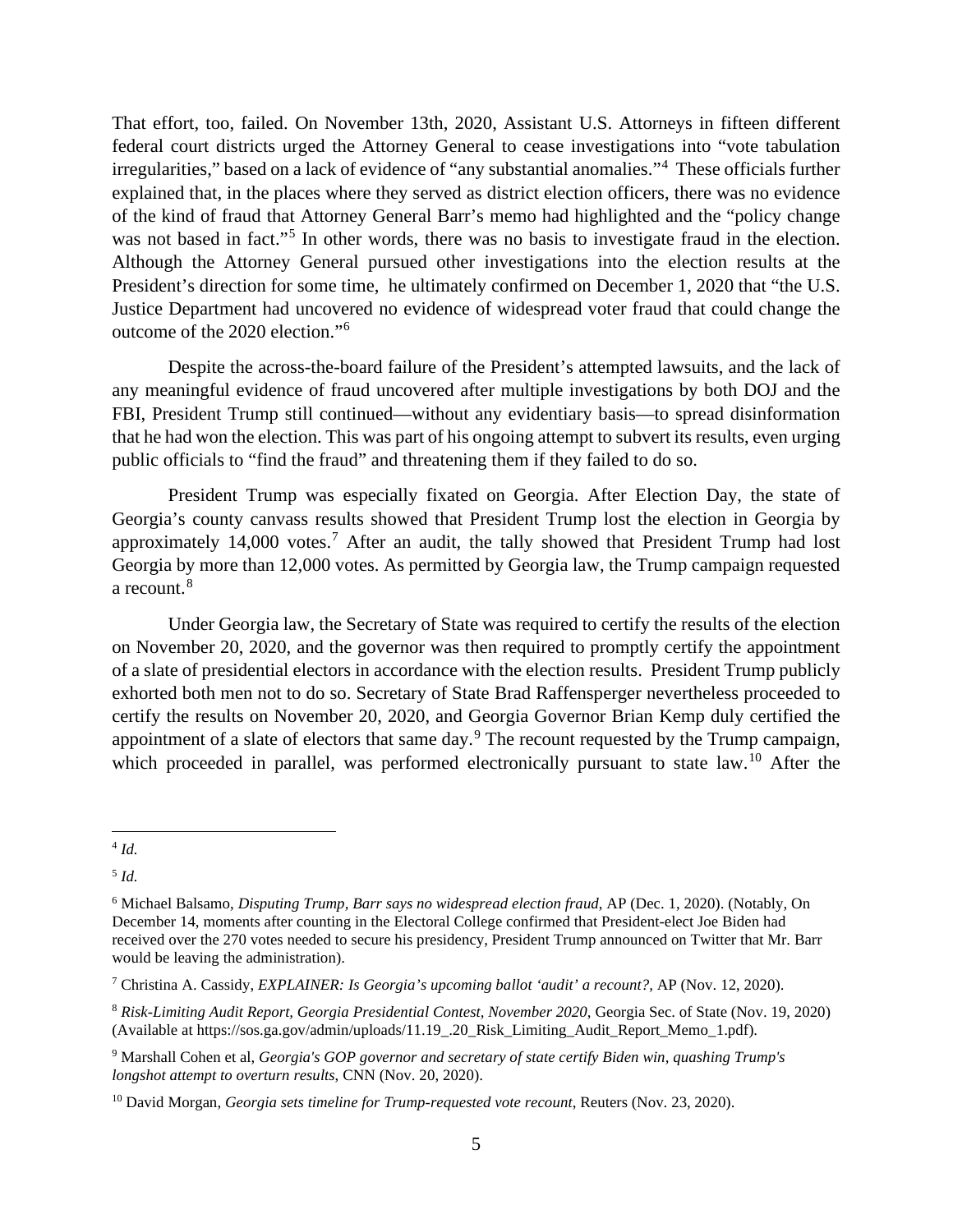That effort, too, failed. On November 13th, 2020, Assistant U.S. Attorneys in fifteen different federal court districts urged the Attorney General to cease investigations into "vote tabulation irregularities," based on a lack of evidence of "any substantial anomalies."[4] These officials further explained that, in the places where they served as district election officers, there was no evidence of the kind of fraud that Attorney General Barr's memo had highlighted and the "policy change was not based in fact."[5] In other words, there was no basis to investigate fraud in the election. Although the Attorney General pursued other investigations into the election results at the President's direction for some time, he ultimately confirmed on December 1, 2020 that "the U.S. Justice Department had uncovered no evidence of widespread voter fraud that could change the outcome of the 2020 election."[6]

Despite the across-the-board failure of the President's attempted lawsuits, and the lack of any meaningful evidence of fraud uncovered after multiple investigations by both DOJ and the FBI, President Trump still continued—without any evidentiary basis—to spread disinformation that he had won the election. This was part of his ongoing attempt to subvert its results, even urging public officials to "find the fraud" and threatening them if they failed to do so.

President Trump was especially fixated on Georgia. After Election Day, the state of Georgia's county canvass results showed that President Trump lost the election in Georgia by approximately 14,000 votes.[7] After an audit, the tally showed that President Trump had lost Georgia by more than 12,000 votes. As permitted by Georgia law, the Trump campaign requested a recount.[8]

Under Georgia law, the Secretary of State was required to certify the results of the election on November 20, 2020, and the governor was then required to promptly certify the appointment of a slate of presidential electors in accordance with the election results. President Trump publicly exhorted both men not to do so. Secretary of State Brad Raffensperger nevertheless proceeded to certify the results on November 20, 2020, and Georgia Governor Brian Kemp duly certified the appointment of a slate of electors that same day.[9] The recount requested by the Trump campaign, which proceeded in parallel, was performed electronically pursuant to state law.[10] After the

---

[4] *Id.*

[5] *Id.*

[6] Michael Balsamo, *Disputing Trump, Barr says no widespread election fraud*, AP (Dec. 1, 2020). (Notably, On December 14, moments after counting in the Electoral College confirmed that President-elect Joe Biden had received over the 270 votes needed to secure his presidency, President Trump announced on Twitter that Mr. Barr would be leaving the administration).

[7] Christina A. Cassidy, *EXPLAINER: Is Georgia's upcoming ballot 'audit' a recount?*, AP (Nov. 12, 2020).

[8] *Risk-Limiting Audit Report, Georgia Presidential Contest, November 2020*, Georgia Sec. of State (Nov. 19, 2020) (Available at https://sos.ga.gov/admin/uploads/11.19_.20_Risk_Limiting_Audit_Report_Memo_1.pdf).

[9] Marshall Cohen et al, *Georgia's GOP governor and secretary of state certify Biden win, quashing Trump's longshot attempt to overturn results*, CNN (Nov. 20, 2020).

[10] David Morgan, *Georgia sets timeline for Trump-requested vote recount*, Reuters (Nov. 23, 2020).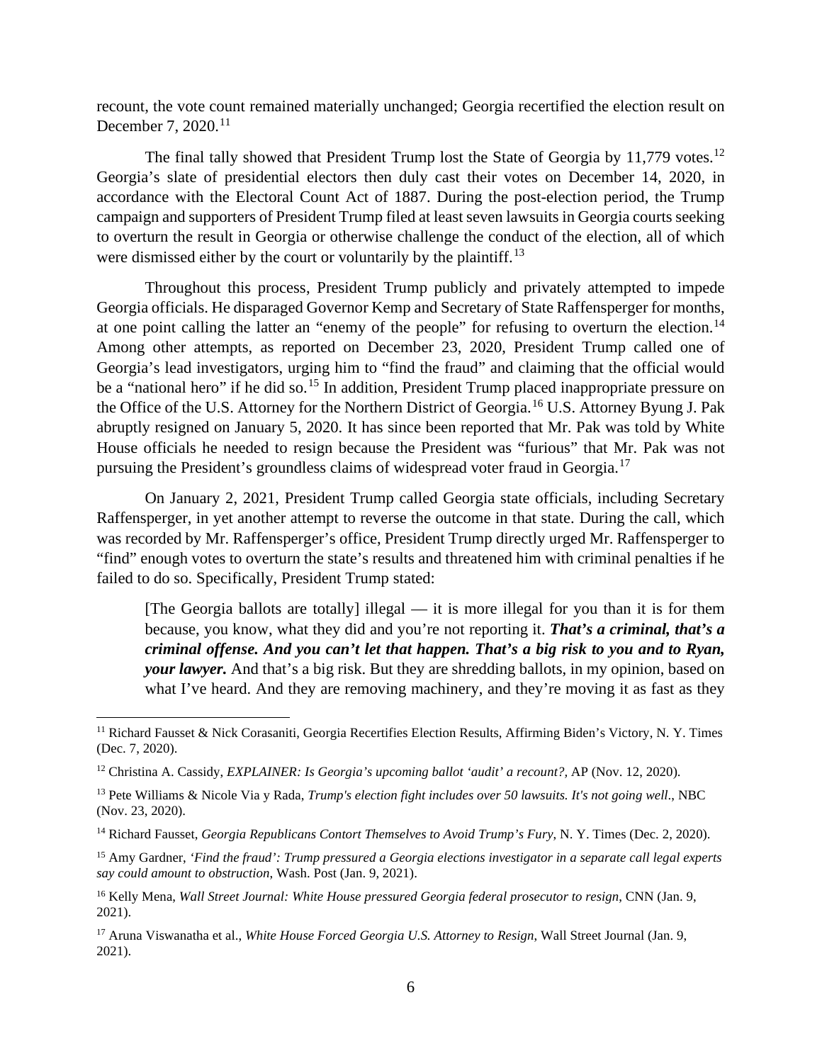recount, the vote count remained materially unchanged; Georgia recertified the election result on December 7, 2020.[11]

The final tally showed that President Trump lost the State of Georgia by 11,779 votes.[12] Georgia's slate of presidential electors then duly cast their votes on December 14, 2020, in accordance with the Electoral Count Act of 1887. During the post-election period, the Trump campaign and supporters of President Trump filed at least seven lawsuits in Georgia courts seeking to overturn the result in Georgia or otherwise challenge the conduct of the election, all of which were dismissed either by the court or voluntarily by the plaintiff.[13]

Throughout this process, President Trump publicly and privately attempted to impede Georgia officials. He disparaged Governor Kemp and Secretary of State Raffensperger for months, at one point calling the latter an "enemy of the people" for refusing to overturn the election.[14] Among other attempts, as reported on December 23, 2020, President Trump called one of Georgia's lead investigators, urging him to "find the fraud" and claiming that the official would be a "national hero" if he did so.[15] In addition, President Trump placed inappropriate pressure on the Office of the U.S. Attorney for the Northern District of Georgia.[16] U.S. Attorney Byung J. Pak abruptly resigned on January 5, 2020. It has since been reported that Mr. Pak was told by White House officials he needed to resign because the President was "furious" that Mr. Pak was not pursuing the President's groundless claims of widespread voter fraud in Georgia.[17]

On January 2, 2021, President Trump called Georgia state officials, including Secretary Raffensperger, in yet another attempt to reverse the outcome in that state. During the call, which was recorded by Mr. Raffensperger's office, President Trump directly urged Mr. Raffensperger to "find" enough votes to overturn the state's results and threatened him with criminal penalties if he failed to do so. Specifically, President Trump stated:

> [The Georgia ballots are totally] illegal — it is more illegal for you than it is for them because, you know, what they did and you're not reporting it. ***That's a criminal, that's a criminal offense. And you can't let that happen. That's a big risk to you and to Ryan, your lawyer.*** And that's a big risk. But they are shredding ballots, in my opinion, based on what I've heard. And they are removing machinery, and they're moving it as fast as they

---

[11] Richard Fausset & Nick Corasaniti, Georgia Recertifies Election Results, Affirming Biden's Victory, N. Y. Times (Dec. 7, 2020).

[12] Christina A. Cassidy, *EXPLAINER: Is Georgia's upcoming ballot 'audit' a recount?*, AP (Nov. 12, 2020).

[13] Pete Williams & Nicole Via y Rada, *Trump's election fight includes over 50 lawsuits. It's not going well*., NBC (Nov. 23, 2020).

[14] Richard Fausset, *Georgia Republicans Contort Themselves to Avoid Trump's Fury*, N. Y. Times (Dec. 2, 2020).

[15] Amy Gardner, *'Find the fraud': Trump pressured a Georgia elections investigator in a separate call legal experts say could amount to obstruction*, Wash. Post (Jan. 9, 2021).

[16] Kelly Mena, *Wall Street Journal: White House pressured Georgia federal prosecutor to resign*, CNN (Jan. 9, 2021).

[17] Aruna Viswanatha et al., *White House Forced Georgia U.S. Attorney to Resign*, Wall Street Journal (Jan. 9, 2021).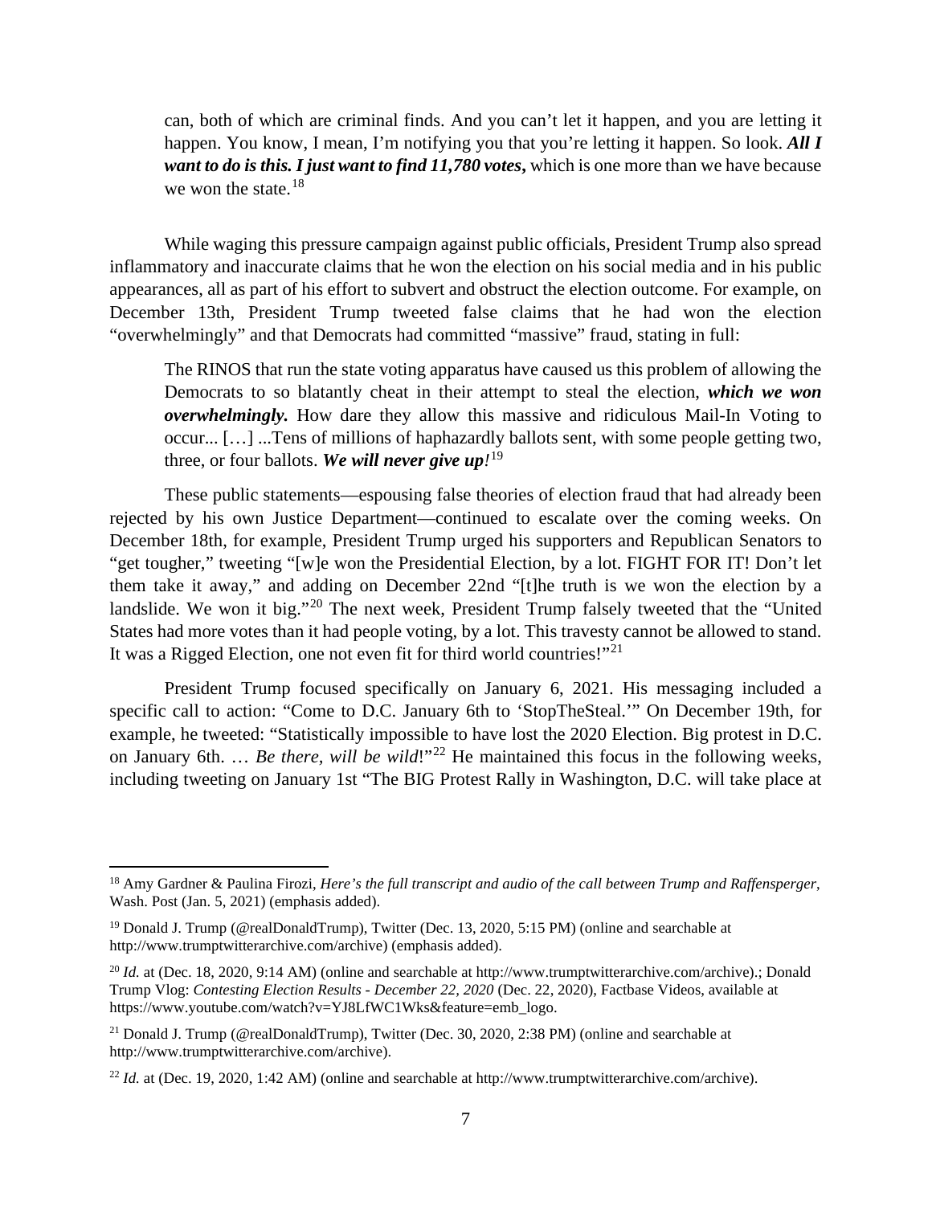> can, both of which are criminal finds. And you can't let it happen, and you are letting it happen. You know, I mean, I'm notifying you that you're letting it happen. So look. ***All I want to do is this. I just want to find 11,780 votes*****,** which is one more than we have because we won the state.[18]

While waging this pressure campaign against public officials, President Trump also spread inflammatory and inaccurate claims that he won the election on his social media and in his public appearances, all as part of his effort to subvert and obstruct the election outcome. For example, on December 13th, President Trump tweeted false claims that he had won the election "overwhelmingly" and that Democrats had committed "massive" fraud, stating in full:

> The RINOS that run the state voting apparatus have caused us this problem of allowing the Democrats to so blatantly cheat in their attempt to steal the election, ***which we won overwhelmingly.*** How dare they allow this massive and ridiculous Mail-In Voting to occur... […] ...Tens of millions of haphazardly ballots sent, with some people getting two, three, or four ballots. ***We will never give up!***[19]

These public statements—espousing false theories of election fraud that had already been rejected by his own Justice Department—continued to escalate over the coming weeks. On December 18th, for example, President Trump urged his supporters and Republican Senators to "get tougher," tweeting "[w]e won the Presidential Election, by a lot. FIGHT FOR IT! Don't let them take it away," and adding on December 22nd "[t]he truth is we won the election by a landslide. We won it big."[20] The next week, President Trump falsely tweeted that the "United States had more votes than it had people voting, by a lot. This travesty cannot be allowed to stand. It was a Rigged Election, one not even fit for third world countries!"[21]

President Trump focused specifically on January 6, 2021. His messaging included a specific call to action: "Come to D.C. January 6th to 'StopTheSteal.'" On December 19th, for example, he tweeted: "Statistically impossible to have lost the 2020 Election. Big protest in D.C. on January 6th. … *Be there, will be wild*!"[22] He maintained this focus in the following weeks, including tweeting on January 1st "The BIG Protest Rally in Washington, D.C. will take place at

---

[18] Amy Gardner & Paulina Firozi, *Here's the full transcript and audio of the call between Trump and Raffensperger*, Wash. Post (Jan. 5, 2021) (emphasis added).

[19] Donald J. Trump (@realDonaldTrump), Twitter (Dec. 13, 2020, 5:15 PM) (online and searchable at http://www.trumptwitterarchive.com/archive) (emphasis added).

[20] *Id.* at (Dec. 18, 2020, 9:14 AM) (online and searchable at http://www.trumptwitterarchive.com/archive).; Donald Trump Vlog: *Contesting Election Results - December 22, 2020* (Dec. 22, 2020), Factbase Videos, available at https://www.youtube.com/watch?v=YJ8LfWC1Wks&feature=emb_logo.

[21] Donald J. Trump (@realDonaldTrump), Twitter (Dec. 30, 2020, 2:38 PM) (online and searchable at http://www.trumptwitterarchive.com/archive).

[22] *Id.* at (Dec. 19, 2020, 1:42 AM) (online and searchable at http://www.trumptwitterarchive.com/archive).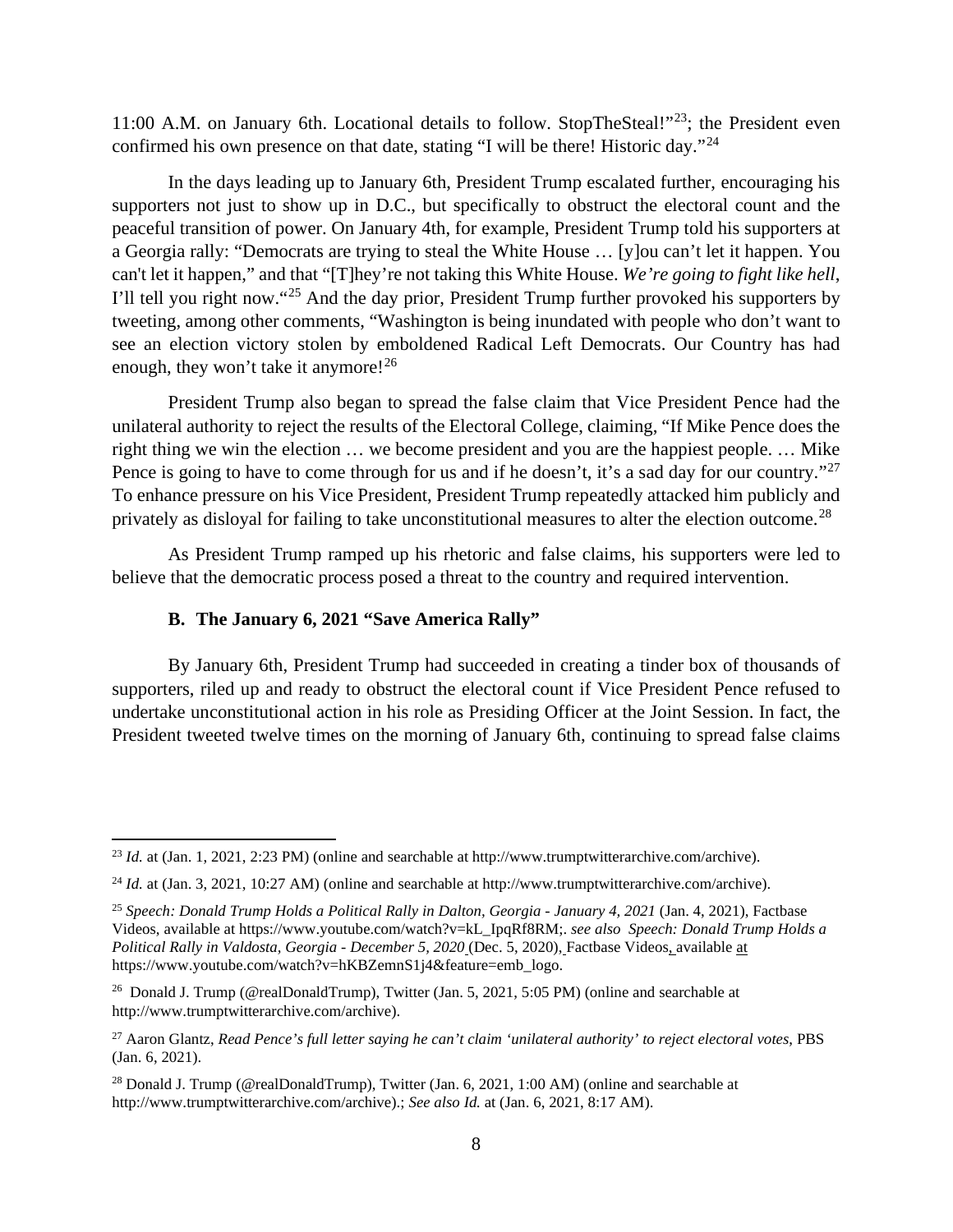11:00 A.M. on January 6th. Locational details to follow. StopTheSteal!"[23]; the President even confirmed his own presence on that date, stating "I will be there! Historic day."[24]

In the days leading up to January 6th, President Trump escalated further, encouraging his supporters not just to show up in D.C., but specifically to obstruct the electoral count and the peaceful transition of power. On January 4th, for example, President Trump told his supporters at a Georgia rally: "Democrats are trying to steal the White House … [y]ou can't let it happen. You can't let it happen," and that "[T]hey're not taking this White House. *We're going to fight like hell*, I'll tell you right now."[25] And the day prior, President Trump further provoked his supporters by tweeting, among other comments, "Washington is being inundated with people who don't want to see an election victory stolen by emboldened Radical Left Democrats. Our Country has had enough, they won't take it anymore![26]

President Trump also began to spread the false claim that Vice President Pence had the unilateral authority to reject the results of the Electoral College, claiming, "If Mike Pence does the right thing we win the election … we become president and you are the happiest people. … Mike Pence is going to have to come through for us and if he doesn't, it's a sad day for our country."[27] To enhance pressure on his Vice President, President Trump repeatedly attacked him publicly and privately as disloyal for failing to take unconstitutional measures to alter the election outcome.[28]

As President Trump ramped up his rhetoric and false claims, his supporters were led to believe that the democratic process posed a threat to the country and required intervention.

### B. The January 6, 2021 "Save America Rally"

By January 6th, President Trump had succeeded in creating a tinder box of thousands of supporters, riled up and ready to obstruct the electoral count if Vice President Pence refused to undertake unconstitutional action in his role as Presiding Officer at the Joint Session. In fact, the President tweeted twelve times on the morning of January 6th, continuing to spread false claims

---

[23] *Id.* at (Jan. 1, 2021, 2:23 PM) (online and searchable at http://www.trumptwitterarchive.com/archive).

[24] *Id.* at (Jan. 3, 2021, 10:27 AM) (online and searchable at http://www.trumptwitterarchive.com/archive).

[25] *Speech: Donald Trump Holds a Political Rally in Dalton, Georgia - January 4, 2021* (Jan. 4, 2021), Factbase Videos, available at https://www.youtube.com/watch?v=kL_IpqRf8RM;. *see also Speech: Donald Trump Holds a Political Rally in Valdosta, Georgia - December 5, 2020* (Dec. 5, 2020), Factbase Videos, available at https://www.youtube.com/watch?v=hKBZemnS1j4&feature=emb_logo.

[26] Donald J. Trump (@realDonaldTrump), Twitter (Jan. 5, 2021, 5:05 PM) (online and searchable at http://www.trumptwitterarchive.com/archive).

[27] Aaron Glantz, *Read Pence's full letter saying he can't claim 'unilateral authority' to reject electoral votes*, PBS (Jan. 6, 2021).

[28] Donald J. Trump (@realDonaldTrump), Twitter (Jan. 6, 2021, 1:00 AM) (online and searchable at http://www.trumptwitterarchive.com/archive).; *See also Id.* at (Jan. 6, 2021, 8:17 AM).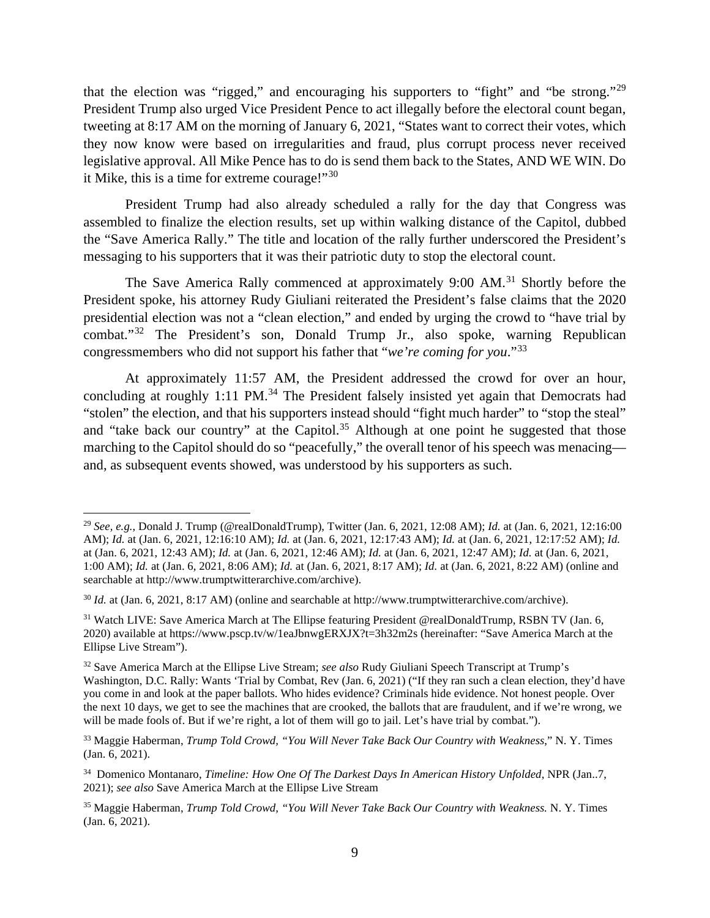that the election was "rigged," and encouraging his supporters to "fight" and "be strong."[29] President Trump also urged Vice President Pence to act illegally before the electoral count began, tweeting at 8:17 AM on the morning of January 6, 2021, "States want to correct their votes, which they now know were based on irregularities and fraud, plus corrupt process never received legislative approval. All Mike Pence has to do is send them back to the States, AND WE WIN. Do it Mike, this is a time for extreme courage!"[30]

President Trump had also already scheduled a rally for the day that Congress was assembled to finalize the election results, set up within walking distance of the Capitol, dubbed the "Save America Rally." The title and location of the rally further underscored the President's messaging to his supporters that it was their patriotic duty to stop the electoral count.

The Save America Rally commenced at approximately 9:00 AM.[31] Shortly before the President spoke, his attorney Rudy Giuliani reiterated the President's false claims that the 2020 presidential election was not a "clean election," and ended by urging the crowd to "have trial by combat."[32] The President's son, Donald Trump Jr., also spoke, warning Republican congressmembers who did not support his father that "*we're coming for you*."[33]

At approximately 11:57 AM, the President addressed the crowd for over an hour, concluding at roughly 1:11 PM.[34] The President falsely insisted yet again that Democrats had "stolen" the election, and that his supporters instead should "fight much harder" to "stop the steal" and "take back our country" at the Capitol.[35] Although at one point he suggested that those marching to the Capitol should do so "peacefully," the overall tenor of his speech was menacing—and, as subsequent events showed, was understood by his supporters as such.

---

[29] *See, e.g.*, Donald J. Trump (@realDonaldTrump), Twitter (Jan. 6, 2021, 12:08 AM); *Id.* at (Jan. 6, 2021, 12:16:00 AM); *Id.* at (Jan. 6, 2021, 12:16:10 AM); *Id.* at (Jan. 6, 2021, 12:17:43 AM); *Id.* at (Jan. 6, 2021, 12:17:52 AM); *Id.* at (Jan. 6, 2021, 12:43 AM); *Id.* at (Jan. 6, 2021, 12:46 AM); *Id.* at (Jan. 6, 2021, 12:47 AM); *Id.* at (Jan. 6, 2021, 1:00 AM); *Id.* at (Jan. 6, 2021, 8:06 AM); *Id.* at (Jan. 6, 2021, 8:17 AM); *Id.* at (Jan. 6, 2021, 8:22 AM) (online and searchable at http://www.trumptwitterarchive.com/archive).

[30] *Id.* at (Jan. 6, 2021, 8:17 AM) (online and searchable at http://www.trumptwitterarchive.com/archive).

[31] Watch LIVE: Save America March at The Ellipse featuring President @realDonaldTrump, RSBN TV (Jan. 6, 2020) available at https://www.pscp.tv/w/1eaJbnwgERXJX?t=3h32m2s (hereinafter: "Save America March at the Ellipse Live Stream").

[32] Save America March at the Ellipse Live Stream; *see also* Rudy Giuliani Speech Transcript at Trump's Washington, D.C. Rally: Wants 'Trial by Combat, Rev (Jan. 6, 2021) ("If they ran such a clean election, they'd have you come in and look at the paper ballots. Who hides evidence? Criminals hide evidence. Not honest people. Over the next 10 days, we get to see the machines that are crooked, the ballots that are fraudulent, and if we're wrong, we will be made fools of. But if we're right, a lot of them will go to jail. Let's have trial by combat.").

[33] Maggie Haberman, *Trump Told Crowd, "You Will Never Take Back Our Country with Weakness*," N. Y. Times (Jan. 6, 2021).

[34] Domenico Montanaro, *Timeline: How One Of The Darkest Days In American History Unfolded*, NPR (Jan..7, 2021); *see also* Save America March at the Ellipse Live Stream

[35] Maggie Haberman, *Trump Told Crowd, "You Will Never Take Back Our Country with Weakness.* N. Y. Times (Jan. 6, 2021).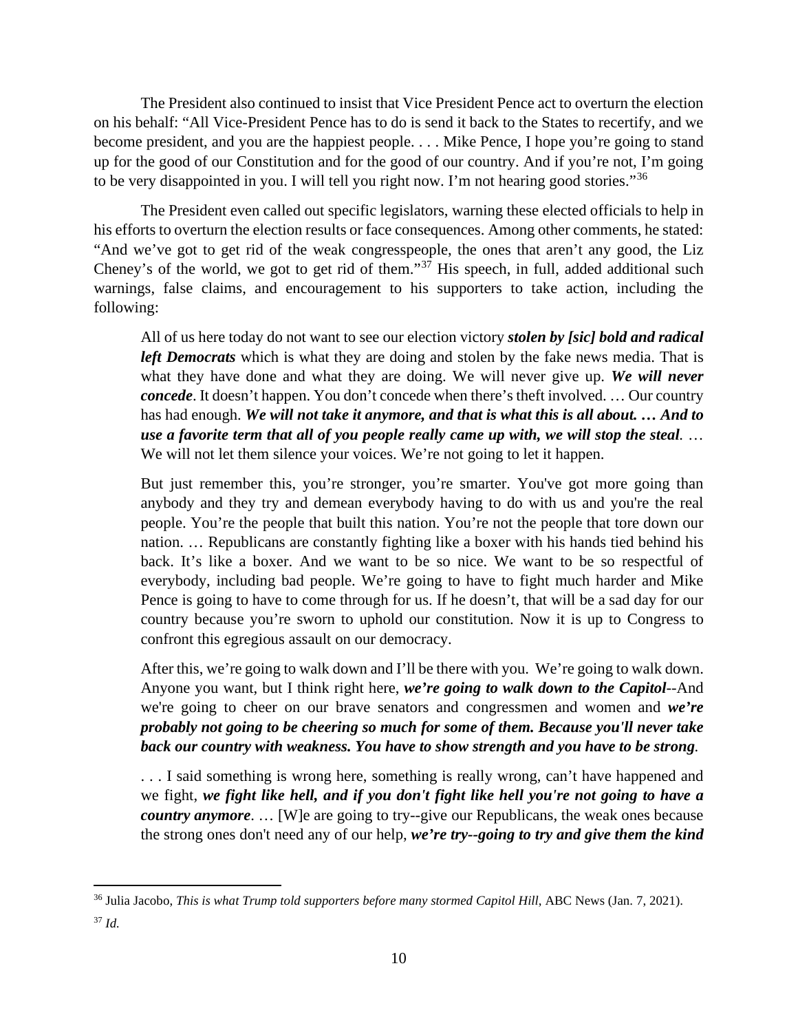The President also continued to insist that Vice President Pence act to overturn the election on his behalf: "All Vice-President Pence has to do is send it back to the States to recertify, and we become president, and you are the happiest people. . . . Mike Pence, I hope you're going to stand up for the good of our Constitution and for the good of our country. And if you're not, I'm going to be very disappointed in you. I will tell you right now. I'm not hearing good stories."[36]

The President even called out specific legislators, warning these elected officials to help in his efforts to overturn the election results or face consequences. Among other comments, he stated: "And we've got to get rid of the weak congresspeople, the ones that aren't any good, the Liz Cheney's of the world, we got to get rid of them."[37] His speech, in full, added additional such warnings, false claims, and encouragement to his supporters to take action, including the following:

> All of us here today do not want to see our election victory ***stolen by [sic] bold and radical left Democrats*** which is what they are doing and stolen by the fake news media. That is what they have done and what they are doing. We will never give up. ***We will never concede***. It doesn't happen. You don't concede when there's theft involved. … Our country has had enough. ***We will not take it anymore, and that is what this is all about. … And to use a favorite term that all of you people really came up with, we will stop the steal***. … We will not let them silence your voices. We're not going to let it happen.
>
> But just remember this, you're stronger, you're smarter. You've got more going than anybody and they try and demean everybody having to do with us and you're the real people. You're the people that built this nation. You're not the people that tore down our nation. … Republicans are constantly fighting like a boxer with his hands tied behind his back. It's like a boxer. And we want to be so nice. We want to be so respectful of everybody, including bad people. We're going to have to fight much harder and Mike Pence is going to have to come through for us. If he doesn't, that will be a sad day for our country because you're sworn to uphold our constitution. Now it is up to Congress to confront this egregious assault on our democracy.
>
> After this, we're going to walk down and I'll be there with you. We're going to walk down. Anyone you want, but I think right here, ***we're going to walk down to the Capitol***--And we're going to cheer on our brave senators and congressmen and women and ***we're probably not going to be cheering so much for some of them. Because you'll never take back our country with weakness. You have to show strength and you have to be strong***.
>
> . . . I said something is wrong here, something is really wrong, can't have happened and we fight, ***we fight like hell, and if you don't fight like hell you're not going to have a country anymore***. … [W]e are going to try--give our Republicans, the weak ones because the strong ones don't need any of our help, ***we're try--going to try and give them the kind***

---

[36] Julia Jacobo, *This is what Trump told supporters before many stormed Capitol Hill*, ABC News (Jan. 7, 2021).

[37] *Id.*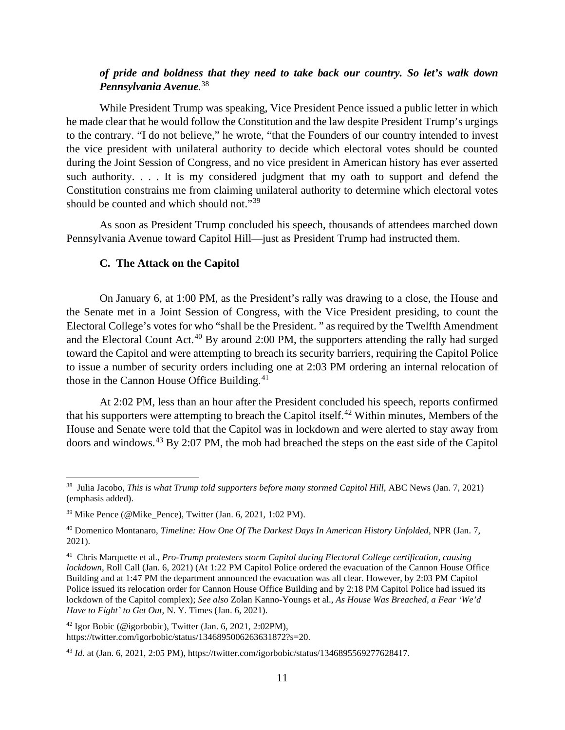***of pride and boldness that they need to take back our country. So let's walk down Pennsylvania Avenue*.**[38]

While President Trump was speaking, Vice President Pence issued a public letter in which he made clear that he would follow the Constitution and the law despite President Trump's urgings to the contrary. "I do not believe," he wrote, "that the Founders of our country intended to invest the vice president with unilateral authority to decide which electoral votes should be counted during the Joint Session of Congress, and no vice president in American history has ever asserted such authority. . . . It is my considered judgment that my oath to support and defend the Constitution constrains me from claiming unilateral authority to determine which electoral votes should be counted and which should not."[39]

As soon as President Trump concluded his speech, thousands of attendees marched down Pennsylvania Avenue toward Capitol Hill—just as President Trump had instructed them.

### C. The Attack on the Capitol

On January 6, at 1:00 PM, as the President's rally was drawing to a close, the House and the Senate met in a Joint Session of Congress, with the Vice President presiding, to count the Electoral College's votes for who "shall be the President. " as required by the Twelfth Amendment and the Electoral Count Act.[40] By around 2:00 PM, the supporters attending the rally had surged toward the Capitol and were attempting to breach its security barriers, requiring the Capitol Police to issue a number of security orders including one at 2:03 PM ordering an internal relocation of those in the Cannon House Office Building.[41]

At 2:02 PM, less than an hour after the President concluded his speech, reports confirmed that his supporters were attempting to breach the Capitol itself.[42] Within minutes, Members of the House and Senate were told that the Capitol was in lockdown and were alerted to stay away from doors and windows.[43] By 2:07 PM, the mob had breached the steps on the east side of the Capitol

---

[38] Julia Jacobo, *This is what Trump told supporters before many stormed Capitol Hill*, ABC News (Jan. 7, 2021) (emphasis added).

[39] Mike Pence (@Mike_Pence), Twitter (Jan. 6, 2021, 1:02 PM).

[40] Domenico Montanaro, *Timeline: How One Of The Darkest Days In American History Unfolded*, NPR (Jan. 7, 2021).

[41] Chris Marquette et al., *Pro-Trump protesters storm Capitol during Electoral College certification, causing lockdown*, Roll Call (Jan. 6, 2021) (At 1:22 PM Capitol Police ordered the evacuation of the Cannon House Office Building and at 1:47 PM the department announced the evacuation was all clear. However, by 2:03 PM Capitol Police issued its relocation order for Cannon House Office Building and by 2:18 PM Capitol Police had issued its lockdown of the Capitol complex); *See also* Zolan Kanno-Youngs et al., *As House Was Breached, a Fear 'We'd Have to Fight' to Get Out*, N. Y. Times (Jan. 6, 2021).

[42] Igor Bobic (@igorbobic), Twitter (Jan. 6, 2021, 2:02PM), https://twitter.com/igorbobic/status/1346895006263631872?s=20.

[43] *Id.* at (Jan. 6, 2021, 2:05 PM), https://twitter.com/igorbobic/status/1346895569277628417.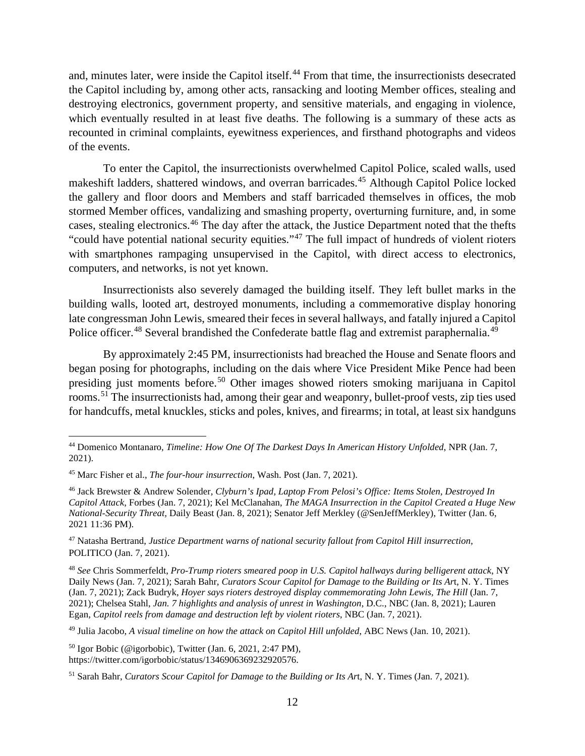and, minutes later, were inside the Capitol itself.[44] From that time, the insurrectionists desecrated the Capitol including by, among other acts, ransacking and looting Member offices, stealing and destroying electronics, government property, and sensitive materials, and engaging in violence, which eventually resulted in at least five deaths. The following is a summary of these acts as recounted in criminal complaints, eyewitness experiences, and firsthand photographs and videos of the events.

To enter the Capitol, the insurrectionists overwhelmed Capitol Police, scaled walls, used makeshift ladders, shattered windows, and overran barricades.[45] Although Capitol Police locked the gallery and floor doors and Members and staff barricaded themselves in offices, the mob stormed Member offices, vandalizing and smashing property, overturning furniture, and, in some cases, stealing electronics.[46] The day after the attack, the Justice Department noted that the thefts "could have potential national security equities."[47] The full impact of hundreds of violent rioters with smartphones rampaging unsupervised in the Capitol, with direct access to electronics, computers, and networks, is not yet known.

Insurrectionists also severely damaged the building itself. They left bullet marks in the building walls, looted art, destroyed monuments, including a commemorative display honoring late congressman John Lewis, smeared their feces in several hallways, and fatally injured a Capitol Police officer.[48] Several brandished the Confederate battle flag and extremist paraphernalia.[49]

By approximately 2:45 PM, insurrectionists had breached the House and Senate floors and began posing for photographs, including on the dais where Vice President Mike Pence had been presiding just moments before.[50] Other images showed rioters smoking marijuana in Capitol rooms.[51] The insurrectionists had, among their gear and weaponry, bullet-proof vests, zip ties used for handcuffs, metal knuckles, sticks and poles, knives, and firearms; in total, at least six handguns

---

[44] Domenico Montanaro, *Timeline: How One Of The Darkest Days In American History Unfolded*, NPR (Jan. 7, 2021).

[45] Marc Fisher et al., *The four-hour insurrection*, Wash. Post (Jan. 7, 2021).

[46] Jack Brewster & Andrew Solender, *Clyburn's Ipad, Laptop From Pelosi's Office: Items Stolen, Destroyed In Capitol Attack*, Forbes (Jan. 7, 2021); Kel McClanahan, *The MAGA Insurrection in the Capitol Created a Huge New National-Security Threat,* Daily Beast (Jan. 8, 2021); Senator Jeff Merkley (@SenJeffMerkley), Twitter (Jan. 6, 2021 11:36 PM).

[47] Natasha Bertrand, *Justice Department warns of national security fallout from Capitol Hill insurrection*, POLITICO (Jan. 7, 2021).

[48] *See* Chris Sommerfeldt, *Pro-Trump rioters smeared poop in U.S. Capitol hallways during belligerent attack*, NY Daily News (Jan. 7, 2021); Sarah Bahr, *Curators Scour Capitol for Damage to the Building or Its Ar*t, N. Y. Times (Jan. 7, 2021); Zack Budryk, *Hoyer says rioters destroyed display commemorating John Lewis, The Hill* (Jan. 7, 2021); Chelsea Stahl, *Jan. 7 highlights and analysis of unrest in Washington*, D.C., NBC (Jan. 8, 2021); Lauren Egan, *Capitol reels from damage and destruction left by violent rioters*, NBC (Jan. 7, 2021).

[49] Julia Jacobo, *A visual timeline on how the attack on Capitol Hill unfolded*, ABC News (Jan. 10, 2021).

[50] Igor Bobic (@igorbobic), Twitter (Jan. 6, 2021, 2:47 PM), https://twitter.com/igorbobic/status/1346906369232920576.

[51] Sarah Bahr, *Curators Scour Capitol for Damage to the Building or Its Ar*t, N. Y. Times (Jan. 7, 2021).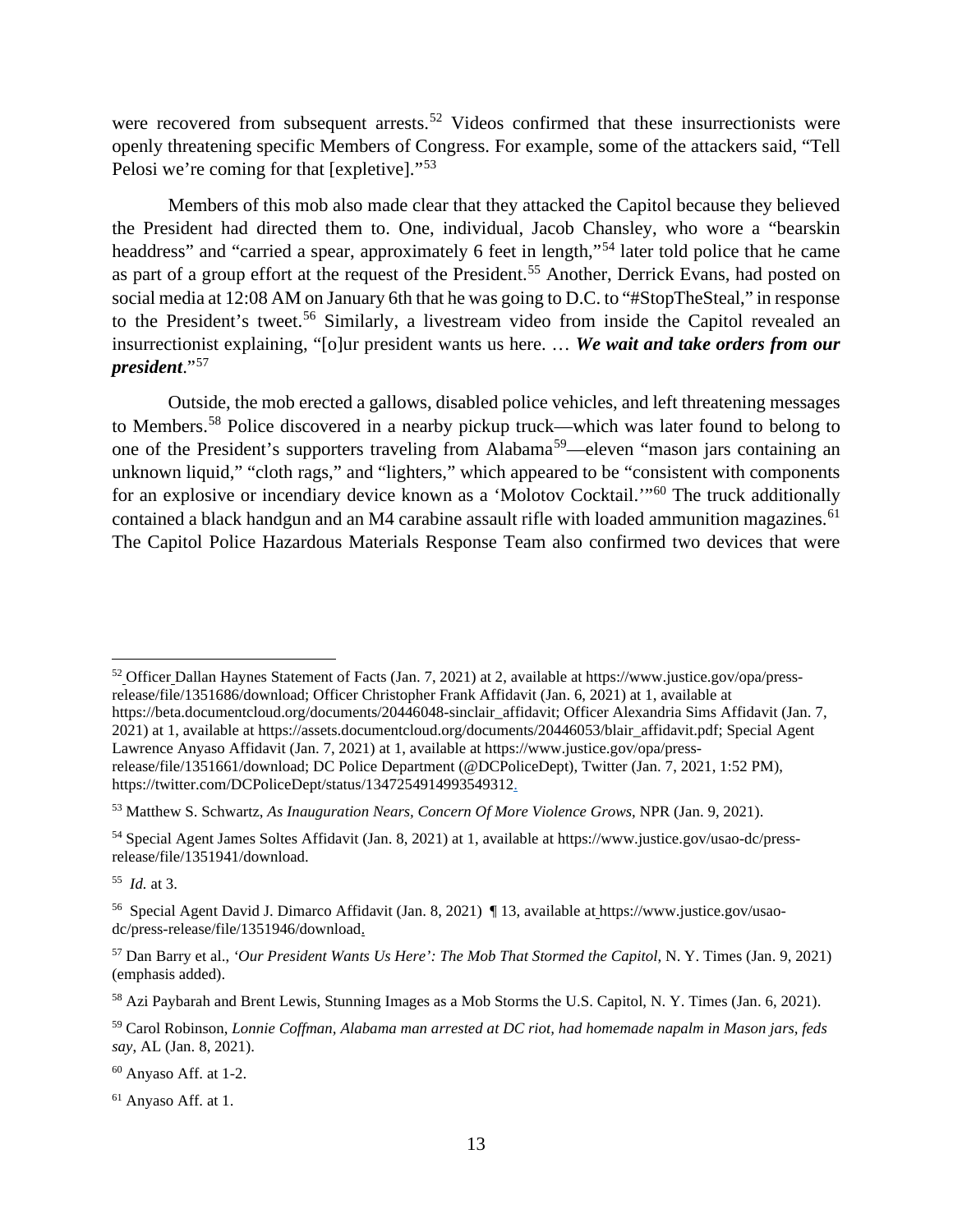were recovered from subsequent arrests.[52] Videos confirmed that these insurrectionists were openly threatening specific Members of Congress. For example, some of the attackers said, "Tell Pelosi we're coming for that [expletive]."[53]

Members of this mob also made clear that they attacked the Capitol because they believed the President had directed them to. One, individual, Jacob Chansley, who wore a "bearskin headdress" and "carried a spear, approximately 6 feet in length,"[54] later told police that he came as part of a group effort at the request of the President.[55] Another, Derrick Evans, had posted on social media at 12:08 AM on January 6th that he was going to D.C. to "#StopTheSteal," in response to the President's tweet.[56] Similarly, a livestream video from inside the Capitol revealed an insurrectionist explaining, "[o]ur president wants us here. … ***We wait and take orders from our president***."[57]

Outside, the mob erected a gallows, disabled police vehicles, and left threatening messages to Members.[58] Police discovered in a nearby pickup truck—which was later found to belong to one of the President's supporters traveling from Alabama[59]—eleven "mason jars containing an unknown liquid," "cloth rags," and "lighters," which appeared to be "consistent with components for an explosive or incendiary device known as a 'Molotov Cocktail.'"[60] The truck additionally contained a black handgun and an M4 carabine assault rifle with loaded ammunition magazines.[61] The Capitol Police Hazardous Materials Response Team also confirmed two devices that were

---

[52] Officer Dallan Haynes Statement of Facts (Jan. 7, 2021) at 2, available at https://www.justice.gov/opa/press-release/file/1351686/download; Officer Christopher Frank Affidavit (Jan. 6, 2021) at 1, available at https://beta.documentcloud.org/documents/20446048-sinclair_affidavit; Officer Alexandria Sims Affidavit (Jan. 7, 2021) at 1, available at https://assets.documentcloud.org/documents/20446053/blair_affidavit.pdf; Special Agent Lawrence Anyaso Affidavit (Jan. 7, 2021) at 1, available at https://www.justice.gov/opa/press-release/file/1351661/download; DC Police Department (@DCPoliceDept), Twitter (Jan. 7, 2021, 1:52 PM), https://twitter.com/DCPoliceDept/status/1347254914993549312.

[53] Matthew S. Schwartz, *As Inauguration Nears, Concern Of More Violence Grows*, NPR (Jan. 9, 2021).

[54] Special Agent James Soltes Affidavit (Jan. 8, 2021) at 1, available at https://www.justice.gov/usao-dc/press-release/file/1351941/download.

[55] *Id.* at 3.

[56] Special Agent David J. Dimarco Affidavit (Jan. 8, 2021) ¶ 13, available at https://www.justice.gov/usao-dc/press-release/file/1351946/download.

[57] Dan Barry et al., *'Our President Wants Us Here': The Mob That Stormed the Capitol*, N. Y. Times (Jan. 9, 2021) (emphasis added).

[58] Azi Paybarah and Brent Lewis, Stunning Images as a Mob Storms the U.S. Capitol, N. Y. Times (Jan. 6, 2021).

[59] Carol Robinson, *Lonnie Coffman, Alabama man arrested at DC riot, had homemade napalm in Mason jars, feds say*, AL (Jan. 8, 2021).

[60] Anyaso Aff. at 1-2.

[61] Anyaso Aff. at 1.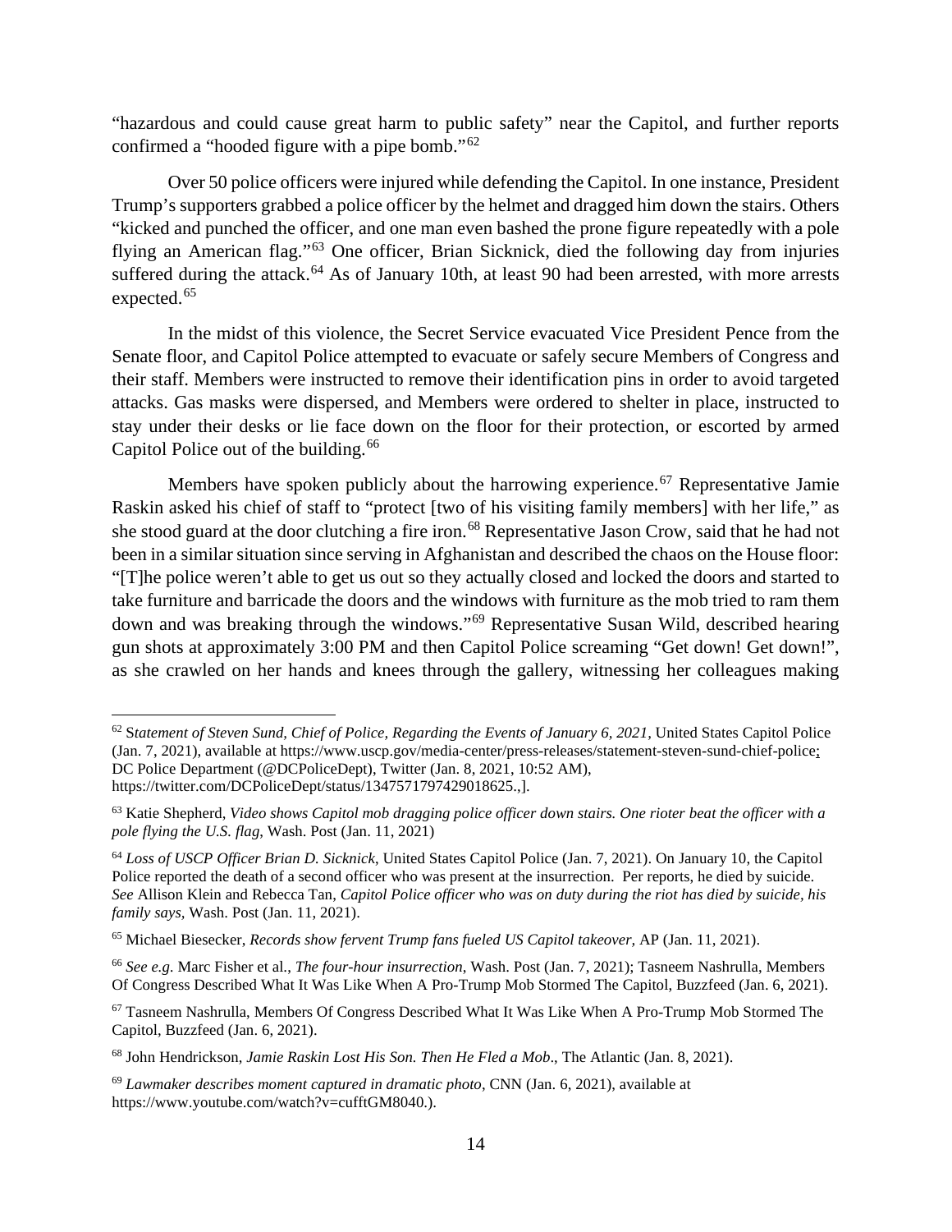"hazardous and could cause great harm to public safety" near the Capitol, and further reports confirmed a "hooded figure with a pipe bomb."[62]

Over 50 police officers were injured while defending the Capitol. In one instance, President Trump's supporters grabbed a police officer by the helmet and dragged him down the stairs. Others "kicked and punched the officer, and one man even bashed the prone figure repeatedly with a pole flying an American flag."[63] One officer, Brian Sicknick, died the following day from injuries suffered during the attack.[64] As of January 10th, at least 90 had been arrested, with more arrests expected.[65]

In the midst of this violence, the Secret Service evacuated Vice President Pence from the Senate floor, and Capitol Police attempted to evacuate or safely secure Members of Congress and their staff. Members were instructed to remove their identification pins in order to avoid targeted attacks. Gas masks were dispersed, and Members were ordered to shelter in place, instructed to stay under their desks or lie face down on the floor for their protection, or escorted by armed Capitol Police out of the building.[66]

Members have spoken publicly about the harrowing experience.[67] Representative Jamie Raskin asked his chief of staff to "protect [two of his visiting family members] with her life," as she stood guard at the door clutching a fire iron.[68] Representative Jason Crow, said that he had not been in a similar situation since serving in Afghanistan and described the chaos on the House floor: "[T]he police weren't able to get us out so they actually closed and locked the doors and started to take furniture and barricade the doors and the windows with furniture as the mob tried to ram them down and was breaking through the windows."[69] Representative Susan Wild, described hearing gun shots at approximately 3:00 PM and then Capitol Police screaming "Get down! Get down!", as she crawled on her hands and knees through the gallery, witnessing her colleagues making

---

[62] S*tatement of Steven Sund, Chief of Police, Regarding the Events of January 6, 2021*, United States Capitol Police (Jan. 7, 2021), available at https://www.uscp.gov/media-center/press-releases/statement-steven-sund-chief-police; DC Police Department (@DCPoliceDept), Twitter (Jan. 8, 2021, 10:52 AM), https://twitter.com/DCPoliceDept/status/1347571797429018625.,].

[63] Katie Shepherd, *Video shows Capitol mob dragging police officer down stairs. One rioter beat the officer with a pole flying the U.S. flag*, Wash. Post (Jan. 11, 2021)

[64] *Loss of USCP Officer Brian D. Sicknick*, United States Capitol Police (Jan. 7, 2021). On January 10, the Capitol Police reported the death of a second officer who was present at the insurrection. Per reports, he died by suicide. *See* Allison Klein and Rebecca Tan, *Capitol Police officer who was on duty during the riot has died by suicide, his family says*, Wash. Post (Jan. 11, 2021).

[65] Michael Biesecker, *Records show fervent Trump fans fueled US Capitol takeover*, AP (Jan. 11, 2021).

[66] *See e.g.* Marc Fisher et al., *The four-hour insurrection*, Wash. Post (Jan. 7, 2021); Tasneem Nashrulla, Members Of Congress Described What It Was Like When A Pro-Trump Mob Stormed The Capitol, Buzzfeed (Jan. 6, 2021).

[67] Tasneem Nashrulla, Members Of Congress Described What It Was Like When A Pro-Trump Mob Stormed The Capitol, Buzzfeed (Jan. 6, 2021).

[68] John Hendrickson, *Jamie Raskin Lost His Son. Then He Fled a Mob*., The Atlantic (Jan. 8, 2021).

[69] *Lawmaker describes moment captured in dramatic photo*, CNN (Jan. 6, 2021), available at https://www.youtube.com/watch?v=cufftGM8040.).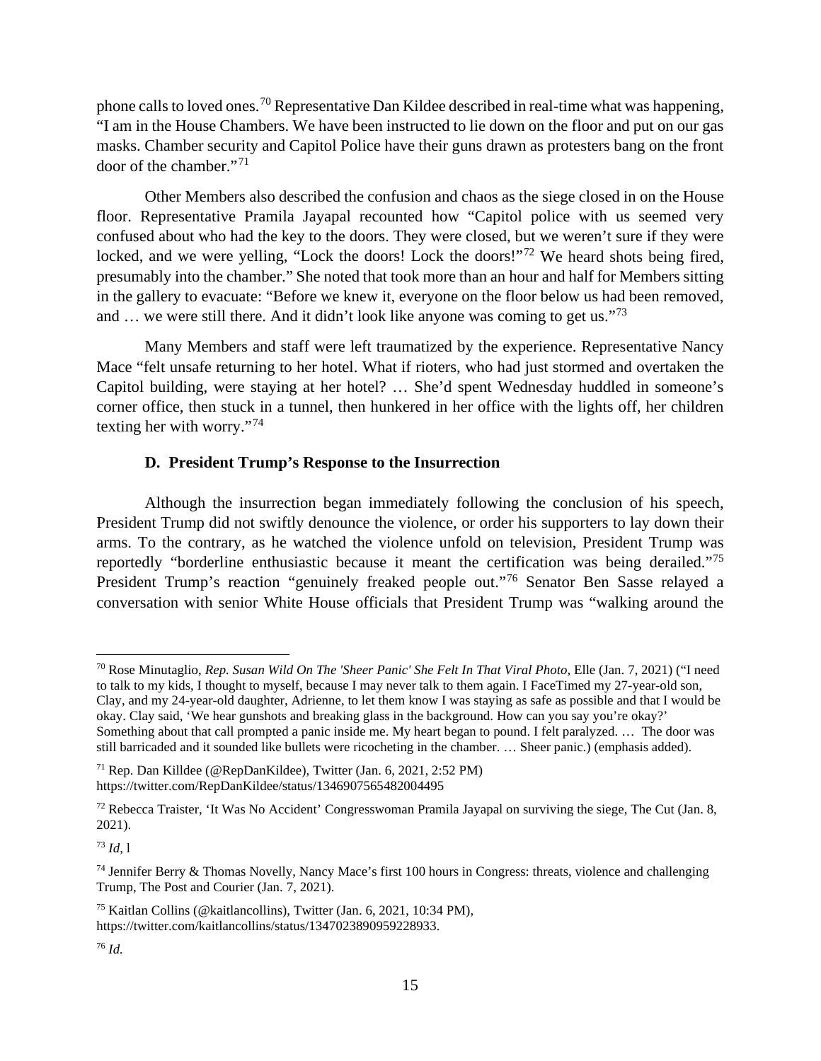phone calls to loved ones.[70] Representative Dan Kildee described in real-time what was happening, "I am in the House Chambers. We have been instructed to lie down on the floor and put on our gas masks. Chamber security and Capitol Police have their guns drawn as protesters bang on the front door of the chamber."[71]

Other Members also described the confusion and chaos as the siege closed in on the House floor. Representative Pramila Jayapal recounted how "Capitol police with us seemed very confused about who had the key to the doors. They were closed, but we weren't sure if they were locked, and we were yelling, "Lock the doors! Lock the doors!"[72] We heard shots being fired, presumably into the chamber." She noted that took more than an hour and half for Members sitting in the gallery to evacuate: "Before we knew it, everyone on the floor below us had been removed, and … we were still there. And it didn't look like anyone was coming to get us."[73]

Many Members and staff were left traumatized by the experience. Representative Nancy Mace "felt unsafe returning to her hotel. What if rioters, who had just stormed and overtaken the Capitol building, were staying at her hotel? … She'd spent Wednesday huddled in someone's corner office, then stuck in a tunnel, then hunkered in her office with the lights off, her children texting her with worry."[74]

### D. President Trump's Response to the Insurrection

Although the insurrection began immediately following the conclusion of his speech, President Trump did not swiftly denounce the violence, or order his supporters to lay down their arms. To the contrary, as he watched the violence unfold on television, President Trump was reportedly "borderline enthusiastic because it meant the certification was being derailed."[75] President Trump's reaction "genuinely freaked people out."[76] Senator Ben Sasse relayed a conversation with senior White House officials that President Trump was "walking around the

---

[70] Rose Minutaglio, *Rep. Susan Wild On The 'Sheer Panic' She Felt In That Viral Photo*, Elle (Jan. 7, 2021) ("I need to talk to my kids, I thought to myself, because I may never talk to them again. I FaceTimed my 27-year-old son, Clay, and my 24-year-old daughter, Adrienne, to let them know I was staying as safe as possible and that I would be okay. Clay said, 'We hear gunshots and breaking glass in the background. How can you say you're okay?' Something about that call prompted a panic inside me. My heart began to pound. I felt paralyzed. … The door was still barricaded and it sounded like bullets were ricocheting in the chamber. … Sheer panic.) (emphasis added).

[71] Rep. Dan Killdee (@RepDanKildee), Twitter (Jan. 6, 2021, 2:52 PM) https://twitter.com/RepDanKildee/status/1346907565482004495

[72] Rebecca Traister, 'It Was No Accident' Congresswoman Pramila Jayapal on surviving the siege, The Cut (Jan. 8, 2021).

[73] *Id*, l

[74] Jennifer Berry & Thomas Novelly, Nancy Mace's first 100 hours in Congress: threats, violence and challenging Trump, The Post and Courier (Jan. 7, 2021).

[75] Kaitlan Collins (@kaitlancollins), Twitter (Jan. 6, 2021, 10:34 PM), https://twitter.com/kaitlancollins/status/1347023890959228933.

[76] *Id.*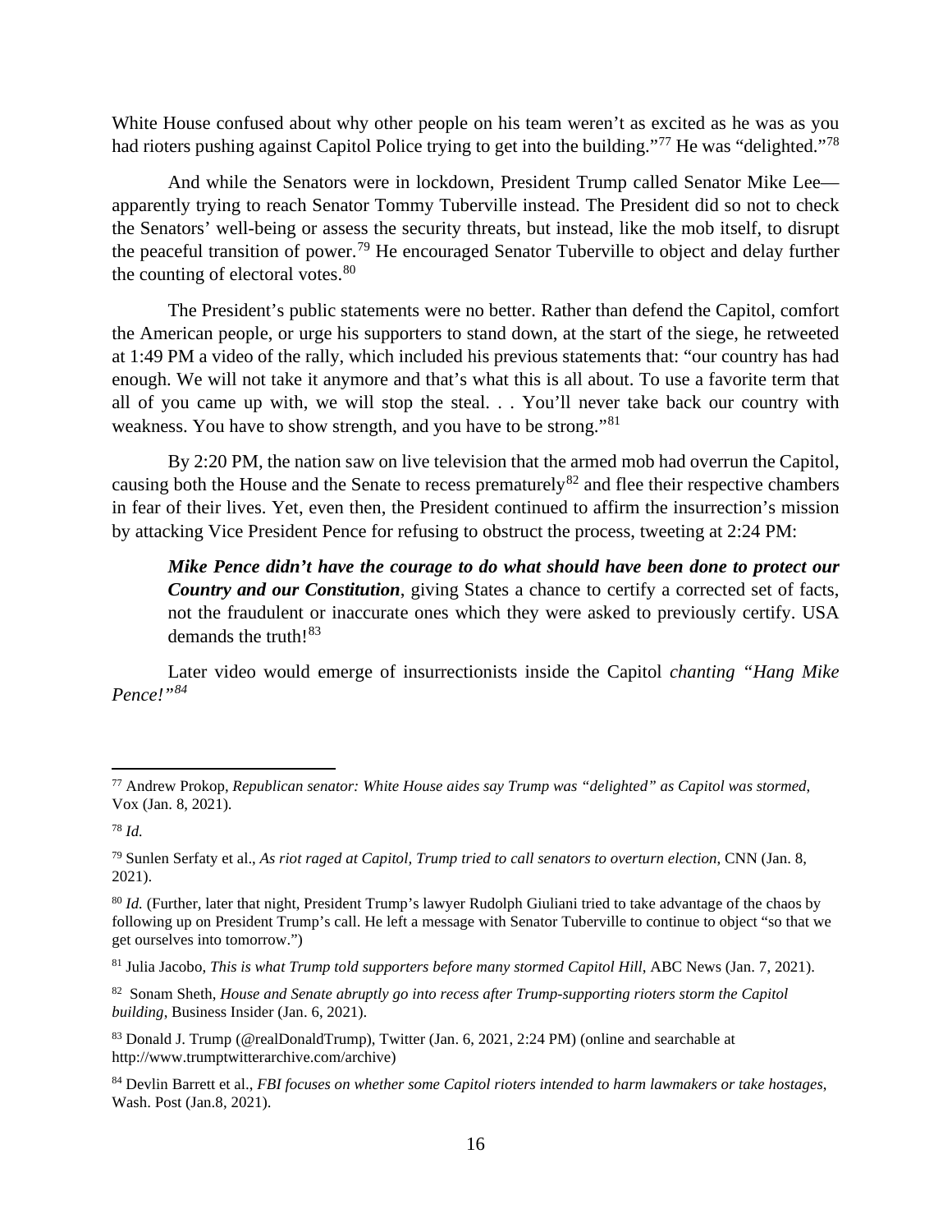White House confused about why other people on his team weren't as excited as he was as you had rioters pushing against Capitol Police trying to get into the building."[77] He was "delighted."[78]

And while the Senators were in lockdown, President Trump called Senator Mike Lee—apparently trying to reach Senator Tommy Tuberville instead. The President did so not to check the Senators' well-being or assess the security threats, but instead, like the mob itself, to disrupt the peaceful transition of power.[79] He encouraged Senator Tuberville to object and delay further the counting of electoral votes.[80]

The President's public statements were no better. Rather than defend the Capitol, comfort the American people, or urge his supporters to stand down, at the start of the siege, he retweeted at 1:49 PM a video of the rally, which included his previous statements that: "our country has had enough. We will not take it anymore and that's what this is all about. To use a favorite term that all of you came up with, we will stop the steal. . . You'll never take back our country with weakness. You have to show strength, and you have to be strong."[81]

By 2:20 PM, the nation saw on live television that the armed mob had overrun the Capitol, causing both the House and the Senate to recess prematurely[82] and flee their respective chambers in fear of their lives. Yet, even then, the President continued to affirm the insurrection's mission by attacking Vice President Pence for refusing to obstruct the process, tweeting at 2:24 PM:

> ***Mike Pence didn't have the courage to do what should have been done to protect our Country and our Constitution***, giving States a chance to certify a corrected set of facts, not the fraudulent or inaccurate ones which they were asked to previously certify. USA demands the truth![83]

Later video would emerge of insurrectionists inside the Capitol *chanting "Hang Mike Pence!"*[84]

---

[77] Andrew Prokop, *Republican senator: White House aides say Trump was "delighted" as Capitol was stormed*, Vox (Jan. 8, 2021).

[78] *Id.*

[79] Sunlen Serfaty et al., *As riot raged at Capitol, Trump tried to call senators to overturn election*, CNN (Jan. 8, 2021).

[80] *Id.* (Further, later that night, President Trump's lawyer Rudolph Giuliani tried to take advantage of the chaos by following up on President Trump's call. He left a message with Senator Tuberville to continue to object "so that we get ourselves into tomorrow.")

[81] Julia Jacobo, *This is what Trump told supporters before many stormed Capitol Hill*, ABC News (Jan. 7, 2021).

[82] Sonam Sheth, *House and Senate abruptly go into recess after Trump-supporting rioters storm the Capitol building*, Business Insider (Jan. 6, 2021).

[83] Donald J. Trump (@realDonaldTrump), Twitter (Jan. 6, 2021, 2:24 PM) (online and searchable at http://www.trumptwitterarchive.com/archive)

[84] Devlin Barrett et al., *FBI focuses on whether some Capitol rioters intended to harm lawmakers or take hostages*, Wash. Post (Jan.8, 2021).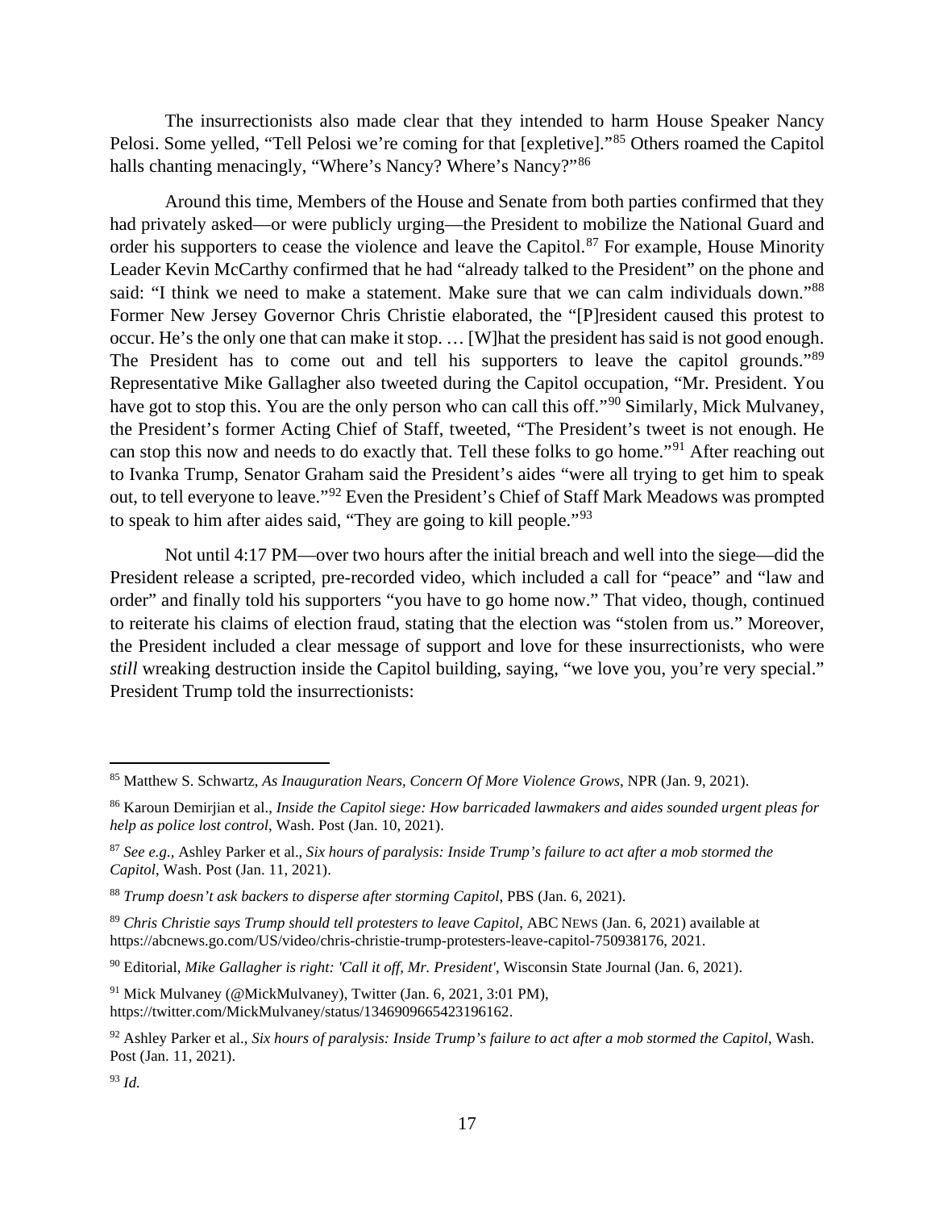The insurrectionists also made clear that they intended to harm House Speaker Nancy Pelosi. Some yelled, "Tell Pelosi we're coming for that [expletive]."[85] Others roamed the Capitol halls chanting menacingly, "Where's Nancy? Where's Nancy?"[86]

Around this time, Members of the House and Senate from both parties confirmed that they had privately asked—or were publicly urging—the President to mobilize the National Guard and order his supporters to cease the violence and leave the Capitol.[87] For example, House Minority Leader Kevin McCarthy confirmed that he had "already talked to the President" on the phone and said: "I think we need to make a statement. Make sure that we can calm individuals down."[88] Former New Jersey Governor Chris Christie elaborated, the "[P]resident caused this protest to occur. He's the only one that can make it stop. … [W]hat the president has said is not good enough. The President has to come out and tell his supporters to leave the capitol grounds."[89] Representative Mike Gallagher also tweeted during the Capitol occupation, "Mr. President. You have got to stop this. You are the only person who can call this off."[90] Similarly, Mick Mulvaney, the President's former Acting Chief of Staff, tweeted, "The President's tweet is not enough. He can stop this now and needs to do exactly that. Tell these folks to go home."[91] After reaching out to Ivanka Trump, Senator Graham said the President's aides "were all trying to get him to speak out, to tell everyone to leave."[92] Even the President's Chief of Staff Mark Meadows was prompted to speak to him after aides said, "They are going to kill people."[93]

Not until 4:17 PM—over two hours after the initial breach and well into the siege—did the President release a scripted, pre-recorded video, which included a call for "peace" and "law and order" and finally told his supporters "you have to go home now." That video, though, continued to reiterate his claims of election fraud, stating that the election was "stolen from us." Moreover, the President included a clear message of support and love for these insurrectionists, who were *still* wreaking destruction inside the Capitol building, saying, "we love you, you're very special." President Trump told the insurrectionists:

---

[85] Matthew S. Schwartz, *As Inauguration Nears, Concern Of More Violence Grows*, NPR (Jan. 9, 2021).

[86] Karoun Demirjian et al., *Inside the Capitol siege: How barricaded lawmakers and aides sounded urgent pleas for help as police lost control*, Wash. Post (Jan. 10, 2021).

[87] *See e.g.*, Ashley Parker et al., *Six hours of paralysis: Inside Trump's failure to act after a mob stormed the Capitol*, Wash. Post (Jan. 11, 2021).

[88] *Trump doesn't ask backers to disperse after storming Capitol*, PBS (Jan. 6, 2021).

[89] *Chris Christie says Trump should tell protesters to leave Capitol*, ABC NEWS (Jan. 6, 2021) available at https://abcnews.go.com/US/video/chris-christie-trump-protesters-leave-capitol-750938176, 2021.

[90] Editorial, *Mike Gallagher is right: 'Call it off, Mr. President'*, Wisconsin State Journal (Jan. 6, 2021).

[91] Mick Mulvaney (@MickMulvaney), Twitter (Jan. 6, 2021, 3:01 PM), https://twitter.com/MickMulvaney/status/1346909665423196162.

[92] Ashley Parker et al., *Six hours of paralysis: Inside Trump's failure to act after a mob stormed the Capitol*, Wash. Post (Jan. 11, 2021).

[93] *Id.*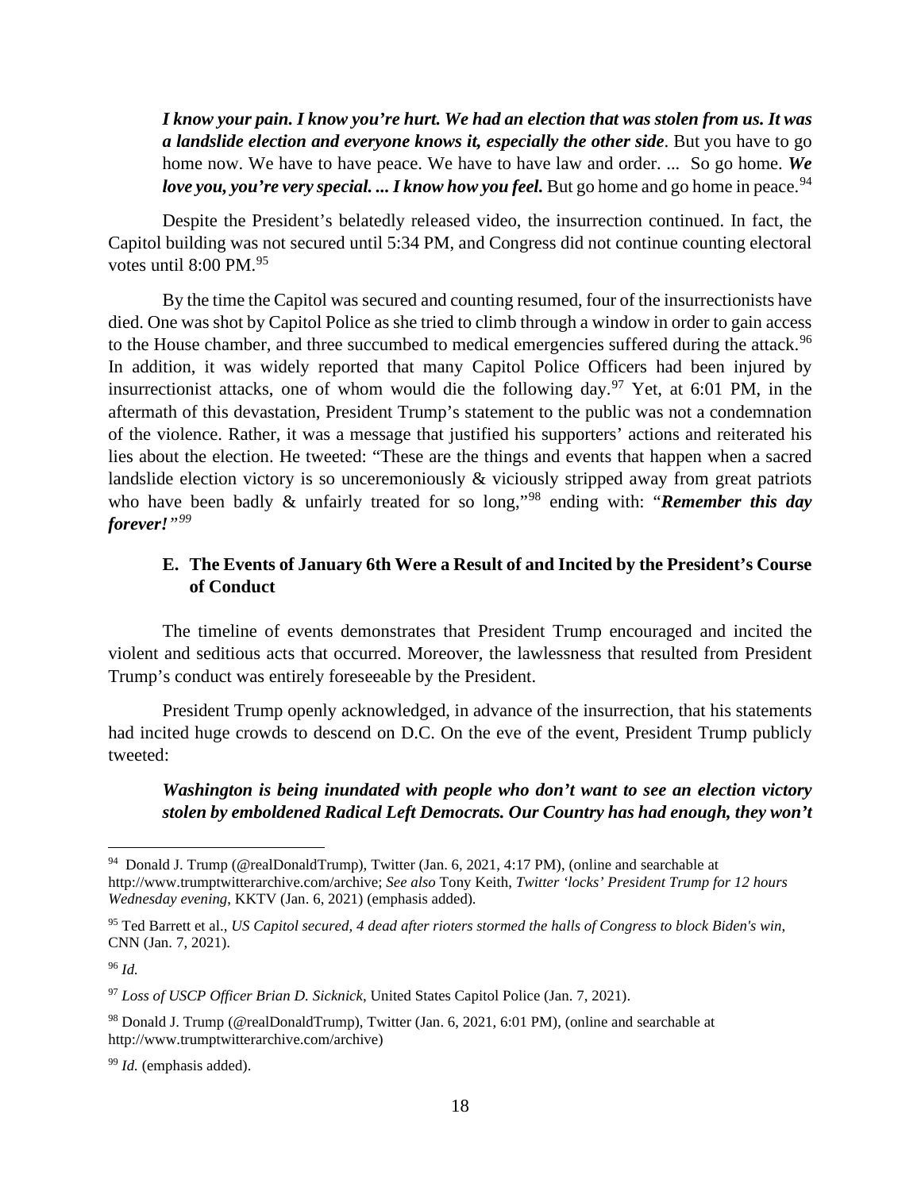> ***I know your pain. I know you're hurt. We had an election that was stolen from us. It was a landslide election and everyone knows it, especially the other side*****.** But you have to go home now. We have to have peace. We have to have law and order. ... So go home. ***We love you, you're very special. ... I know how you feel.*** But go home and go home in peace.[94]

Despite the President's belatedly released video, the insurrection continued. In fact, the Capitol building was not secured until 5:34 PM, and Congress did not continue counting electoral votes until 8:00 PM.[95]

By the time the Capitol was secured and counting resumed, four of the insurrectionists have died. One was shot by Capitol Police as she tried to climb through a window in order to gain access to the House chamber, and three succumbed to medical emergencies suffered during the attack.[96] In addition, it was widely reported that many Capitol Police Officers had been injured by insurrectionist attacks, one of whom would die the following day.[97] Yet, at 6:01 PM, in the aftermath of this devastation, President Trump's statement to the public was not a condemnation of the violence. Rather, it was a message that justified his supporters' actions and reiterated his lies about the election. He tweeted: "These are the things and events that happen when a sacred landslide election victory is so unceremoniously & viciously stripped away from great patriots who have been badly & unfairly treated for so long,"[98] ending with: "***Remember this day forever!***"[99]

### E. The Events of January 6th Were a Result of and Incited by the President's Course of Conduct

The timeline of events demonstrates that President Trump encouraged and incited the violent and seditious acts that occurred. Moreover, the lawlessness that resulted from President Trump's conduct was entirely foreseeable by the President.

President Trump openly acknowledged, in advance of the insurrection, that his statements had incited huge crowds to descend on D.C. On the eve of the event, President Trump publicly tweeted:

> ***Washington is being inundated with people who don't want to see an election victory stolen by emboldened Radical Left Democrats. Our Country has had enough, they won't***

---

[94] Donald J. Trump (@realDonaldTrump), Twitter (Jan. 6, 2021, 4:17 PM), (online and searchable at http://www.trumptwitterarchive.com/archive; *See also* Tony Keith, *Twitter 'locks' President Trump for 12 hours Wednesday evening*, KKTV (Jan. 6, 2021) (emphasis added).

[95] Ted Barrett et al., *US Capitol secured, 4 dead after rioters stormed the halls of Congress to block Biden's win*, CNN (Jan. 7, 2021).

[96] *Id.*

[97] *Loss of USCP Officer Brian D. Sicknick*, United States Capitol Police (Jan. 7, 2021).

[98] Donald J. Trump (@realDonaldTrump), Twitter (Jan. 6, 2021, 6:01 PM), (online and searchable at http://www.trumptwitterarchive.com/archive)

[99] *Id.* (emphasis added).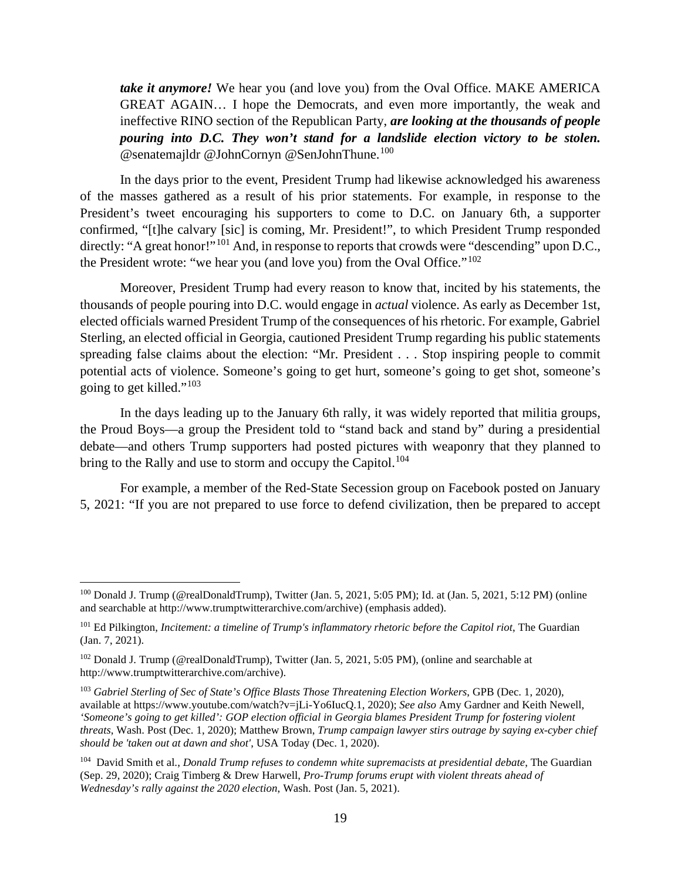> ***take it anymore!*** We hear you (and love you) from the Oval Office. MAKE AMERICA GREAT AGAIN… I hope the Democrats, and even more importantly, the weak and ineffective RINO section of the Republican Party, ***are looking at the thousands of people pouring into D.C. They won't stand for a landslide election victory to be stolen.*** @senatemajldr @JohnCornyn @SenJohnThune.[100]

In the days prior to the event, President Trump had likewise acknowledged his awareness of the masses gathered as a result of his prior statements. For example, in response to the President's tweet encouraging his supporters to come to D.C. on January 6th, a supporter confirmed, "[t]he calvary [sic] is coming, Mr. President!", to which President Trump responded directly: "A great honor!"[101] And, in response to reports that crowds were "descending" upon D.C., the President wrote: "we hear you (and love you) from the Oval Office."[102]

Moreover, President Trump had every reason to know that, incited by his statements, the thousands of people pouring into D.C. would engage in *actual* violence. As early as December 1st, elected officials warned President Trump of the consequences of his rhetoric. For example, Gabriel Sterling, an elected official in Georgia, cautioned President Trump regarding his public statements spreading false claims about the election: "Mr. President . . . Stop inspiring people to commit potential acts of violence. Someone's going to get hurt, someone's going to get shot, someone's going to get killed."[103]

In the days leading up to the January 6th rally, it was widely reported that militia groups, the Proud Boys—a group the President told to "stand back and stand by" during a presidential debate—and others Trump supporters had posted pictures with weaponry that they planned to bring to the Rally and use to storm and occupy the Capitol.[104]

For example, a member of the Red-State Secession group on Facebook posted on January 5, 2021: "If you are not prepared to use force to defend civilization, then be prepared to accept

---

[100] Donald J. Trump (@realDonaldTrump), Twitter (Jan. 5, 2021, 5:05 PM); Id. at (Jan. 5, 2021, 5:12 PM) (online and searchable at http://www.trumptwitterarchive.com/archive) (emphasis added).

[101] Ed Pilkington, *Incitement: a timeline of Trump's inflammatory rhetoric before the Capitol riot*, The Guardian (Jan. 7, 2021).

[102] Donald J. Trump (@realDonaldTrump), Twitter (Jan. 5, 2021, 5:05 PM), (online and searchable at http://www.trumptwitterarchive.com/archive).

[103] *Gabriel Sterling of Sec of State's Office Blasts Those Threatening Election Workers*, GPB (Dec. 1, 2020), available at https://www.youtube.com/watch?v=jLi-Yo6IucQ.1, 2020); *See also* Amy Gardner and Keith Newell, *'Someone's going to get killed': GOP election official in Georgia blames President Trump for fostering violent threats*, Wash. Post (Dec. 1, 2020); Matthew Brown, *Trump campaign lawyer stirs outrage by saying ex-cyber chief should be 'taken out at dawn and shot'*, USA Today (Dec. 1, 2020).

[104] David Smith et al., *Donald Trump refuses to condemn white supremacists at presidential debate*, The Guardian (Sep. 29, 2020); Craig Timberg & Drew Harwell, *Pro-Trump forums erupt with violent threats ahead of Wednesday's rally against the 2020 election*, Wash. Post (Jan. 5, 2021).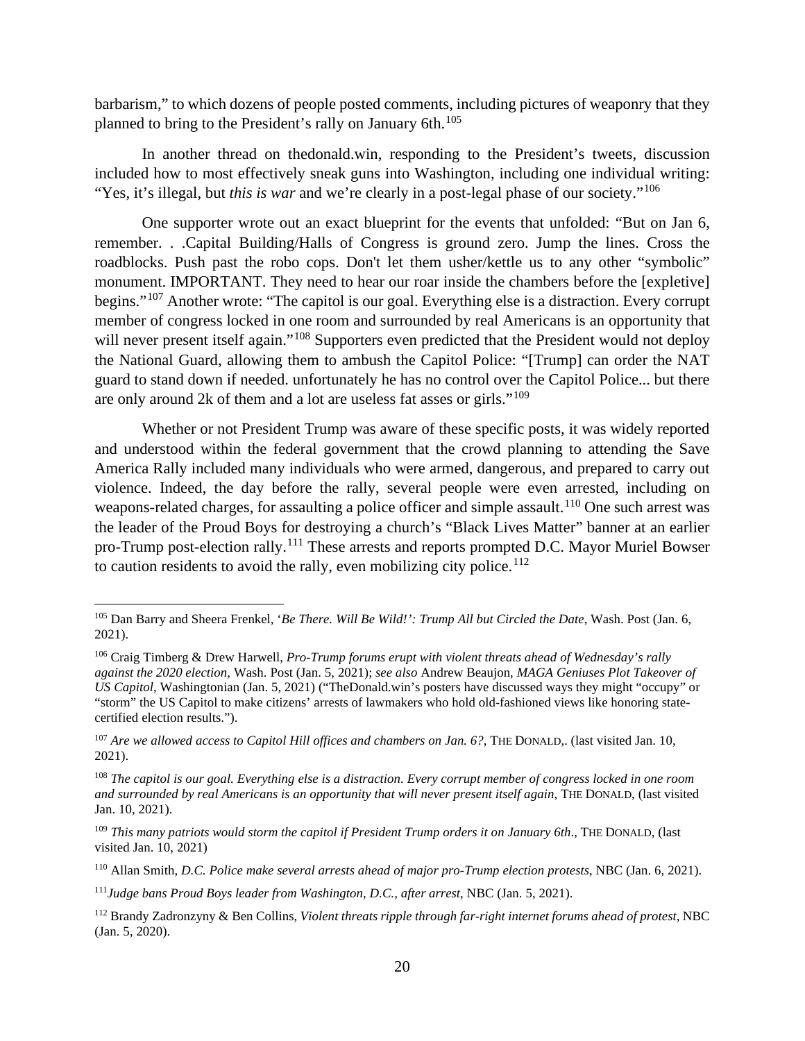barbarism," to which dozens of people posted comments, including pictures of weaponry that they planned to bring to the President's rally on January 6th.[105]

In another thread on thedonald.win, responding to the President's tweets, discussion included how to most effectively sneak guns into Washington, including one individual writing: "Yes, it's illegal, but *this is war* and we're clearly in a post-legal phase of our society."[106]

One supporter wrote out an exact blueprint for the events that unfolded: "But on Jan 6, remember. . .Capital Building/Halls of Congress is ground zero. Jump the lines. Cross the roadblocks. Push past the robo cops. Don't let them usher/kettle us to any other "symbolic" monument. IMPORTANT. They need to hear our roar inside the chambers before the [expletive] begins."[107] Another wrote: "The capitol is our goal. Everything else is a distraction. Every corrupt member of congress locked in one room and surrounded by real Americans is an opportunity that will never present itself again."[108] Supporters even predicted that the President would not deploy the National Guard, allowing them to ambush the Capitol Police: "[Trump] can order the NAT guard to stand down if needed. unfortunately he has no control over the Capitol Police... but there are only around 2k of them and a lot are useless fat asses or girls."[109]

Whether or not President Trump was aware of these specific posts, it was widely reported and understood within the federal government that the crowd planning to attending the Save America Rally included many individuals who were armed, dangerous, and prepared to carry out violence. Indeed, the day before the rally, several people were even arrested, including on weapons-related charges, for assaulting a police officer and simple assault.[110] One such arrest was the leader of the Proud Boys for destroying a church's "Black Lives Matter" banner at an earlier pro-Trump post-election rally.[111] These arrests and reports prompted D.C. Mayor Muriel Bowser to caution residents to avoid the rally, even mobilizing city police.[112]

---

[105] Dan Barry and Sheera Frenkel, '*Be There. Will Be Wild!': Trump All but Circled the Date*, Wash. Post (Jan. 6, 2021).

[106] Craig Timberg & Drew Harwell, *Pro-Trump forums erupt with violent threats ahead of Wednesday's rally against the 2020 election,* Wash. Post (Jan. 5, 2021); *see also* Andrew Beaujon, *MAGA Geniuses Plot Takeover of US Capitol*, Washingtonian (Jan. 5, 2021) ("TheDonald.win's posters have discussed ways they might "occupy" or "storm" the US Capitol to make citizens' arrests of lawmakers who hold old-fashioned views like honoring state-certified election results.").

[107] *Are we allowed access to Capitol Hill offices and chambers on Jan. 6?*, THE DONALD,. (last visited Jan. 10, 2021).

[108] *The capitol is our goal. Everything else is a distraction. Every corrupt member of congress locked in one room and surrounded by real Americans is an opportunity that will never present itself again*, THE DONALD, (last visited Jan. 10, 2021).

[109] *This many patriots would storm the capitol if President Trump orders it on January 6th*., THE DONALD, (last visited Jan. 10, 2021)

[110] Allan Smith, *D.C. Police make several arrests ahead of major pro-Trump election protests*, NBC (Jan. 6, 2021).

[111] *Judge bans Proud Boys leader from Washington, D.C., after arrest*, NBC (Jan. 5, 2021).

[112] Brandy Zadronzyny & Ben Collins, *Violent threats ripple through far-right internet forums ahead of protest*, NBC (Jan. 5, 2020).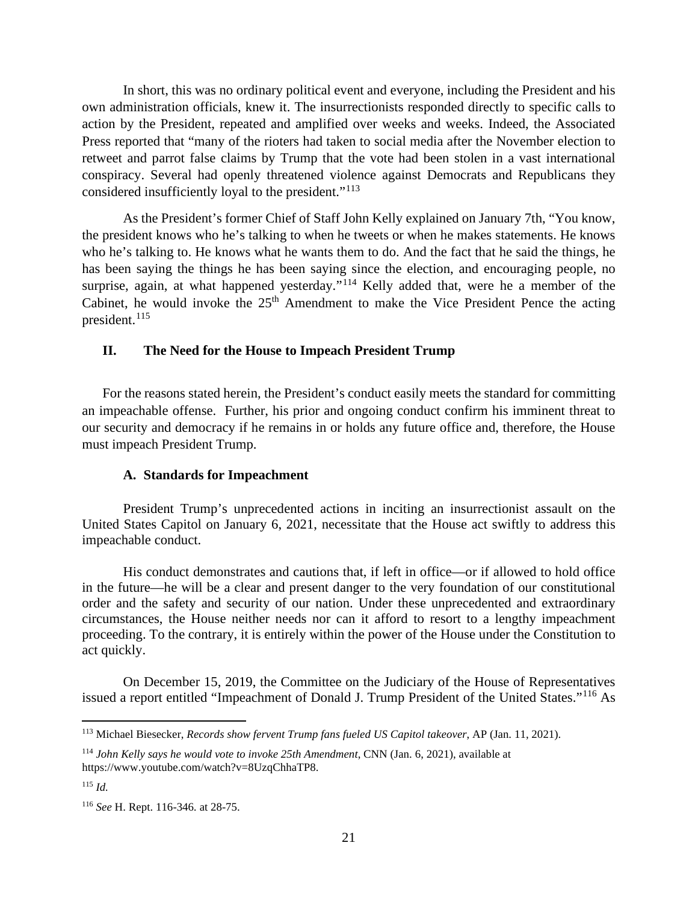In short, this was no ordinary political event and everyone, including the President and his own administration officials, knew it. The insurrectionists responded directly to specific calls to action by the President, repeated and amplified over weeks and weeks. Indeed, the Associated Press reported that "many of the rioters had taken to social media after the November election to retweet and parrot false claims by Trump that the vote had been stolen in a vast international conspiracy. Several had openly threatened violence against Democrats and Republicans they considered insufficiently loyal to the president."[113]

As the President's former Chief of Staff John Kelly explained on January 7th, "You know, the president knows who he's talking to when he tweets or when he makes statements. He knows who he's talking to. He knows what he wants them to do. And the fact that he said the things, he has been saying the things he has been saying since the election, and encouraging people, no surprise, again, at what happened yesterday."[114] Kelly added that, were he a member of the Cabinet, he would invoke the 25th Amendment to make the Vice President Pence the acting president.[115]

## II. The Need for the House to Impeach President Trump

For the reasons stated herein, the President's conduct easily meets the standard for committing an impeachable offense. Further, his prior and ongoing conduct confirm his imminent threat to our security and democracy if he remains in or holds any future office and, therefore, the House must impeach President Trump.

### A. Standards for Impeachment

President Trump's unprecedented actions in inciting an insurrectionist assault on the United States Capitol on January 6, 2021, necessitate that the House act swiftly to address this impeachable conduct.

His conduct demonstrates and cautions that, if left in office—or if allowed to hold office in the future—he will be a clear and present danger to the very foundation of our constitutional order and the safety and security of our nation. Under these unprecedented and extraordinary circumstances, the House neither needs nor can it afford to resort to a lengthy impeachment proceeding. To the contrary, it is entirely within the power of the House under the Constitution to act quickly.

On December 15, 2019, the Committee on the Judiciary of the House of Representatives issued a report entitled "Impeachment of Donald J. Trump President of the United States."[116] As

---

[113] Michael Biesecker, *Records show fervent Trump fans fueled US Capitol takeover*, AP (Jan. 11, 2021).

[114] *John Kelly says he would vote to invoke 25th Amendment*, CNN (Jan. 6, 2021), available at https://www.youtube.com/watch?v=8UzqChhaTP8.

[115] *Id.*

[116] *See* H. Rept. 116-346. at 28-75.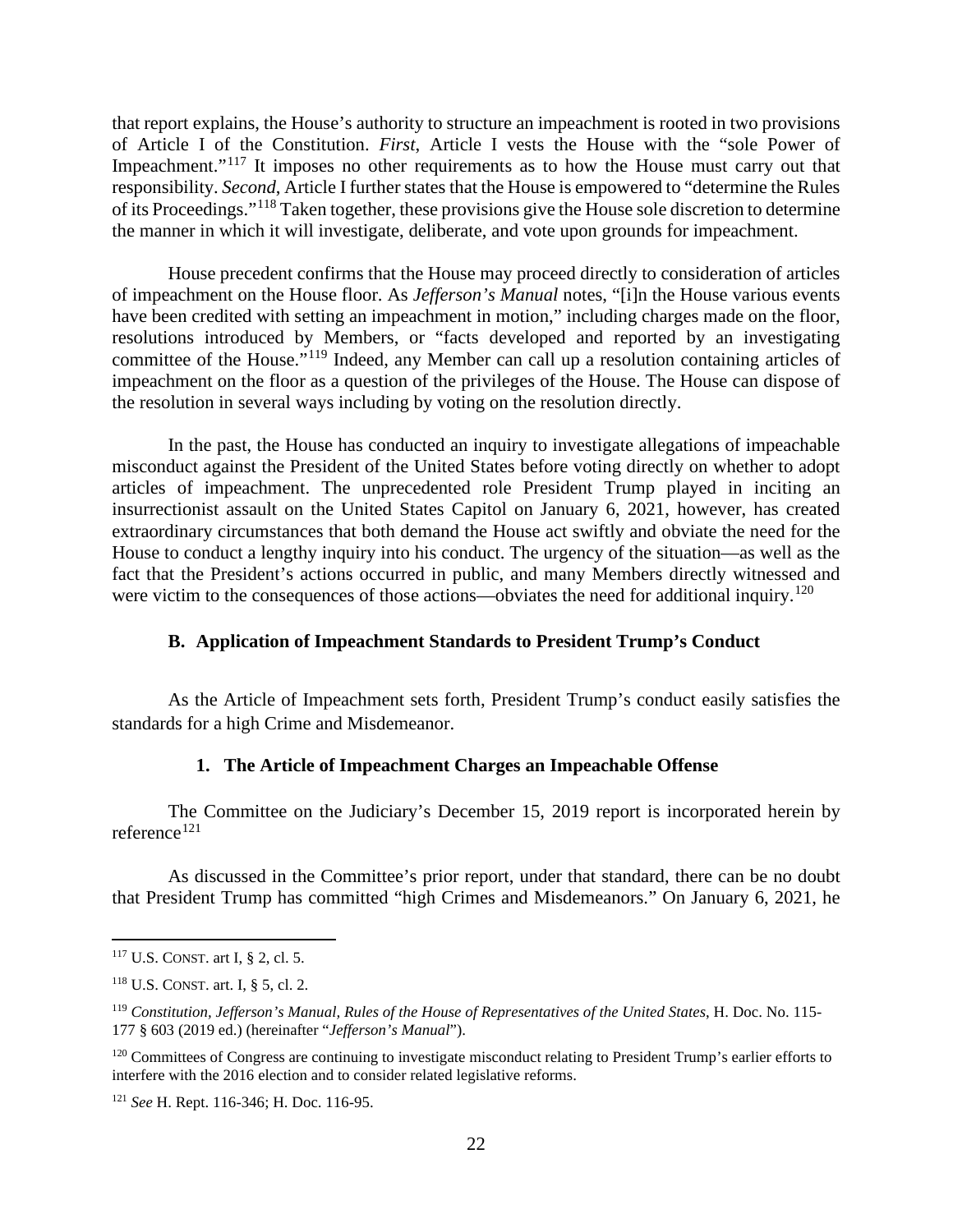that report explains, the House's authority to structure an impeachment is rooted in two provisions of Article I of the Constitution. *First*, Article I vests the House with the "sole Power of Impeachment."[117] It imposes no other requirements as to how the House must carry out that responsibility. *Second*, Article I further states that the House is empowered to "determine the Rules of its Proceedings."[118] Taken together, these provisions give the House sole discretion to determine the manner in which it will investigate, deliberate, and vote upon grounds for impeachment.

House precedent confirms that the House may proceed directly to consideration of articles of impeachment on the House floor. As *Jefferson's Manual* notes, "[i]n the House various events have been credited with setting an impeachment in motion," including charges made on the floor, resolutions introduced by Members, or "facts developed and reported by an investigating committee of the House."[119] Indeed, any Member can call up a resolution containing articles of impeachment on the floor as a question of the privileges of the House. The House can dispose of the resolution in several ways including by voting on the resolution directly.

In the past, the House has conducted an inquiry to investigate allegations of impeachable misconduct against the President of the United States before voting directly on whether to adopt articles of impeachment. The unprecedented role President Trump played in inciting an insurrectionist assault on the United States Capitol on January 6, 2021, however, has created extraordinary circumstances that both demand the House act swiftly and obviate the need for the House to conduct a lengthy inquiry into his conduct. The urgency of the situation—as well as the fact that the President's actions occurred in public, and many Members directly witnessed and were victim to the consequences of those actions—obviates the need for additional inquiry.[120]

### B. Application of Impeachment Standards to President Trump's Conduct

As the Article of Impeachment sets forth, President Trump's conduct easily satisfies the standards for a high Crime and Misdemeanor.

#### 1. The Article of Impeachment Charges an Impeachable Offense

The Committee on the Judiciary's December 15, 2019 report is incorporated herein by reference[121]

As discussed in the Committee's prior report, under that standard, there can be no doubt that President Trump has committed "high Crimes and Misdemeanors." On January 6, 2021, he

---

[117] U.S. CONST. art I, § 2, cl. 5.

[118] U.S. CONST. art. I, § 5, cl. 2.

[119] *Constitution, Jefferson's Manual, Rules of the House of Representatives of the United States*, H. Doc. No. 115-177 § 603 (2019 ed.) (hereinafter "*Jefferson's Manual*").

[120] Committees of Congress are continuing to investigate misconduct relating to President Trump's earlier efforts to interfere with the 2016 election and to consider related legislative reforms.

[121] *See* H. Rept. 116-346; H. Doc. 116-95.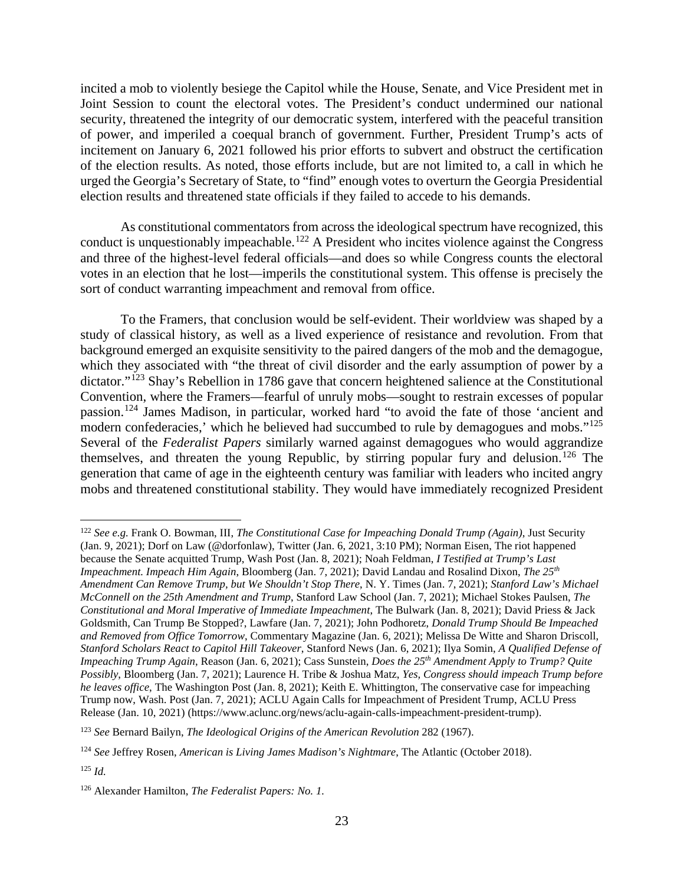incited a mob to violently besiege the Capitol while the House, Senate, and Vice President met in Joint Session to count the electoral votes. The President's conduct undermined our national security, threatened the integrity of our democratic system, interfered with the peaceful transition of power, and imperiled a coequal branch of government. Further, President Trump's acts of incitement on January 6, 2021 followed his prior efforts to subvert and obstruct the certification of the election results. As noted, those efforts include, but are not limited to, a call in which he urged the Georgia's Secretary of State, to "find" enough votes to overturn the Georgia Presidential election results and threatened state officials if they failed to accede to his demands.

As constitutional commentators from across the ideological spectrum have recognized, this conduct is unquestionably impeachable.[122] A President who incites violence against the Congress and three of the highest-level federal officials—and does so while Congress counts the electoral votes in an election that he lost—imperils the constitutional system. This offense is precisely the sort of conduct warranting impeachment and removal from office.

To the Framers, that conclusion would be self-evident. Their worldview was shaped by a study of classical history, as well as a lived experience of resistance and revolution. From that background emerged an exquisite sensitivity to the paired dangers of the mob and the demagogue, which they associated with "the threat of civil disorder and the early assumption of power by a dictator."[123] Shay's Rebellion in 1786 gave that concern heightened salience at the Constitutional Convention, where the Framers—fearful of unruly mobs—sought to restrain excesses of popular passion.[124] James Madison, in particular, worked hard "to avoid the fate of those 'ancient and modern confederacies,' which he believed had succumbed to rule by demagogues and mobs."[125] Several of the *Federalist Papers* similarly warned against demagogues who would aggrandize themselves, and threaten the young Republic, by stirring popular fury and delusion.[126] The generation that came of age in the eighteenth century was familiar with leaders who incited angry mobs and threatened constitutional stability. They would have immediately recognized President

---

[122] *See e.g.* Frank O. Bowman, III, *The Constitutional Case for Impeaching Donald Trump (Again)*, Just Security (Jan. 9, 2021); Dorf on Law (@dorfonlaw), Twitter (Jan. 6, 2021, 3:10 PM); Norman Eisen, The riot happened because the Senate acquitted Trump, Wash Post (Jan. 8, 2021); Noah Feldman, *I Testified at Trump's Last Impeachment. Impeach Him Again*, Bloomberg (Jan. 7, 2021); David Landau and Rosalind Dixon, *The 25th Amendment Can Remove Trump, but We Shouldn't Stop There*, N. Y. Times (Jan. 7, 2021); *Stanford Law's Michael McConnell on the 25th Amendment and Trump*, Stanford Law School (Jan. 7, 2021); Michael Stokes Paulsen, *The Constitutional and Moral Imperative of Immediate Impeachment*, The Bulwark (Jan. 8, 2021); David Priess & Jack Goldsmith, Can Trump Be Stopped?, Lawfare (Jan. 7, 2021); John Podhoretz, *Donald Trump Should Be Impeached and Removed from Office Tomorrow*, Commentary Magazine (Jan. 6, 2021); Melissa De Witte and Sharon Driscoll, *Stanford Scholars React to Capitol Hill Takeover*, Stanford News (Jan. 6, 2021); Ilya Somin, *A Qualified Defense of Impeaching Trump Again*, Reason (Jan. 6, 2021); Cass Sunstein, *Does the 25th Amendment Apply to Trump? Quite Possibly*, Bloomberg (Jan. 7, 2021); Laurence H. Tribe & Joshua Matz, *Yes, Congress should impeach Trump before he leaves office*, The Washington Post (Jan. 8, 2021); Keith E. Whittington, The conservative case for impeaching Trump now, Wash. Post (Jan. 7, 2021); ACLU Again Calls for Impeachment of President Trump, ACLU Press Release (Jan. 10, 2021) (https://www.aclunc.org/news/aclu-again-calls-impeachment-president-trump).

[123] *See* Bernard Bailyn, *The Ideological Origins of the American Revolution* 282 (1967).

[124] *See* Jeffrey Rosen, *American is Living James Madison's Nightmare*, The Atlantic (October 2018).

[125] *Id.*

[126] Alexander Hamilton, *The Federalist Papers: No. 1.*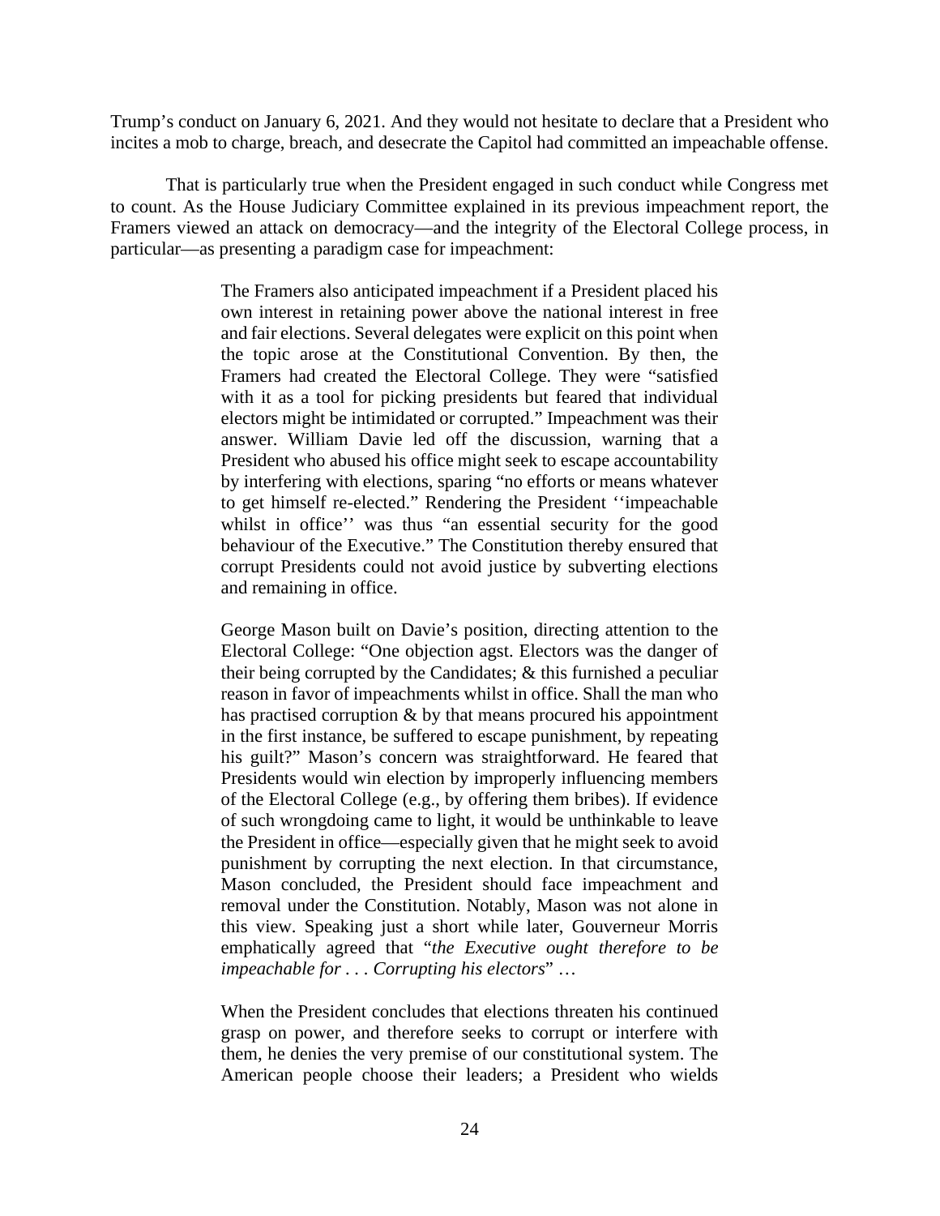Trump's conduct on January 6, 2021. And they would not hesitate to declare that a President who incites a mob to charge, breach, and desecrate the Capitol had committed an impeachable offense.

That is particularly true when the President engaged in such conduct while Congress met to count. As the House Judiciary Committee explained in its previous impeachment report, the Framers viewed an attack on democracy—and the integrity of the Electoral College process, in particular—as presenting a paradigm case for impeachment:

> The Framers also anticipated impeachment if a President placed his own interest in retaining power above the national interest in free and fair elections. Several delegates were explicit on this point when the topic arose at the Constitutional Convention. By then, the Framers had created the Electoral College. They were "satisfied with it as a tool for picking presidents but feared that individual electors might be intimidated or corrupted." Impeachment was their answer. William Davie led off the discussion, warning that a President who abused his office might seek to escape accountability by interfering with elections, sparing "no efforts or means whatever to get himself re-elected." Rendering the President ''impeachable whilst in office'' was thus "an essential security for the good behaviour of the Executive." The Constitution thereby ensured that corrupt Presidents could not avoid justice by subverting elections and remaining in office.
>
> George Mason built on Davie's position, directing attention to the Electoral College: "One objection agst. Electors was the danger of their being corrupted by the Candidates; & this furnished a peculiar reason in favor of impeachments whilst in office. Shall the man who has practised corruption & by that means procured his appointment in the first instance, be suffered to escape punishment, by repeating his guilt?" Mason's concern was straightforward. He feared that Presidents would win election by improperly influencing members of the Electoral College (e.g., by offering them bribes). If evidence of such wrongdoing came to light, it would be unthinkable to leave the President in office—especially given that he might seek to avoid punishment by corrupting the next election. In that circumstance, Mason concluded, the President should face impeachment and removal under the Constitution. Notably, Mason was not alone in this view. Speaking just a short while later, Gouverneur Morris emphatically agreed that "*the Executive ought therefore to be impeachable for . . . Corrupting his electors*" …
>
> When the President concludes that elections threaten his continued grasp on power, and therefore seeks to corrupt or interfere with them, he denies the very premise of our constitutional system. The American people choose their leaders; a President who wields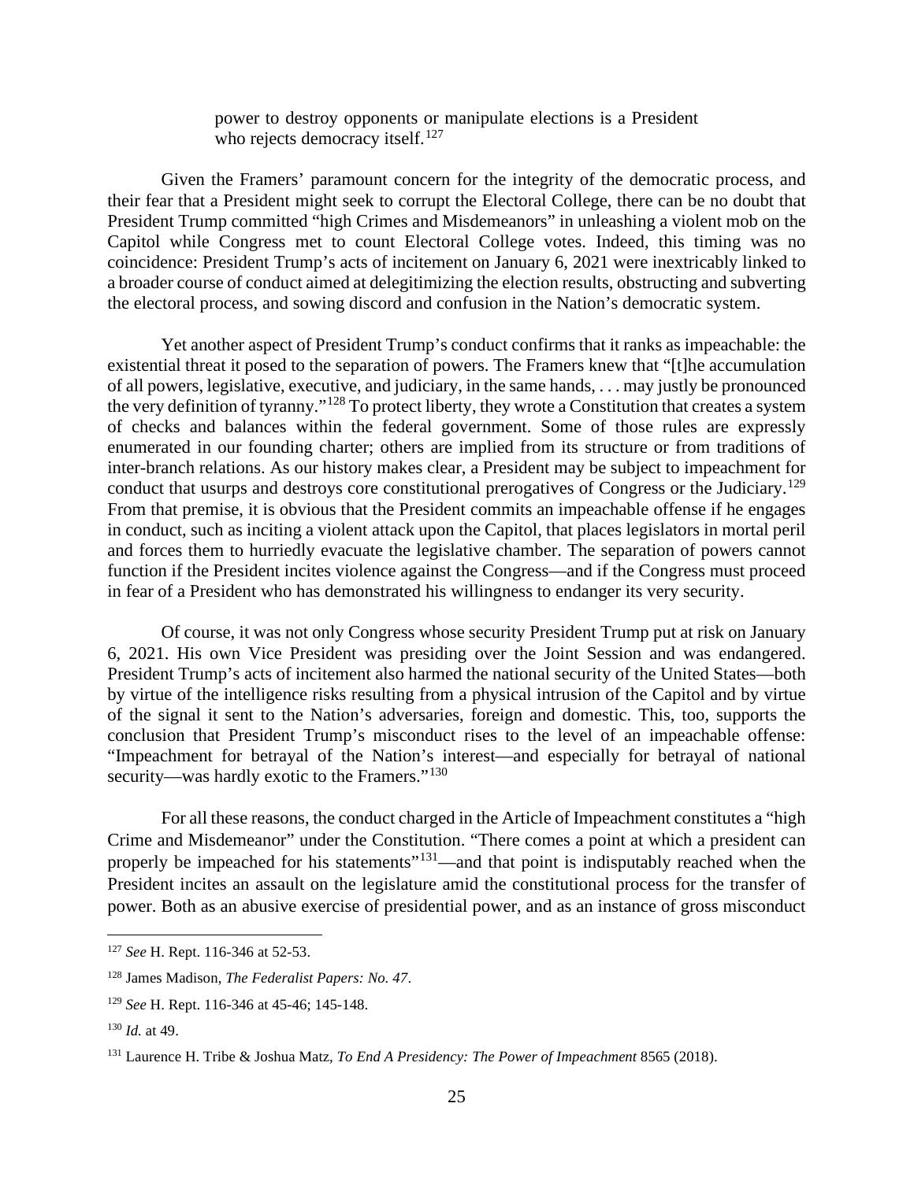> power to destroy opponents or manipulate elections is a President who rejects democracy itself.[127]

Given the Framers' paramount concern for the integrity of the democratic process, and their fear that a President might seek to corrupt the Electoral College, there can be no doubt that President Trump committed "high Crimes and Misdemeanors" in unleashing a violent mob on the Capitol while Congress met to count Electoral College votes. Indeed, this timing was no coincidence: President Trump's acts of incitement on January 6, 2021 were inextricably linked to a broader course of conduct aimed at delegitimizing the election results, obstructing and subverting the electoral process, and sowing discord and confusion in the Nation's democratic system.

Yet another aspect of President Trump's conduct confirms that it ranks as impeachable: the existential threat it posed to the separation of powers. The Framers knew that "[t]he accumulation of all powers, legislative, executive, and judiciary, in the same hands, . . . may justly be pronounced the very definition of tyranny."[128] To protect liberty, they wrote a Constitution that creates a system of checks and balances within the federal government. Some of those rules are expressly enumerated in our founding charter; others are implied from its structure or from traditions of inter-branch relations. As our history makes clear, a President may be subject to impeachment for conduct that usurps and destroys core constitutional prerogatives of Congress or the Judiciary.[129] From that premise, it is obvious that the President commits an impeachable offense if he engages in conduct, such as inciting a violent attack upon the Capitol, that places legislators in mortal peril and forces them to hurriedly evacuate the legislative chamber. The separation of powers cannot function if the President incites violence against the Congress—and if the Congress must proceed in fear of a President who has demonstrated his willingness to endanger its very security.

Of course, it was not only Congress whose security President Trump put at risk on January 6, 2021. His own Vice President was presiding over the Joint Session and was endangered. President Trump's acts of incitement also harmed the national security of the United States—both by virtue of the intelligence risks resulting from a physical intrusion of the Capitol and by virtue of the signal it sent to the Nation's adversaries, foreign and domestic. This, too, supports the conclusion that President Trump's misconduct rises to the level of an impeachable offense: "Impeachment for betrayal of the Nation's interest—and especially for betrayal of national security—was hardly exotic to the Framers."[130]

For all these reasons, the conduct charged in the Article of Impeachment constitutes a "high Crime and Misdemeanor" under the Constitution. "There comes a point at which a president can properly be impeached for his statements"[131]—and that point is indisputably reached when the President incites an assault on the legislature amid the constitutional process for the transfer of power. Both as an abusive exercise of presidential power, and as an instance of gross misconduct

---

[127] *See* H. Rept. 116-346 at 52-53.

[128] James Madison, *The Federalist Papers: No. 47*.

[129] *See* H. Rept. 116-346 at 45-46; 145-148.

[130] *Id.* at 49.

[131] Laurence H. Tribe & Joshua Matz, *To End A Presidency: The Power of Impeachment* 8565 (2018).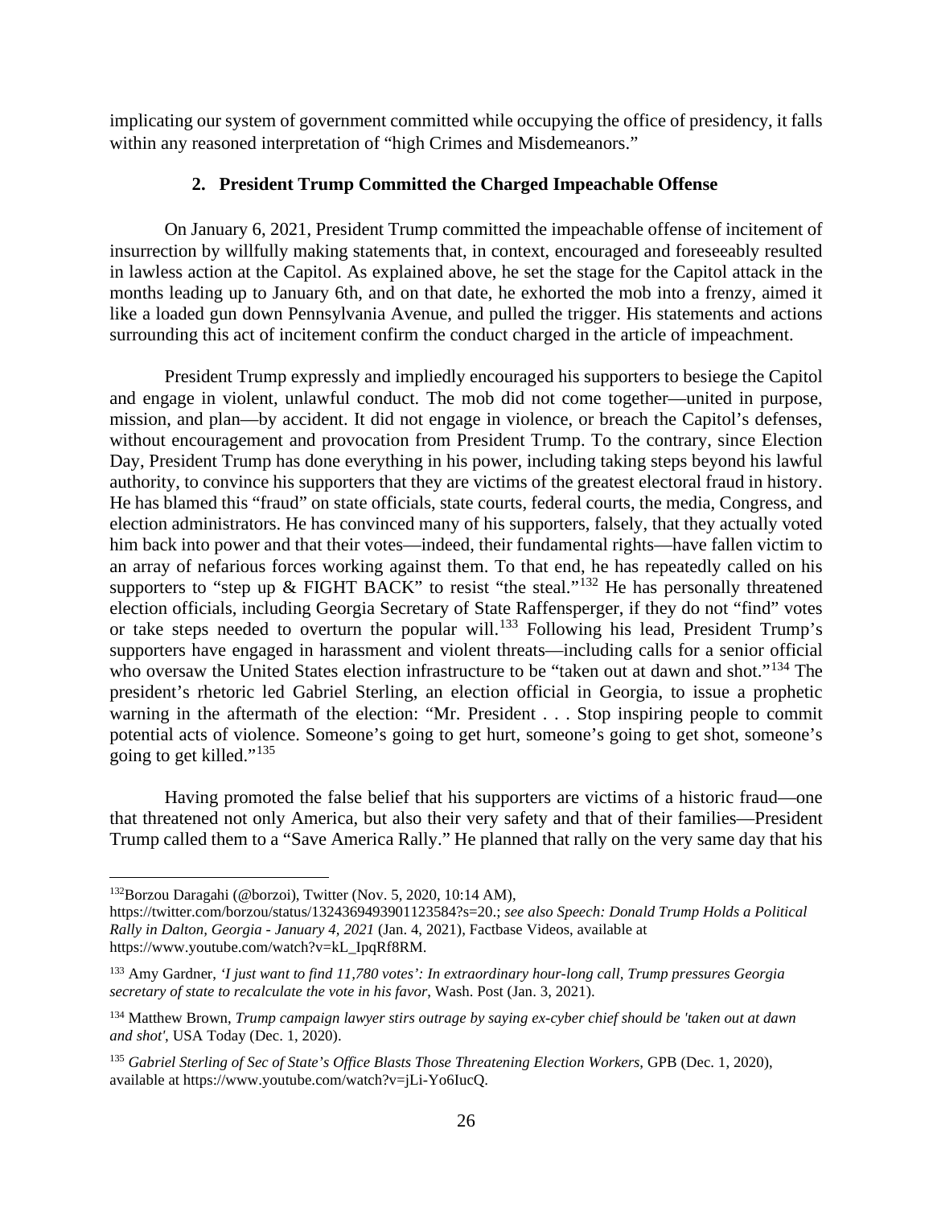implicating our system of government committed while occupying the office of presidency, it falls within any reasoned interpretation of "high Crimes and Misdemeanors."

### 2. President Trump Committed the Charged Impeachable Offense

On January 6, 2021, President Trump committed the impeachable offense of incitement of insurrection by willfully making statements that, in context, encouraged and foreseeably resulted in lawless action at the Capitol. As explained above, he set the stage for the Capitol attack in the months leading up to January 6th, and on that date, he exhorted the mob into a frenzy, aimed it like a loaded gun down Pennsylvania Avenue, and pulled the trigger. His statements and actions surrounding this act of incitement confirm the conduct charged in the article of impeachment.

President Trump expressly and impliedly encouraged his supporters to besiege the Capitol and engage in violent, unlawful conduct. The mob did not come together—united in purpose, mission, and plan—by accident. It did not engage in violence, or breach the Capitol's defenses, without encouragement and provocation from President Trump. To the contrary, since Election Day, President Trump has done everything in his power, including taking steps beyond his lawful authority, to convince his supporters that they are victims of the greatest electoral fraud in history. He has blamed this "fraud" on state officials, state courts, federal courts, the media, Congress, and election administrators. He has convinced many of his supporters, falsely, that they actually voted him back into power and that their votes—indeed, their fundamental rights—have fallen victim to an array of nefarious forces working against them. To that end, he has repeatedly called on his supporters to "step up & FIGHT BACK" to resist "the steal."[132] He has personally threatened election officials, including Georgia Secretary of State Raffensperger, if they do not "find" votes or take steps needed to overturn the popular will.[133] Following his lead, President Trump's supporters have engaged in harassment and violent threats—including calls for a senior official who oversaw the United States election infrastructure to be "taken out at dawn and shot."[134] The president's rhetoric led Gabriel Sterling, an election official in Georgia, to issue a prophetic warning in the aftermath of the election: "Mr. President . . . Stop inspiring people to commit potential acts of violence. Someone's going to get hurt, someone's going to get shot, someone's going to get killed."[135]

Having promoted the false belief that his supporters are victims of a historic fraud—one that threatened not only America, but also their very safety and that of their families—President Trump called them to a "Save America Rally." He planned that rally on the very same day that his

---

[132] Borzou Daragahi (@borzoi), Twitter (Nov. 5, 2020, 10:14 AM), https://twitter.com/borzou/status/1324369493901123584?s=20.; *see also Speech: Donald Trump Holds a Political Rally in Dalton, Georgia - January 4, 2021* (Jan. 4, 2021), Factbase Videos, available at https://www.youtube.com/watch?v=kL_IpqRf8RM.

[133] Amy Gardner, *'I just want to find 11,780 votes': In extraordinary hour-long call, Trump pressures Georgia secretary of state to recalculate the vote in his favor*, Wash. Post (Jan. 3, 2021).

[134] Matthew Brown, *Trump campaign lawyer stirs outrage by saying ex-cyber chief should be 'taken out at dawn and shot'*, USA Today (Dec. 1, 2020).

[135] *Gabriel Sterling of Sec of State's Office Blasts Those Threatening Election Workers*, GPB (Dec. 1, 2020), available at https://www.youtube.com/watch?v=jLi-Yo6IucQ.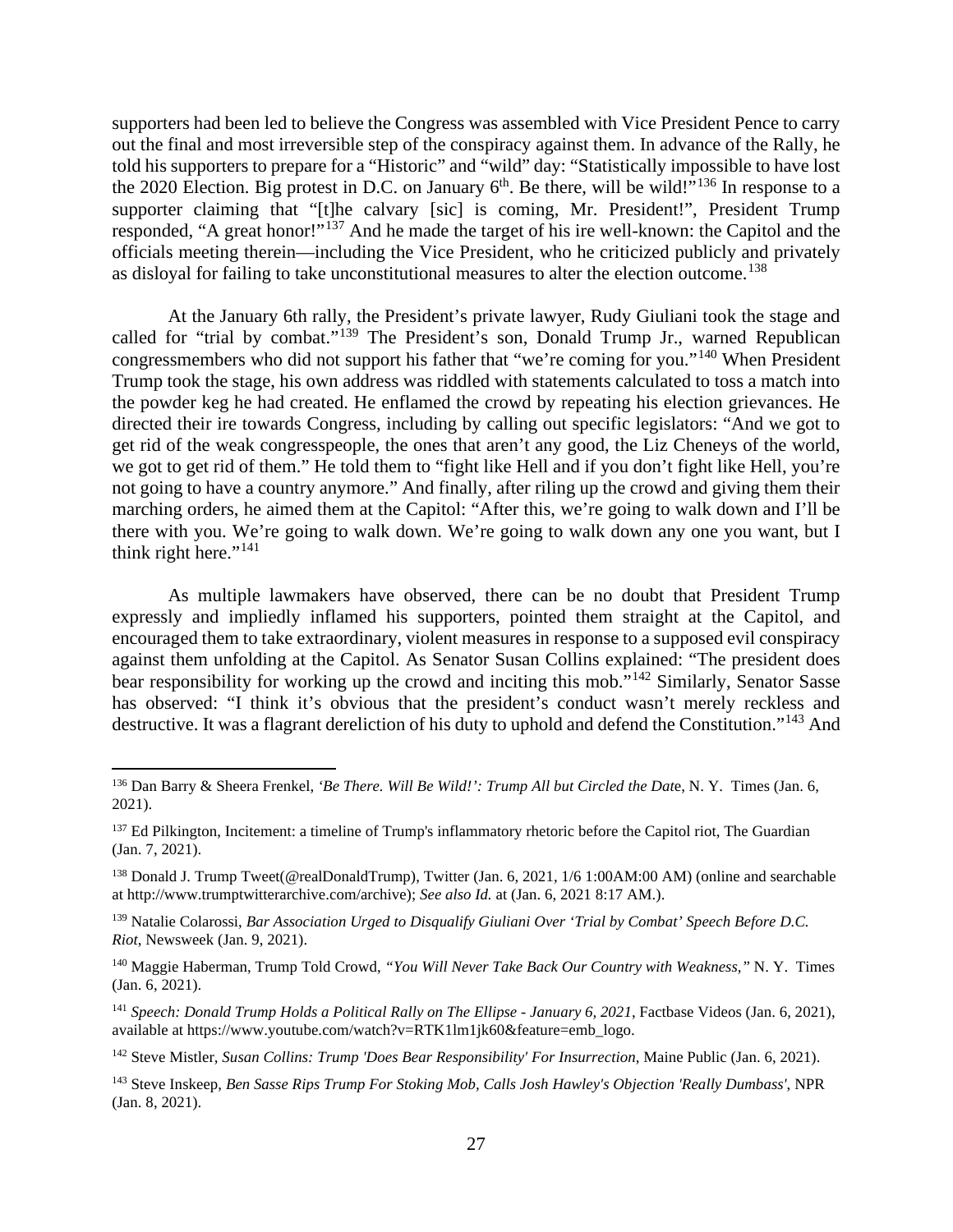supporters had been led to believe the Congress was assembled with Vice President Pence to carry out the final and most irreversible step of the conspiracy against them. In advance of the Rally, he told his supporters to prepare for a "Historic" and "wild" day: "Statistically impossible to have lost the 2020 Election. Big protest in D.C. on January 6th. Be there, will be wild!"[136] In response to a supporter claiming that "[t]he calvary [sic] is coming, Mr. President!", President Trump responded, "A great honor!"[137] And he made the target of his ire well-known: the Capitol and the officials meeting therein—including the Vice President, who he criticized publicly and privately as disloyal for failing to take unconstitutional measures to alter the election outcome.[138]

At the January 6th rally, the President's private lawyer, Rudy Giuliani took the stage and called for "trial by combat."[139] The President's son, Donald Trump Jr., warned Republican congressmembers who did not support his father that "we're coming for you."[140] When President Trump took the stage, his own address was riddled with statements calculated to toss a match into the powder keg he had created. He enflamed the crowd by repeating his election grievances. He directed their ire towards Congress, including by calling out specific legislators: "And we got to get rid of the weak congresspeople, the ones that aren't any good, the Liz Cheneys of the world, we got to get rid of them." He told them to "fight like Hell and if you don't fight like Hell, you're not going to have a country anymore." And finally, after riling up the crowd and giving them their marching orders, he aimed them at the Capitol: "After this, we're going to walk down and I'll be there with you. We're going to walk down. We're going to walk down any one you want, but I think right here."[141]

As multiple lawmakers have observed, there can be no doubt that President Trump expressly and impliedly inflamed his supporters, pointed them straight at the Capitol, and encouraged them to take extraordinary, violent measures in response to a supposed evil conspiracy against them unfolding at the Capitol. As Senator Susan Collins explained: "The president does bear responsibility for working up the crowd and inciting this mob."[142] Similarly, Senator Sasse has observed: "I think it's obvious that the president's conduct wasn't merely reckless and destructive. It was a flagrant dereliction of his duty to uphold and defend the Constitution."[143] And

---

[136] Dan Barry & Sheera Frenkel, *'Be There. Will Be Wild!': Trump All but Circled the Dat*e, N. Y. Times (Jan. 6, 2021).

[137] Ed Pilkington, Incitement: a timeline of Trump's inflammatory rhetoric before the Capitol riot, The Guardian (Jan. 7, 2021).

[138] Donald J. Trump Tweet(@realDonaldTrump), Twitter (Jan. 6, 2021, 1/6 1:00AM:00 AM) (online and searchable at http://www.trumptwitterarchive.com/archive); *See also Id.* at (Jan. 6, 2021 8:17 AM.).

[139] Natalie Colarossi, *Bar Association Urged to Disqualify Giuliani Over 'Trial by Combat' Speech Before D.C. Riot*, Newsweek (Jan. 9, 2021).

[140] Maggie Haberman, Trump Told Crowd, *"You Will Never Take Back Our Country with Weakness,"* N. Y. Times (Jan. 6, 2021).

[141] *Speech: Donald Trump Holds a Political Rally on The Ellipse - January 6, 2021*, Factbase Videos (Jan. 6, 2021), available at https://www.youtube.com/watch?v=RTK1lm1jk60&feature=emb_logo.

[142] Steve Mistler, *Susan Collins: Trump 'Does Bear Responsibility' For Insurrection*, Maine Public (Jan. 6, 2021).

[143] Steve Inskeep, *Ben Sasse Rips Trump For Stoking Mob, Calls Josh Hawley's Objection 'Really Dumbass'*, NPR (Jan. 8, 2021).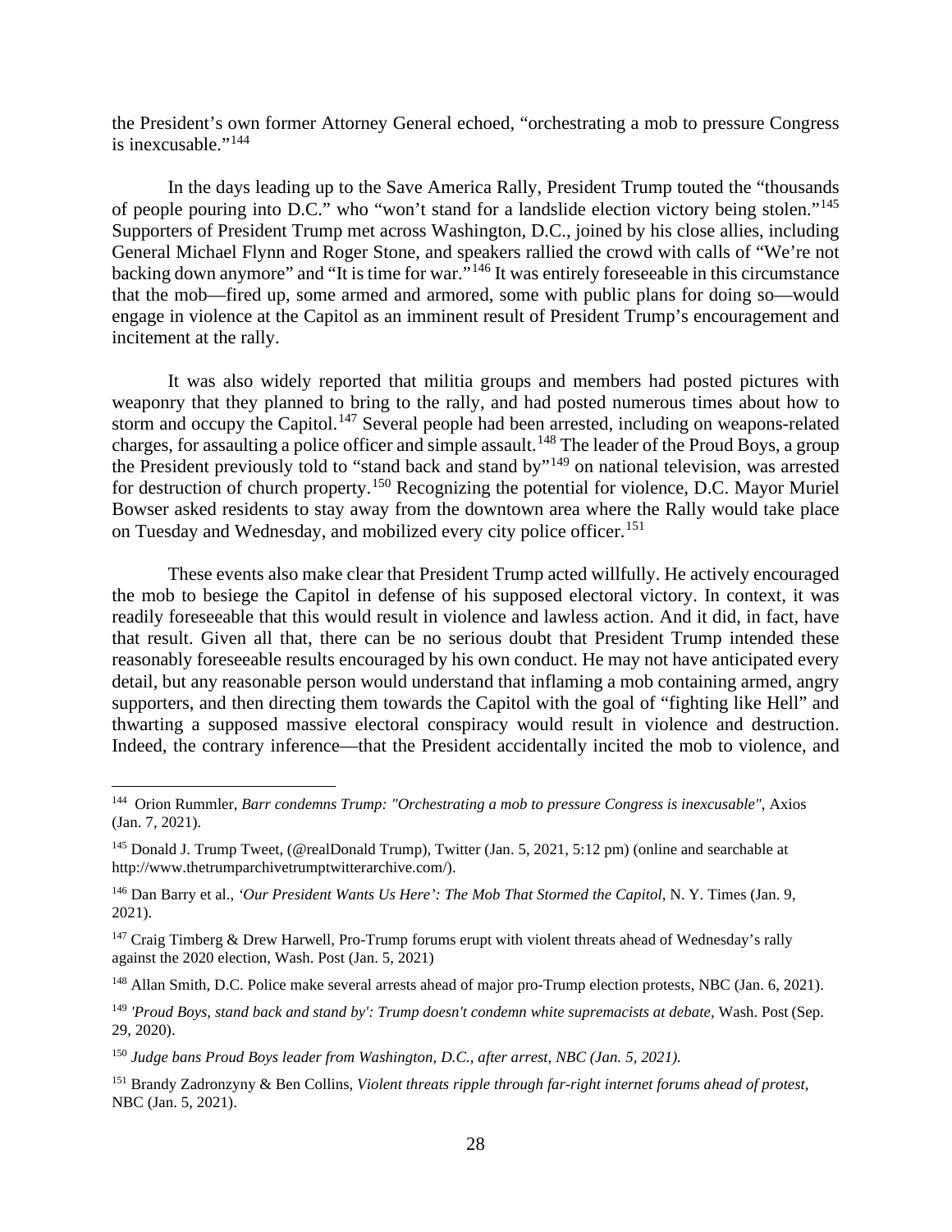the President's own former Attorney General echoed, "orchestrating a mob to pressure Congress is inexcusable."[144]

In the days leading up to the Save America Rally, President Trump touted the "thousands of people pouring into D.C." who "won't stand for a landslide election victory being stolen."[145] Supporters of President Trump met across Washington, D.C., joined by his close allies, including General Michael Flynn and Roger Stone, and speakers rallied the crowd with calls of "We're not backing down anymore" and "It is time for war."[146] It was entirely foreseeable in this circumstance that the mob—fired up, some armed and armored, some with public plans for doing so—would engage in violence at the Capitol as an imminent result of President Trump's encouragement and incitement at the rally.

It was also widely reported that militia groups and members had posted pictures with weaponry that they planned to bring to the rally, and had posted numerous times about how to storm and occupy the Capitol.[147] Several people had been arrested, including on weapons-related charges, for assaulting a police officer and simple assault.[148] The leader of the Proud Boys, a group the President previously told to "stand back and stand by"[149] on national television, was arrested for destruction of church property.[150] Recognizing the potential for violence, D.C. Mayor Muriel Bowser asked residents to stay away from the downtown area where the Rally would take place on Tuesday and Wednesday, and mobilized every city police officer.[151]

These events also make clear that President Trump acted willfully. He actively encouraged the mob to besiege the Capitol in defense of his supposed electoral victory. In context, it was readily foreseeable that this would result in violence and lawless action. And it did, in fact, have that result. Given all that, there can be no serious doubt that President Trump intended these reasonably foreseeable results encouraged by his own conduct. He may not have anticipated every detail, but any reasonable person would understand that inflaming a mob containing armed, angry supporters, and then directing them towards the Capitol with the goal of "fighting like Hell" and thwarting a supposed massive electoral conspiracy would result in violence and destruction. Indeed, the contrary inference—that the President accidentally incited the mob to violence, and

---

[144] Orion Rummler, *Barr condemns Trump: "Orchestrating a mob to pressure Congress is inexcusable"*, Axios (Jan. 7, 2021).

[145] Donald J. Trump Tweet, (@realDonald Trump), Twitter (Jan. 5, 2021, 5:12 pm) (online and searchable at http://www.thetrumparchivetrumptwitterarchive.com/).

[146] Dan Barry et al., *'Our President Wants Us Here': The Mob That Stormed the Capitol*, N. Y. Times (Jan. 9, 2021).

[147] Craig Timberg & Drew Harwell, Pro-Trump forums erupt with violent threats ahead of Wednesday's rally against the 2020 election, Wash. Post (Jan. 5, 2021)

[148] Allan Smith, D.C. Police make several arrests ahead of major pro-Trump election protests, NBC (Jan. 6, 2021).

[149] *'Proud Boys, stand back and stand by': Trump doesn't condemn white supremacists at debate,* Wash. Post (Sep. 29, 2020).

[150] *Judge bans Proud Boys leader from Washington, D.C., after arrest, NBC (Jan. 5, 2021).*

[151] Brandy Zadronzyny & Ben Collins, *Violent threats ripple through far-right internet forums ahead of protest*, NBC (Jan. 5, 2021).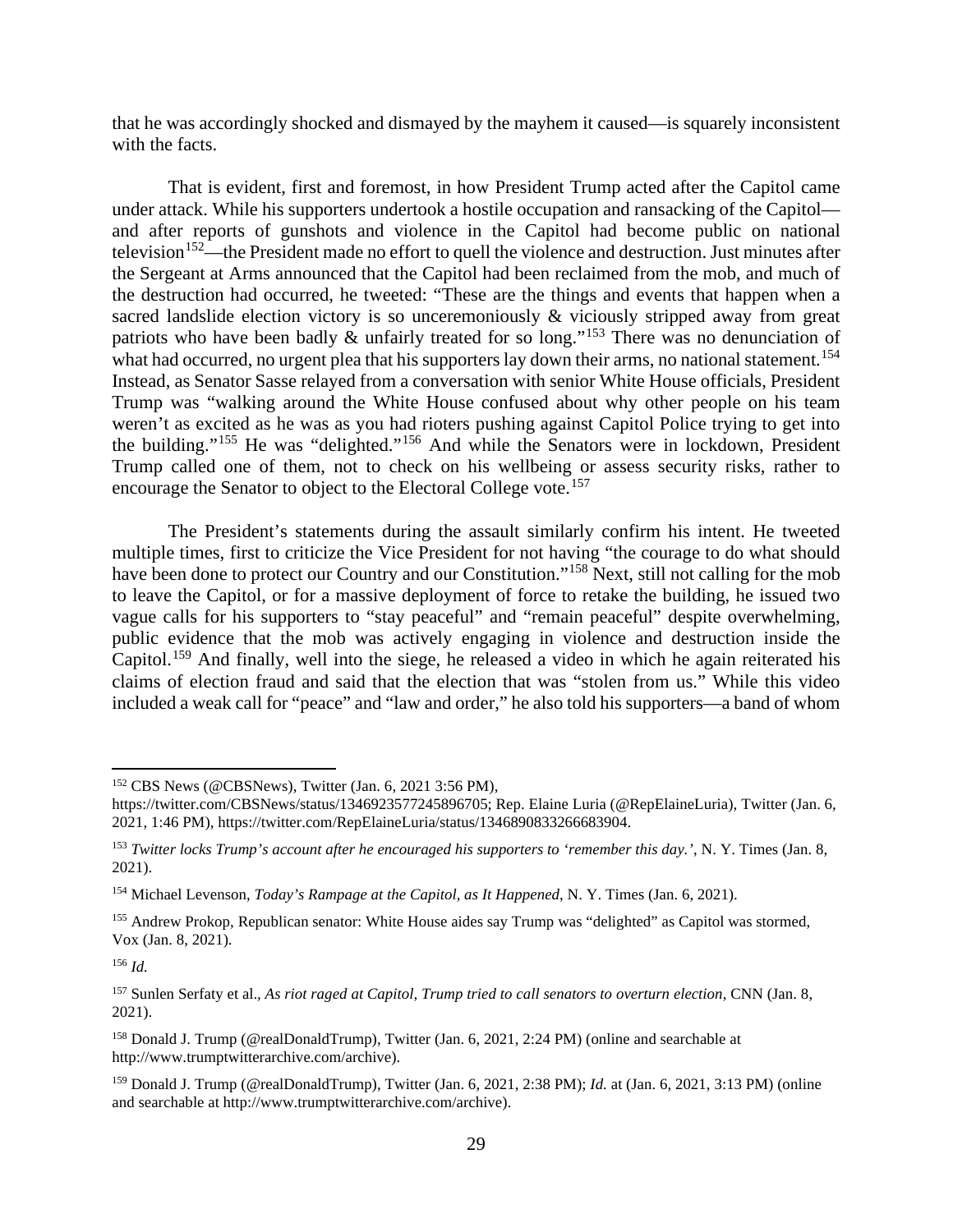that he was accordingly shocked and dismayed by the mayhem it caused—is squarely inconsistent with the facts.

That is evident, first and foremost, in how President Trump acted after the Capitol came under attack. While his supporters undertook a hostile occupation and ransacking of the Capitol—and after reports of gunshots and violence in the Capitol had become public on national television[152]—the President made no effort to quell the violence and destruction. Just minutes after the Sergeant at Arms announced that the Capitol had been reclaimed from the mob, and much of the destruction had occurred, he tweeted: "These are the things and events that happen when a sacred landslide election victory is so unceremoniously & viciously stripped away from great patriots who have been badly & unfairly treated for so long."[153] There was no denunciation of what had occurred, no urgent plea that his supporters lay down their arms, no national statement.[154] Instead, as Senator Sasse relayed from a conversation with senior White House officials, President Trump was "walking around the White House confused about why other people on his team weren't as excited as he was as you had rioters pushing against Capitol Police trying to get into the building."[155] He was "delighted."[156] And while the Senators were in lockdown, President Trump called one of them, not to check on his wellbeing or assess security risks, rather to encourage the Senator to object to the Electoral College vote.[157]

The President's statements during the assault similarly confirm his intent. He tweeted multiple times, first to criticize the Vice President for not having "the courage to do what should have been done to protect our Country and our Constitution."[158] Next, still not calling for the mob to leave the Capitol, or for a massive deployment of force to retake the building, he issued two vague calls for his supporters to "stay peaceful" and "remain peaceful" despite overwhelming, public evidence that the mob was actively engaging in violence and destruction inside the Capitol.[159] And finally, well into the siege, he released a video in which he again reiterated his claims of election fraud and said that the election that was "stolen from us." While this video included a weak call for "peace" and "law and order," he also told his supporters—a band of whom

---

[152] CBS News (@CBSNews), Twitter (Jan. 6, 2021 3:56 PM), https://twitter.com/CBSNews/status/1346923577245896705; Rep. Elaine Luria (@RepElaineLuria), Twitter (Jan. 6, 2021, 1:46 PM), https://twitter.com/RepElaineLuria/status/1346890833266683904.

[153] *Twitter locks Trump's account after he encouraged his supporters to 'remember this day.'*, N. Y. Times (Jan. 8, 2021).

[154] Michael Levenson, *Today's Rampage at the Capitol, as It Happened*, N. Y. Times (Jan. 6, 2021).

[155] Andrew Prokop, Republican senator: White House aides say Trump was "delighted" as Capitol was stormed, Vox (Jan. 8, 2021).

[156] *Id.*

[157] Sunlen Serfaty et al., *As riot raged at Capitol, Trump tried to call senators to overturn election*, CNN (Jan. 8, 2021).

[158] Donald J. Trump (@realDonaldTrump), Twitter (Jan. 6, 2021, 2:24 PM) (online and searchable at http://www.trumptwitterarchive.com/archive).

[159] Donald J. Trump (@realDonaldTrump), Twitter (Jan. 6, 2021, 2:38 PM); *Id.* at (Jan. 6, 2021, 3:13 PM) (online and searchable at http://www.trumptwitterarchive.com/archive).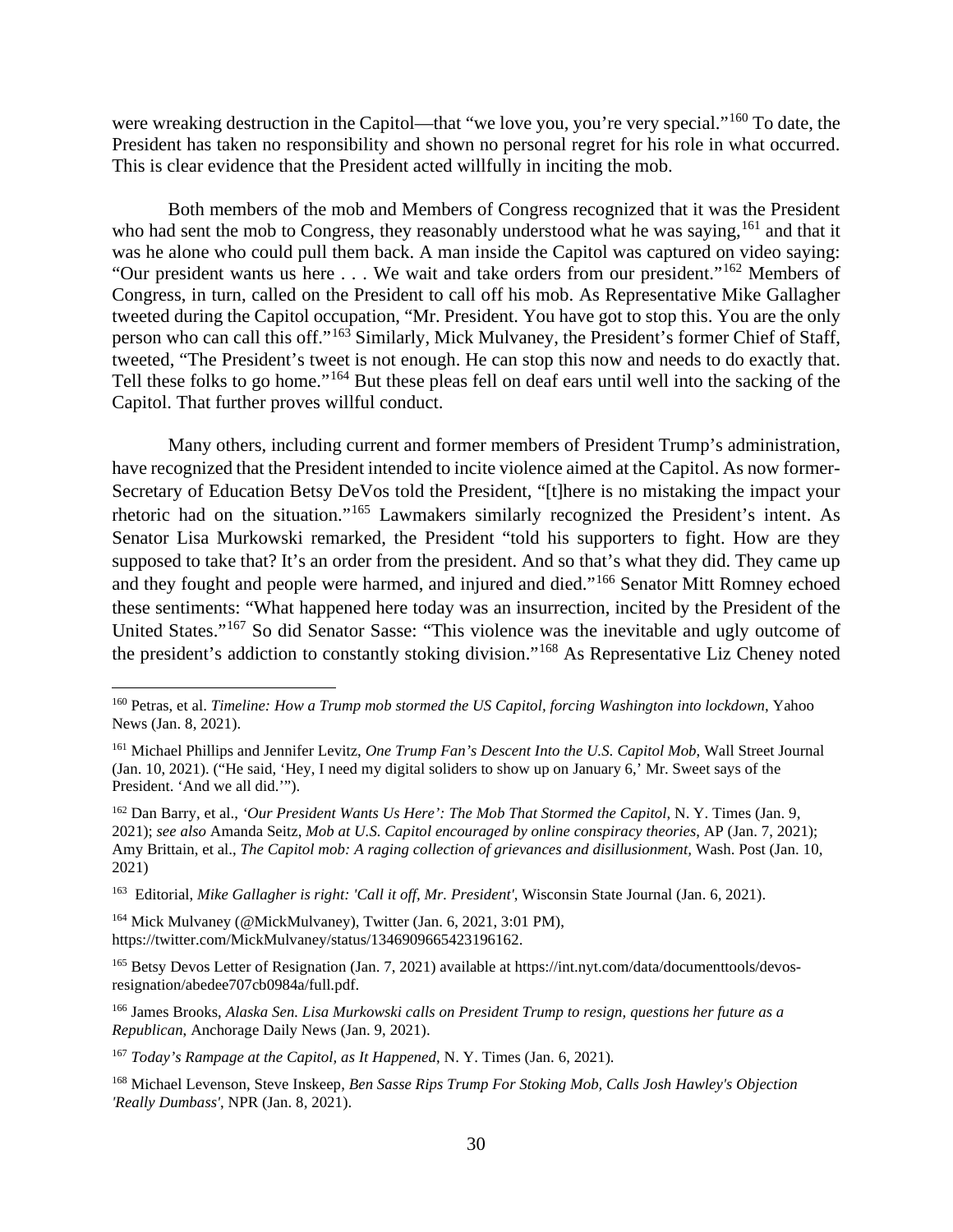were wreaking destruction in the Capitol—that "we love you, you're very special."[160] To date, the President has taken no responsibility and shown no personal regret for his role in what occurred. This is clear evidence that the President acted willfully in inciting the mob.

Both members of the mob and Members of Congress recognized that it was the President who had sent the mob to Congress, they reasonably understood what he was saying,[161] and that it was he alone who could pull them back. A man inside the Capitol was captured on video saying: "Our president wants us here . . . We wait and take orders from our president."[162] Members of Congress, in turn, called on the President to call off his mob. As Representative Mike Gallagher tweeted during the Capitol occupation, "Mr. President. You have got to stop this. You are the only person who can call this off."[163] Similarly, Mick Mulvaney, the President's former Chief of Staff, tweeted, "The President's tweet is not enough. He can stop this now and needs to do exactly that. Tell these folks to go home."[164] But these pleas fell on deaf ears until well into the sacking of the Capitol. That further proves willful conduct.

Many others, including current and former members of President Trump's administration, have recognized that the President intended to incite violence aimed at the Capitol. As now former-Secretary of Education Betsy DeVos told the President, "[t]here is no mistaking the impact your rhetoric had on the situation."[165] Lawmakers similarly recognized the President's intent. As Senator Lisa Murkowski remarked, the President "told his supporters to fight. How are they supposed to take that? It's an order from the president. And so that's what they did. They came up and they fought and people were harmed, and injured and died."[166] Senator Mitt Romney echoed these sentiments: "What happened here today was an insurrection, incited by the President of the United States."[167] So did Senator Sasse: "This violence was the inevitable and ugly outcome of the president's addiction to constantly stoking division."[168] As Representative Liz Cheney noted

---

[160] Petras, et al. *Timeline: How a Trump mob stormed the US Capitol, forcing Washington into lockdown*, Yahoo News (Jan. 8, 2021).

[161] Michael Phillips and Jennifer Levitz, *One Trump Fan's Descent Into the U.S. Capitol Mob*, Wall Street Journal (Jan. 10, 2021). ("He said, 'Hey, I need my digital soliders to show up on January 6,' Mr. Sweet says of the President. 'And we all did.'").

[162] Dan Barry, et al., *'Our President Wants Us Here': The Mob That Stormed the Capitol*, N. Y. Times (Jan. 9, 2021); *see also* Amanda Seitz, *Mob at U.S. Capitol encouraged by online conspiracy theories*, AP (Jan. 7, 2021); Amy Brittain, et al., *The Capitol mob: A raging collection of grievances and disillusionment*, Wash. Post (Jan. 10, 2021)

[163] Editorial, *Mike Gallagher is right: 'Call it off, Mr. President'*, Wisconsin State Journal (Jan. 6, 2021).

[164] Mick Mulvaney (@MickMulvaney), Twitter (Jan. 6, 2021, 3:01 PM), https://twitter.com/MickMulvaney/status/1346909665423196162.

[165] Betsy Devos Letter of Resignation (Jan. 7, 2021) available at https://int.nyt.com/data/documenttools/devos-resignation/abedee707cb0984a/full.pdf.

[166] James Brooks, *Alaska Sen. Lisa Murkowski calls on President Trump to resign, questions her future as a Republican*, Anchorage Daily News (Jan. 9, 2021).

[167] *Today's Rampage at the Capitol, as It Happened*, N. Y. Times (Jan. 6, 2021).

[168] Michael Levenson, Steve Inskeep, *Ben Sasse Rips Trump For Stoking Mob, Calls Josh Hawley's Objection 'Really Dumbass'*, NPR (Jan. 8, 2021).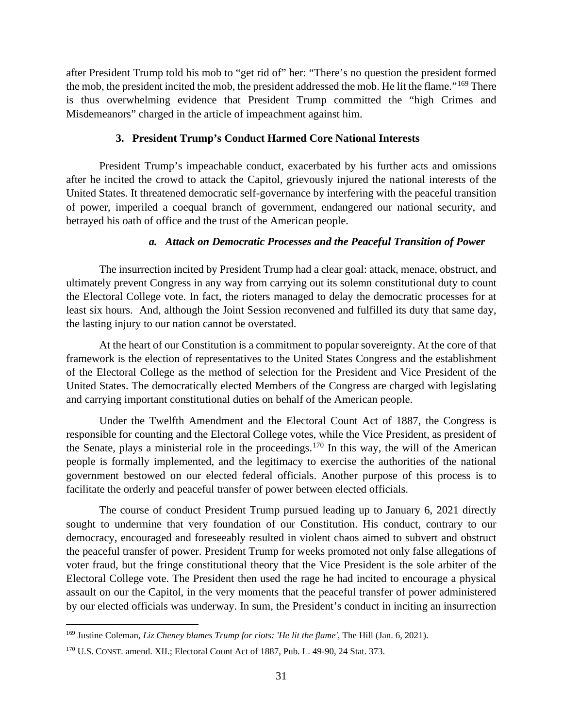after President Trump told his mob to "get rid of" her: "There's no question the president formed the mob, the president incited the mob, the president addressed the mob. He lit the flame."[169] There is thus overwhelming evidence that President Trump committed the "high Crimes and Misdemeanors" charged in the article of impeachment against him.

### 3. President Trump's Conduct Harmed Core National Interests

President Trump's impeachable conduct, exacerbated by his further acts and omissions after he incited the crowd to attack the Capitol, grievously injured the national interests of the United States. It threatened democratic self-governance by interfering with the peaceful transition of power, imperiled a coequal branch of government, endangered our national security, and betrayed his oath of office and the trust of the American people.

#### *a. Attack on Democratic Processes and the Peaceful Transition of Power*

The insurrection incited by President Trump had a clear goal: attack, menace, obstruct, and ultimately prevent Congress in any way from carrying out its solemn constitutional duty to count the Electoral College vote. In fact, the rioters managed to delay the democratic processes for at least six hours. And, although the Joint Session reconvened and fulfilled its duty that same day, the lasting injury to our nation cannot be overstated.

At the heart of our Constitution is a commitment to popular sovereignty. At the core of that framework is the election of representatives to the United States Congress and the establishment of the Electoral College as the method of selection for the President and Vice President of the United States. The democratically elected Members of the Congress are charged with legislating and carrying important constitutional duties on behalf of the American people.

Under the Twelfth Amendment and the Electoral Count Act of 1887, the Congress is responsible for counting and the Electoral College votes, while the Vice President, as president of the Senate, plays a ministerial role in the proceedings.[170] In this way, the will of the American people is formally implemented, and the legitimacy to exercise the authorities of the national government bestowed on our elected federal officials. Another purpose of this process is to facilitate the orderly and peaceful transfer of power between elected officials.

The course of conduct President Trump pursued leading up to January 6, 2021 directly sought to undermine that very foundation of our Constitution. His conduct, contrary to our democracy, encouraged and foreseeably resulted in violent chaos aimed to subvert and obstruct the peaceful transfer of power. President Trump for weeks promoted not only false allegations of voter fraud, but the fringe constitutional theory that the Vice President is the sole arbiter of the Electoral College vote. The President then used the rage he had incited to encourage a physical assault on our the Capitol, in the very moments that the peaceful transfer of power administered by our elected officials was underway. In sum, the President's conduct in inciting an insurrection

---

[169] Justine Coleman, *Liz Cheney blames Trump for riots: 'He lit the flame'*, The Hill (Jan. 6, 2021).

[170] U.S. CONST. amend. XII.; Electoral Count Act of 1887, Pub. L. 49-90, 24 Stat. 373.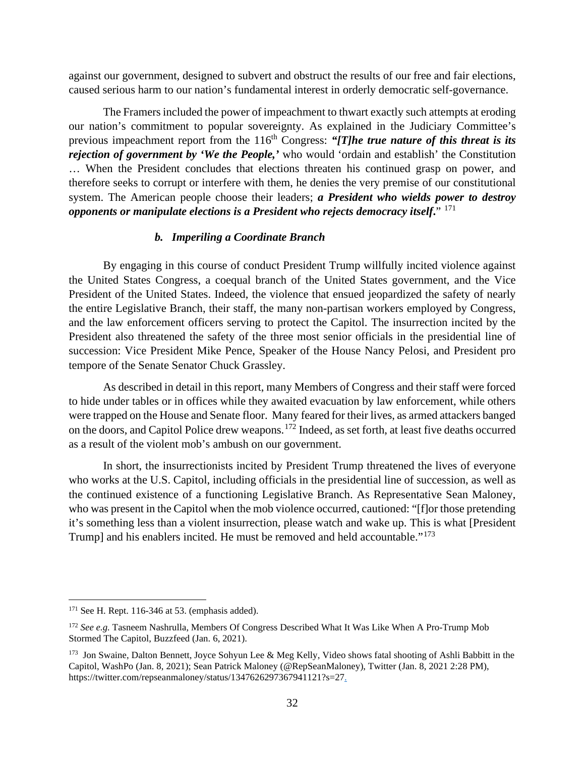against our government, designed to subvert and obstruct the results of our free and fair elections, caused serious harm to our nation's fundamental interest in orderly democratic self-governance.

The Framers included the power of impeachment to thwart exactly such attempts at eroding our nation's commitment to popular sovereignty. As explained in the Judiciary Committee's previous impeachment report from the 116th Congress: ***"[T]he true nature of this threat is its rejection of government by 'We the People,'*** who would 'ordain and establish' the Constitution … When the President concludes that elections threaten his continued grasp on power, and therefore seeks to corrupt or interfere with them, he denies the very premise of our constitutional system. The American people choose their leaders; ***a President who wields power to destroy opponents or manipulate elections is a President who rejects democracy itself.***"[171]

### *b. Imperiling a Coordinate Branch*

By engaging in this course of conduct President Trump willfully incited violence against the United States Congress, a coequal branch of the United States government, and the Vice President of the United States. Indeed, the violence that ensued jeopardized the safety of nearly the entire Legislative Branch, their staff, the many non-partisan workers employed by Congress, and the law enforcement officers serving to protect the Capitol. The insurrection incited by the President also threatened the safety of the three most senior officials in the presidential line of succession: Vice President Mike Pence, Speaker of the House Nancy Pelosi, and President pro tempore of the Senate Senator Chuck Grassley.

As described in detail in this report, many Members of Congress and their staff were forced to hide under tables or in offices while they awaited evacuation by law enforcement, while others were trapped on the House and Senate floor. Many feared for their lives, as armed attackers banged on the doors, and Capitol Police drew weapons.[172] Indeed, as set forth, at least five deaths occurred as a result of the violent mob's ambush on our government.

In short, the insurrectionists incited by President Trump threatened the lives of everyone who works at the U.S. Capitol, including officials in the presidential line of succession, as well as the continued existence of a functioning Legislative Branch. As Representative Sean Maloney, who was present in the Capitol when the mob violence occurred, cautioned: "[f]or those pretending it's something less than a violent insurrection, please watch and wake up. This is what [President Trump] and his enablers incited. He must be removed and held accountable."[173]

---

[171] See H. Rept. 116-346 at 53. (emphasis added).

[172] *See e.g.* Tasneem Nashrulla, Members Of Congress Described What It Was Like When A Pro-Trump Mob Stormed The Capitol, Buzzfeed (Jan. 6, 2021).

[173] Jon Swaine, Dalton Bennett, Joyce Sohyun Lee & Meg Kelly, Video shows fatal shooting of Ashli Babbitt in the Capitol, WashPo (Jan. 8, 2021); Sean Patrick Maloney (@RepSeanMaloney), Twitter (Jan. 8, 2021 2:28 PM), https://twitter.com/repseanmaloney/status/1347626297367941121?s=27.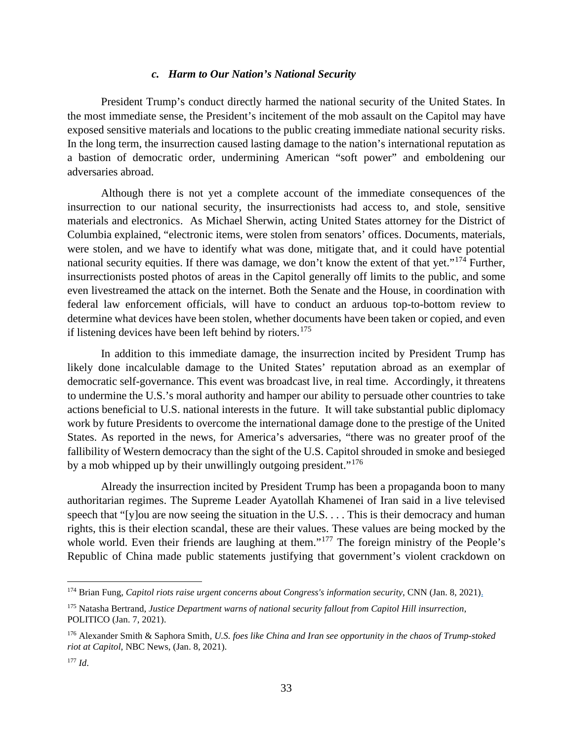#### *c. Harm to Our Nation's National Security*

President Trump's conduct directly harmed the national security of the United States. In the most immediate sense, the President's incitement of the mob assault on the Capitol may have exposed sensitive materials and locations to the public creating immediate national security risks. In the long term, the insurrection caused lasting damage to the nation's international reputation as a bastion of democratic order, undermining American "soft power" and emboldening our adversaries abroad.

Although there is not yet a complete account of the immediate consequences of the insurrection to our national security, the insurrectionists had access to, and stole, sensitive materials and electronics. As Michael Sherwin, acting United States attorney for the District of Columbia explained, "electronic items, were stolen from senators' offices. Documents, materials, were stolen, and we have to identify what was done, mitigate that, and it could have potential national security equities. If there was damage, we don't know the extent of that yet."[174] Further, insurrectionists posted photos of areas in the Capitol generally off limits to the public, and some even livestreamed the attack on the internet. Both the Senate and the House, in coordination with federal law enforcement officials, will have to conduct an arduous top-to-bottom review to determine what devices have been stolen, whether documents have been taken or copied, and even if listening devices have been left behind by rioters.[175]

In addition to this immediate damage, the insurrection incited by President Trump has likely done incalculable damage to the United States' reputation abroad as an exemplar of democratic self-governance. This event was broadcast live, in real time. Accordingly, it threatens to undermine the U.S.'s moral authority and hamper our ability to persuade other countries to take actions beneficial to U.S. national interests in the future. It will take substantial public diplomacy work by future Presidents to overcome the international damage done to the prestige of the United States. As reported in the news, for America's adversaries, "there was no greater proof of the fallibility of Western democracy than the sight of the U.S. Capitol shrouded in smoke and besieged by a mob whipped up by their unwillingly outgoing president."[176]

Already the insurrection incited by President Trump has been a propaganda boon to many authoritarian regimes. The Supreme Leader Ayatollah Khamenei of Iran said in a live televised speech that "[y]ou are now seeing the situation in the U.S. . . . This is their democracy and human rights, this is their election scandal, these are their values. These values are being mocked by the whole world. Even their friends are laughing at them."[177] The foreign ministry of the People's Republic of China made public statements justifying that government's violent crackdown on

---

[174] Brian Fung, *Capitol riots raise urgent concerns about Congress's information security*, CNN (Jan. 8, 2021).

[175] Natasha Bertrand, *Justice Department warns of national security fallout from Capitol Hill insurrection*, POLITICO (Jan. 7, 2021).

[176] Alexander Smith & Saphora Smith, *U.S. foes like China and Iran see opportunity in the chaos of Trump-stoked riot at Capitol*, NBC News, (Jan. 8, 2021).

[177] *Id*.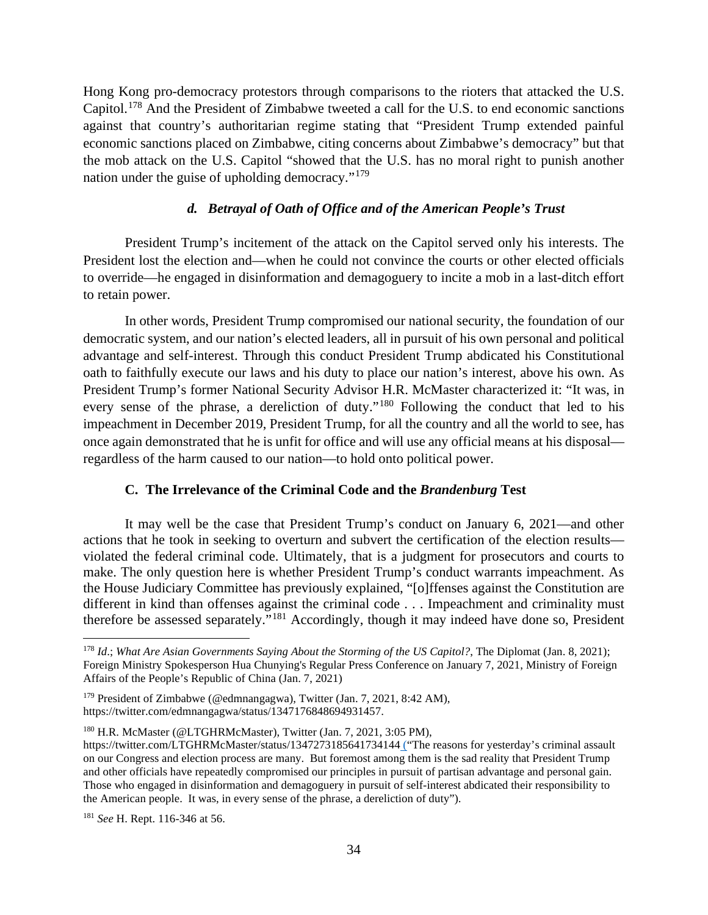Hong Kong pro-democracy protestors through comparisons to the rioters that attacked the U.S. Capitol.[178] And the President of Zimbabwe tweeted a call for the U.S. to end economic sanctions against that country's authoritarian regime stating that "President Trump extended painful economic sanctions placed on Zimbabwe, citing concerns about Zimbabwe's democracy" but that the mob attack on the U.S. Capitol "showed that the U.S. has no moral right to punish another nation under the guise of upholding democracy."[179]

#### *d. Betrayal of Oath of Office and of the American People's Trust*

President Trump's incitement of the attack on the Capitol served only his interests. The President lost the election and—when he could not convince the courts or other elected officials to override—he engaged in disinformation and demagoguery to incite a mob in a last-ditch effort to retain power.

In other words, President Trump compromised our national security, the foundation of our democratic system, and our nation's elected leaders, all in pursuit of his own personal and political advantage and self-interest. Through this conduct President Trump abdicated his Constitutional oath to faithfully execute our laws and his duty to place our nation's interest, above his own. As President Trump's former National Security Advisor H.R. McMaster characterized it: "It was, in every sense of the phrase, a dereliction of duty."[180] Following the conduct that led to his impeachment in December 2019, President Trump, for all the country and all the world to see, has once again demonstrated that he is unfit for office and will use any official means at his disposal—regardless of the harm caused to our nation—to hold onto political power.

### C. The Irrelevance of the Criminal Code and the *Brandenburg* Test

It may well be the case that President Trump's conduct on January 6, 2021—and other actions that he took in seeking to overturn and subvert the certification of the election results—violated the federal criminal code. Ultimately, that is a judgment for prosecutors and courts to make. The only question here is whether President Trump's conduct warrants impeachment. As the House Judiciary Committee has previously explained, "[o]ffenses against the Constitution are different in kind than offenses against the criminal code . . . Impeachment and criminality must therefore be assessed separately."[181] Accordingly, though it may indeed have done so, President

---

[178] *Id*.; *What Are Asian Governments Saying About the Storming of the US Capitol?*, The Diplomat (Jan. 8, 2021); Foreign Ministry Spokesperson Hua Chunying's Regular Press Conference on January 7, 2021, Ministry of Foreign Affairs of the People's Republic of China (Jan. 7, 2021)

[179] President of Zimbabwe (@edmnangagwa), Twitter (Jan. 7, 2021, 8:42 AM), https://twitter.com/edmnangagwa/status/1347176848694931457.

[180] H.R. McMaster (@LTGHRMcMaster), Twitter (Jan. 7, 2021, 3:05 PM), https://twitter.com/LTGHRMcMaster/status/1347273185641734144 ("The reasons for yesterday's criminal assault on our Congress and election process are many. But foremost among them is the sad reality that President Trump and other officials have repeatedly compromised our principles in pursuit of partisan advantage and personal gain. Those who engaged in disinformation and demagoguery in pursuit of self-interest abdicated their responsibility to the American people. It was, in every sense of the phrase, a dereliction of duty").

[181] *See* H. Rept. 116-346 at 56.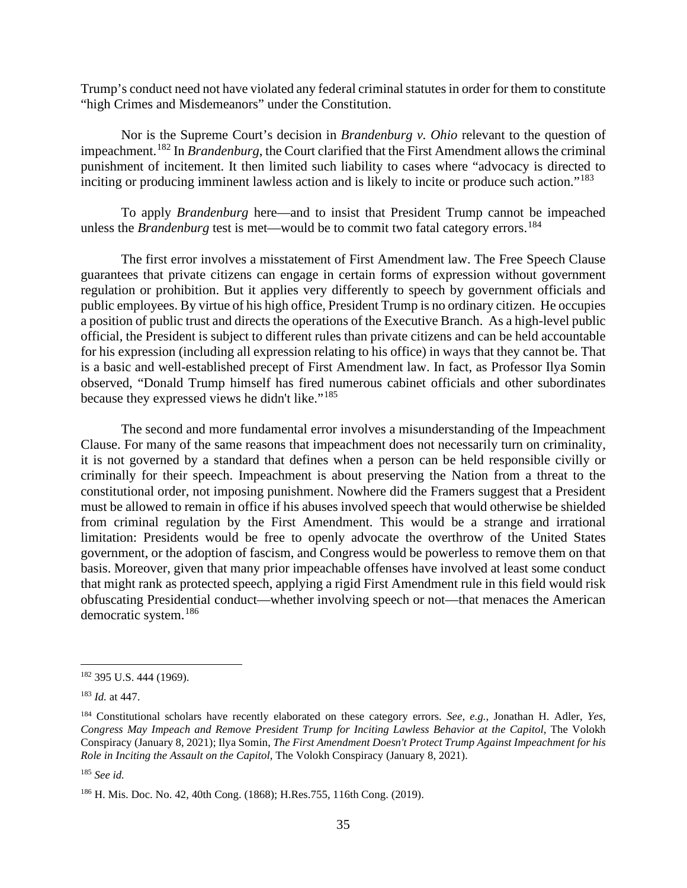Trump's conduct need not have violated any federal criminal statutes in order for them to constitute "high Crimes and Misdemeanors" under the Constitution.

Nor is the Supreme Court's decision in *Brandenburg v. Ohio* relevant to the question of impeachment.[182] In *Brandenburg*, the Court clarified that the First Amendment allows the criminal punishment of incitement. It then limited such liability to cases where "advocacy is directed to inciting or producing imminent lawless action and is likely to incite or produce such action."[183]

To apply *Brandenburg* here—and to insist that President Trump cannot be impeached unless the *Brandenburg* test is met—would be to commit two fatal category errors.[184]

The first error involves a misstatement of First Amendment law. The Free Speech Clause guarantees that private citizens can engage in certain forms of expression without government regulation or prohibition. But it applies very differently to speech by government officials and public employees. By virtue of his high office, President Trump is no ordinary citizen. He occupies a position of public trust and directs the operations of the Executive Branch. As a high-level public official, the President is subject to different rules than private citizens and can be held accountable for his expression (including all expression relating to his office) in ways that they cannot be. That is a basic and well-established precept of First Amendment law. In fact, as Professor Ilya Somin observed, "Donald Trump himself has fired numerous cabinet officials and other subordinates because they expressed views he didn't like."[185]

The second and more fundamental error involves a misunderstanding of the Impeachment Clause. For many of the same reasons that impeachment does not necessarily turn on criminality, it is not governed by a standard that defines when a person can be held responsible civilly or criminally for their speech. Impeachment is about preserving the Nation from a threat to the constitutional order, not imposing punishment. Nowhere did the Framers suggest that a President must be allowed to remain in office if his abuses involved speech that would otherwise be shielded from criminal regulation by the First Amendment. This would be a strange and irrational limitation: Presidents would be free to openly advocate the overthrow of the United States government, or the adoption of fascism, and Congress would be powerless to remove them on that basis. Moreover, given that many prior impeachable offenses have involved at least some conduct that might rank as protected speech, applying a rigid First Amendment rule in this field would risk obfuscating Presidential conduct—whether involving speech or not—that menaces the American democratic system.[186]

---

[182] 395 U.S. 444 (1969).

[183] *Id.* at 447.

[184] Constitutional scholars have recently elaborated on these category errors. *See, e.g.*, Jonathan H. Adler, *Yes, Congress May Impeach and Remove President Trump for Inciting Lawless Behavior at the Capitol*, The Volokh Conspiracy (January 8, 2021); Ilya Somin, *The First Amendment Doesn't Protect Trump Against Impeachment for his Role in Inciting the Assault on the Capitol*, The Volokh Conspiracy (January 8, 2021).

[185] *See id.*

[186] H. Mis. Doc. No. 42, 40th Cong. (1868); H.Res.755, 116th Cong. (2019).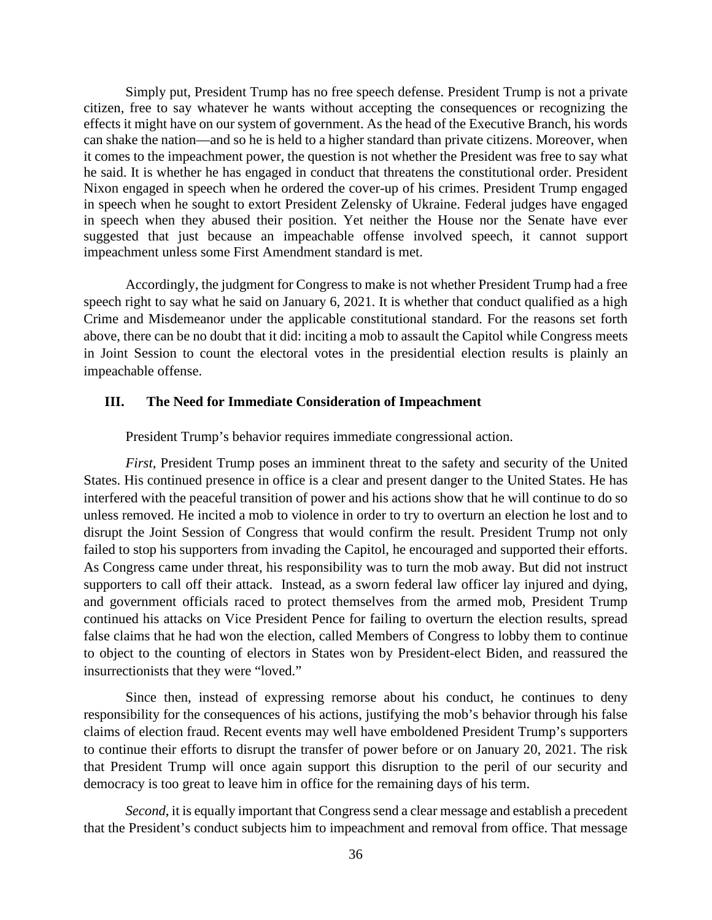Simply put, President Trump has no free speech defense. President Trump is not a private citizen, free to say whatever he wants without accepting the consequences or recognizing the effects it might have on our system of government. As the head of the Executive Branch, his words can shake the nation—and so he is held to a higher standard than private citizens. Moreover, when it comes to the impeachment power, the question is not whether the President was free to say what he said. It is whether he has engaged in conduct that threatens the constitutional order. President Nixon engaged in speech when he ordered the cover-up of his crimes. President Trump engaged in speech when he sought to extort President Zelensky of Ukraine. Federal judges have engaged in speech when they abused their position. Yet neither the House nor the Senate have ever suggested that just because an impeachable offense involved speech, it cannot support impeachment unless some First Amendment standard is met.

Accordingly, the judgment for Congress to make is not whether President Trump had a free speech right to say what he said on January 6, 2021. It is whether that conduct qualified as a high Crime and Misdemeanor under the applicable constitutional standard. For the reasons set forth above, there can be no doubt that it did: inciting a mob to assault the Capitol while Congress meets in Joint Session to count the electoral votes in the presidential election results is plainly an impeachable offense.

## III. The Need for Immediate Consideration of Impeachment

President Trump's behavior requires immediate congressional action.

*First*, President Trump poses an imminent threat to the safety and security of the United States. His continued presence in office is a clear and present danger to the United States. He has interfered with the peaceful transition of power and his actions show that he will continue to do so unless removed. He incited a mob to violence in order to try to overturn an election he lost and to disrupt the Joint Session of Congress that would confirm the result. President Trump not only failed to stop his supporters from invading the Capitol, he encouraged and supported their efforts. As Congress came under threat, his responsibility was to turn the mob away. But did not instruct supporters to call off their attack. Instead, as a sworn federal law officer lay injured and dying, and government officials raced to protect themselves from the armed mob, President Trump continued his attacks on Vice President Pence for failing to overturn the election results, spread false claims that he had won the election, called Members of Congress to lobby them to continue to object to the counting of electors in States won by President-elect Biden, and reassured the insurrectionists that they were "loved."

Since then, instead of expressing remorse about his conduct, he continues to deny responsibility for the consequences of his actions, justifying the mob's behavior through his false claims of election fraud. Recent events may well have emboldened President Trump's supporters to continue their efforts to disrupt the transfer of power before or on January 20, 2021. The risk that President Trump will once again support this disruption to the peril of our security and democracy is too great to leave him in office for the remaining days of his term.

*Second*, it is equally important that Congress send a clear message and establish a precedent that the President's conduct subjects him to impeachment and removal from office. That message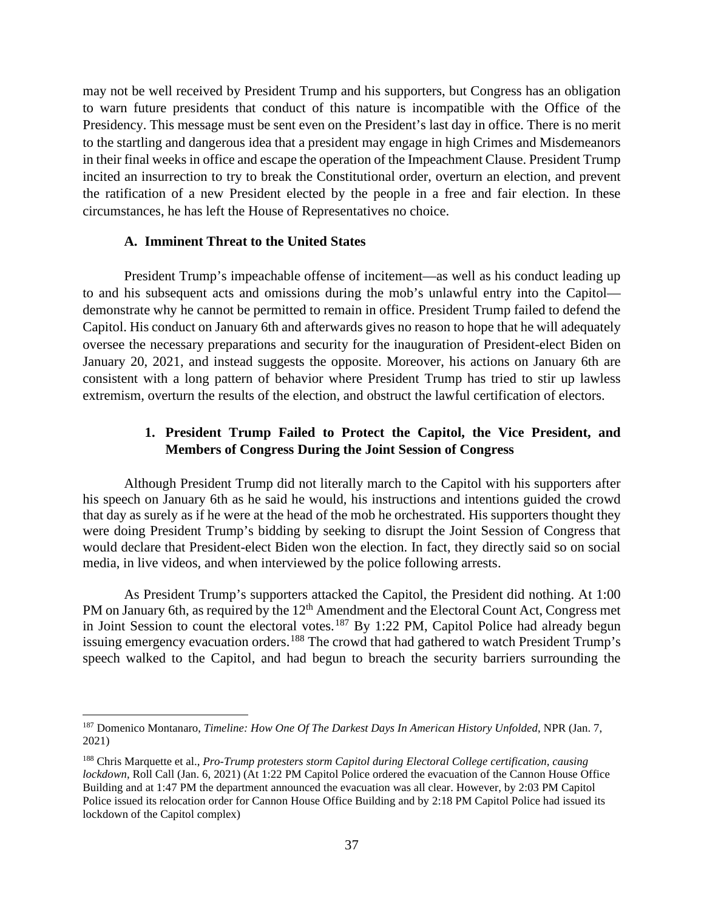may not be well received by President Trump and his supporters, but Congress has an obligation to warn future presidents that conduct of this nature is incompatible with the Office of the Presidency. This message must be sent even on the President's last day in office. There is no merit to the startling and dangerous idea that a president may engage in high Crimes and Misdemeanors in their final weeks in office and escape the operation of the Impeachment Clause. President Trump incited an insurrection to try to break the Constitutional order, overturn an election, and prevent the ratification of a new President elected by the people in a free and fair election. In these circumstances, he has left the House of Representatives no choice.

### A. Imminent Threat to the United States

President Trump's impeachable offense of incitement—as well as his conduct leading up to and his subsequent acts and omissions during the mob's unlawful entry into the Capitol—demonstrate why he cannot be permitted to remain in office. President Trump failed to defend the Capitol. His conduct on January 6th and afterwards gives no reason to hope that he will adequately oversee the necessary preparations and security for the inauguration of President-elect Biden on January 20, 2021, and instead suggests the opposite. Moreover, his actions on January 6th are consistent with a long pattern of behavior where President Trump has tried to stir up lawless extremism, overturn the results of the election, and obstruct the lawful certification of electors.

#### 1. President Trump Failed to Protect the Capitol, the Vice President, and Members of Congress During the Joint Session of Congress

Although President Trump did not literally march to the Capitol with his supporters after his speech on January 6th as he said he would, his instructions and intentions guided the crowd that day as surely as if he were at the head of the mob he orchestrated. His supporters thought they were doing President Trump's bidding by seeking to disrupt the Joint Session of Congress that would declare that President-elect Biden won the election. In fact, they directly said so on social media, in live videos, and when interviewed by the police following arrests.

As President Trump's supporters attacked the Capitol, the President did nothing. At 1:00 PM on January 6th, as required by the 12th Amendment and the Electoral Count Act, Congress met in Joint Session to count the electoral votes.[187] By 1:22 PM, Capitol Police had already begun issuing emergency evacuation orders.[188] The crowd that had gathered to watch President Trump's speech walked to the Capitol, and had begun to breach the security barriers surrounding the

---

[187] Domenico Montanaro, *Timeline: How One Of The Darkest Days In American History Unfolded*, NPR (Jan. 7, 2021)

[188] Chris Marquette et al., *Pro-Trump protesters storm Capitol during Electoral College certification, causing lockdown*, Roll Call (Jan. 6, 2021) (At 1:22 PM Capitol Police ordered the evacuation of the Cannon House Office Building and at 1:47 PM the department announced the evacuation was all clear. However, by 2:03 PM Capitol Police issued its relocation order for Cannon House Office Building and by 2:18 PM Capitol Police had issued its lockdown of the Capitol complex)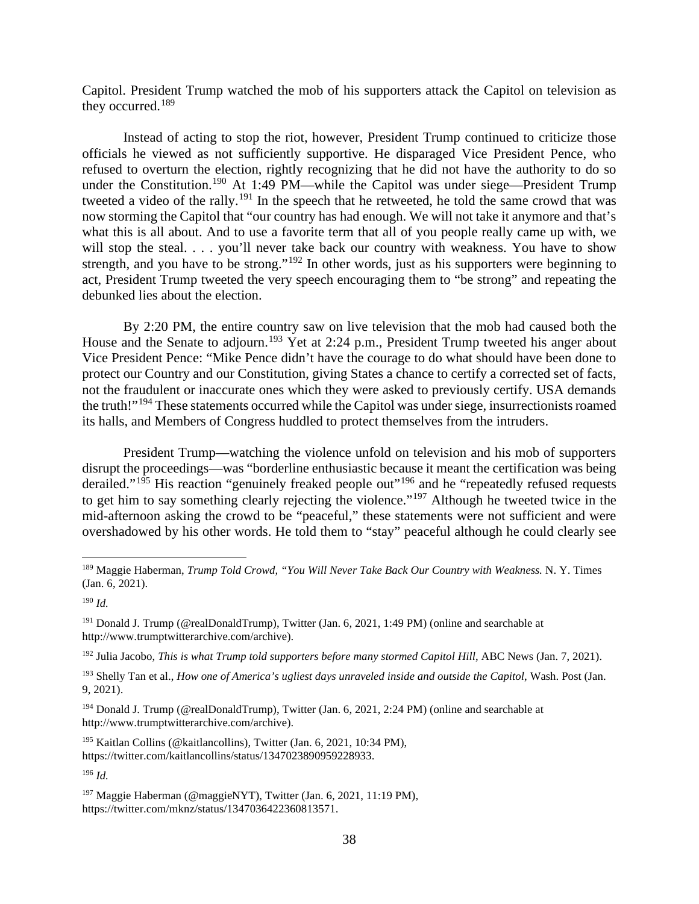Capitol. President Trump watched the mob of his supporters attack the Capitol on television as they occurred.[189]

Instead of acting to stop the riot, however, President Trump continued to criticize those officials he viewed as not sufficiently supportive. He disparaged Vice President Pence, who refused to overturn the election, rightly recognizing that he did not have the authority to do so under the Constitution.[190] At 1:49 PM—while the Capitol was under siege—President Trump tweeted a video of the rally.[191] In the speech that he retweeted, he told the same crowd that was now storming the Capitol that "our country has had enough. We will not take it anymore and that's what this is all about. And to use a favorite term that all of you people really came up with, we will stop the steal. . . . you'll never take back our country with weakness. You have to show strength, and you have to be strong."[192] In other words, just as his supporters were beginning to act, President Trump tweeted the very speech encouraging them to "be strong" and repeating the debunked lies about the election.

By 2:20 PM, the entire country saw on live television that the mob had caused both the House and the Senate to adjourn.[193] Yet at 2:24 p.m., President Trump tweeted his anger about Vice President Pence: "Mike Pence didn't have the courage to do what should have been done to protect our Country and our Constitution, giving States a chance to certify a corrected set of facts, not the fraudulent or inaccurate ones which they were asked to previously certify. USA demands the truth!"[194] These statements occurred while the Capitol was under siege, insurrectionists roamed its halls, and Members of Congress huddled to protect themselves from the intruders.

President Trump—watching the violence unfold on television and his mob of supporters disrupt the proceedings—was "borderline enthusiastic because it meant the certification was being derailed."[195] His reaction "genuinely freaked people out"[196] and he "repeatedly refused requests to get him to say something clearly rejecting the violence."[197] Although he tweeted twice in the mid-afternoon asking the crowd to be "peaceful," these statements were not sufficient and were overshadowed by his other words. He told them to "stay" peaceful although he could clearly see

---

[189] Maggie Haberman, *Trump Told Crowd, "You Will Never Take Back Our Country with Weakness.* N. Y. Times (Jan. 6, 2021).

[190] *Id.*

[191] Donald J. Trump (@realDonaldTrump), Twitter (Jan. 6, 2021, 1:49 PM) (online and searchable at http://www.trumptwitterarchive.com/archive).

[192] Julia Jacobo, *This is what Trump told supporters before many stormed Capitol Hill*, ABC News (Jan. 7, 2021).

[193] Shelly Tan et al., *How one of America's ugliest days unraveled inside and outside the Capitol*, Wash. Post (Jan. 9, 2021).

[194] Donald J. Trump (@realDonaldTrump), Twitter (Jan. 6, 2021, 2:24 PM) (online and searchable at http://www.trumptwitterarchive.com/archive).

[195] Kaitlan Collins (@kaitlancollins), Twitter (Jan. 6, 2021, 10:34 PM), https://twitter.com/kaitlancollins/status/1347023890959228933.

[196] *Id.*

[197] Maggie Haberman (@maggieNYT), Twitter (Jan. 6, 2021, 11:19 PM), https://twitter.com/mknz/status/1347036422360813571.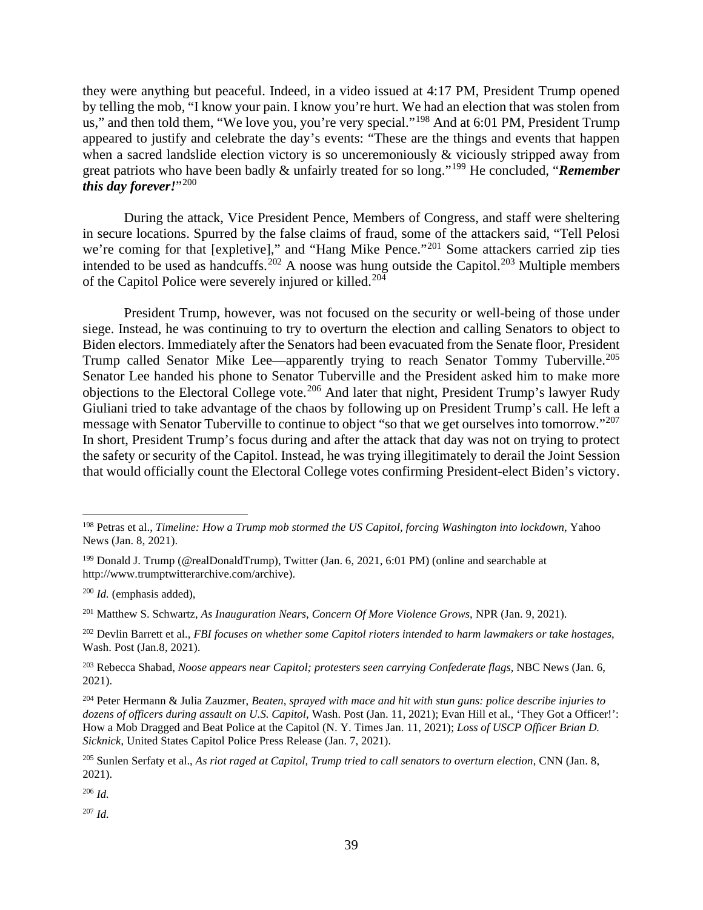they were anything but peaceful. Indeed, in a video issued at 4:17 PM, President Trump opened by telling the mob, "I know your pain. I know you're hurt. We had an election that was stolen from us," and then told them, "We love you, you're very special."[198] And at 6:01 PM, President Trump appeared to justify and celebrate the day's events: "These are the things and events that happen when a sacred landslide election victory is so unceremoniously & viciously stripped away from great patriots who have been badly & unfairly treated for so long."[199] He concluded, "***Remember this day forever!***"[200]

During the attack, Vice President Pence, Members of Congress, and staff were sheltering in secure locations. Spurred by the false claims of fraud, some of the attackers said, "Tell Pelosi we're coming for that [expletive]," and "Hang Mike Pence."[201] Some attackers carried zip ties intended to be used as handcuffs.[202] A noose was hung outside the Capitol.[203] Multiple members of the Capitol Police were severely injured or killed.[204]

President Trump, however, was not focused on the security or well-being of those under siege. Instead, he was continuing to try to overturn the election and calling Senators to object to Biden electors. Immediately after the Senators had been evacuated from the Senate floor, President Trump called Senator Mike Lee—apparently trying to reach Senator Tommy Tuberville.[205] Senator Lee handed his phone to Senator Tuberville and the President asked him to make more objections to the Electoral College vote.[206] And later that night, President Trump's lawyer Rudy Giuliani tried to take advantage of the chaos by following up on President Trump's call. He left a message with Senator Tuberville to continue to object "so that we get ourselves into tomorrow."[207] In short, President Trump's focus during and after the attack that day was not on trying to protect the safety or security of the Capitol. Instead, he was trying illegitimately to derail the Joint Session that would officially count the Electoral College votes confirming President-elect Biden's victory.

---

[198] Petras et al., *Timeline: How a Trump mob stormed the US Capitol, forcing Washington into lockdown*, Yahoo News (Jan. 8, 2021).

[199] Donald J. Trump (@realDonaldTrump), Twitter (Jan. 6, 2021, 6:01 PM) (online and searchable at http://www.trumptwitterarchive.com/archive).

[200] *Id.* (emphasis added),

[201] Matthew S. Schwartz, *As Inauguration Nears, Concern Of More Violence Grows*, NPR (Jan. 9, 2021).

[202] Devlin Barrett et al., *FBI focuses on whether some Capitol rioters intended to harm lawmakers or take hostages*, Wash. Post (Jan.8, 2021).

[203] Rebecca Shabad, *Noose appears near Capitol; protesters seen carrying Confederate flags*, NBC News (Jan. 6, 2021).

[204] Peter Hermann & Julia Zauzmer, *Beaten, sprayed with mace and hit with stun guns: police describe injuries to dozens of officers during assault on U.S. Capitol*, Wash. Post (Jan. 11, 2021); Evan Hill et al., 'They Got a Officer!': How a Mob Dragged and Beat Police at the Capitol (N. Y. Times Jan. 11, 2021); *Loss of USCP Officer Brian D. Sicknick*, United States Capitol Police Press Release (Jan. 7, 2021).

[205] Sunlen Serfaty et al., *As riot raged at Capitol, Trump tried to call senators to overturn election*, CNN (Jan. 8, 2021).

[206] *Id.*

[207] *Id.*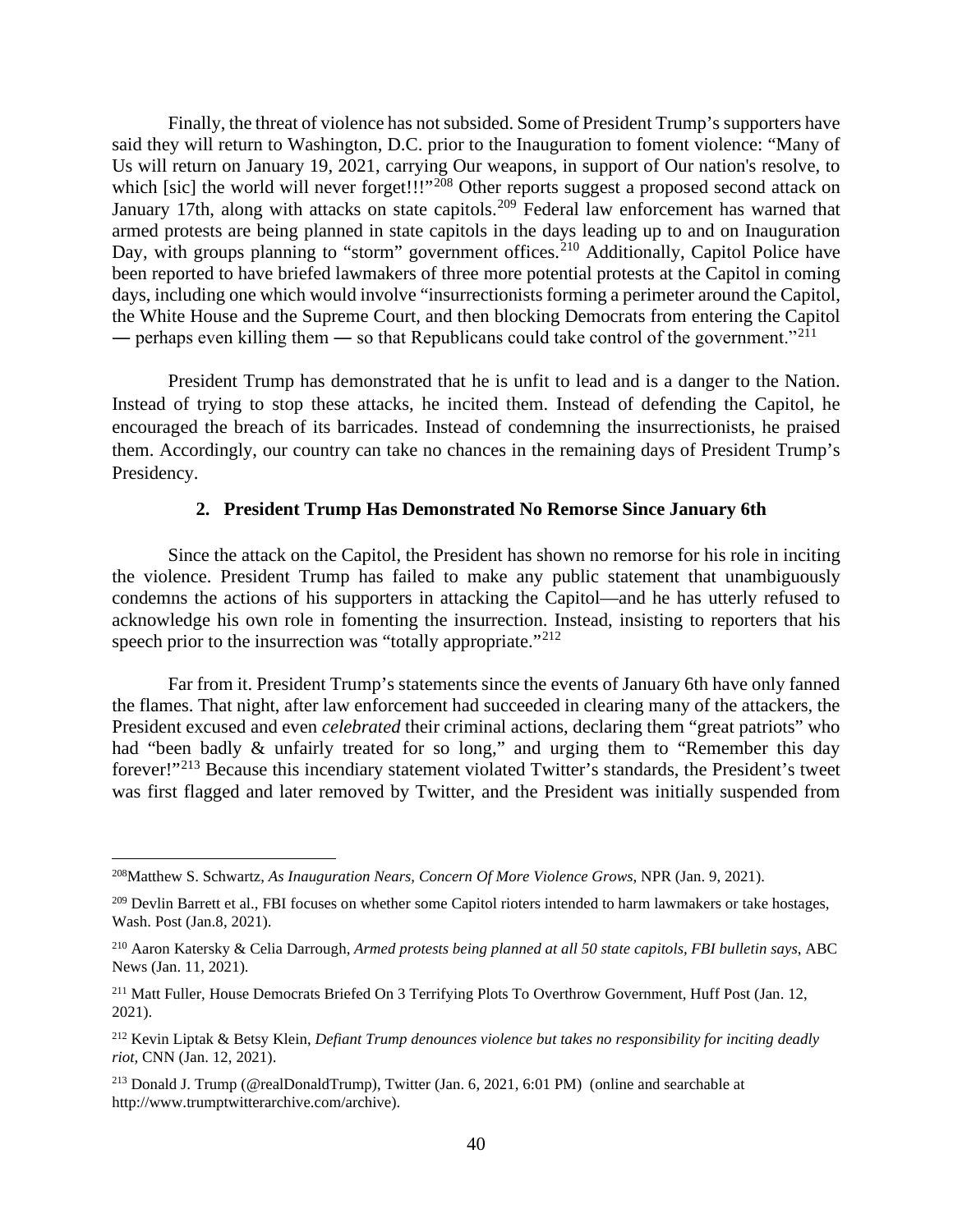Finally, the threat of violence has not subsided. Some of President Trump's supporters have said they will return to Washington, D.C. prior to the Inauguration to foment violence: "Many of Us will return on January 19, 2021, carrying Our weapons, in support of Our nation's resolve, to which [sic] the world will never forget!!!"[208] Other reports suggest a proposed second attack on January 17th, along with attacks on state capitols.[209] Federal law enforcement has warned that armed protests are being planned in state capitols in the days leading up to and on Inauguration Day, with groups planning to "storm" government offices.[210] Additionally, Capitol Police have been reported to have briefed lawmakers of three more potential protests at the Capitol in coming days, including one which would involve "insurrectionists forming a perimeter around the Capitol, the White House and the Supreme Court, and then blocking Democrats from entering the Capitol ― perhaps even killing them ― so that Republicans could take control of the government."[211]

President Trump has demonstrated that he is unfit to lead and is a danger to the Nation. Instead of trying to stop these attacks, he incited them. Instead of defending the Capitol, he encouraged the breach of its barricades. Instead of condemning the insurrectionists, he praised them. Accordingly, our country can take no chances in the remaining days of President Trump's Presidency.

### 2. President Trump Has Demonstrated No Remorse Since January 6th

Since the attack on the Capitol, the President has shown no remorse for his role in inciting the violence. President Trump has failed to make any public statement that unambiguously condemns the actions of his supporters in attacking the Capitol—and he has utterly refused to acknowledge his own role in fomenting the insurrection. Instead, insisting to reporters that his speech prior to the insurrection was "totally appropriate."[212]

Far from it. President Trump's statements since the events of January 6th have only fanned the flames. That night, after law enforcement had succeeded in clearing many of the attackers, the President excused and even *celebrated* their criminal actions, declaring them "great patriots" who had "been badly & unfairly treated for so long," and urging them to "Remember this day forever!"[213] Because this incendiary statement violated Twitter's standards, the President's tweet was first flagged and later removed by Twitter, and the President was initially suspended from

---

[208] Matthew S. Schwartz, *As Inauguration Nears, Concern Of More Violence Grows*, NPR (Jan. 9, 2021).

[209] Devlin Barrett et al., FBI focuses on whether some Capitol rioters intended to harm lawmakers or take hostages, Wash. Post (Jan.8, 2021).

[210] Aaron Katersky & Celia Darrough, *Armed protests being planned at all 50 state capitols, FBI bulletin says*, ABC News (Jan. 11, 2021).

[211] Matt Fuller, House Democrats Briefed On 3 Terrifying Plots To Overthrow Government, Huff Post (Jan. 12, 2021).

[212] Kevin Liptak & Betsy Klein, *Defiant Trump denounces violence but takes no responsibility for inciting deadly riot*, CNN (Jan. 12, 2021).

[213] Donald J. Trump (@realDonaldTrump), Twitter (Jan. 6, 2021, 6:01 PM) (online and searchable at http://www.trumptwitterarchive.com/archive).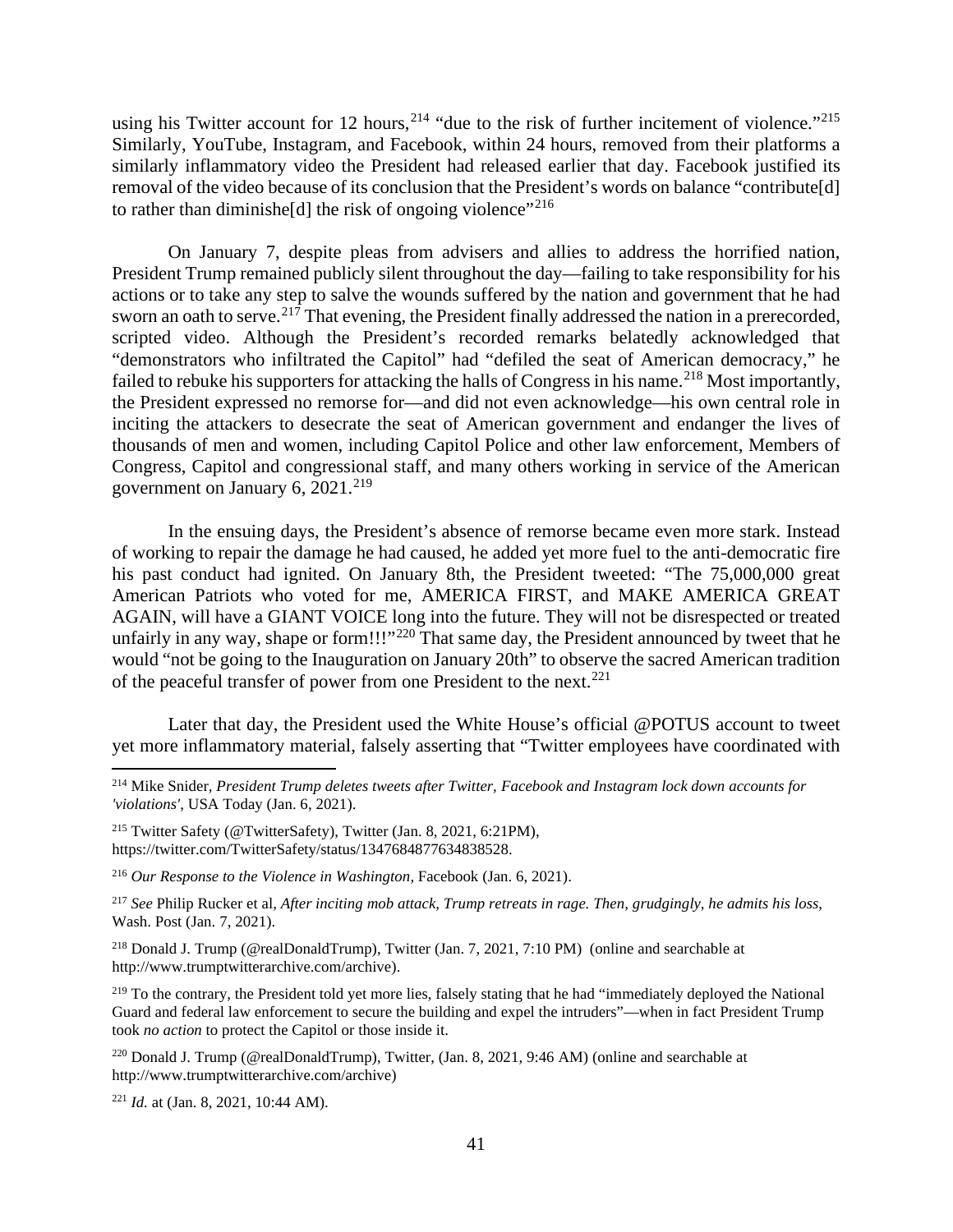using his Twitter account for 12 hours,[214] "due to the risk of further incitement of violence."[215] Similarly, YouTube, Instagram, and Facebook, within 24 hours, removed from their platforms a similarly inflammatory video the President had released earlier that day. Facebook justified its removal of the video because of its conclusion that the President's words on balance "contribute[d] to rather than diminishe[d] the risk of ongoing violence"[216]

On January 7, despite pleas from advisers and allies to address the horrified nation, President Trump remained publicly silent throughout the day—failing to take responsibility for his actions or to take any step to salve the wounds suffered by the nation and government that he had sworn an oath to serve.[217] That evening, the President finally addressed the nation in a prerecorded, scripted video. Although the President's recorded remarks belatedly acknowledged that "demonstrators who infiltrated the Capitol" had "defiled the seat of American democracy," he failed to rebuke his supporters for attacking the halls of Congress in his name.[218] Most importantly, the President expressed no remorse for—and did not even acknowledge—his own central role in inciting the attackers to desecrate the seat of American government and endanger the lives of thousands of men and women, including Capitol Police and other law enforcement, Members of Congress, Capitol and congressional staff, and many others working in service of the American government on January 6, 2021.[219]

In the ensuing days, the President's absence of remorse became even more stark. Instead of working to repair the damage he had caused, he added yet more fuel to the anti-democratic fire his past conduct had ignited. On January 8th, the President tweeted: "The 75,000,000 great American Patriots who voted for me, AMERICA FIRST, and MAKE AMERICA GREAT AGAIN, will have a GIANT VOICE long into the future. They will not be disrespected or treated unfairly in any way, shape or form!!!"[220] That same day, the President announced by tweet that he would "not be going to the Inauguration on January 20th" to observe the sacred American tradition of the peaceful transfer of power from one President to the next.[221]

Later that day, the President used the White House's official @POTUS account to tweet yet more inflammatory material, falsely asserting that "Twitter employees have coordinated with

---

[214] Mike Snider, *President Trump deletes tweets after Twitter, Facebook and Instagram lock down accounts for 'violations'*, USA Today (Jan. 6, 2021).

[215] Twitter Safety (@TwitterSafety), Twitter (Jan. 8, 2021, 6:21PM), https://twitter.com/TwitterSafety/status/1347684877634838528.

[216] *Our Response to the Violence in Washington*, Facebook (Jan. 6, 2021).

[217] *See* Philip Rucker et al, *After inciting mob attack, Trump retreats in rage. Then, grudgingly, he admits his loss*, Wash. Post (Jan. 7, 2021).

[218] Donald J. Trump (@realDonaldTrump), Twitter (Jan. 7, 2021, 7:10 PM) (online and searchable at http://www.trumptwitterarchive.com/archive).

[219] To the contrary, the President told yet more lies, falsely stating that he had "immediately deployed the National Guard and federal law enforcement to secure the building and expel the intruders"—when in fact President Trump took *no action* to protect the Capitol or those inside it.

[220] Donald J. Trump (@realDonaldTrump), Twitter, (Jan. 8, 2021, 9:46 AM) (online and searchable at http://www.trumptwitterarchive.com/archive)

[221] *Id.* at (Jan. 8, 2021, 10:44 AM).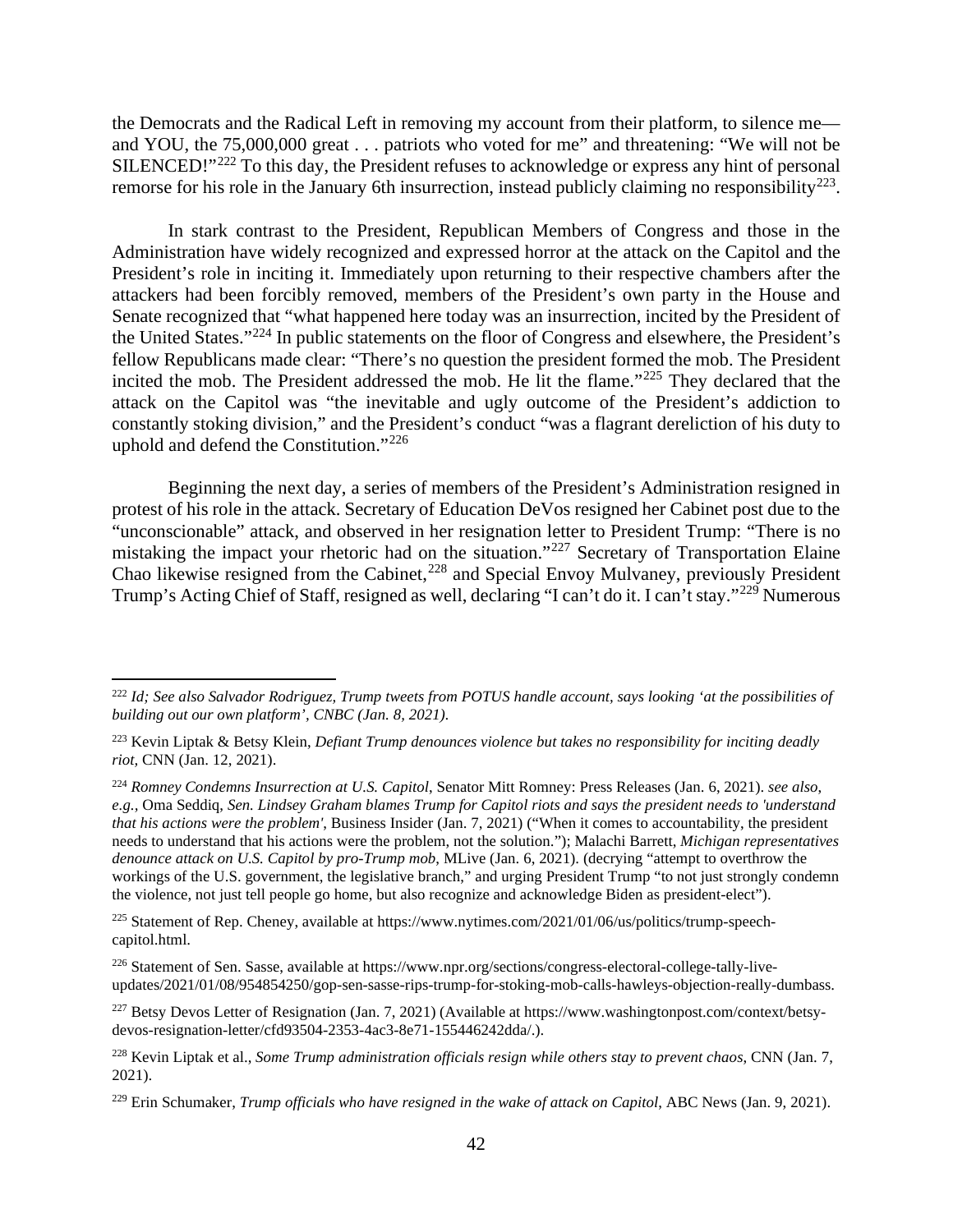the Democrats and the Radical Left in removing my account from their platform, to silence me—and YOU, the 75,000,000 great . . . patriots who voted for me" and threatening: "We will not be SILENCED!"[222] To this day, the President refuses to acknowledge or express any hint of personal remorse for his role in the January 6th insurrection, instead publicly claiming no responsibility[223].

In stark contrast to the President, Republican Members of Congress and those in the Administration have widely recognized and expressed horror at the attack on the Capitol and the President's role in inciting it. Immediately upon returning to their respective chambers after the attackers had been forcibly removed, members of the President's own party in the House and Senate recognized that "what happened here today was an insurrection, incited by the President of the United States."[224] In public statements on the floor of Congress and elsewhere, the President's fellow Republicans made clear: "There's no question the president formed the mob. The President incited the mob. The President addressed the mob. He lit the flame."[225] They declared that the attack on the Capitol was "the inevitable and ugly outcome of the President's addiction to constantly stoking division," and the President's conduct "was a flagrant dereliction of his duty to uphold and defend the Constitution."[226]

Beginning the next day, a series of members of the President's Administration resigned in protest of his role in the attack. Secretary of Education DeVos resigned her Cabinet post due to the "unconscionable" attack, and observed in her resignation letter to President Trump: "There is no mistaking the impact your rhetoric had on the situation."[227] Secretary of Transportation Elaine Chao likewise resigned from the Cabinet,[228] and Special Envoy Mulvaney, previously President Trump's Acting Chief of Staff, resigned as well, declaring "I can't do it. I can't stay."[229] Numerous

---

[222] *Id; See also Salvador Rodriguez, Trump tweets from POTUS handle account, says looking 'at the possibilities of building out our own platform', CNBC (Jan. 8, 2021).*

[223] Kevin Liptak & Betsy Klein, *Defiant Trump denounces violence but takes no responsibility for inciting deadly riot*, CNN (Jan. 12, 2021).

[224] *Romney Condemns Insurrection at U.S. Capitol*, Senator Mitt Romney: Press Releases (Jan. 6, 2021). *see also, e.g.,* Oma Seddiq, *Sen. Lindsey Graham blames Trump for Capitol riots and says the president needs to 'understand that his actions were the problem'*, Business Insider (Jan. 7, 2021) ("When it comes to accountability, the president needs to understand that his actions were the problem, not the solution."); Malachi Barrett, *Michigan representatives denounce attack on U.S. Capitol by pro-Trump mob*, MLive (Jan. 6, 2021). (decrying "attempt to overthrow the workings of the U.S. government, the legislative branch," and urging President Trump "to not just strongly condemn the violence, not just tell people go home, but also recognize and acknowledge Biden as president-elect").

[225] Statement of Rep. Cheney, available at https://www.nytimes.com/2021/01/06/us/politics/trump-speech-capitol.html.

[226] Statement of Sen. Sasse, available at https://www.npr.org/sections/congress-electoral-college-tally-live-updates/2021/01/08/954854250/gop-sen-sasse-rips-trump-for-stoking-mob-calls-hawleys-objection-really-dumbass.

[227] Betsy Devos Letter of Resignation (Jan. 7, 2021) (Available at https://www.washingtonpost.com/context/betsy-devos-resignation-letter/cfd93504-2353-4ac3-8e71-155446242dda/.).

[228] Kevin Liptak et al., *Some Trump administration officials resign while others stay to prevent chaos*, CNN (Jan. 7, 2021).

[229] Erin Schumaker, *Trump officials who have resigned in the wake of attack on Capitol*, ABC News (Jan. 9, 2021).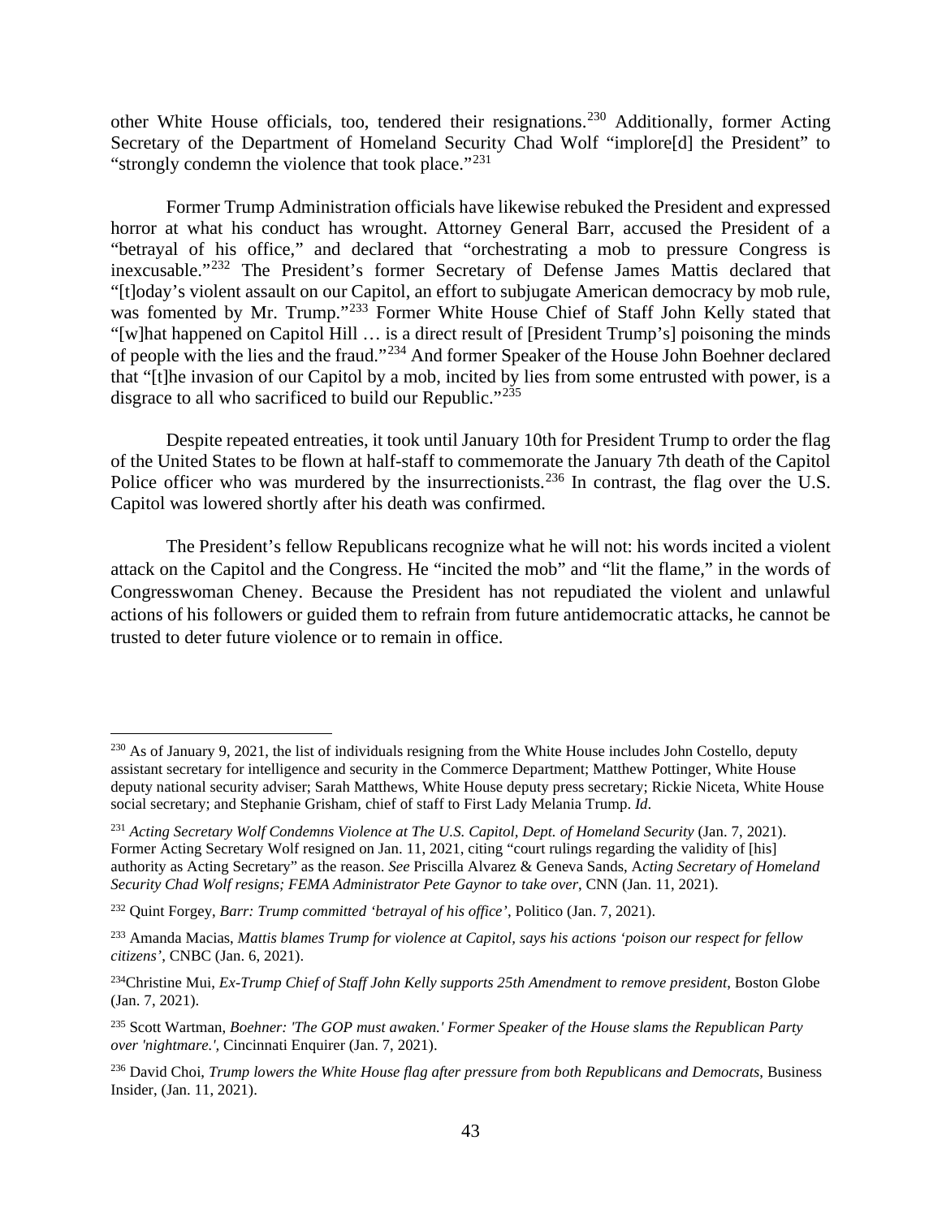other White House officials, too, tendered their resignations.[230] Additionally, former Acting Secretary of the Department of Homeland Security Chad Wolf "implore[d] the President" to "strongly condemn the violence that took place."[231]

Former Trump Administration officials have likewise rebuked the President and expressed horror at what his conduct has wrought. Attorney General Barr, accused the President of a "betrayal of his office," and declared that "orchestrating a mob to pressure Congress is inexcusable."[232] The President's former Secretary of Defense James Mattis declared that "[t]oday's violent assault on our Capitol, an effort to subjugate American democracy by mob rule, was fomented by Mr. Trump."[233] Former White House Chief of Staff John Kelly stated that "[w]hat happened on Capitol Hill … is a direct result of [President Trump's] poisoning the minds of people with the lies and the fraud."[234] And former Speaker of the House John Boehner declared that "[t]he invasion of our Capitol by a mob, incited by lies from some entrusted with power, is a disgrace to all who sacrificed to build our Republic."[235]

Despite repeated entreaties, it took until January 10th for President Trump to order the flag of the United States to be flown at half-staff to commemorate the January 7th death of the Capitol Police officer who was murdered by the insurrectionists.[236] In contrast, the flag over the U.S. Capitol was lowered shortly after his death was confirmed.

The President's fellow Republicans recognize what he will not: his words incited a violent attack on the Capitol and the Congress. He "incited the mob" and "lit the flame," in the words of Congresswoman Cheney. Because the President has not repudiated the violent and unlawful actions of his followers or guided them to refrain from future antidemocratic attacks, he cannot be trusted to deter future violence or to remain in office.

---

[230] As of January 9, 2021, the list of individuals resigning from the White House includes John Costello, deputy assistant secretary for intelligence and security in the Commerce Department; Matthew Pottinger, White House deputy national security adviser; Sarah Matthews, White House deputy press secretary; Rickie Niceta, White House social secretary; and Stephanie Grisham, chief of staff to First Lady Melania Trump. *Id*.

[231] *Acting Secretary Wolf Condemns Violence at The U.S. Capitol, Dept. of Homeland Security* (Jan. 7, 2021). Former Acting Secretary Wolf resigned on Jan. 11, 2021, citing "court rulings regarding the validity of [his] authority as Acting Secretary" as the reason. *See* Priscilla Alvarez & Geneva Sands, A*cting Secretary of Homeland Security Chad Wolf resigns; FEMA Administrator Pete Gaynor to take over*, CNN (Jan. 11, 2021).

[232] Quint Forgey, *Barr: Trump committed 'betrayal of his office'*, Politico (Jan. 7, 2021).

[233] Amanda Macias, *Mattis blames Trump for violence at Capitol, says his actions 'poison our respect for fellow citizens'*, CNBC (Jan. 6, 2021).

[234] Christine Mui, *Ex-Trump Chief of Staff John Kelly supports 25th Amendment to remove president*, Boston Globe (Jan. 7, 2021).

[235] Scott Wartman, *Boehner: 'The GOP must awaken.' Former Speaker of the House slams the Republican Party over 'nightmare.'*, Cincinnati Enquirer (Jan. 7, 2021).

[236] David Choi, *Trump lowers the White House flag after pressure from both Republicans and Democrats*, Business Insider, (Jan. 11, 2021).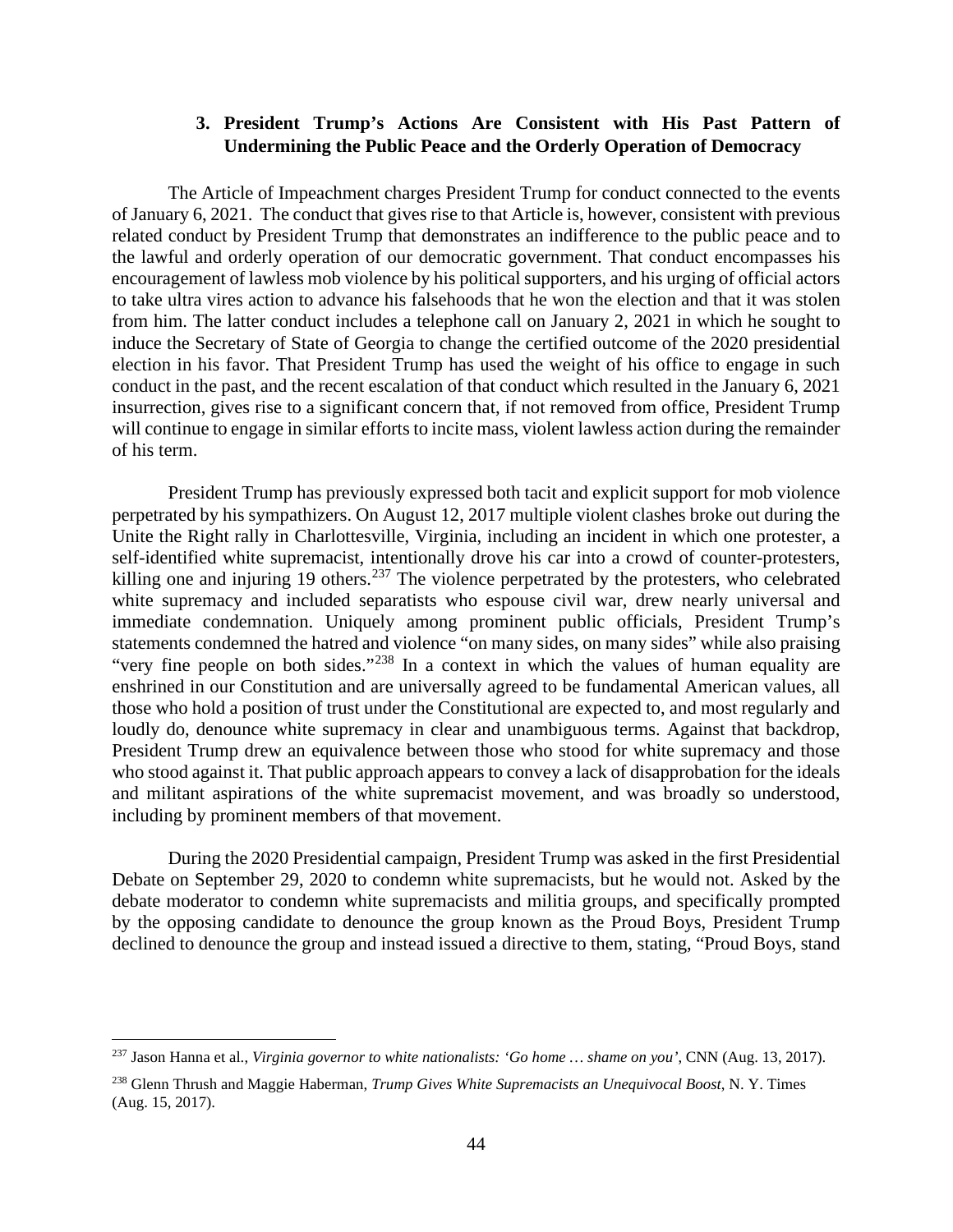### 3. President Trump's Actions Are Consistent with His Past Pattern of Undermining the Public Peace and the Orderly Operation of Democracy

The Article of Impeachment charges President Trump for conduct connected to the events of January 6, 2021. The conduct that gives rise to that Article is, however, consistent with previous related conduct by President Trump that demonstrates an indifference to the public peace and to the lawful and orderly operation of our democratic government. That conduct encompasses his encouragement of lawless mob violence by his political supporters, and his urging of official actors to take ultra vires action to advance his falsehoods that he won the election and that it was stolen from him. The latter conduct includes a telephone call on January 2, 2021 in which he sought to induce the Secretary of State of Georgia to change the certified outcome of the 2020 presidential election in his favor. That President Trump has used the weight of his office to engage in such conduct in the past, and the recent escalation of that conduct which resulted in the January 6, 2021 insurrection, gives rise to a significant concern that, if not removed from office, President Trump will continue to engage in similar efforts to incite mass, violent lawless action during the remainder of his term.

President Trump has previously expressed both tacit and explicit support for mob violence perpetrated by his sympathizers. On August 12, 2017 multiple violent clashes broke out during the Unite the Right rally in Charlottesville, Virginia, including an incident in which one protester, a self-identified white supremacist, intentionally drove his car into a crowd of counter-protesters, killing one and injuring 19 others.[237] The violence perpetrated by the protesters, who celebrated white supremacy and included separatists who espouse civil war, drew nearly universal and immediate condemnation. Uniquely among prominent public officials, President Trump's statements condemned the hatred and violence "on many sides, on many sides" while also praising "very fine people on both sides."[238] In a context in which the values of human equality are enshrined in our Constitution and are universally agreed to be fundamental American values, all those who hold a position of trust under the Constitutional are expected to, and most regularly and loudly do, denounce white supremacy in clear and unambiguous terms. Against that backdrop, President Trump drew an equivalence between those who stood for white supremacy and those who stood against it. That public approach appears to convey a lack of disapprobation for the ideals and militant aspirations of the white supremacist movement, and was broadly so understood, including by prominent members of that movement.

During the 2020 Presidential campaign, President Trump was asked in the first Presidential Debate on September 29, 2020 to condemn white supremacists, but he would not. Asked by the debate moderator to condemn white supremacists and militia groups, and specifically prompted by the opposing candidate to denounce the group known as the Proud Boys, President Trump declined to denounce the group and instead issued a directive to them, stating, "Proud Boys, stand

---

[237] Jason Hanna et al., *Virginia governor to white nationalists: 'Go home … shame on you'*, CNN (Aug. 13, 2017).

[238] Glenn Thrush and Maggie Haberman, *Trump Gives White Supremacists an Unequivocal Boost*, N. Y. Times (Aug. 15, 2017).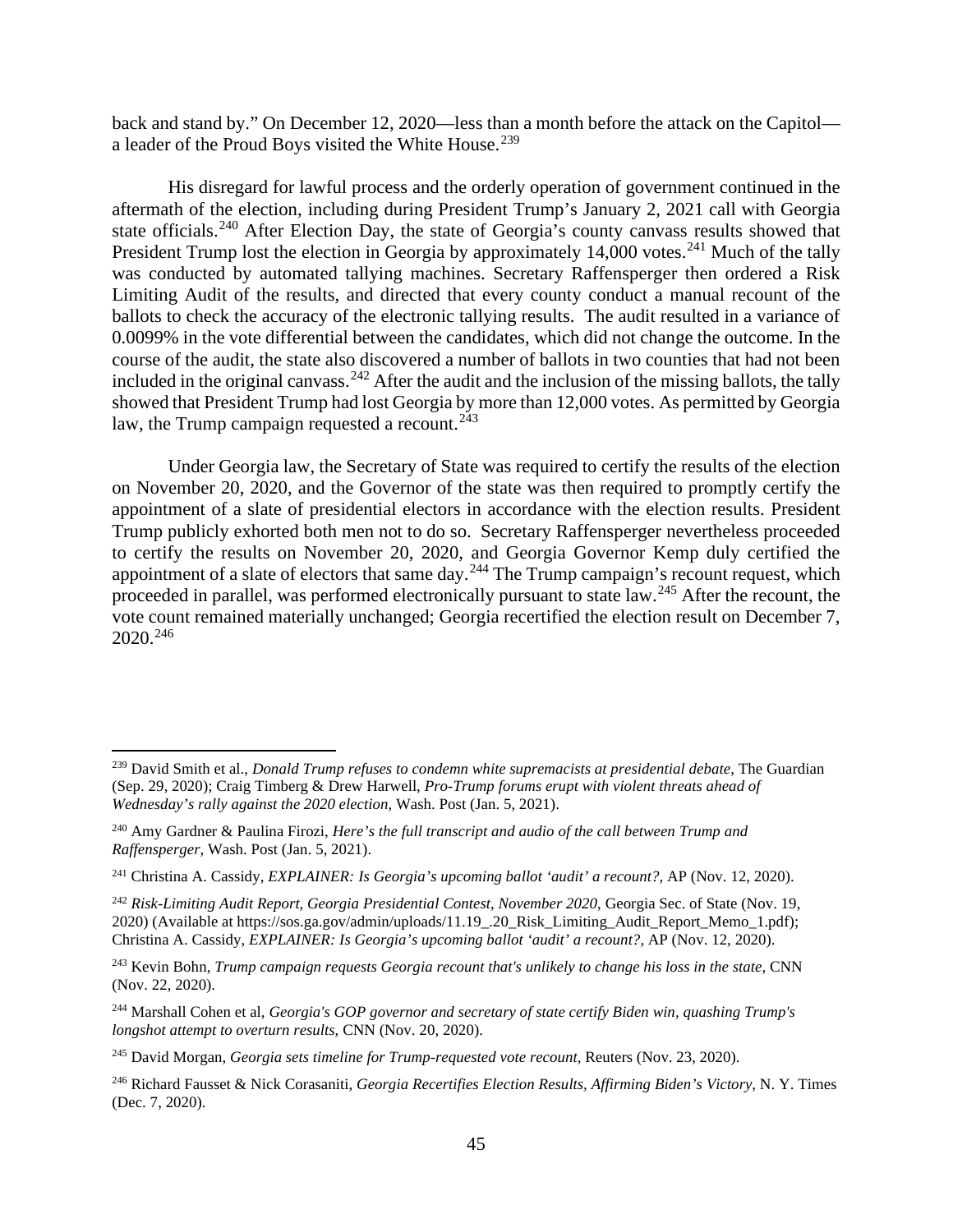back and stand by." On December 12, 2020—less than a month before the attack on the Capitol—a leader of the Proud Boys visited the White House.[239]

His disregard for lawful process and the orderly operation of government continued in the aftermath of the election, including during President Trump's January 2, 2021 call with Georgia state officials.[240] After Election Day, the state of Georgia's county canvass results showed that President Trump lost the election in Georgia by approximately 14,000 votes.[241] Much of the tally was conducted by automated tallying machines. Secretary Raffensperger then ordered a Risk Limiting Audit of the results, and directed that every county conduct a manual recount of the ballots to check the accuracy of the electronic tallying results. The audit resulted in a variance of 0.0099% in the vote differential between the candidates, which did not change the outcome. In the course of the audit, the state also discovered a number of ballots in two counties that had not been included in the original canvass.[242] After the audit and the inclusion of the missing ballots, the tally showed that President Trump had lost Georgia by more than 12,000 votes. As permitted by Georgia law, the Trump campaign requested a recount.[243]

Under Georgia law, the Secretary of State was required to certify the results of the election on November 20, 2020, and the Governor of the state was then required to promptly certify the appointment of a slate of presidential electors in accordance with the election results. President Trump publicly exhorted both men not to do so. Secretary Raffensperger nevertheless proceeded to certify the results on November 20, 2020, and Georgia Governor Kemp duly certified the appointment of a slate of electors that same day.[244] The Trump campaign's recount request, which proceeded in parallel, was performed electronically pursuant to state law.[245] After the recount, the vote count remained materially unchanged; Georgia recertified the election result on December 7, 2020.[246]

---

[239] David Smith et al., *Donald Trump refuses to condemn white supremacists at presidential debate*, The Guardian (Sep. 29, 2020); Craig Timberg & Drew Harwell, *Pro-Trump forums erupt with violent threats ahead of Wednesday's rally against the 2020 election*, Wash. Post (Jan. 5, 2021).

[240] Amy Gardner & Paulina Firozi, *Here's the full transcript and audio of the call between Trump and Raffensperger,* Wash. Post (Jan. 5, 2021).

[241] Christina A. Cassidy, *EXPLAINER: Is Georgia's upcoming ballot 'audit' a recount?,* AP (Nov. 12, 2020).

[242] *Risk-Limiting Audit Report, Georgia Presidential Contest, November 2020*, Georgia Sec. of State (Nov. 19, 2020) (Available at https://sos.ga.gov/admin/uploads/11.19_.20_Risk_Limiting_Audit_Report_Memo_1.pdf); Christina A. Cassidy, *EXPLAINER: Is Georgia's upcoming ballot 'audit' a recount?*, AP (Nov. 12, 2020).

[243] Kevin Bohn, *Trump campaign requests Georgia recount that's unlikely to change his loss in the state*, CNN (Nov. 22, 2020).

[244] Marshall Cohen et al, *Georgia's GOP governor and secretary of state certify Biden win, quashing Trump's longshot attempt to overturn results*, CNN (Nov. 20, 2020).

[245] David Morgan, *Georgia sets timeline for Trump-requested vote recount,* Reuters (Nov. 23, 2020).

[246] Richard Fausset & Nick Corasaniti, *Georgia Recertifies Election Results, Affirming Biden's Victory*, N. Y. Times (Dec. 7, 2020).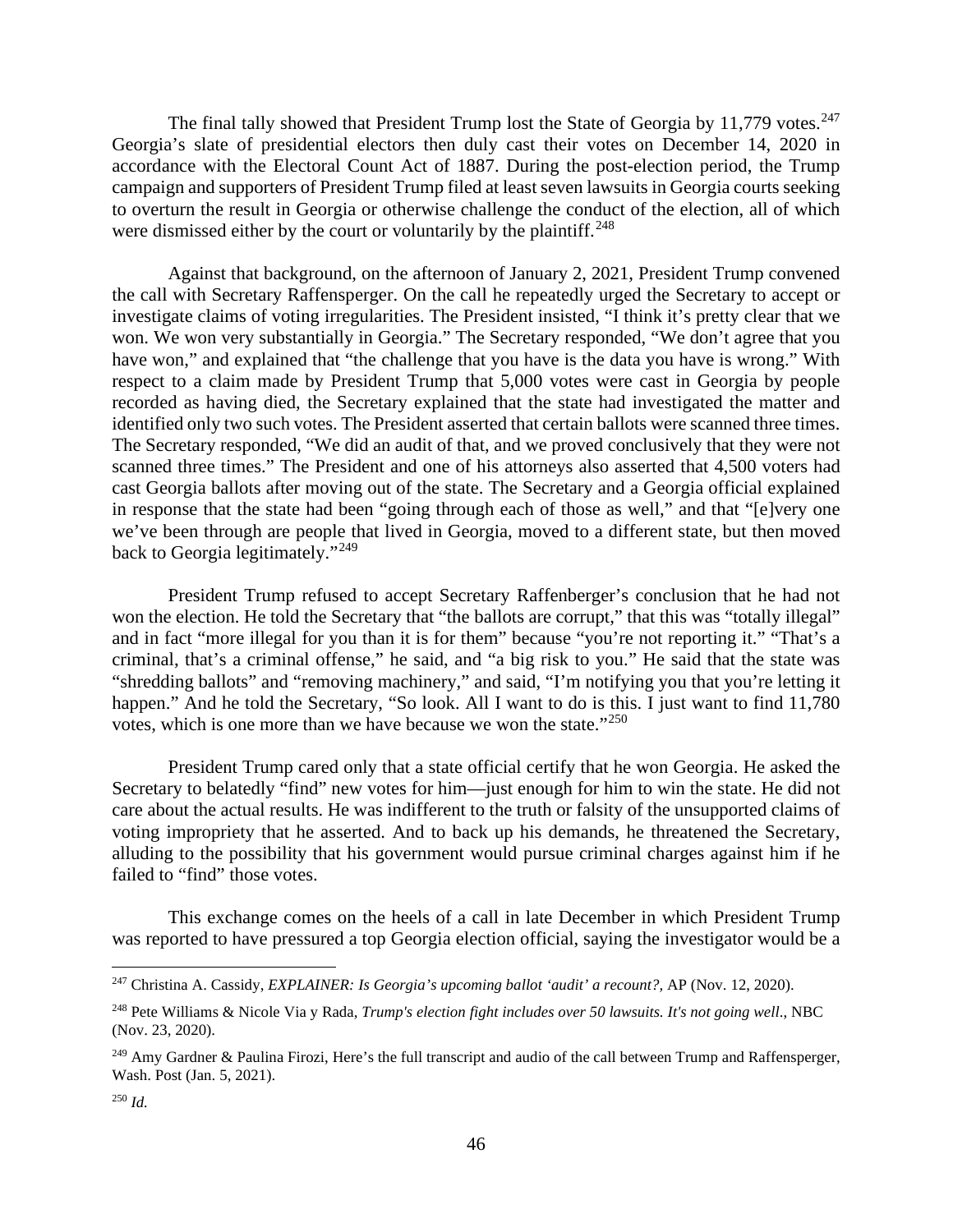The final tally showed that President Trump lost the State of Georgia by 11,779 votes.[247] Georgia's slate of presidential electors then duly cast their votes on December 14, 2020 in accordance with the Electoral Count Act of 1887. During the post-election period, the Trump campaign and supporters of President Trump filed at least seven lawsuits in Georgia courts seeking to overturn the result in Georgia or otherwise challenge the conduct of the election, all of which were dismissed either by the court or voluntarily by the plaintiff.[248]

Against that background, on the afternoon of January 2, 2021, President Trump convened the call with Secretary Raffensperger. On the call he repeatedly urged the Secretary to accept or investigate claims of voting irregularities. The President insisted, "I think it's pretty clear that we won. We won very substantially in Georgia." The Secretary responded, "We don't agree that you have won," and explained that "the challenge that you have is the data you have is wrong." With respect to a claim made by President Trump that 5,000 votes were cast in Georgia by people recorded as having died, the Secretary explained that the state had investigated the matter and identified only two such votes. The President asserted that certain ballots were scanned three times. The Secretary responded, "We did an audit of that, and we proved conclusively that they were not scanned three times." The President and one of his attorneys also asserted that 4,500 voters had cast Georgia ballots after moving out of the state. The Secretary and a Georgia official explained in response that the state had been "going through each of those as well," and that "[e]very one we've been through are people that lived in Georgia, moved to a different state, but then moved back to Georgia legitimately."[249]

President Trump refused to accept Secretary Raffenberger's conclusion that he had not won the election. He told the Secretary that "the ballots are corrupt," that this was "totally illegal" and in fact "more illegal for you than it is for them" because "you're not reporting it." "That's a criminal, that's a criminal offense," he said, and "a big risk to you." He said that the state was "shredding ballots" and "removing machinery," and said, "I'm notifying you that you're letting it happen." And he told the Secretary, "So look. All I want to do is this. I just want to find 11,780 votes, which is one more than we have because we won the state."[250]

President Trump cared only that a state official certify that he won Georgia. He asked the Secretary to belatedly "find" new votes for him—just enough for him to win the state. He did not care about the actual results. He was indifferent to the truth or falsity of the unsupported claims of voting impropriety that he asserted. And to back up his demands, he threatened the Secretary, alluding to the possibility that his government would pursue criminal charges against him if he failed to "find" those votes.

This exchange comes on the heels of a call in late December in which President Trump was reported to have pressured a top Georgia election official, saying the investigator would be a

---

[247] Christina A. Cassidy, *EXPLAINER: Is Georgia's upcoming ballot 'audit' a recount?,* AP (Nov. 12, 2020).

[248] Pete Williams & Nicole Via y Rada, *Trump's election fight includes over 50 lawsuits. It's not going well*., NBC (Nov. 23, 2020).

[249] Amy Gardner & Paulina Firozi, Here's the full transcript and audio of the call between Trump and Raffensperger, Wash. Post (Jan. 5, 2021).

[250] *Id.*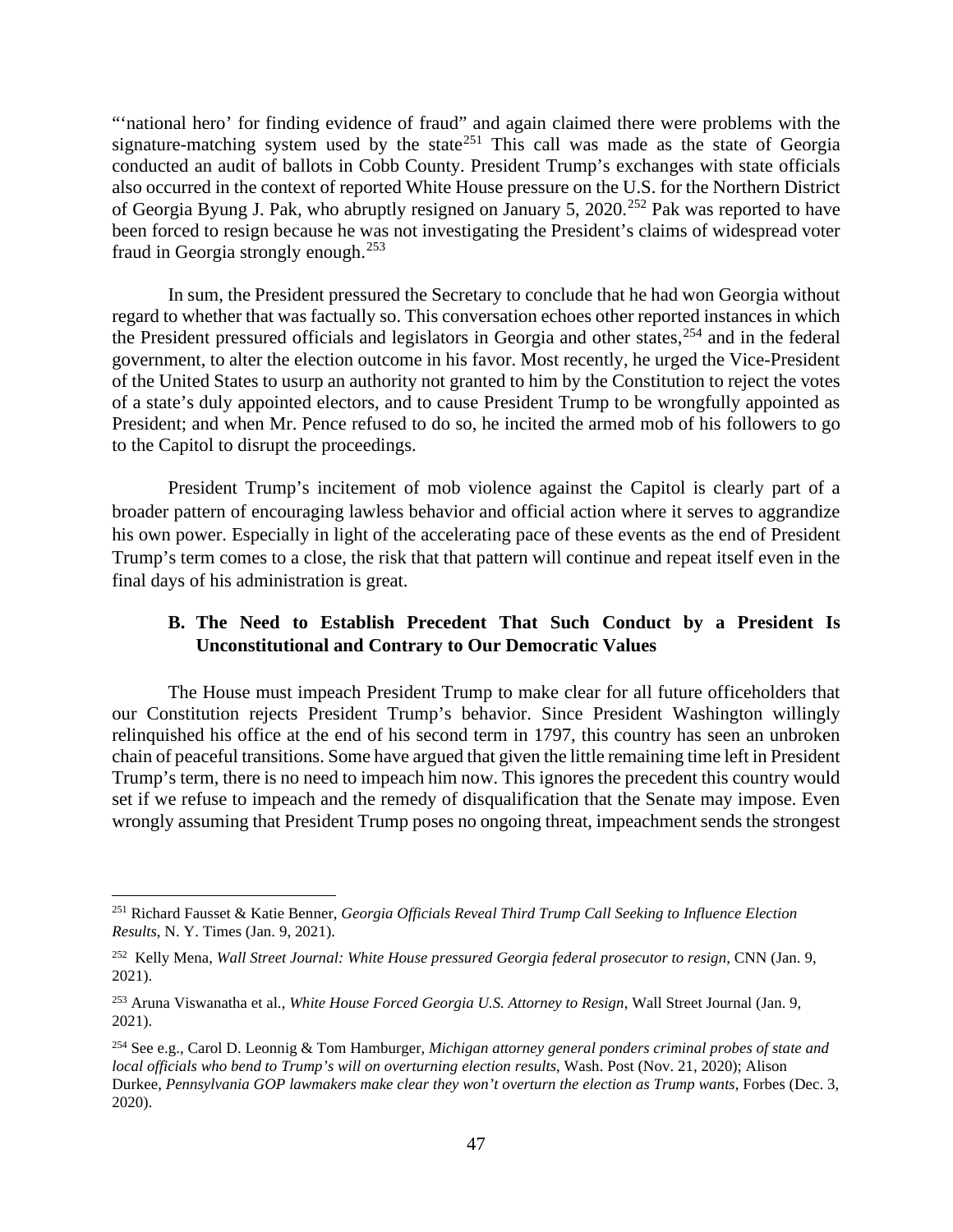"'national hero' for finding evidence of fraud" and again claimed there were problems with the signature-matching system used by the state[251] This call was made as the state of Georgia conducted an audit of ballots in Cobb County. President Trump's exchanges with state officials also occurred in the context of reported White House pressure on the U.S. for the Northern District of Georgia Byung J. Pak, who abruptly resigned on January 5, 2020.[252] Pak was reported to have been forced to resign because he was not investigating the President's claims of widespread voter fraud in Georgia strongly enough.[253]

In sum, the President pressured the Secretary to conclude that he had won Georgia without regard to whether that was factually so. This conversation echoes other reported instances in which the President pressured officials and legislators in Georgia and other states,[254] and in the federal government, to alter the election outcome in his favor. Most recently, he urged the Vice-President of the United States to usurp an authority not granted to him by the Constitution to reject the votes of a state's duly appointed electors, and to cause President Trump to be wrongfully appointed as President; and when Mr. Pence refused to do so, he incited the armed mob of his followers to go to the Capitol to disrupt the proceedings.

President Trump's incitement of mob violence against the Capitol is clearly part of a broader pattern of encouraging lawless behavior and official action where it serves to aggrandize his own power. Especially in light of the accelerating pace of these events as the end of President Trump's term comes to a close, the risk that that pattern will continue and repeat itself even in the final days of his administration is great.

### B. The Need to Establish Precedent That Such Conduct by a President Is Unconstitutional and Contrary to Our Democratic Values

The House must impeach President Trump to make clear for all future officeholders that our Constitution rejects President Trump's behavior. Since President Washington willingly relinquished his office at the end of his second term in 1797, this country has seen an unbroken chain of peaceful transitions. Some have argued that given the little remaining time left in President Trump's term, there is no need to impeach him now. This ignores the precedent this country would set if we refuse to impeach and the remedy of disqualification that the Senate may impose. Even wrongly assuming that President Trump poses no ongoing threat, impeachment sends the strongest

---

[251] Richard Fausset & Katie Benner, *Georgia Officials Reveal Third Trump Call Seeking to Influence Election Results*, N. Y. Times (Jan. 9, 2021).

[252] Kelly Mena, *Wall Street Journal: White House pressured Georgia federal prosecutor to resign*, CNN (Jan. 9, 2021).

[253] Aruna Viswanatha et al., *White House Forced Georgia U.S. Attorney to Resign*, Wall Street Journal (Jan. 9, 2021).

[254] See e.g., Carol D. Leonnig & Tom Hamburger, *Michigan attorney general ponders criminal probes of state and local officials who bend to Trump's will on overturning election results*, Wash. Post (Nov. 21, 2020); Alison Durkee, *Pennsylvania GOP lawmakers make clear they won't overturn the election as Trump wants*, Forbes (Dec. 3, 2020).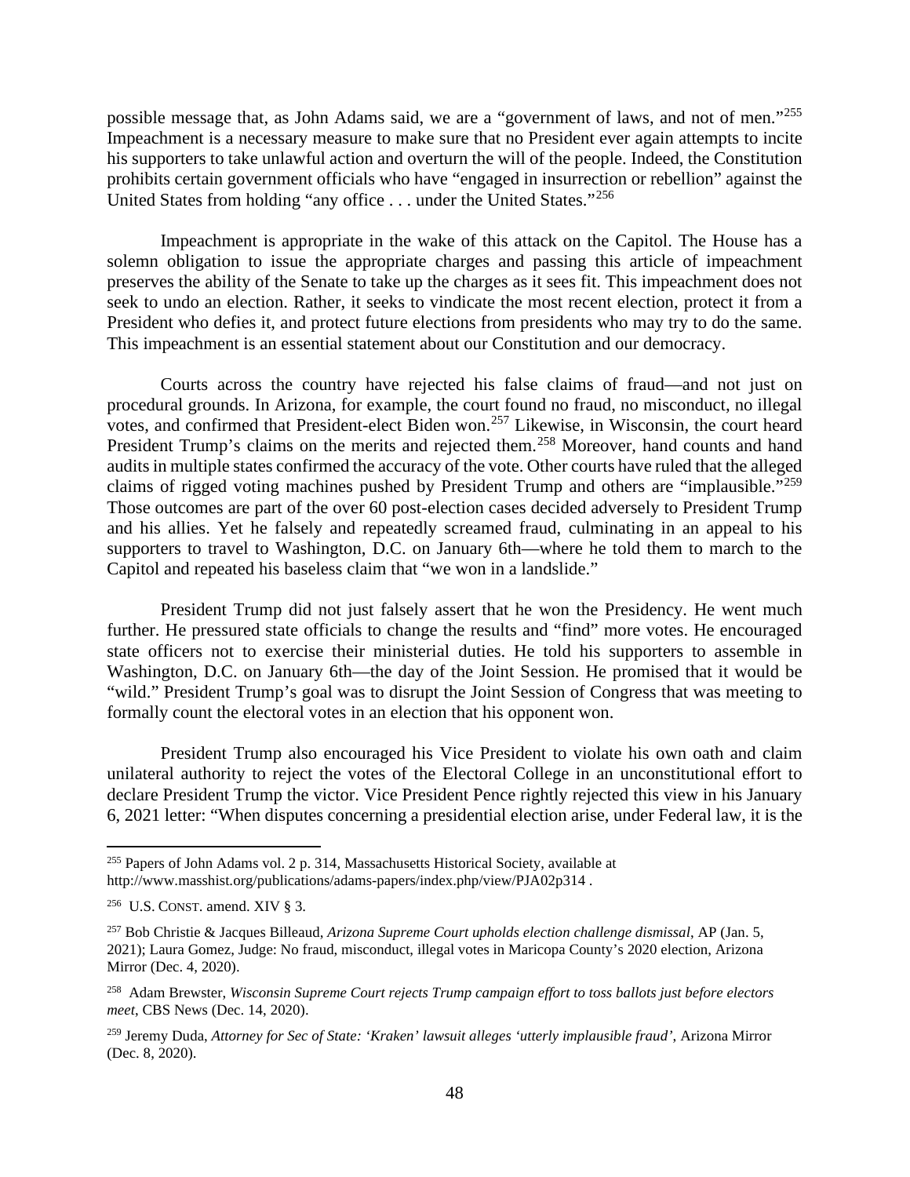possible message that, as John Adams said, we are a "government of laws, and not of men."[255] Impeachment is a necessary measure to make sure that no President ever again attempts to incite his supporters to take unlawful action and overturn the will of the people. Indeed, the Constitution prohibits certain government officials who have "engaged in insurrection or rebellion" against the United States from holding "any office . . . under the United States."[256]

Impeachment is appropriate in the wake of this attack on the Capitol. The House has a solemn obligation to issue the appropriate charges and passing this article of impeachment preserves the ability of the Senate to take up the charges as it sees fit. This impeachment does not seek to undo an election. Rather, it seeks to vindicate the most recent election, protect it from a President who defies it, and protect future elections from presidents who may try to do the same. This impeachment is an essential statement about our Constitution and our democracy.

Courts across the country have rejected his false claims of fraud—and not just on procedural grounds. In Arizona, for example, the court found no fraud, no misconduct, no illegal votes, and confirmed that President-elect Biden won.[257] Likewise, in Wisconsin, the court heard President Trump's claims on the merits and rejected them.[258] Moreover, hand counts and hand audits in multiple states confirmed the accuracy of the vote. Other courts have ruled that the alleged claims of rigged voting machines pushed by President Trump and others are "implausible."[259] Those outcomes are part of the over 60 post-election cases decided adversely to President Trump and his allies. Yet he falsely and repeatedly screamed fraud, culminating in an appeal to his supporters to travel to Washington, D.C. on January 6th—where he told them to march to the Capitol and repeated his baseless claim that "we won in a landslide."

President Trump did not just falsely assert that he won the Presidency. He went much further. He pressured state officials to change the results and "find" more votes. He encouraged state officers not to exercise their ministerial duties. He told his supporters to assemble in Washington, D.C. on January 6th—the day of the Joint Session. He promised that it would be "wild." President Trump's goal was to disrupt the Joint Session of Congress that was meeting to formally count the electoral votes in an election that his opponent won.

President Trump also encouraged his Vice President to violate his own oath and claim unilateral authority to reject the votes of the Electoral College in an unconstitutional effort to declare President Trump the victor. Vice President Pence rightly rejected this view in his January 6, 2021 letter: "When disputes concerning a presidential election arise, under Federal law, it is the

---

[255] Papers of John Adams vol. 2 p. 314, Massachusetts Historical Society, available at http://www.masshist.org/publications/adams-papers/index.php/view/PJA02p314 .

[256] U.S. CONST. amend. XIV § 3.

[257] Bob Christie & Jacques Billeaud, *Arizona Supreme Court upholds election challenge dismissal*, AP (Jan. 5, 2021); Laura Gomez, Judge: No fraud, misconduct, illegal votes in Maricopa County's 2020 election, Arizona Mirror (Dec. 4, 2020).

[258] Adam Brewster, *Wisconsin Supreme Court rejects Trump campaign effort to toss ballots just before electors meet*, CBS News (Dec. 14, 2020).

[259] Jeremy Duda, *Attorney for Sec of State: 'Kraken' lawsuit alleges 'utterly implausible fraud'*, Arizona Mirror (Dec. 8, 2020).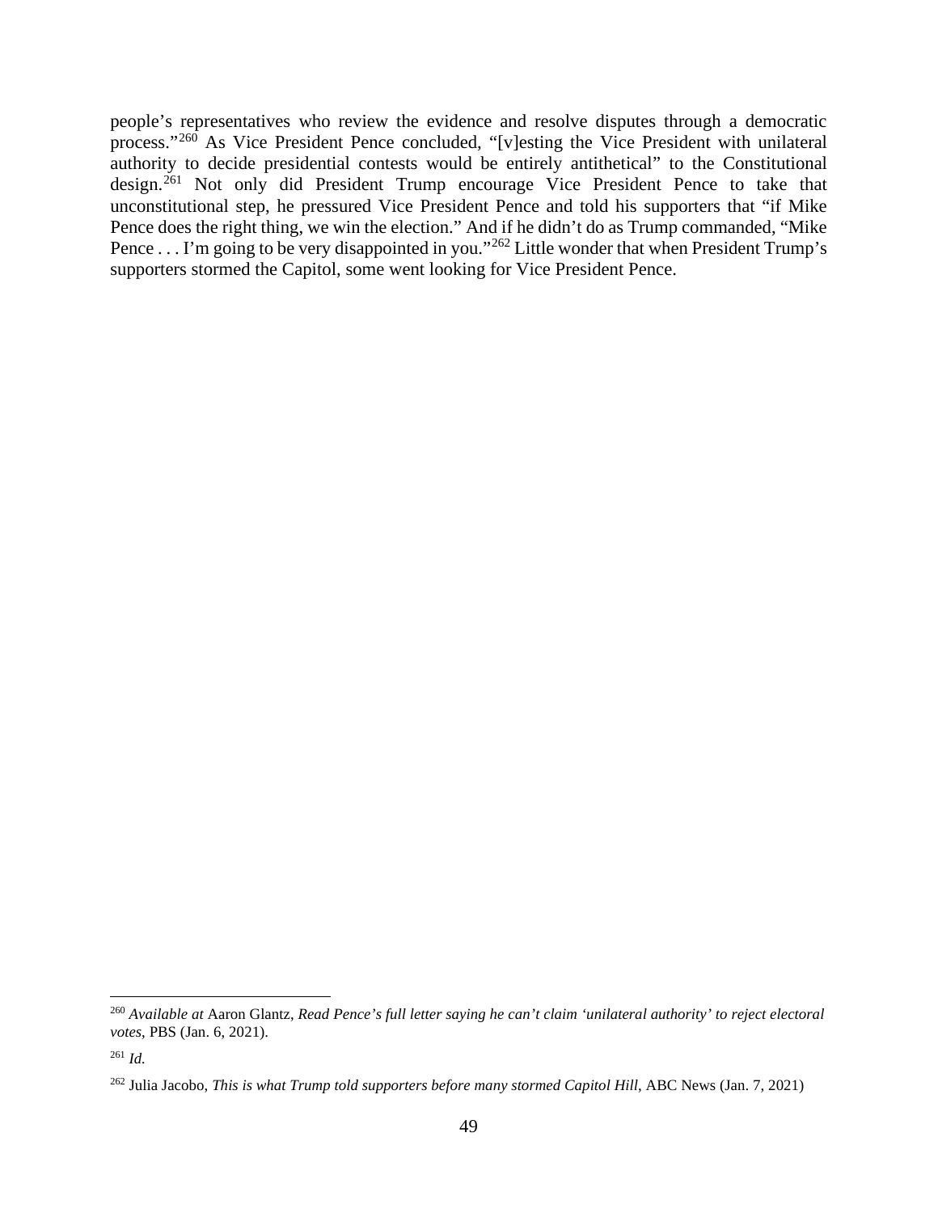people's representatives who review the evidence and resolve disputes through a democratic process."[260] As Vice President Pence concluded, "[v]esting the Vice President with unilateral authority to decide presidential contests would be entirely antithetical" to the Constitutional design.[261] Not only did President Trump encourage Vice President Pence to take that unconstitutional step, he pressured Vice President Pence and told his supporters that "if Mike Pence does the right thing, we win the election." And if he didn't do as Trump commanded, "Mike Pence . . . I'm going to be very disappointed in you."[262] Little wonder that when President Trump's supporters stormed the Capitol, some went looking for Vice President Pence.

---

[260] *Available at* Aaron Glantz, *Read Pence's full letter saying he can't claim 'unilateral authority' to reject electoral votes*, PBS (Jan. 6, 2021).

[261] *Id.*

[262] Julia Jacobo, *This is what Trump told supporters before many stormed Capitol Hill*, ABC News (Jan. 7, 2021)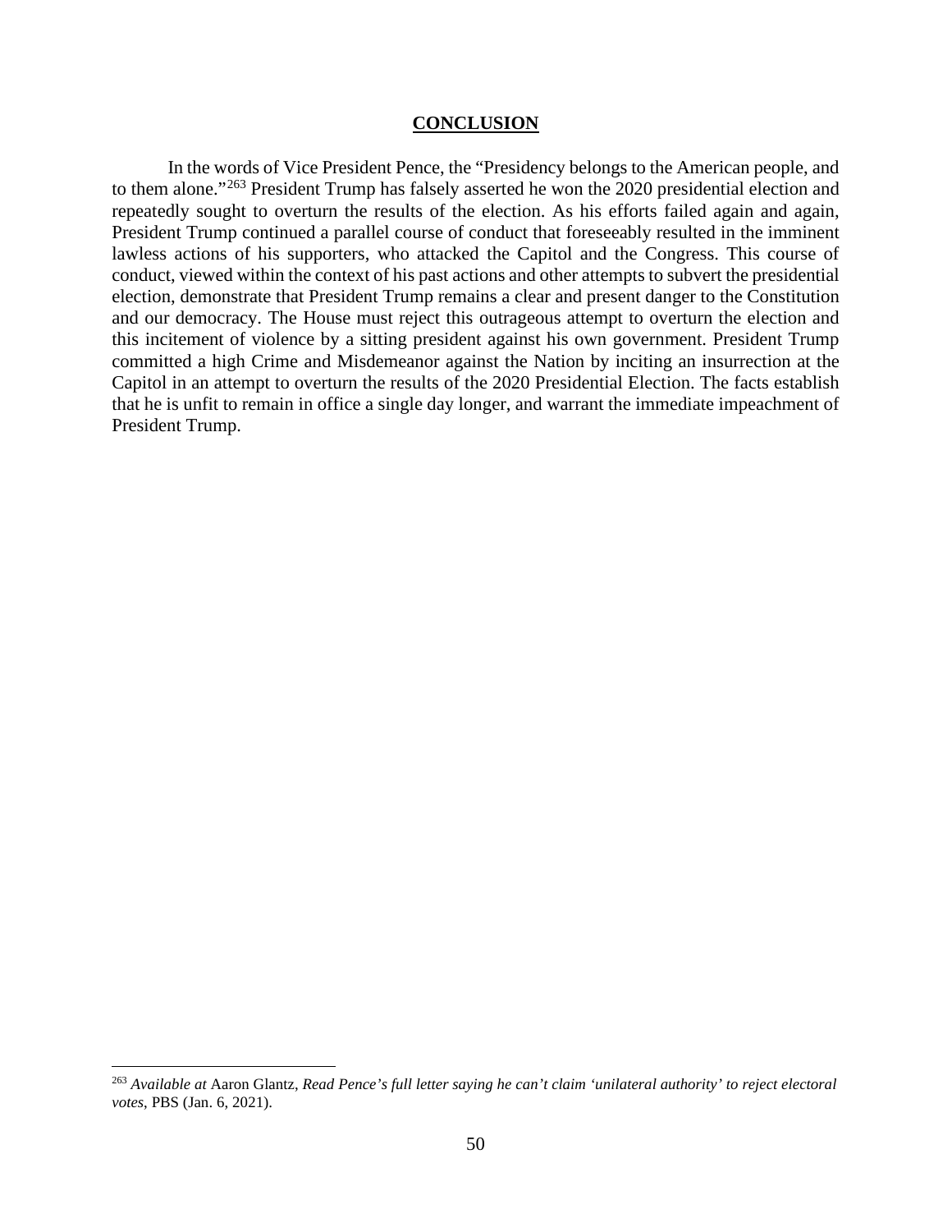## CONCLUSION

In the words of Vice President Pence, the "Presidency belongs to the American people, and to them alone."[263] President Trump has falsely asserted he won the 2020 presidential election and repeatedly sought to overturn the results of the election. As his efforts failed again and again, President Trump continued a parallel course of conduct that foreseeably resulted in the imminent lawless actions of his supporters, who attacked the Capitol and the Congress. This course of conduct, viewed within the context of his past actions and other attempts to subvert the presidential election, demonstrate that President Trump remains a clear and present danger to the Constitution and our democracy. The House must reject this outrageous attempt to overturn the election and this incitement of violence by a sitting president against his own government. President Trump committed a high Crime and Misdemeanor against the Nation by inciting an insurrection at the Capitol in an attempt to overturn the results of the 2020 Presidential Election. The facts establish that he is unfit to remain in office a single day longer, and warrant the immediate impeachment of President Trump.

---

[263] *Available at* Aaron Glantz, *Read Pence's full letter saying he can't claim 'unilateral authority' to reject electoral votes*, PBS (Jan. 6, 2021).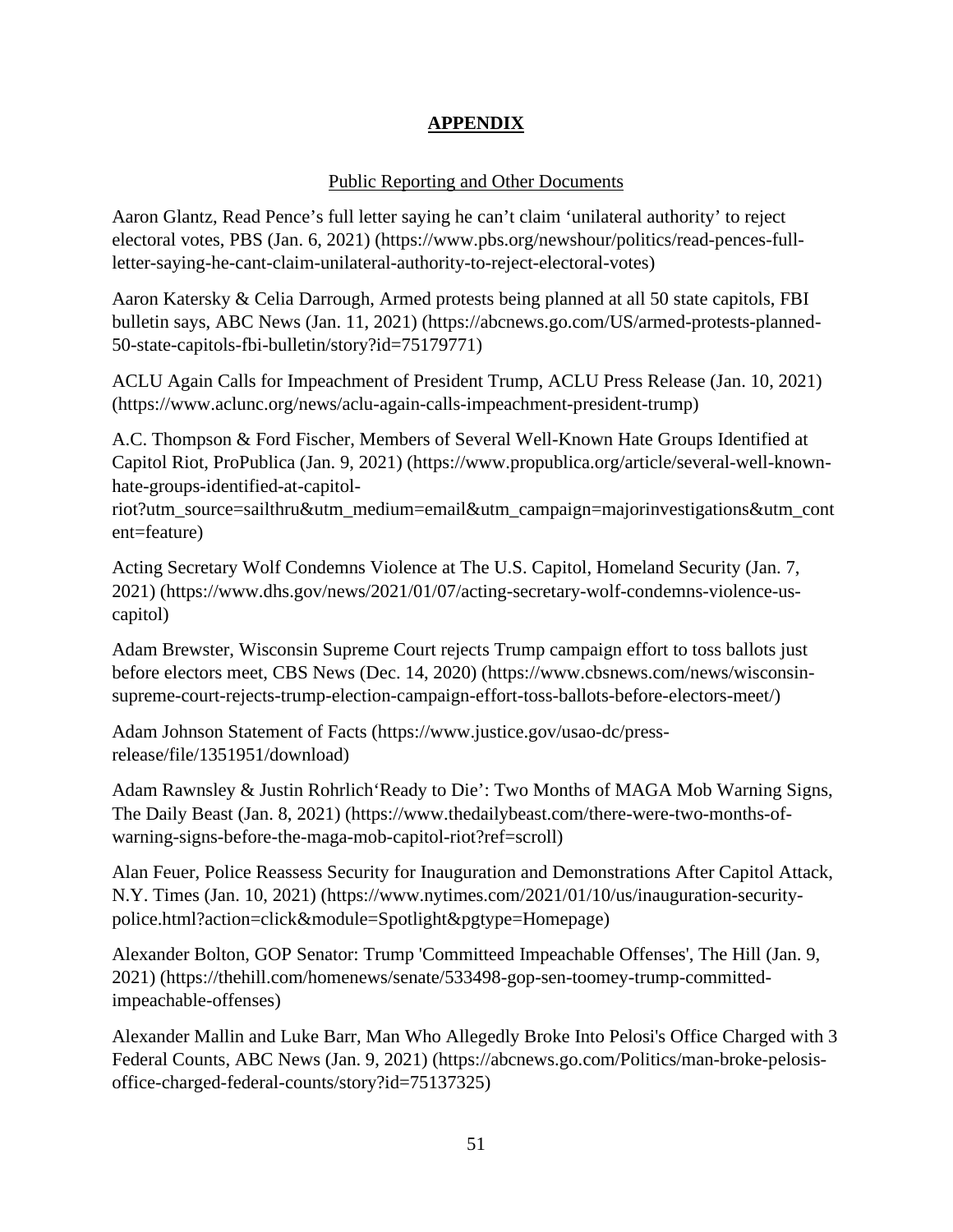# APPENDIX

Public Reporting and Other Documents

Aaron Glantz, Read Pence's full letter saying he can't claim 'unilateral authority' to reject electoral votes, PBS (Jan. 6, 2021) (https://www.pbs.org/newshour/politics/read-pences-full-letter-saying-he-cant-claim-unilateral-authority-to-reject-electoral-votes)

Aaron Katersky & Celia Darrough, Armed protests being planned at all 50 state capitols, FBI bulletin says, ABC News (Jan. 11, 2021) (https://abcnews.go.com/US/armed-protests-planned-50-state-capitols-fbi-bulletin/story?id=75179771)

ACLU Again Calls for Impeachment of President Trump, ACLU Press Release (Jan. 10, 2021) (https://www.aclunc.org/news/aclu-again-calls-impeachment-president-trump)

A.C. Thompson & Ford Fischer, Members of Several Well-Known Hate Groups Identified at Capitol Riot, ProPublica (Jan. 9, 2021) (https://www.propublica.org/article/several-well-known-hate-groups-identified-at-capitol-riot?utm_source=sailthru&utm_medium=email&utm_campaign=majorinvestigations&utm_content=feature)

Acting Secretary Wolf Condemns Violence at The U.S. Capitol, Homeland Security (Jan. 7, 2021) (https://www.dhs.gov/news/2021/01/07/acting-secretary-wolf-condemns-violence-us-capitol)

Adam Brewster, Wisconsin Supreme Court rejects Trump campaign effort to toss ballots just before electors meet, CBS News (Dec. 14, 2020) (https://www.cbsnews.com/news/wisconsin-supreme-court-rejects-trump-election-campaign-effort-toss-ballots-before-electors-meet/)

Adam Johnson Statement of Facts (https://www.justice.gov/usao-dc/press-release/file/1351951/download)

Adam Rawnsley & Justin Rohrlich'Ready to Die': Two Months of MAGA Mob Warning Signs, The Daily Beast (Jan. 8, 2021) (https://www.thedailybeast.com/there-were-two-months-of-warning-signs-before-the-maga-mob-capitol-riot?ref=scroll)

Alan Feuer, Police Reassess Security for Inauguration and Demonstrations After Capitol Attack, N.Y. Times (Jan. 10, 2021) (https://www.nytimes.com/2021/01/10/us/inauguration-security-police.html?action=click&module=Spotlight&pgtype=Homepage)

Alexander Bolton, GOP Senator: Trump 'Committeed Impeachable Offenses', The Hill (Jan. 9, 2021) (https://thehill.com/homenews/senate/533498-gop-sen-toomey-trump-committed-impeachable-offenses)

Alexander Mallin and Luke Barr, Man Who Allegedly Broke Into Pelosi's Office Charged with 3 Federal Counts, ABC News (Jan. 9, 2021) (https://abcnews.go.com/Politics/man-broke-pelosis-office-charged-federal-counts/story?id=75137325)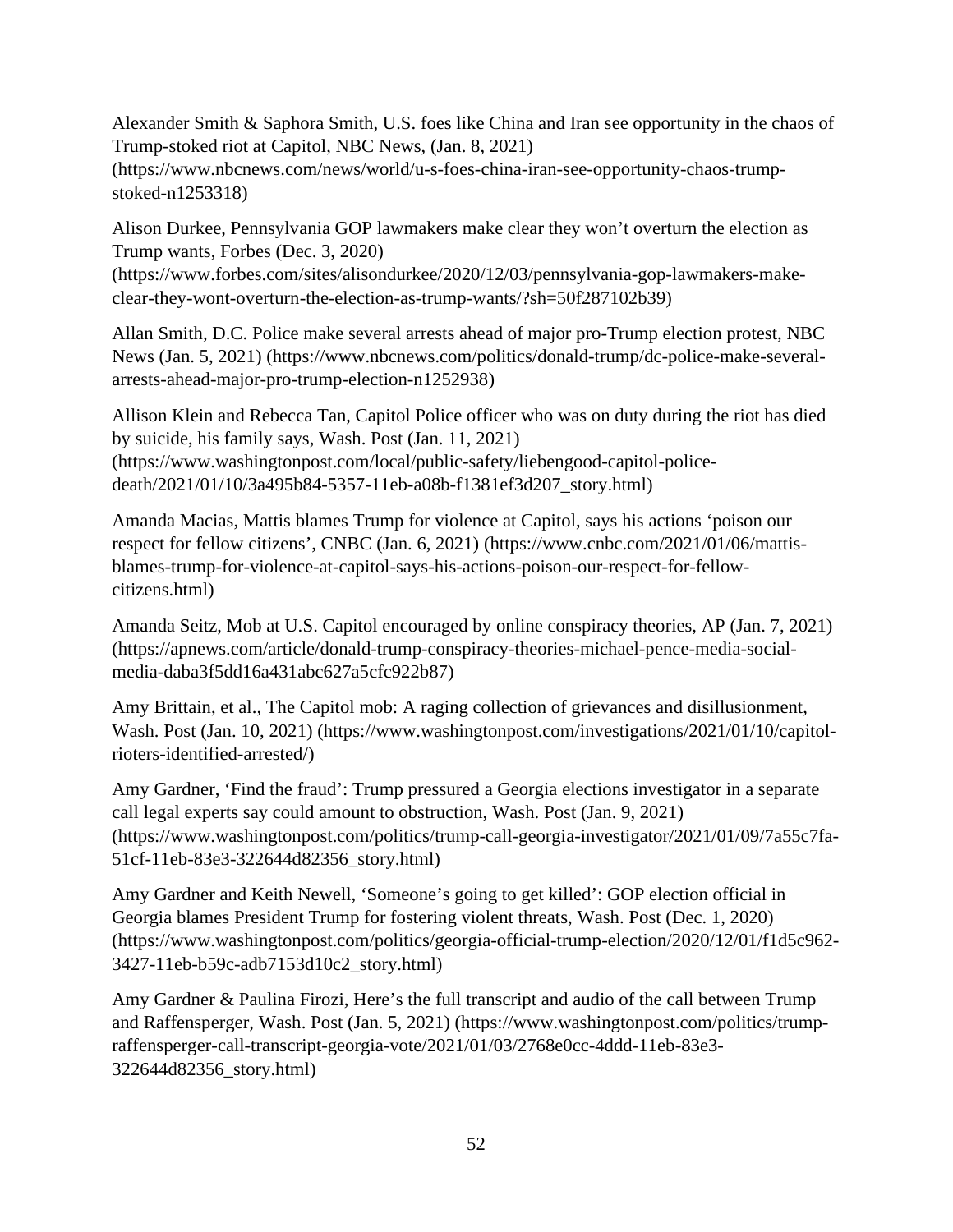Alexander Smith & Saphora Smith, U.S. foes like China and Iran see opportunity in the chaos of Trump-stoked riot at Capitol, NBC News, (Jan. 8, 2021) (https://www.nbcnews.com/news/world/u-s-foes-china-iran-see-opportunity-chaos-trump-stoked-n1253318)

Alison Durkee, Pennsylvania GOP lawmakers make clear they won't overturn the election as Trump wants, Forbes (Dec. 3, 2020) (https://www.forbes.com/sites/alisondurkee/2020/12/03/pennsylvania-gop-lawmakers-make-clear-they-wont-overturn-the-election-as-trump-wants/?sh=50f287102b39)

Allan Smith, D.C. Police make several arrests ahead of major pro-Trump election protest, NBC News (Jan. 5, 2021) (https://www.nbcnews.com/politics/donald-trump/dc-police-make-several-arrests-ahead-major-pro-trump-election-n1252938)

Allison Klein and Rebecca Tan, Capitol Police officer who was on duty during the riot has died by suicide, his family says, Wash. Post (Jan. 11, 2021) (https://www.washingtonpost.com/local/public-safety/liebengood-capitol-police-death/2021/01/10/3a495b84-5357-11eb-a08b-f1381ef3d207_story.html)

Amanda Macias, Mattis blames Trump for violence at Capitol, says his actions 'poison our respect for fellow citizens', CNBC (Jan. 6, 2021) (https://www.cnbc.com/2021/01/06/mattis-blames-trump-for-violence-at-capitol-says-his-actions-poison-our-respect-for-fellow-citizens.html)

Amanda Seitz, Mob at U.S. Capitol encouraged by online conspiracy theories, AP (Jan. 7, 2021) (https://apnews.com/article/donald-trump-conspiracy-theories-michael-pence-media-social-media-daba3f5dd16a431abc627a5cfc922b87)

Amy Brittain, et al., The Capitol mob: A raging collection of grievances and disillusionment, Wash. Post (Jan. 10, 2021) (https://www.washingtonpost.com/investigations/2021/01/10/capitol-rioters-identified-arrested/)

Amy Gardner, 'Find the fraud': Trump pressured a Georgia elections investigator in a separate call legal experts say could amount to obstruction, Wash. Post (Jan. 9, 2021) (https://www.washingtonpost.com/politics/trump-call-georgia-investigator/2021/01/09/7a55c7fa-51cf-11eb-83e3-322644d82356_story.html)

Amy Gardner and Keith Newell, 'Someone's going to get killed': GOP election official in Georgia blames President Trump for fostering violent threats, Wash. Post (Dec. 1, 2020) (https://www.washingtonpost.com/politics/georgia-official-trump-election/2020/12/01/f1d5c962-3427-11eb-b59c-adb7153d10c2_story.html)

Amy Gardner & Paulina Firozi, Here's the full transcript and audio of the call between Trump and Raffensperger, Wash. Post (Jan. 5, 2021) (https://www.washingtonpost.com/politics/trump-raffensperger-call-transcript-georgia-vote/2021/01/03/2768e0cc-4ddd-11eb-83e3-322644d82356_story.html)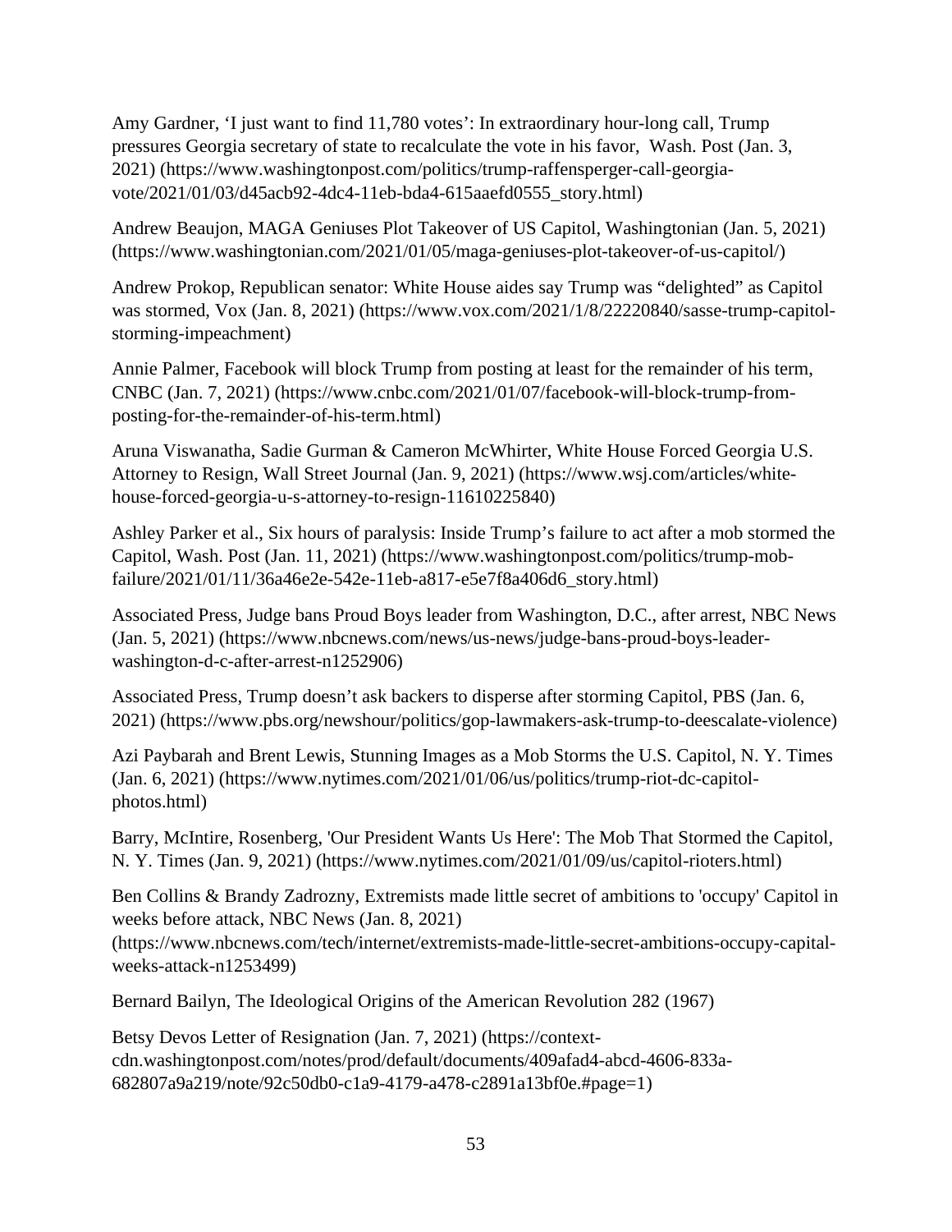Amy Gardner, 'I just want to find 11,780 votes': In extraordinary hour-long call, Trump pressures Georgia secretary of state to recalculate the vote in his favor, Wash. Post (Jan. 3, 2021) (https://www.washingtonpost.com/politics/trump-raffensperger-call-georgia-vote/2021/01/03/d45acb92-4dc4-11eb-bda4-615aaefd0555_story.html)

Andrew Beaujon, MAGA Geniuses Plot Takeover of US Capitol, Washingtonian (Jan. 5, 2021) (https://www.washingtonian.com/2021/01/05/maga-geniuses-plot-takeover-of-us-capitol/)

Andrew Prokop, Republican senator: White House aides say Trump was "delighted" as Capitol was stormed, Vox (Jan. 8, 2021) (https://www.vox.com/2021/1/8/22220840/sasse-trump-capitol-storming-impeachment)

Annie Palmer, Facebook will block Trump from posting at least for the remainder of his term, CNBC (Jan. 7, 2021) (https://www.cnbc.com/2021/01/07/facebook-will-block-trump-from-posting-for-the-remainder-of-his-term.html)

Aruna Viswanatha, Sadie Gurman & Cameron McWhirter, White House Forced Georgia U.S. Attorney to Resign, Wall Street Journal (Jan. 9, 2021) (https://www.wsj.com/articles/white-house-forced-georgia-u-s-attorney-to-resign-11610225840)

Ashley Parker et al., Six hours of paralysis: Inside Trump's failure to act after a mob stormed the Capitol, Wash. Post (Jan. 11, 2021) (https://www.washingtonpost.com/politics/trump-mob-failure/2021/01/11/36a46e2e-542e-11eb-a817-e5e7f8a406d6_story.html)

Associated Press, Judge bans Proud Boys leader from Washington, D.C., after arrest, NBC News (Jan. 5, 2021) (https://www.nbcnews.com/news/us-news/judge-bans-proud-boys-leader-washington-d-c-after-arrest-n1252906)

Associated Press, Trump doesn't ask backers to disperse after storming Capitol, PBS (Jan. 6, 2021) (https://www.pbs.org/newshour/politics/gop-lawmakers-ask-trump-to-deescalate-violence)

Azi Paybarah and Brent Lewis, Stunning Images as a Mob Storms the U.S. Capitol, N. Y. Times (Jan. 6, 2021) (https://www.nytimes.com/2021/01/06/us/politics/trump-riot-dc-capitol-photos.html)

Barry, McIntire, Rosenberg, 'Our President Wants Us Here': The Mob That Stormed the Capitol, N. Y. Times (Jan. 9, 2021) (https://www.nytimes.com/2021/01/09/us/capitol-rioters.html)

Ben Collins & Brandy Zadrozny, Extremists made little secret of ambitions to 'occupy' Capitol in weeks before attack, NBC News (Jan. 8, 2021) (https://www.nbcnews.com/tech/internet/extremists-made-little-secret-ambitions-occupy-capital-weeks-attack-n1253499)

Bernard Bailyn, The Ideological Origins of the American Revolution 282 (1967)

Betsy Devos Letter of Resignation (Jan. 7, 2021) (https://context-cdn.washingtonpost.com/notes/prod/default/documents/409afad4-abcd-4606-833a-682807a9a219/note/92c50db0-c1a9-4179-a478-c2891a13bf0e.#page=1)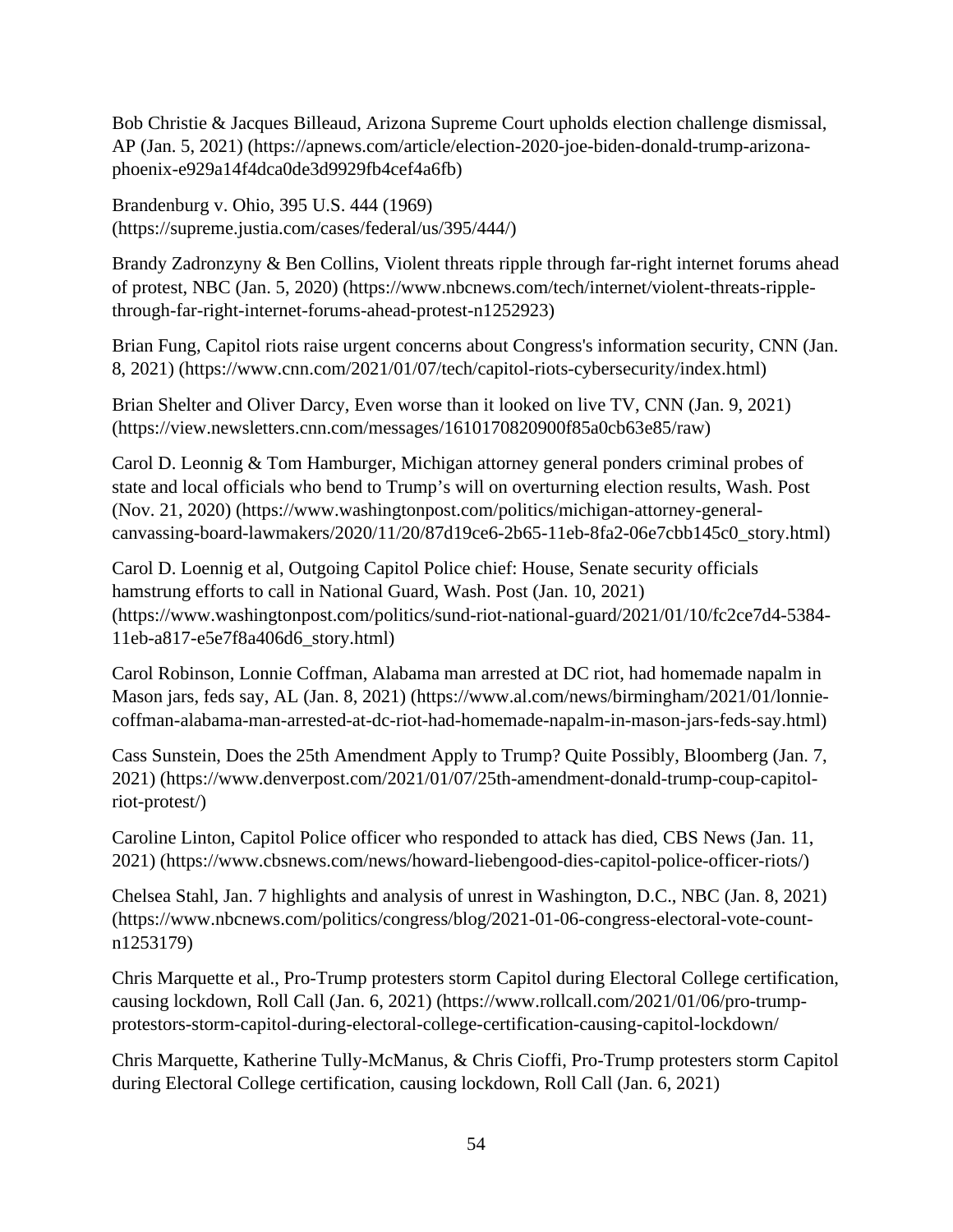Bob Christie & Jacques Billeaud, Arizona Supreme Court upholds election challenge dismissal, AP (Jan. 5, 2021) (https://apnews.com/article/election-2020-joe-biden-donald-trump-arizona-phoenix-e929a14f4dca0de3d9929fb4cef4a6fb)

Brandenburg v. Ohio, 395 U.S. 444 (1969) (https://supreme.justia.com/cases/federal/us/395/444/)

Brandy Zadronzyny & Ben Collins, Violent threats ripple through far-right internet forums ahead of protest, NBC (Jan. 5, 2020) (https://www.nbcnews.com/tech/internet/violent-threats-ripple-through-far-right-internet-forums-ahead-protest-n1252923)

Brian Fung, Capitol riots raise urgent concerns about Congress's information security, CNN (Jan. 8, 2021) (https://www.cnn.com/2021/01/07/tech/capitol-riots-cybersecurity/index.html)

Brian Shelter and Oliver Darcy, Even worse than it looked on live TV, CNN (Jan. 9, 2021) (https://view.newsletters.cnn.com/messages/1610170820900f85a0cb63e85/raw)

Carol D. Leonnig & Tom Hamburger, Michigan attorney general ponders criminal probes of state and local officials who bend to Trump's will on overturning election results, Wash. Post (Nov. 21, 2020) (https://www.washingtonpost.com/politics/michigan-attorney-general-canvassing-board-lawmakers/2020/11/20/87d19ce6-2b65-11eb-8fa2-06e7cbb145c0_story.html)

Carol D. Loennig et al, Outgoing Capitol Police chief: House, Senate security officials hamstrung efforts to call in National Guard, Wash. Post (Jan. 10, 2021) (https://www.washingtonpost.com/politics/sund-riot-national-guard/2021/01/10/fc2ce7d4-5384-11eb-a817-e5e7f8a406d6_story.html)

Carol Robinson, Lonnie Coffman, Alabama man arrested at DC riot, had homemade napalm in Mason jars, feds say, AL (Jan. 8, 2021) (https://www.al.com/news/birmingham/2021/01/lonnie-coffman-alabama-man-arrested-at-dc-riot-had-homemade-napalm-in-mason-jars-feds-say.html)

Cass Sunstein, Does the 25th Amendment Apply to Trump? Quite Possibly, Bloomberg (Jan. 7, 2021) (https://www.denverpost.com/2021/01/07/25th-amendment-donald-trump-coup-capitol-riot-protest/)

Caroline Linton, Capitol Police officer who responded to attack has died, CBS News (Jan. 11, 2021) (https://www.cbsnews.com/news/howard-liebengood-dies-capitol-police-officer-riots/)

Chelsea Stahl, Jan. 7 highlights and analysis of unrest in Washington, D.C., NBC (Jan. 8, 2021) (https://www.nbcnews.com/politics/congress/blog/2021-01-06-congress-electoral-vote-count-n1253179)

Chris Marquette et al., Pro-Trump protesters storm Capitol during Electoral College certification, causing lockdown, Roll Call (Jan. 6, 2021) (https://www.rollcall.com/2021/01/06/pro-trump-protestors-storm-capitol-during-electoral-college-certification-causing-capitol-lockdown/

Chris Marquette, Katherine Tully-McManus, & Chris Cioffi, Pro-Trump protesters storm Capitol during Electoral College certification, causing lockdown, Roll Call (Jan. 6, 2021)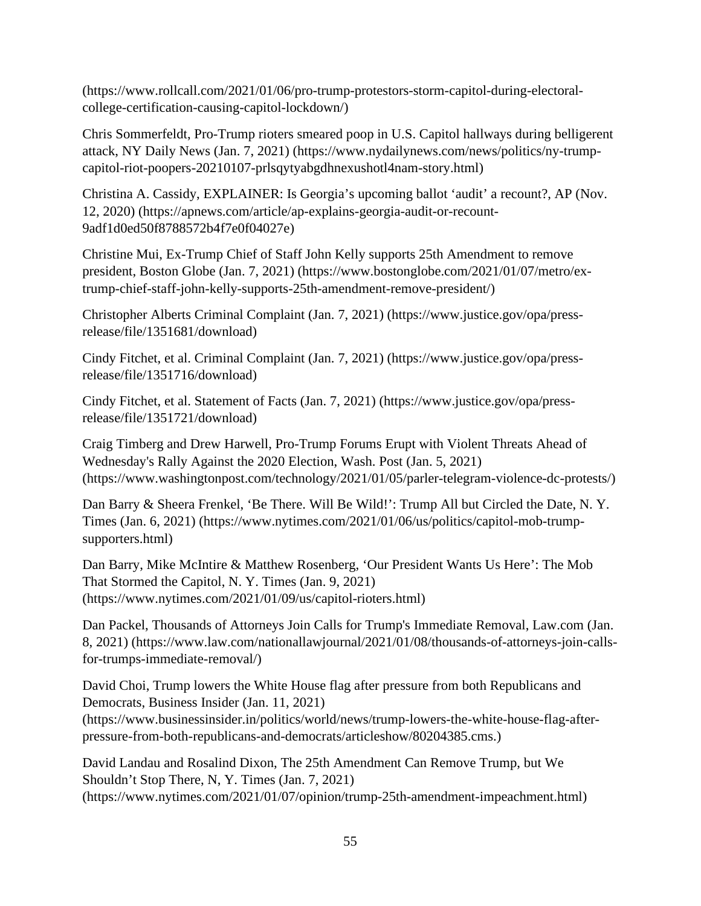(https://www.rollcall.com/2021/01/06/pro-trump-protestors-storm-capitol-during-electoral-college-certification-causing-capitol-lockdown/)

Chris Sommerfeldt, Pro-Trump rioters smeared poop in U.S. Capitol hallways during belligerent attack, NY Daily News (Jan. 7, 2021) (https://www.nydailynews.com/news/politics/ny-trump-capitol-riot-poopers-20210107-prlsqytyabgdhnexushotl4nam-story.html)

Christina A. Cassidy, EXPLAINER: Is Georgia's upcoming ballot 'audit' a recount?, AP (Nov. 12, 2020) (https://apnews.com/article/ap-explains-georgia-audit-or-recount-9adf1d0ed50f8788572b4f7e0f04027e)

Christine Mui, Ex-Trump Chief of Staff John Kelly supports 25th Amendment to remove president, Boston Globe (Jan. 7, 2021) (https://www.bostonglobe.com/2021/01/07/metro/ex-trump-chief-staff-john-kelly-supports-25th-amendment-remove-president/)

Christopher Alberts Criminal Complaint (Jan. 7, 2021) (https://www.justice.gov/opa/press-release/file/1351681/download)

Cindy Fitchet, et al. Criminal Complaint (Jan. 7, 2021) (https://www.justice.gov/opa/press-release/file/1351716/download)

Cindy Fitchet, et al. Statement of Facts (Jan. 7, 2021) (https://www.justice.gov/opa/press-release/file/1351721/download)

Craig Timberg and Drew Harwell, Pro-Trump Forums Erupt with Violent Threats Ahead of Wednesday's Rally Against the 2020 Election, Wash. Post (Jan. 5, 2021) (https://www.washingtonpost.com/technology/2021/01/05/parler-telegram-violence-dc-protests/)

Dan Barry & Sheera Frenkel, 'Be There. Will Be Wild!': Trump All but Circled the Date, N. Y. Times (Jan. 6, 2021) (https://www.nytimes.com/2021/01/06/us/politics/capitol-mob-trump-supporters.html)

Dan Barry, Mike McIntire & Matthew Rosenberg, 'Our President Wants Us Here': The Mob That Stormed the Capitol, N. Y. Times (Jan. 9, 2021) (https://www.nytimes.com/2021/01/09/us/capitol-rioters.html)

Dan Packel, Thousands of Attorneys Join Calls for Trump's Immediate Removal, Law.com (Jan. 8, 2021) (https://www.law.com/nationallawjournal/2021/01/08/thousands-of-attorneys-join-calls-for-trumps-immediate-removal/)

David Choi, Trump lowers the White House flag after pressure from both Republicans and Democrats, Business Insider (Jan. 11, 2021) (https://www.businessinsider.in/politics/world/news/trump-lowers-the-white-house-flag-after-pressure-from-both-republicans-and-democrats/articleshow/80204385.cms.)

David Landau and Rosalind Dixon, The 25th Amendment Can Remove Trump, but We Shouldn't Stop There, N, Y. Times (Jan. 7, 2021) (https://www.nytimes.com/2021/01/07/opinion/trump-25th-amendment-impeachment.html)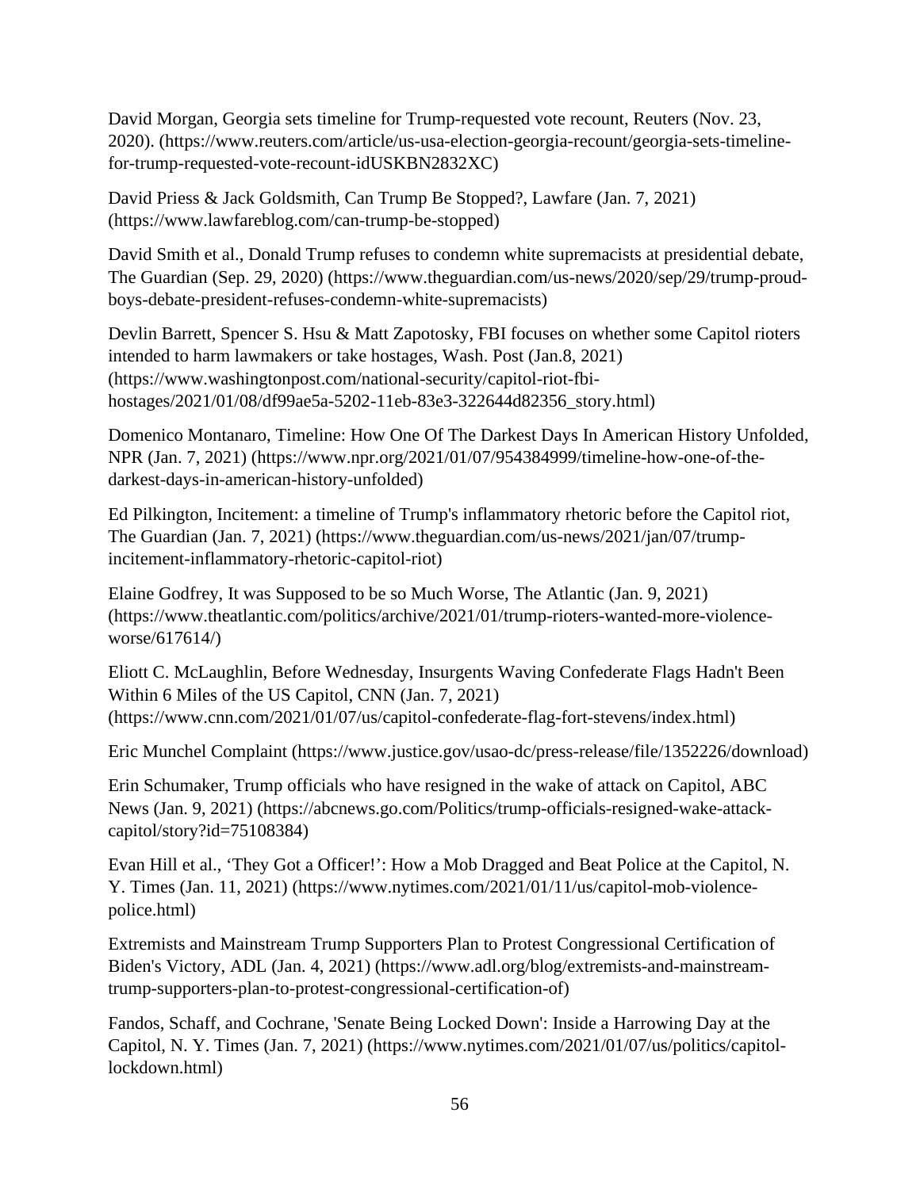David Morgan, Georgia sets timeline for Trump-requested vote recount, Reuters (Nov. 23, 2020). (https://www.reuters.com/article/us-usa-election-georgia-recount/georgia-sets-timeline-for-trump-requested-vote-recount-idUSKBN2832XC)

David Priess & Jack Goldsmith, Can Trump Be Stopped?, Lawfare (Jan. 7, 2021) (https://www.lawfareblog.com/can-trump-be-stopped)

David Smith et al., Donald Trump refuses to condemn white supremacists at presidential debate, The Guardian (Sep. 29, 2020) (https://www.theguardian.com/us-news/2020/sep/29/trump-proud-boys-debate-president-refuses-condemn-white-supremacists)

Devlin Barrett, Spencer S. Hsu & Matt Zapotosky, FBI focuses on whether some Capitol rioters intended to harm lawmakers or take hostages, Wash. Post (Jan.8, 2021) (https://www.washingtonpost.com/national-security/capitol-riot-fbi-hostages/2021/01/08/df99ae5a-5202-11eb-83e3-322644d82356_story.html)

Domenico Montanaro, Timeline: How One Of The Darkest Days In American History Unfolded, NPR (Jan. 7, 2021) (https://www.npr.org/2021/01/07/954384999/timeline-how-one-of-the-darkest-days-in-american-history-unfolded)

Ed Pilkington, Incitement: a timeline of Trump's inflammatory rhetoric before the Capitol riot, The Guardian (Jan. 7, 2021) (https://www.theguardian.com/us-news/2021/jan/07/trump-incitement-inflammatory-rhetoric-capitol-riot)

Elaine Godfrey, It was Supposed to be so Much Worse, The Atlantic (Jan. 9, 2021) (https://www.theatlantic.com/politics/archive/2021/01/trump-rioters-wanted-more-violence-worse/617614/)

Eliott C. McLaughlin, Before Wednesday, Insurgents Waving Confederate Flags Hadn't Been Within 6 Miles of the US Capitol, CNN (Jan. 7, 2021) (https://www.cnn.com/2021/01/07/us/capitol-confederate-flag-fort-stevens/index.html)

Eric Munchel Complaint (https://www.justice.gov/usao-dc/press-release/file/1352226/download)

Erin Schumaker, Trump officials who have resigned in the wake of attack on Capitol, ABC News (Jan. 9, 2021) (https://abcnews.go.com/Politics/trump-officials-resigned-wake-attack-capitol/story?id=75108384)

Evan Hill et al., 'They Got a Officer!': How a Mob Dragged and Beat Police at the Capitol, N. Y. Times (Jan. 11, 2021) (https://www.nytimes.com/2021/01/11/us/capitol-mob-violence-police.html)

Extremists and Mainstream Trump Supporters Plan to Protest Congressional Certification of Biden's Victory, ADL (Jan. 4, 2021) (https://www.adl.org/blog/extremists-and-mainstream-trump-supporters-plan-to-protest-congressional-certification-of)

Fandos, Schaff, and Cochrane, 'Senate Being Locked Down': Inside a Harrowing Day at the Capitol, N. Y. Times (Jan. 7, 2021) (https://www.nytimes.com/2021/01/07/us/politics/capitol-lockdown.html)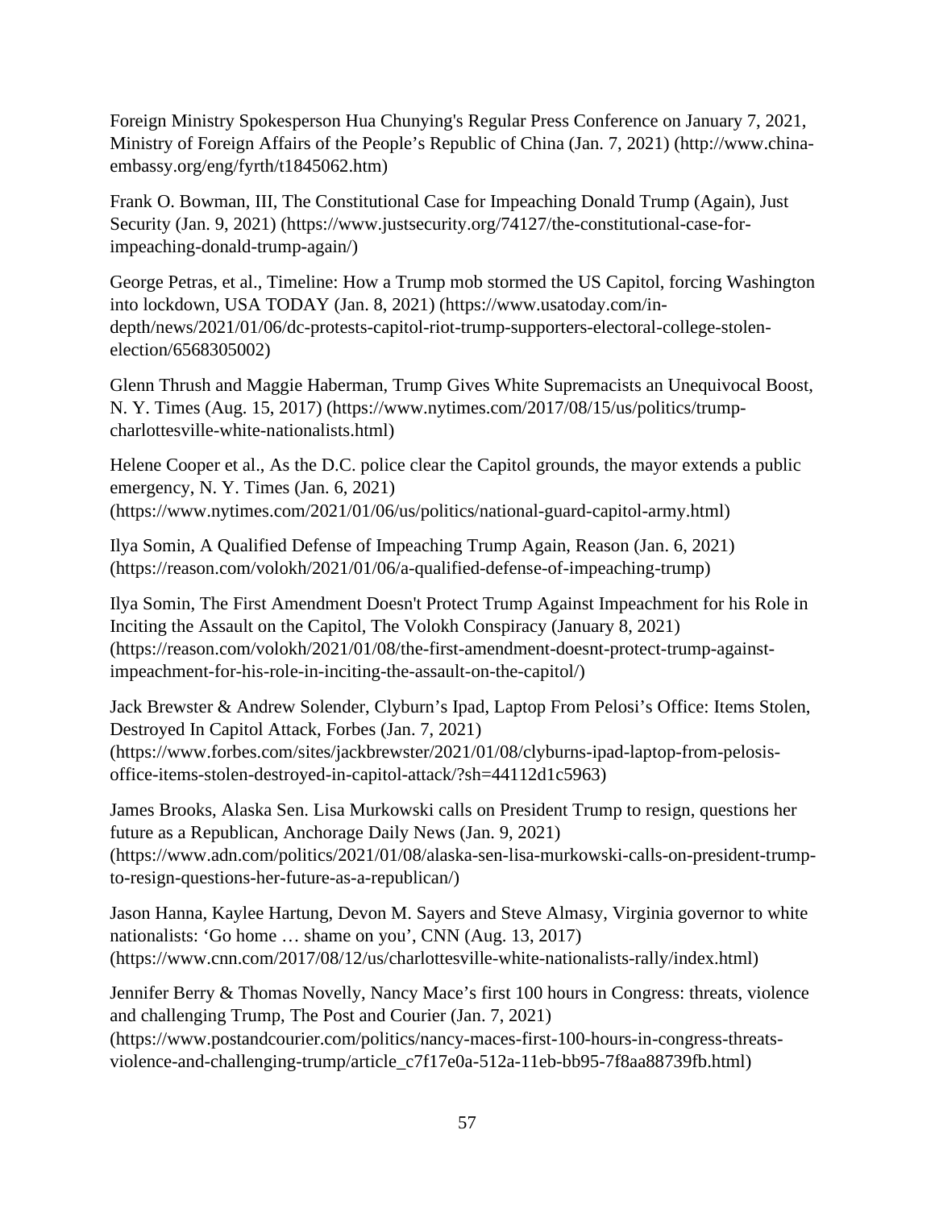Foreign Ministry Spokesperson Hua Chunying's Regular Press Conference on January 7, 2021, Ministry of Foreign Affairs of the People's Republic of China (Jan. 7, 2021) (http://www.china-embassy.org/eng/fyrth/t1845062.htm)

Frank O. Bowman, III, The Constitutional Case for Impeaching Donald Trump (Again), Just Security (Jan. 9, 2021) (https://www.justsecurity.org/74127/the-constitutional-case-for-impeaching-donald-trump-again/)

George Petras, et al., Timeline: How a Trump mob stormed the US Capitol, forcing Washington into lockdown, USA TODAY (Jan. 8, 2021) (https://www.usatoday.com/in-depth/news/2021/01/06/dc-protests-capitol-riot-trump-supporters-electoral-college-stolen-election/6568305002)

Glenn Thrush and Maggie Haberman, Trump Gives White Supremacists an Unequivocal Boost, N. Y. Times (Aug. 15, 2017) (https://www.nytimes.com/2017/08/15/us/politics/trump-charlottesville-white-nationalists.html)

Helene Cooper et al., As the D.C. police clear the Capitol grounds, the mayor extends a public emergency, N. Y. Times (Jan. 6, 2021) (https://www.nytimes.com/2021/01/06/us/politics/national-guard-capitol-army.html)

Ilya Somin, A Qualified Defense of Impeaching Trump Again, Reason (Jan. 6, 2021) (https://reason.com/volokh/2021/01/06/a-qualified-defense-of-impeaching-trump)

Ilya Somin, The First Amendment Doesn't Protect Trump Against Impeachment for his Role in Inciting the Assault on the Capitol, The Volokh Conspiracy (January 8, 2021) (https://reason.com/volokh/2021/01/08/the-first-amendment-doesnt-protect-trump-against-impeachment-for-his-role-in-inciting-the-assault-on-the-capitol/)

Jack Brewster & Andrew Solender, Clyburn's Ipad, Laptop From Pelosi's Office: Items Stolen, Destroyed In Capitol Attack, Forbes (Jan. 7, 2021) (https://www.forbes.com/sites/jackbrewster/2021/01/08/clyburns-ipad-laptop-from-pelosis-office-items-stolen-destroyed-in-capitol-attack/?sh=44112d1c5963)

James Brooks, Alaska Sen. Lisa Murkowski calls on President Trump to resign, questions her future as a Republican, Anchorage Daily News (Jan. 9, 2021) (https://www.adn.com/politics/2021/01/08/alaska-sen-lisa-murkowski-calls-on-president-trump-to-resign-questions-her-future-as-a-republican/)

Jason Hanna, Kaylee Hartung, Devon M. Sayers and Steve Almasy, Virginia governor to white nationalists: 'Go home … shame on you', CNN (Aug. 13, 2017) (https://www.cnn.com/2017/08/12/us/charlottesville-white-nationalists-rally/index.html)

Jennifer Berry & Thomas Novelly, Nancy Mace's first 100 hours in Congress: threats, violence and challenging Trump, The Post and Courier (Jan. 7, 2021) (https://www.postandcourier.com/politics/nancy-maces-first-100-hours-in-congress-threats-violence-and-challenging-trump/article_c7f17e0a-512a-11eb-bb95-7f8aa88739fb.html)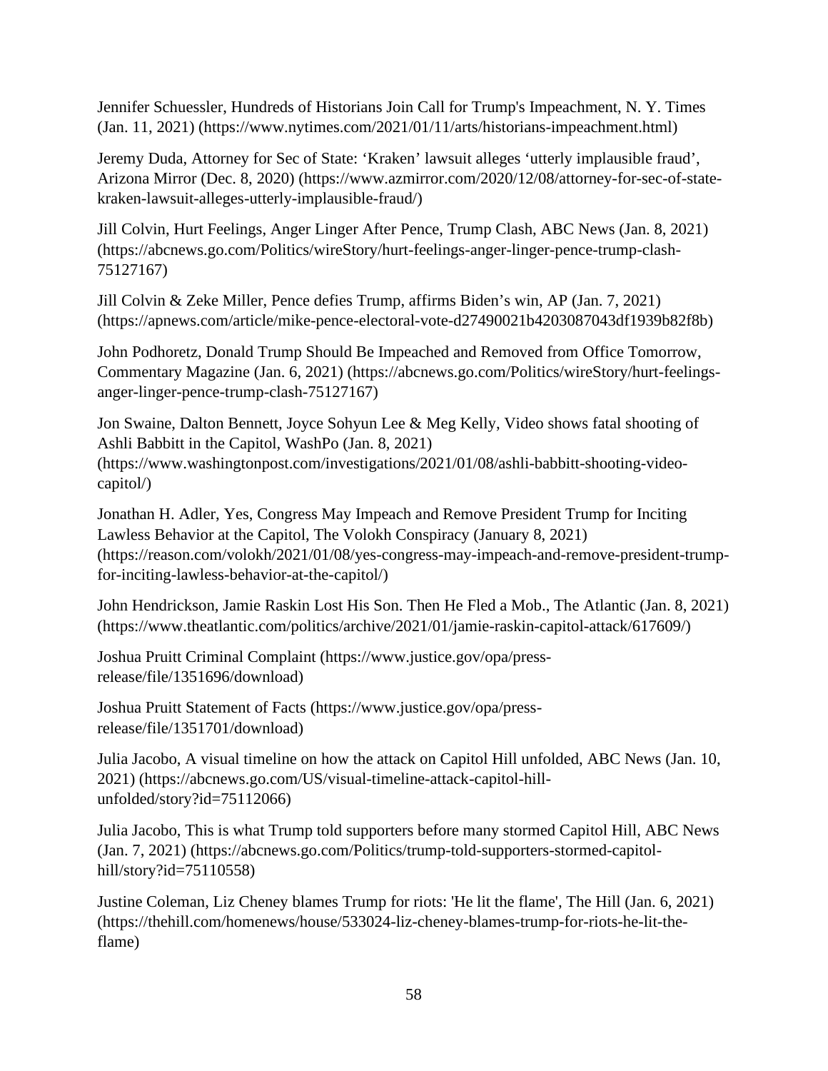Jennifer Schuessler, Hundreds of Historians Join Call for Trump's Impeachment, N. Y. Times (Jan. 11, 2021) (https://www.nytimes.com/2021/01/11/arts/historians-impeachment.html)

Jeremy Duda, Attorney for Sec of State: 'Kraken' lawsuit alleges 'utterly implausible fraud', Arizona Mirror (Dec. 8, 2020) (https://www.azmirror.com/2020/12/08/attorney-for-sec-of-state-kraken-lawsuit-alleges-utterly-implausible-fraud/)

Jill Colvin, Hurt Feelings, Anger Linger After Pence, Trump Clash, ABC News (Jan. 8, 2021) (https://abcnews.go.com/Politics/wireStory/hurt-feelings-anger-linger-pence-trump-clash-75127167)

Jill Colvin & Zeke Miller, Pence defies Trump, affirms Biden's win, AP (Jan. 7, 2021) (https://apnews.com/article/mike-pence-electoral-vote-d27490021b4203087043df1939b82f8b)

John Podhoretz, Donald Trump Should Be Impeached and Removed from Office Tomorrow, Commentary Magazine (Jan. 6, 2021) (https://abcnews.go.com/Politics/wireStory/hurt-feelings-anger-linger-pence-trump-clash-75127167)

Jon Swaine, Dalton Bennett, Joyce Sohyun Lee & Meg Kelly, Video shows fatal shooting of Ashli Babbitt in the Capitol, WashPo (Jan. 8, 2021) (https://www.washingtonpost.com/investigations/2021/01/08/ashli-babbitt-shooting-video-capitol/)

Jonathan H. Adler, Yes, Congress May Impeach and Remove President Trump for Inciting Lawless Behavior at the Capitol, The Volokh Conspiracy (January 8, 2021) (https://reason.com/volokh/2021/01/08/yes-congress-may-impeach-and-remove-president-trump-for-inciting-lawless-behavior-at-the-capitol/)

John Hendrickson, Jamie Raskin Lost His Son. Then He Fled a Mob., The Atlantic (Jan. 8, 2021) (https://www.theatlantic.com/politics/archive/2021/01/jamie-raskin-capitol-attack/617609/)

Joshua Pruitt Criminal Complaint (https://www.justice.gov/opa/press-release/file/1351696/download)

Joshua Pruitt Statement of Facts (https://www.justice.gov/opa/press-release/file/1351701/download)

Julia Jacobo, A visual timeline on how the attack on Capitol Hill unfolded, ABC News (Jan. 10, 2021) (https://abcnews.go.com/US/visual-timeline-attack-capitol-hill-unfolded/story?id=75112066)

Julia Jacobo, This is what Trump told supporters before many stormed Capitol Hill, ABC News (Jan. 7, 2021) (https://abcnews.go.com/Politics/trump-told-supporters-stormed-capitol-hill/story?id=75110558)

Justine Coleman, Liz Cheney blames Trump for riots: 'He lit the flame', The Hill (Jan. 6, 2021) (https://thehill.com/homenews/house/533024-liz-cheney-blames-trump-for-riots-he-lit-the-flame)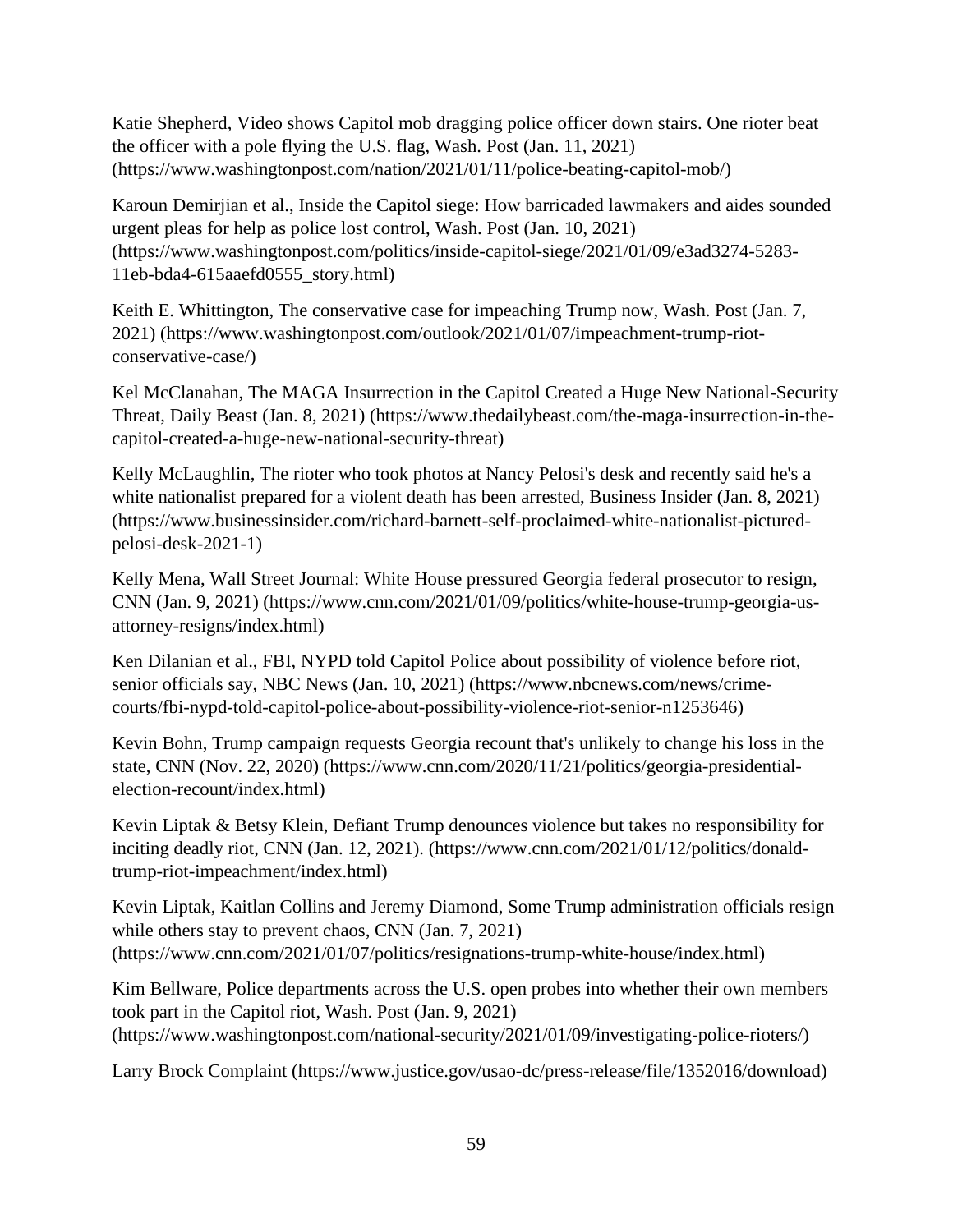Katie Shepherd, Video shows Capitol mob dragging police officer down stairs. One rioter beat the officer with a pole flying the U.S. flag, Wash. Post (Jan. 11, 2021) (https://www.washingtonpost.com/nation/2021/01/11/police-beating-capitol-mob/)

Karoun Demirjian et al., Inside the Capitol siege: How barricaded lawmakers and aides sounded urgent pleas for help as police lost control, Wash. Post (Jan. 10, 2021) (https://www.washingtonpost.com/politics/inside-capitol-siege/2021/01/09/e3ad3274-5283-11eb-bda4-615aaefd0555_story.html)

Keith E. Whittington, The conservative case for impeaching Trump now, Wash. Post (Jan. 7, 2021) (https://www.washingtonpost.com/outlook/2021/01/07/impeachment-trump-riot-conservative-case/)

Kel McClanahan, The MAGA Insurrection in the Capitol Created a Huge New National-Security Threat, Daily Beast (Jan. 8, 2021) (https://www.thedailybeast.com/the-maga-insurrection-in-the-capitol-created-a-huge-new-national-security-threat)

Kelly McLaughlin, The rioter who took photos at Nancy Pelosi's desk and recently said he's a white nationalist prepared for a violent death has been arrested, Business Insider (Jan. 8, 2021) (https://www.businessinsider.com/richard-barnett-self-proclaimed-white-nationalist-pictured-pelosi-desk-2021-1)

Kelly Mena, Wall Street Journal: White House pressured Georgia federal prosecutor to resign, CNN (Jan. 9, 2021) (https://www.cnn.com/2021/01/09/politics/white-house-trump-georgia-us-attorney-resigns/index.html)

Ken Dilanian et al., FBI, NYPD told Capitol Police about possibility of violence before riot, senior officials say, NBC News (Jan. 10, 2021) (https://www.nbcnews.com/news/crime-courts/fbi-nypd-told-capitol-police-about-possibility-violence-riot-senior-n1253646)

Kevin Bohn, Trump campaign requests Georgia recount that's unlikely to change his loss in the state, CNN (Nov. 22, 2020) (https://www.cnn.com/2020/11/21/politics/georgia-presidential-election-recount/index.html)

Kevin Liptak & Betsy Klein, Defiant Trump denounces violence but takes no responsibility for inciting deadly riot, CNN (Jan. 12, 2021). (https://www.cnn.com/2021/01/12/politics/donald-trump-riot-impeachment/index.html)

Kevin Liptak, Kaitlan Collins and Jeremy Diamond, Some Trump administration officials resign while others stay to prevent chaos, CNN (Jan. 7, 2021) (https://www.cnn.com/2021/01/07/politics/resignations-trump-white-house/index.html)

Kim Bellware, Police departments across the U.S. open probes into whether their own members took part in the Capitol riot, Wash. Post (Jan. 9, 2021) (https://www.washingtonpost.com/national-security/2021/01/09/investigating-police-rioters/)

Larry Brock Complaint (https://www.justice.gov/usao-dc/press-release/file/1352016/download)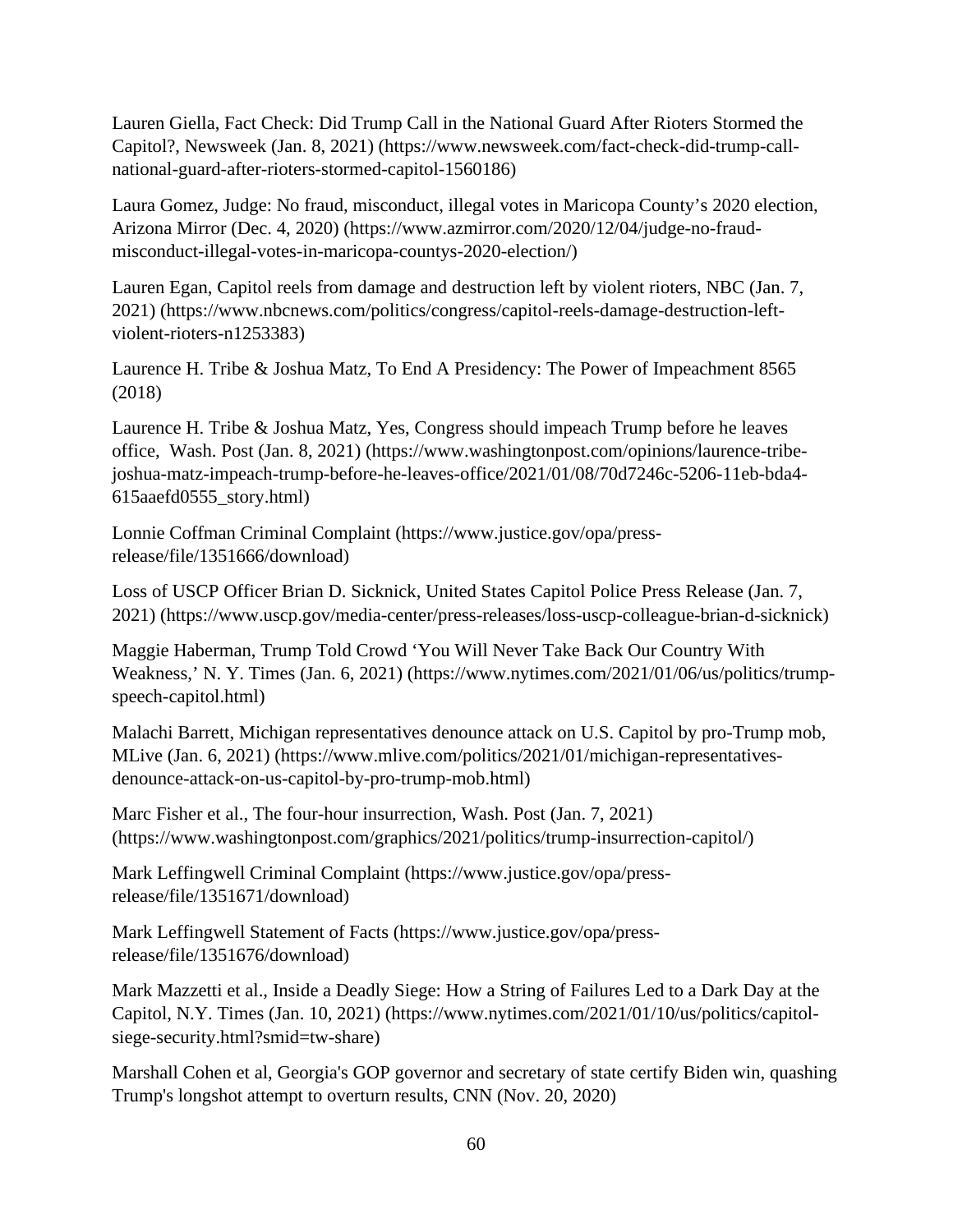Lauren Giella, Fact Check: Did Trump Call in the National Guard After Rioters Stormed the Capitol?, Newsweek (Jan. 8, 2021) (https://www.newsweek.com/fact-check-did-trump-call-national-guard-after-rioters-stormed-capitol-1560186)

Laura Gomez, Judge: No fraud, misconduct, illegal votes in Maricopa County's 2020 election, Arizona Mirror (Dec. 4, 2020) (https://www.azmirror.com/2020/12/04/judge-no-fraud-misconduct-illegal-votes-in-maricopa-countys-2020-election/)

Lauren Egan, Capitol reels from damage and destruction left by violent rioters, NBC (Jan. 7, 2021) (https://www.nbcnews.com/politics/congress/capitol-reels-damage-destruction-left-violent-rioters-n1253383)

Laurence H. Tribe & Joshua Matz, To End A Presidency: The Power of Impeachment 8565 (2018)

Laurence H. Tribe & Joshua Matz, Yes, Congress should impeach Trump before he leaves office, Wash. Post (Jan. 8, 2021) (https://www.washingtonpost.com/opinions/laurence-tribe-joshua-matz-impeach-trump-before-he-leaves-office/2021/01/08/70d7246c-5206-11eb-bda4-615aaefd0555_story.html)

Lonnie Coffman Criminal Complaint (https://www.justice.gov/opa/press-release/file/1351666/download)

Loss of USCP Officer Brian D. Sicknick, United States Capitol Police Press Release (Jan. 7, 2021) (https://www.uscp.gov/media-center/press-releases/loss-uscp-colleague-brian-d-sicknick)

Maggie Haberman, Trump Told Crowd 'You Will Never Take Back Our Country With Weakness,' N. Y. Times (Jan. 6, 2021) (https://www.nytimes.com/2021/01/06/us/politics/trump-speech-capitol.html)

Malachi Barrett, Michigan representatives denounce attack on U.S. Capitol by pro-Trump mob, MLive (Jan. 6, 2021) (https://www.mlive.com/politics/2021/01/michigan-representatives-denounce-attack-on-us-capitol-by-pro-trump-mob.html)

Marc Fisher et al., The four-hour insurrection, Wash. Post (Jan. 7, 2021) (https://www.washingtonpost.com/graphics/2021/politics/trump-insurrection-capitol/)

Mark Leffingwell Criminal Complaint (https://www.justice.gov/opa/press-release/file/1351671/download)

Mark Leffingwell Statement of Facts (https://www.justice.gov/opa/press-release/file/1351676/download)

Mark Mazzetti et al., Inside a Deadly Siege: How a String of Failures Led to a Dark Day at the Capitol, N.Y. Times (Jan. 10, 2021) (https://www.nytimes.com/2021/01/10/us/politics/capitol-siege-security.html?smid=tw-share)

Marshall Cohen et al, Georgia's GOP governor and secretary of state certify Biden win, quashing Trump's longshot attempt to overturn results, CNN (Nov. 20, 2020)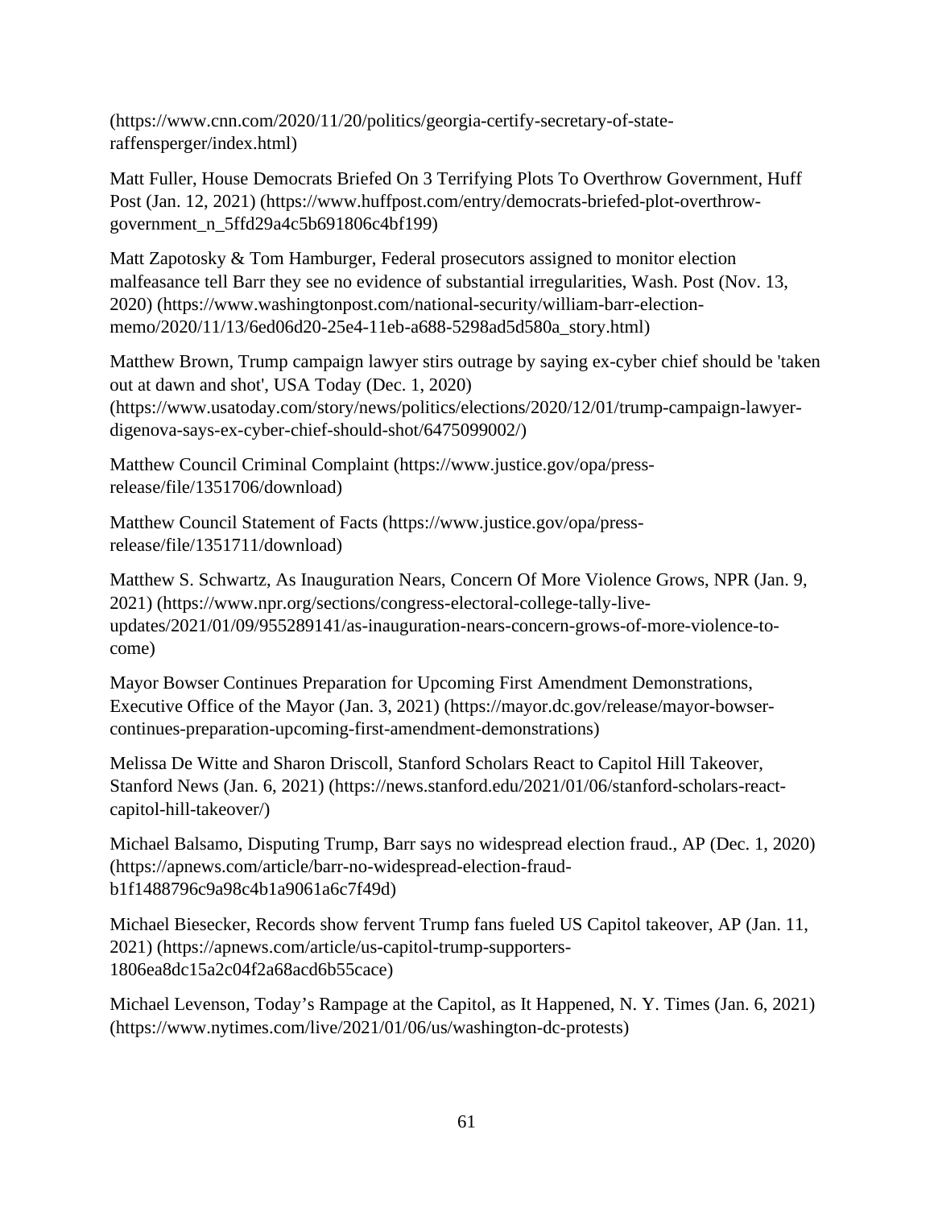(https://www.cnn.com/2020/11/20/politics/georgia-certify-secretary-of-state-raffensperger/index.html)

Matt Fuller, House Democrats Briefed On 3 Terrifying Plots To Overthrow Government, Huff Post (Jan. 12, 2021) (https://www.huffpost.com/entry/democrats-briefed-plot-overthrow-government_n_5ffd29a4c5b691806c4bf199)

Matt Zapotosky & Tom Hamburger, Federal prosecutors assigned to monitor election malfeasance tell Barr they see no evidence of substantial irregularities, Wash. Post (Nov. 13, 2020) (https://www.washingtonpost.com/national-security/william-barr-election-memo/2020/11/13/6ed06d20-25e4-11eb-a688-5298ad5d580a_story.html)

Matthew Brown, Trump campaign lawyer stirs outrage by saying ex-cyber chief should be 'taken out at dawn and shot', USA Today (Dec. 1, 2020) (https://www.usatoday.com/story/news/politics/elections/2020/12/01/trump-campaign-lawyer-digenova-says-ex-cyber-chief-should-shot/6475099002/)

Matthew Council Criminal Complaint (https://www.justice.gov/opa/press-release/file/1351706/download)

Matthew Council Statement of Facts (https://www.justice.gov/opa/press-release/file/1351711/download)

Matthew S. Schwartz, As Inauguration Nears, Concern Of More Violence Grows, NPR (Jan. 9, 2021) (https://www.npr.org/sections/congress-electoral-college-tally-live-updates/2021/01/09/955289141/as-inauguration-nears-concern-grows-of-more-violence-to-come)

Mayor Bowser Continues Preparation for Upcoming First Amendment Demonstrations, Executive Office of the Mayor (Jan. 3, 2021) (https://mayor.dc.gov/release/mayor-bowser-continues-preparation-upcoming-first-amendment-demonstrations)

Melissa De Witte and Sharon Driscoll, Stanford Scholars React to Capitol Hill Takeover, Stanford News (Jan. 6, 2021) (https://news.stanford.edu/2021/01/06/stanford-scholars-react-capitol-hill-takeover/)

Michael Balsamo, Disputing Trump, Barr says no widespread election fraud., AP (Dec. 1, 2020) (https://apnews.com/article/barr-no-widespread-election-fraud-b1f1488796c9a98c4b1a9061a6c7f49d)

Michael Biesecker, Records show fervent Trump fans fueled US Capitol takeover, AP (Jan. 11, 2021) (https://apnews.com/article/us-capitol-trump-supporters-1806ea8dc15a2c04f2a68acd6b55cace)

Michael Levenson, Today's Rampage at the Capitol, as It Happened, N. Y. Times (Jan. 6, 2021) (https://www.nytimes.com/live/2021/01/06/us/washington-dc-protests)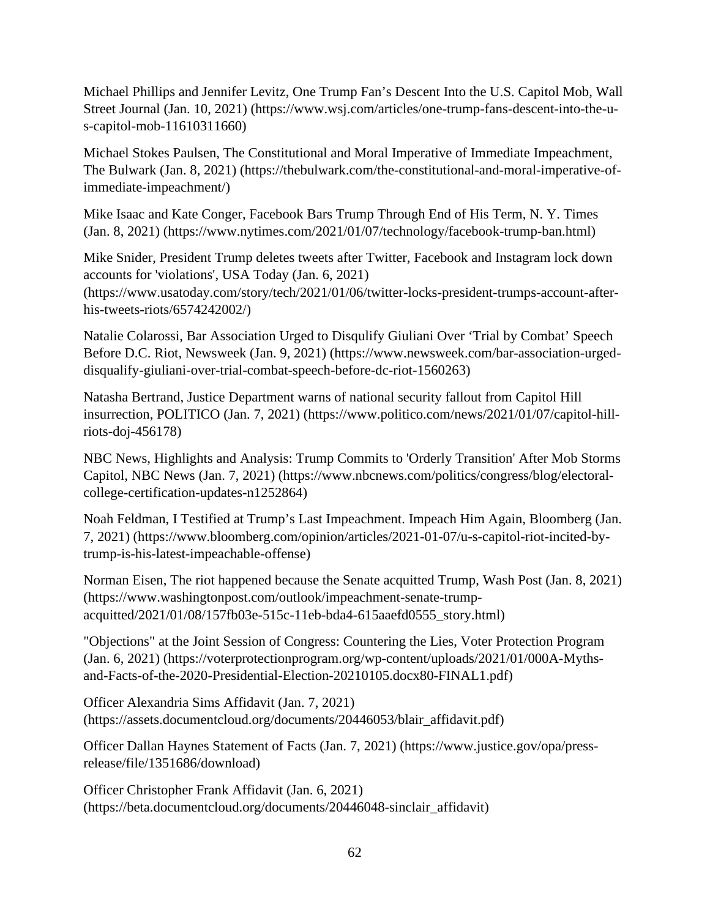Michael Phillips and Jennifer Levitz, One Trump Fan's Descent Into the U.S. Capitol Mob, Wall Street Journal (Jan. 10, 2021) (https://www.wsj.com/articles/one-trump-fans-descent-into-the-u-s-capitol-mob-11610311660)

Michael Stokes Paulsen, The Constitutional and Moral Imperative of Immediate Impeachment, The Bulwark (Jan. 8, 2021) (https://thebulwark.com/the-constitutional-and-moral-imperative-of-immediate-impeachment/)

Mike Isaac and Kate Conger, Facebook Bars Trump Through End of His Term, N. Y. Times (Jan. 8, 2021) (https://www.nytimes.com/2021/01/07/technology/facebook-trump-ban.html)

Mike Snider, President Trump deletes tweets after Twitter, Facebook and Instagram lock down accounts for 'violations', USA Today (Jan. 6, 2021) (https://www.usatoday.com/story/tech/2021/01/06/twitter-locks-president-trumps-account-after-his-tweets-riots/6574242002/)

Natalie Colarossi, Bar Association Urged to Disqulify Giuliani Over 'Trial by Combat' Speech Before D.C. Riot, Newsweek (Jan. 9, 2021) (https://www.newsweek.com/bar-association-urged-disqualify-giuliani-over-trial-combat-speech-before-dc-riot-1560263)

Natasha Bertrand, Justice Department warns of national security fallout from Capitol Hill insurrection, POLITICO (Jan. 7, 2021) (https://www.politico.com/news/2021/01/07/capitol-hill-riots-doj-456178)

NBC News, Highlights and Analysis: Trump Commits to 'Orderly Transition' After Mob Storms Capitol, NBC News (Jan. 7, 2021) (https://www.nbcnews.com/politics/congress/blog/electoral-college-certification-updates-n1252864)

Noah Feldman, I Testified at Trump's Last Impeachment. Impeach Him Again, Bloomberg (Jan. 7, 2021) (https://www.bloomberg.com/opinion/articles/2021-01-07/u-s-capitol-riot-incited-by-trump-is-his-latest-impeachable-offense)

Norman Eisen, The riot happened because the Senate acquitted Trump, Wash Post (Jan. 8, 2021) (https://www.washingtonpost.com/outlook/impeachment-senate-trump-acquitted/2021/01/08/157fb03e-515c-11eb-bda4-615aaefd0555_story.html)

"Objections" at the Joint Session of Congress: Countering the Lies, Voter Protection Program (Jan. 6, 2021) (https://voterprotectionprogram.org/wp-content/uploads/2021/01/000A-Myths-and-Facts-of-the-2020-Presidential-Election-20210105.docx80-FINAL1.pdf)

Officer Alexandria Sims Affidavit (Jan. 7, 2021) (https://assets.documentcloud.org/documents/20446053/blair_affidavit.pdf)

Officer Dallan Haynes Statement of Facts (Jan. 7, 2021) (https://www.justice.gov/opa/press-release/file/1351686/download)

Officer Christopher Frank Affidavit (Jan. 6, 2021) (https://beta.documentcloud.org/documents/20446048-sinclair_affidavit)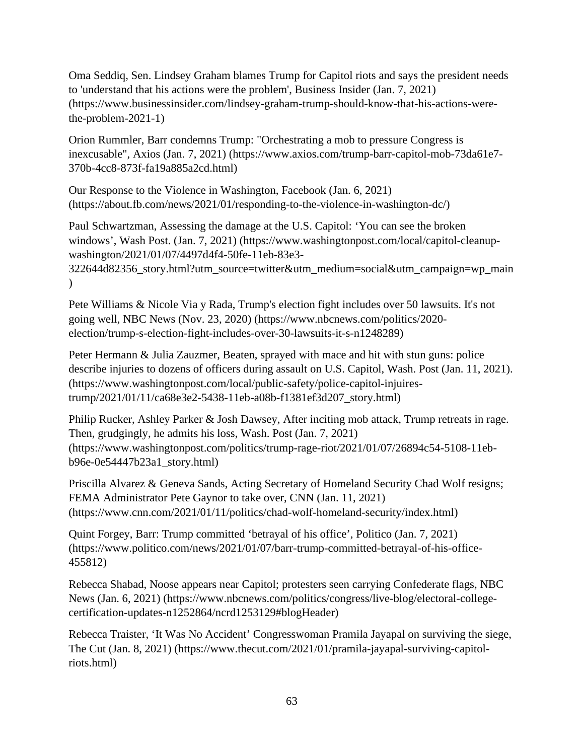Oma Seddiq, Sen. Lindsey Graham blames Trump for Capitol riots and says the president needs to 'understand that his actions were the problem', Business Insider (Jan. 7, 2021) (https://www.businessinsider.com/lindsey-graham-trump-should-know-that-his-actions-were-the-problem-2021-1)

Orion Rummler, Barr condemns Trump: "Orchestrating a mob to pressure Congress is inexcusable", Axios (Jan. 7, 2021) (https://www.axios.com/trump-barr-capitol-mob-73da61e7-370b-4cc8-873f-fa19a885a2cd.html)

Our Response to the Violence in Washington, Facebook (Jan. 6, 2021) (https://about.fb.com/news/2021/01/responding-to-the-violence-in-washington-dc/)

Paul Schwartzman, Assessing the damage at the U.S. Capitol: 'You can see the broken windows', Wash Post. (Jan. 7, 2021) (https://www.washingtonpost.com/local/capitol-cleanup-washington/2021/01/07/4497d4f4-50fe-11eb-83e3-322644d82356_story.html?utm_source=twitter&utm_medium=social&utm_campaign=wp_main)

Pete Williams & Nicole Via y Rada, Trump's election fight includes over 50 lawsuits. It's not going well, NBC News (Nov. 23, 2020) (https://www.nbcnews.com/politics/2020-election/trump-s-election-fight-includes-over-30-lawsuits-it-s-n1248289)

Peter Hermann & Julia Zauzmer, Beaten, sprayed with mace and hit with stun guns: police describe injuries to dozens of officers during assault on U.S. Capitol, Wash. Post (Jan. 11, 2021). (https://www.washingtonpost.com/local/public-safety/police-capitol-injuires-trump/2021/01/11/ca68e3e2-5438-11eb-a08b-f1381ef3d207_story.html)

Philip Rucker, Ashley Parker & Josh Dawsey, After inciting mob attack, Trump retreats in rage. Then, grudgingly, he admits his loss, Wash. Post (Jan. 7, 2021) (https://www.washingtonpost.com/politics/trump-rage-riot/2021/01/07/26894c54-5108-11eb-b96e-0e54447b23a1_story.html)

Priscilla Alvarez & Geneva Sands, Acting Secretary of Homeland Security Chad Wolf resigns; FEMA Administrator Pete Gaynor to take over, CNN (Jan. 11, 2021) (https://www.cnn.com/2021/01/11/politics/chad-wolf-homeland-security/index.html)

Quint Forgey, Barr: Trump committed 'betrayal of his office', Politico (Jan. 7, 2021) (https://www.politico.com/news/2021/01/07/barr-trump-committed-betrayal-of-his-office-455812)

Rebecca Shabad, Noose appears near Capitol; protesters seen carrying Confederate flags, NBC News (Jan. 6, 2021) (https://www.nbcnews.com/politics/congress/live-blog/electoral-college-certification-updates-n1252864/ncrd1253129#blogHeader)

Rebecca Traister, 'It Was No Accident' Congresswoman Pramila Jayapal on surviving the siege, The Cut (Jan. 8, 2021) (https://www.thecut.com/2021/01/pramila-jayapal-surviving-capitol-riots.html)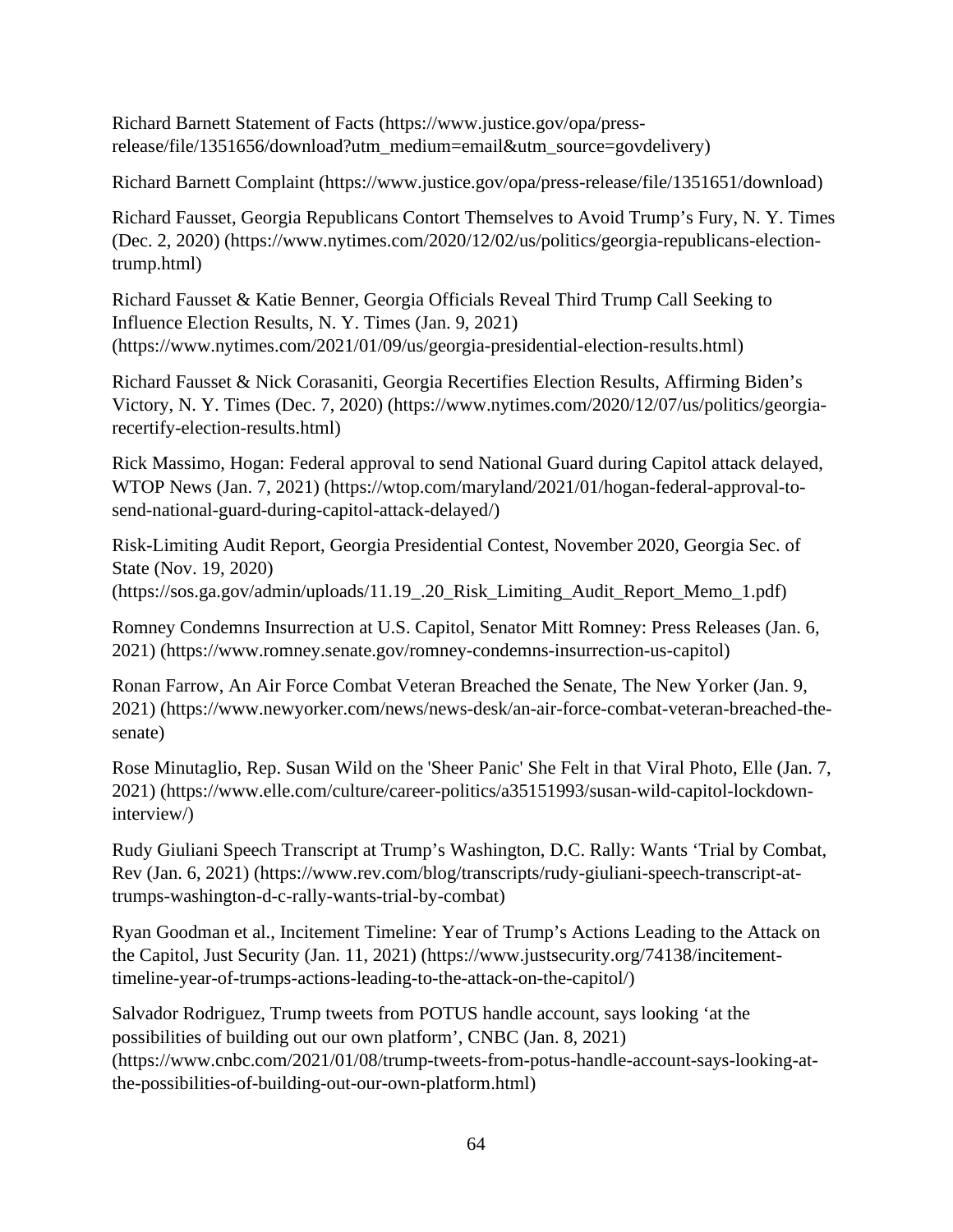Richard Barnett Statement of Facts (https://www.justice.gov/opa/press-release/file/1351656/download?utm_medium=email&utm_source=govdelivery)

Richard Barnett Complaint (https://www.justice.gov/opa/press-release/file/1351651/download)

Richard Fausset, Georgia Republicans Contort Themselves to Avoid Trump's Fury, N. Y. Times (Dec. 2, 2020) (https://www.nytimes.com/2020/12/02/us/politics/georgia-republicans-election-trump.html)

Richard Fausset & Katie Benner, Georgia Officials Reveal Third Trump Call Seeking to Influence Election Results, N. Y. Times (Jan. 9, 2021) (https://www.nytimes.com/2021/01/09/us/georgia-presidential-election-results.html)

Richard Fausset & Nick Corasaniti, Georgia Recertifies Election Results, Affirming Biden's Victory, N. Y. Times (Dec. 7, 2020) (https://www.nytimes.com/2020/12/07/us/politics/georgia-recertify-election-results.html)

Rick Massimo, Hogan: Federal approval to send National Guard during Capitol attack delayed, WTOP News (Jan. 7, 2021) (https://wtop.com/maryland/2021/01/hogan-federal-approval-to-send-national-guard-during-capitol-attack-delayed/)

Risk-Limiting Audit Report, Georgia Presidential Contest, November 2020, Georgia Sec. of State (Nov. 19, 2020) (https://sos.ga.gov/admin/uploads/11.19_.20_Risk_Limiting_Audit_Report_Memo_1.pdf)

Romney Condemns Insurrection at U.S. Capitol, Senator Mitt Romney: Press Releases (Jan. 6, 2021) (https://www.romney.senate.gov/romney-condemns-insurrection-us-capitol)

Ronan Farrow, An Air Force Combat Veteran Breached the Senate, The New Yorker (Jan. 9, 2021) (https://www.newyorker.com/news/news-desk/an-air-force-combat-veteran-breached-the-senate)

Rose Minutaglio, Rep. Susan Wild on the 'Sheer Panic' She Felt in that Viral Photo, Elle (Jan. 7, 2021) (https://www.elle.com/culture/career-politics/a35151993/susan-wild-capitol-lockdown-interview/)

Rudy Giuliani Speech Transcript at Trump's Washington, D.C. Rally: Wants 'Trial by Combat, Rev (Jan. 6, 2021) (https://www.rev.com/blog/transcripts/rudy-giuliani-speech-transcript-at-trumps-washington-d-c-rally-wants-trial-by-combat)

Ryan Goodman et al., Incitement Timeline: Year of Trump's Actions Leading to the Attack on the Capitol, Just Security (Jan. 11, 2021) (https://www.justsecurity.org/74138/incitement-timeline-year-of-trumps-actions-leading-to-the-attack-on-the-capitol/)

Salvador Rodriguez, Trump tweets from POTUS handle account, says looking 'at the possibilities of building out our own platform', CNBC (Jan. 8, 2021) (https://www.cnbc.com/2021/01/08/trump-tweets-from-potus-handle-account-says-looking-at-the-possibilities-of-building-out-our-own-platform.html)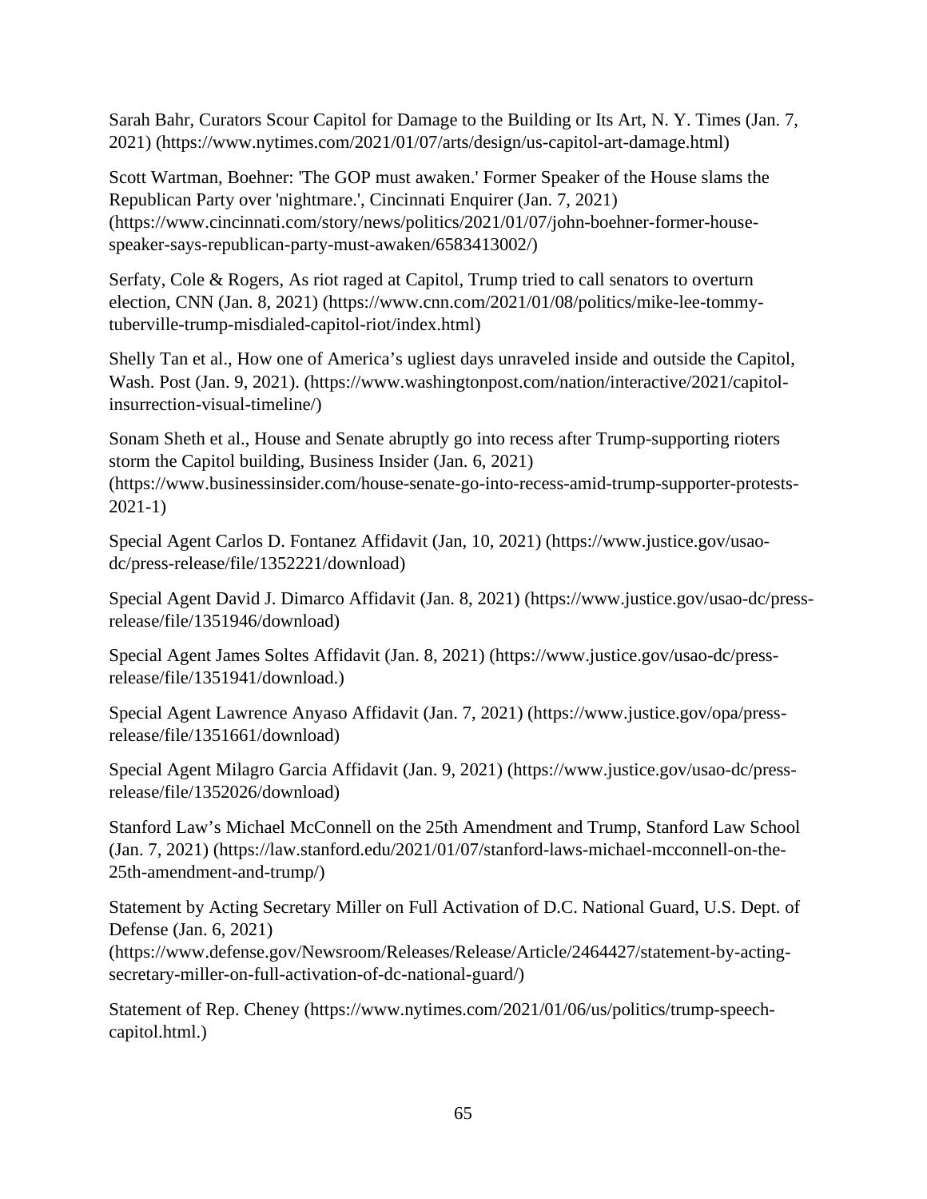Sarah Bahr, Curators Scour Capitol for Damage to the Building or Its Art, N. Y. Times (Jan. 7, 2021) (https://www.nytimes.com/2021/01/07/arts/design/us-capitol-art-damage.html)

Scott Wartman, Boehner: 'The GOP must awaken.' Former Speaker of the House slams the Republican Party over 'nightmare.', Cincinnati Enquirer (Jan. 7, 2021) (https://www.cincinnati.com/story/news/politics/2021/01/07/john-boehner-former-house-speaker-says-republican-party-must-awaken/6583413002/)

Serfaty, Cole & Rogers, As riot raged at Capitol, Trump tried to call senators to overturn election, CNN (Jan. 8, 2021) (https://www.cnn.com/2021/01/08/politics/mike-lee-tommy-tuberville-trump-misdialed-capitol-riot/index.html)

Shelly Tan et al., How one of America's ugliest days unraveled inside and outside the Capitol, Wash. Post (Jan. 9, 2021). (https://www.washingtonpost.com/nation/interactive/2021/capitol-insurrection-visual-timeline/)

Sonam Sheth et al., House and Senate abruptly go into recess after Trump-supporting rioters storm the Capitol building, Business Insider (Jan. 6, 2021) (https://www.businessinsider.com/house-senate-go-into-recess-amid-trump-supporter-protests-2021-1)

Special Agent Carlos D. Fontanez Affidavit (Jan, 10, 2021) (https://www.justice.gov/usao-dc/press-release/file/1352221/download)

Special Agent David J. Dimarco Affidavit (Jan. 8, 2021) (https://www.justice.gov/usao-dc/press-release/file/1351946/download)

Special Agent James Soltes Affidavit (Jan. 8, 2021) (https://www.justice.gov/usao-dc/press-release/file/1351941/download.)

Special Agent Lawrence Anyaso Affidavit (Jan. 7, 2021) (https://www.justice.gov/opa/press-release/file/1351661/download)

Special Agent Milagro Garcia Affidavit (Jan. 9, 2021) (https://www.justice.gov/usao-dc/press-release/file/1352026/download)

Stanford Law's Michael McConnell on the 25th Amendment and Trump, Stanford Law School (Jan. 7, 2021) (https://law.stanford.edu/2021/01/07/stanford-laws-michael-mcconnell-on-the-25th-amendment-and-trump/)

Statement by Acting Secretary Miller on Full Activation of D.C. National Guard, U.S. Dept. of Defense (Jan. 6, 2021) (https://www.defense.gov/Newsroom/Releases/Release/Article/2464427/statement-by-acting-secretary-miller-on-full-activation-of-dc-national-guard/)

Statement of Rep. Cheney (https://www.nytimes.com/2021/01/06/us/politics/trump-speech-capitol.html.)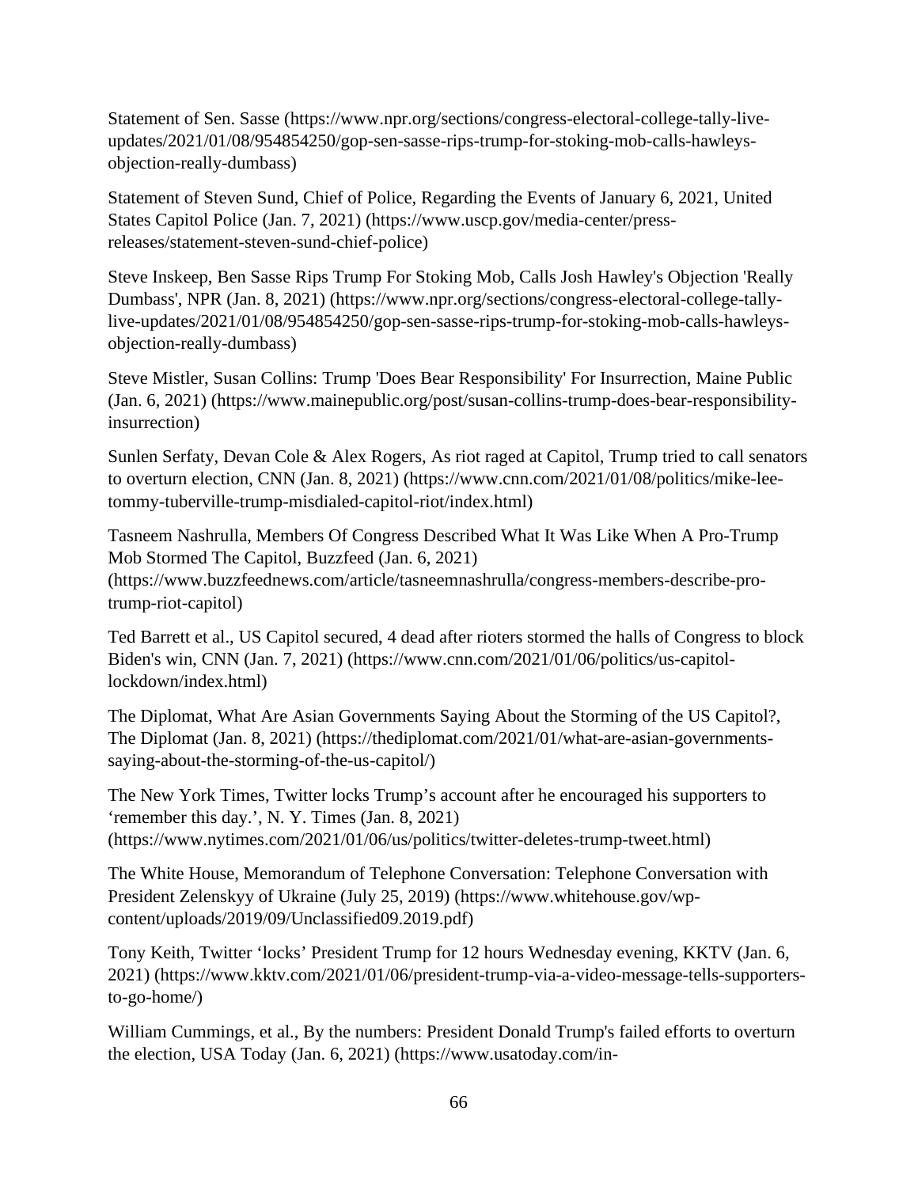Statement of Sen. Sasse (https://www.npr.org/sections/congress-electoral-college-tally-live-updates/2021/01/08/954854250/gop-sen-sasse-rips-trump-for-stoking-mob-calls-hawleys-objection-really-dumbass)

Statement of Steven Sund, Chief of Police, Regarding the Events of January 6, 2021, United States Capitol Police (Jan. 7, 2021) (https://www.uscp.gov/media-center/press-releases/statement-steven-sund-chief-police)

Steve Inskeep, Ben Sasse Rips Trump For Stoking Mob, Calls Josh Hawley's Objection 'Really Dumbass', NPR (Jan. 8, 2021) (https://www.npr.org/sections/congress-electoral-college-tally-live-updates/2021/01/08/954854250/gop-sen-sasse-rips-trump-for-stoking-mob-calls-hawleys-objection-really-dumbass)

Steve Mistler, Susan Collins: Trump 'Does Bear Responsibility' For Insurrection, Maine Public (Jan. 6, 2021) (https://www.mainepublic.org/post/susan-collins-trump-does-bear-responsibility-insurrection)

Sunlen Serfaty, Devan Cole & Alex Rogers, As riot raged at Capitol, Trump tried to call senators to overturn election, CNN (Jan. 8, 2021) (https://www.cnn.com/2021/01/08/politics/mike-lee-tommy-tuberville-trump-misdialed-capitol-riot/index.html)

Tasneem Nashrulla, Members Of Congress Described What It Was Like When A Pro-Trump Mob Stormed The Capitol, Buzzfeed (Jan. 6, 2021) (https://www.buzzfeednews.com/article/tasneemnashrulla/congress-members-describe-pro-trump-riot-capitol)

Ted Barrett et al., US Capitol secured, 4 dead after rioters stormed the halls of Congress to block Biden's win, CNN (Jan. 7, 2021) (https://www.cnn.com/2021/01/06/politics/us-capitol-lockdown/index.html)

The Diplomat, What Are Asian Governments Saying About the Storming of the US Capitol?, The Diplomat (Jan. 8, 2021) (https://thediplomat.com/2021/01/what-are-asian-governments-saying-about-the-storming-of-the-us-capitol/)

The New York Times, Twitter locks Trump's account after he encouraged his supporters to 'remember this day.', N. Y. Times (Jan. 8, 2021) (https://www.nytimes.com/2021/01/06/us/politics/twitter-deletes-trump-tweet.html)

The White House, Memorandum of Telephone Conversation: Telephone Conversation with President Zelenskyy of Ukraine (July 25, 2019) (https://www.whitehouse.gov/wp-content/uploads/2019/09/Unclassified09.2019.pdf)

Tony Keith, Twitter 'locks' President Trump for 12 hours Wednesday evening, KKTV (Jan. 6, 2021) (https://www.kktv.com/2021/01/06/president-trump-via-a-video-message-tells-supporters-to-go-home/)

William Cummings, et al., By the numbers: President Donald Trump's failed efforts to overturn the election, USA Today (Jan. 6, 2021) (https://www.usatoday.com/in-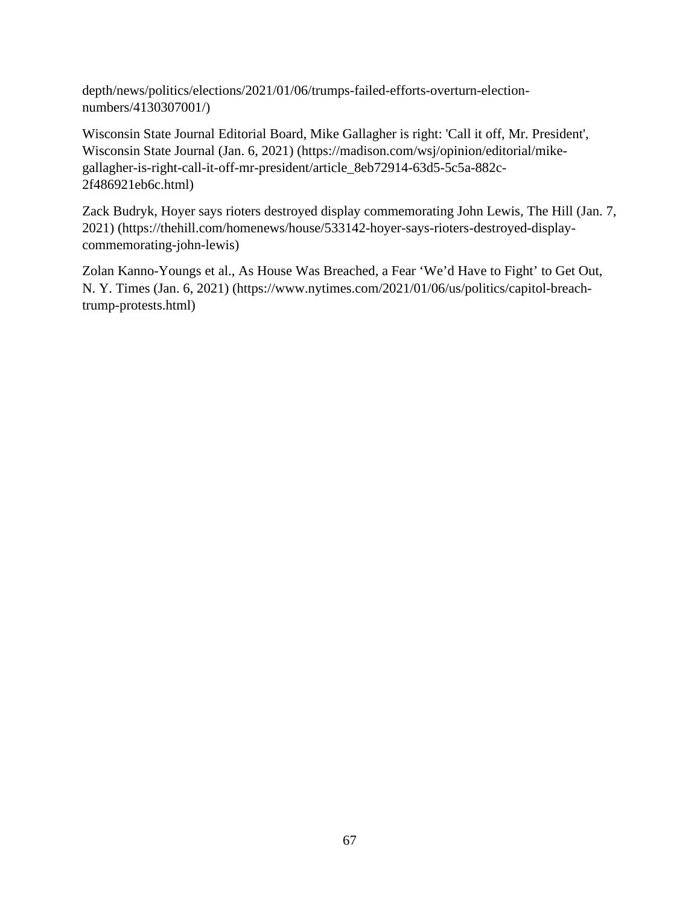depth/news/politics/elections/2021/01/06/trumps-failed-efforts-overturn-election-numbers/4130307001/)

Wisconsin State Journal Editorial Board, Mike Gallagher is right: 'Call it off, Mr. President', Wisconsin State Journal (Jan. 6, 2021) (https://madison.com/wsj/opinion/editorial/mike-gallagher-is-right-call-it-off-mr-president/article_8eb72914-63d5-5c5a-882c-2f486921eb6c.html)

Zack Budryk, Hoyer says rioters destroyed display commemorating John Lewis, The Hill (Jan. 7, 2021) (https://thehill.com/homenews/house/533142-hoyer-says-rioters-destroyed-display-commemorating-john-lewis)

Zolan Kanno-Youngs et al., As House Was Breached, a Fear 'We'd Have to Fight' to Get Out, N. Y. Times (Jan. 6, 2021) (https://www.nytimes.com/2021/01/06/us/politics/capitol-breach-trump-protests.html)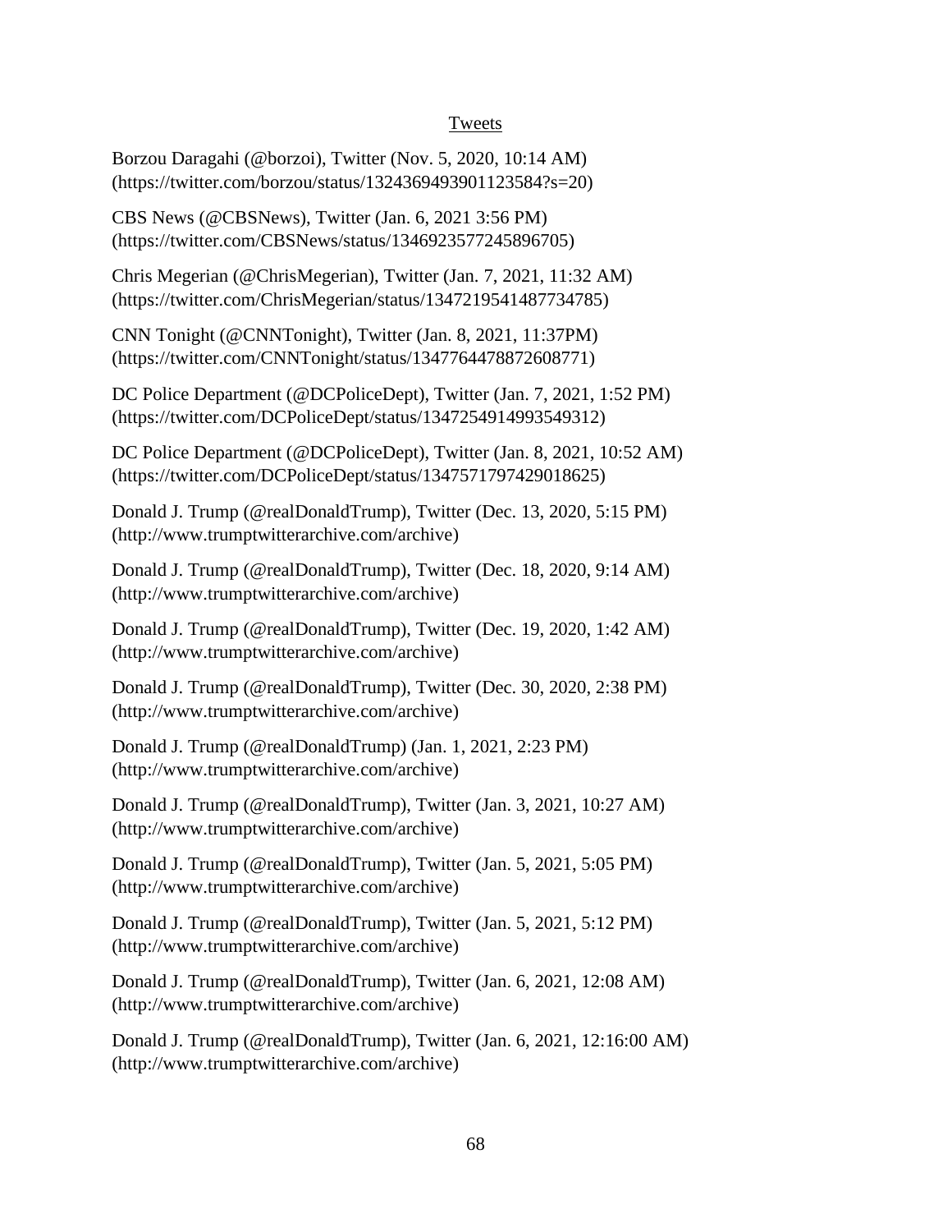## Tweets

Borzou Daragahi (@borzoi), Twitter (Nov. 5, 2020, 10:14 AM) (https://twitter.com/borzou/status/1324369493901123584?s=20)

CBS News (@CBSNews), Twitter (Jan. 6, 2021 3:56 PM) (https://twitter.com/CBSNews/status/1346923577245896705)

Chris Megerian (@ChrisMegerian), Twitter (Jan. 7, 2021, 11:32 AM) (https://twitter.com/ChrisMegerian/status/1347219541487734785)

CNN Tonight (@CNNTonight), Twitter (Jan. 8, 2021, 11:37PM) (https://twitter.com/CNNTonight/status/1347764478872608771)

DC Police Department (@DCPoliceDept), Twitter (Jan. 7, 2021, 1:52 PM) (https://twitter.com/DCPoliceDept/status/1347254914993549312)

DC Police Department (@DCPoliceDept), Twitter (Jan. 8, 2021, 10:52 AM) (https://twitter.com/DCPoliceDept/status/1347571797429018625)

Donald J. Trump (@realDonaldTrump), Twitter (Dec. 13, 2020, 5:15 PM) (http://www.trumptwitterarchive.com/archive)

Donald J. Trump (@realDonaldTrump), Twitter (Dec. 18, 2020, 9:14 AM) (http://www.trumptwitterarchive.com/archive)

Donald J. Trump (@realDonaldTrump), Twitter (Dec. 19, 2020, 1:42 AM) (http://www.trumptwitterarchive.com/archive)

Donald J. Trump (@realDonaldTrump), Twitter (Dec. 30, 2020, 2:38 PM) (http://www.trumptwitterarchive.com/archive)

Donald J. Trump (@realDonaldTrump) (Jan. 1, 2021, 2:23 PM) (http://www.trumptwitterarchive.com/archive)

Donald J. Trump (@realDonaldTrump), Twitter (Jan. 3, 2021, 10:27 AM) (http://www.trumptwitterarchive.com/archive)

Donald J. Trump (@realDonaldTrump), Twitter (Jan. 5, 2021, 5:05 PM) (http://www.trumptwitterarchive.com/archive)

Donald J. Trump (@realDonaldTrump), Twitter (Jan. 5, 2021, 5:12 PM) (http://www.trumptwitterarchive.com/archive)

Donald J. Trump (@realDonaldTrump), Twitter (Jan. 6, 2021, 12:08 AM) (http://www.trumptwitterarchive.com/archive)

Donald J. Trump (@realDonaldTrump), Twitter (Jan. 6, 2021, 12:16:00 AM) (http://www.trumptwitterarchive.com/archive)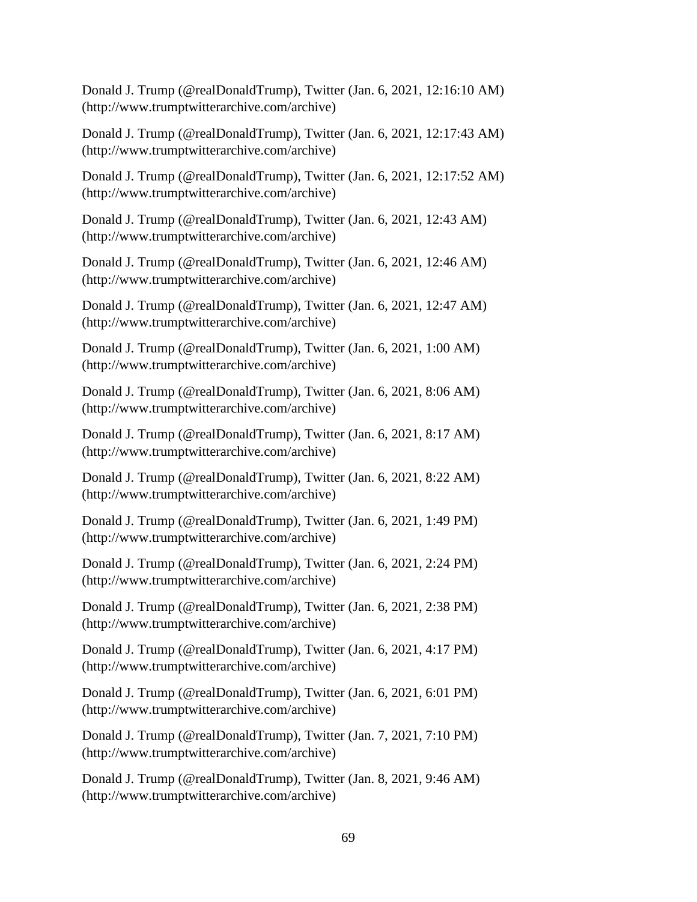Donald J. Trump (@realDonaldTrump), Twitter (Jan. 6, 2021, 12:16:10 AM) (http://www.trumptwitterarchive.com/archive)

Donald J. Trump (@realDonaldTrump), Twitter (Jan. 6, 2021, 12:17:43 AM) (http://www.trumptwitterarchive.com/archive)

Donald J. Trump (@realDonaldTrump), Twitter (Jan. 6, 2021, 12:17:52 AM) (http://www.trumptwitterarchive.com/archive)

Donald J. Trump (@realDonaldTrump), Twitter (Jan. 6, 2021, 12:43 AM) (http://www.trumptwitterarchive.com/archive)

Donald J. Trump (@realDonaldTrump), Twitter (Jan. 6, 2021, 12:46 AM) (http://www.trumptwitterarchive.com/archive)

Donald J. Trump (@realDonaldTrump), Twitter (Jan. 6, 2021, 12:47 AM) (http://www.trumptwitterarchive.com/archive)

Donald J. Trump (@realDonaldTrump), Twitter (Jan. 6, 2021, 1:00 AM) (http://www.trumptwitterarchive.com/archive)

Donald J. Trump (@realDonaldTrump), Twitter (Jan. 6, 2021, 8:06 AM) (http://www.trumptwitterarchive.com/archive)

Donald J. Trump (@realDonaldTrump), Twitter (Jan. 6, 2021, 8:17 AM) (http://www.trumptwitterarchive.com/archive)

Donald J. Trump (@realDonaldTrump), Twitter (Jan. 6, 2021, 8:22 AM) (http://www.trumptwitterarchive.com/archive)

Donald J. Trump (@realDonaldTrump), Twitter (Jan. 6, 2021, 1:49 PM) (http://www.trumptwitterarchive.com/archive)

Donald J. Trump (@realDonaldTrump), Twitter (Jan. 6, 2021, 2:24 PM) (http://www.trumptwitterarchive.com/archive)

Donald J. Trump (@realDonaldTrump), Twitter (Jan. 6, 2021, 2:38 PM) (http://www.trumptwitterarchive.com/archive)

Donald J. Trump (@realDonaldTrump), Twitter (Jan. 6, 2021, 4:17 PM) (http://www.trumptwitterarchive.com/archive)

Donald J. Trump (@realDonaldTrump), Twitter (Jan. 6, 2021, 6:01 PM) (http://www.trumptwitterarchive.com/archive)

Donald J. Trump (@realDonaldTrump), Twitter (Jan. 7, 2021, 7:10 PM) (http://www.trumptwitterarchive.com/archive)

Donald J. Trump (@realDonaldTrump), Twitter (Jan. 8, 2021, 9:46 AM) (http://www.trumptwitterarchive.com/archive)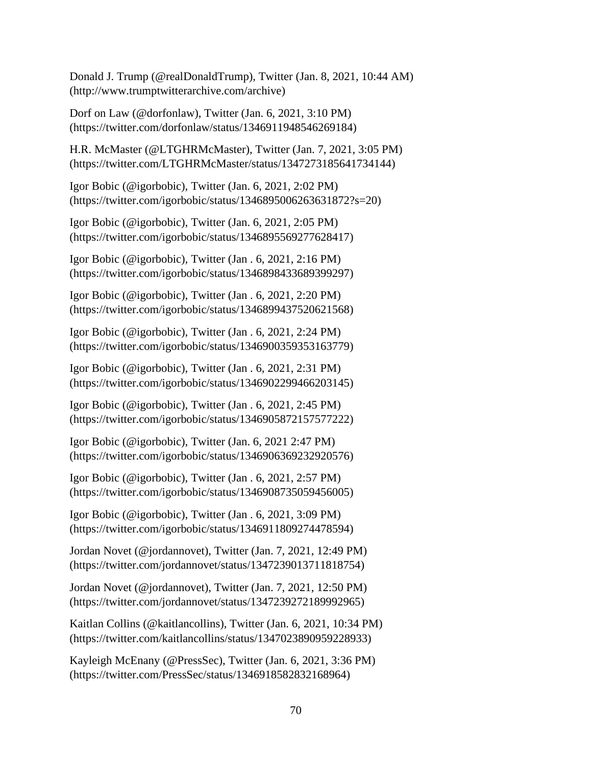Donald J. Trump (@realDonaldTrump), Twitter (Jan. 8, 2021, 10:44 AM) (http://www.trumptwitterarchive.com/archive)

Dorf on Law (@dorfonlaw), Twitter (Jan. 6, 2021, 3:10 PM) (https://twitter.com/dorfonlaw/status/1346911948546269184)

H.R. McMaster (@LTGHRMcMaster), Twitter (Jan. 7, 2021, 3:05 PM) (https://twitter.com/LTGHRMcMaster/status/1347273185641734144)

Igor Bobic (@igorbobic), Twitter (Jan. 6, 2021, 2:02 PM) (https://twitter.com/igorbobic/status/1346895006263631872?s=20)

Igor Bobic (@igorbobic), Twitter (Jan. 6, 2021, 2:05 PM) (https://twitter.com/igorbobic/status/1346895569277628417)

Igor Bobic (@igorbobic), Twitter (Jan . 6, 2021, 2:16 PM) (https://twitter.com/igorbobic/status/1346898433689399297)

Igor Bobic (@igorbobic), Twitter (Jan . 6, 2021, 2:20 PM) (https://twitter.com/igorbobic/status/1346899437520621568)

Igor Bobic (@igorbobic), Twitter (Jan . 6, 2021, 2:24 PM) (https://twitter.com/igorbobic/status/1346900359353163779)

Igor Bobic (@igorbobic), Twitter (Jan . 6, 2021, 2:31 PM) (https://twitter.com/igorbobic/status/1346902299466203145)

Igor Bobic (@igorbobic), Twitter (Jan . 6, 2021, 2:45 PM) (https://twitter.com/igorbobic/status/1346905872157577222)

Igor Bobic (@igorbobic), Twitter (Jan. 6, 2021 2:47 PM) (https://twitter.com/igorbobic/status/1346906369232920576)

Igor Bobic (@igorbobic), Twitter (Jan . 6, 2021, 2:57 PM) (https://twitter.com/igorbobic/status/1346908735059456005)

Igor Bobic (@igorbobic), Twitter (Jan . 6, 2021, 3:09 PM) (https://twitter.com/igorbobic/status/1346911809274478594)

Jordan Novet (@jordannovet), Twitter (Jan. 7, 2021, 12:49 PM) (https://twitter.com/jordannovet/status/1347239013711818754)

Jordan Novet (@jordannovet), Twitter (Jan. 7, 2021, 12:50 PM) (https://twitter.com/jordannovet/status/1347239272189992965)

Kaitlan Collins (@kaitlancollins), Twitter (Jan. 6, 2021, 10:34 PM) (https://twitter.com/kaitlancollins/status/1347023890959228933)

Kayleigh McEnany (@PressSec), Twitter (Jan. 6, 2021, 3:36 PM) (https://twitter.com/PressSec/status/1346918582832168964)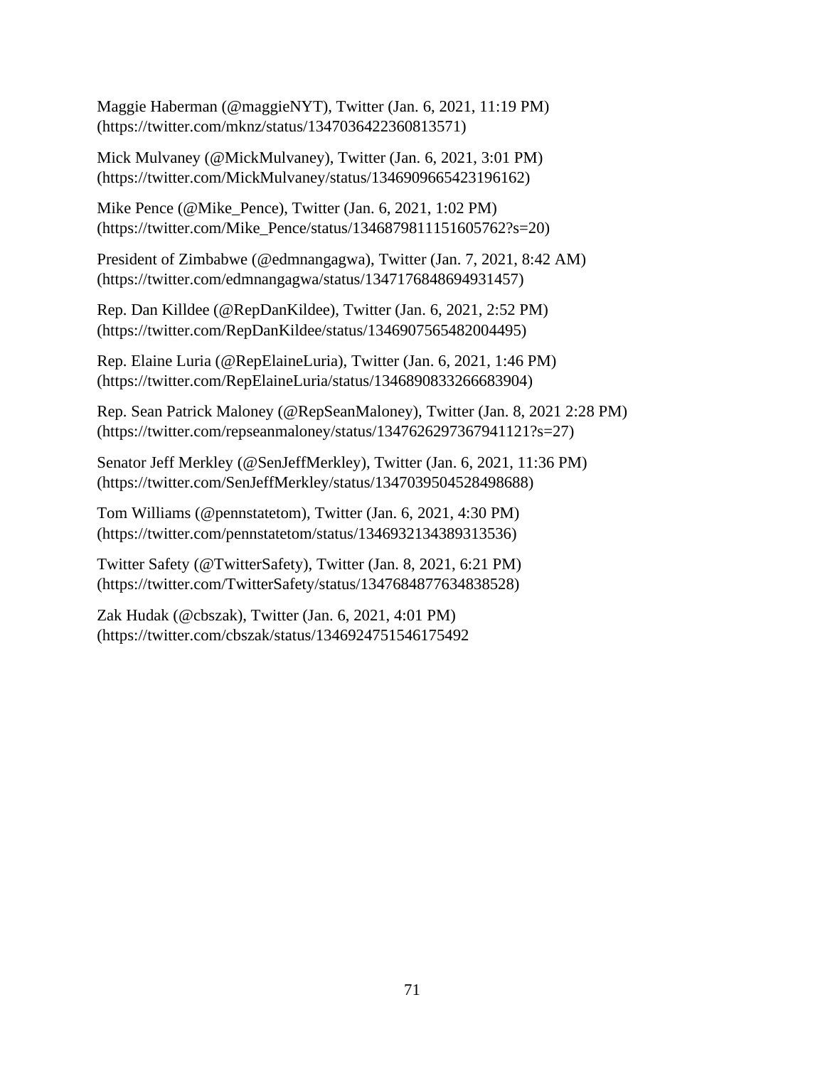Maggie Haberman (@maggieNYT), Twitter (Jan. 6, 2021, 11:19 PM) (https://twitter.com/mknz/status/1347036422360813571)

Mick Mulvaney (@MickMulvaney), Twitter (Jan. 6, 2021, 3:01 PM) (https://twitter.com/MickMulvaney/status/1346909665423196162)

Mike Pence (@Mike_Pence), Twitter (Jan. 6, 2021, 1:02 PM) (https://twitter.com/Mike_Pence/status/1346879811151605762?s=20)

President of Zimbabwe (@edmnangagwa), Twitter (Jan. 7, 2021, 8:42 AM) (https://twitter.com/edmnangagwa/status/1347176848694931457)

Rep. Dan Killdee (@RepDanKildee), Twitter (Jan. 6, 2021, 2:52 PM) (https://twitter.com/RepDanKildee/status/1346907565482004495)

Rep. Elaine Luria (@RepElaineLuria), Twitter (Jan. 6, 2021, 1:46 PM) (https://twitter.com/RepElaineLuria/status/1346890833266683904)

Rep. Sean Patrick Maloney (@RepSeanMaloney), Twitter (Jan. 8, 2021 2:28 PM) (https://twitter.com/repseanmaloney/status/1347626297367941121?s=27)

Senator Jeff Merkley (@SenJeffMerkley), Twitter (Jan. 6, 2021, 11:36 PM) (https://twitter.com/SenJeffMerkley/status/1347039504528498688)

Tom Williams (@pennstatetom), Twitter (Jan. 6, 2021, 4:30 PM) (https://twitter.com/pennstatetom/status/1346932134389313536)

Twitter Safety (@TwitterSafety), Twitter (Jan. 8, 2021, 6:21 PM) (https://twitter.com/TwitterSafety/status/1347684877634838528)

Zak Hudak (@cbszak), Twitter (Jan. 6, 2021, 4:01 PM) (https://twitter.com/cbszak/status/1346924751546175492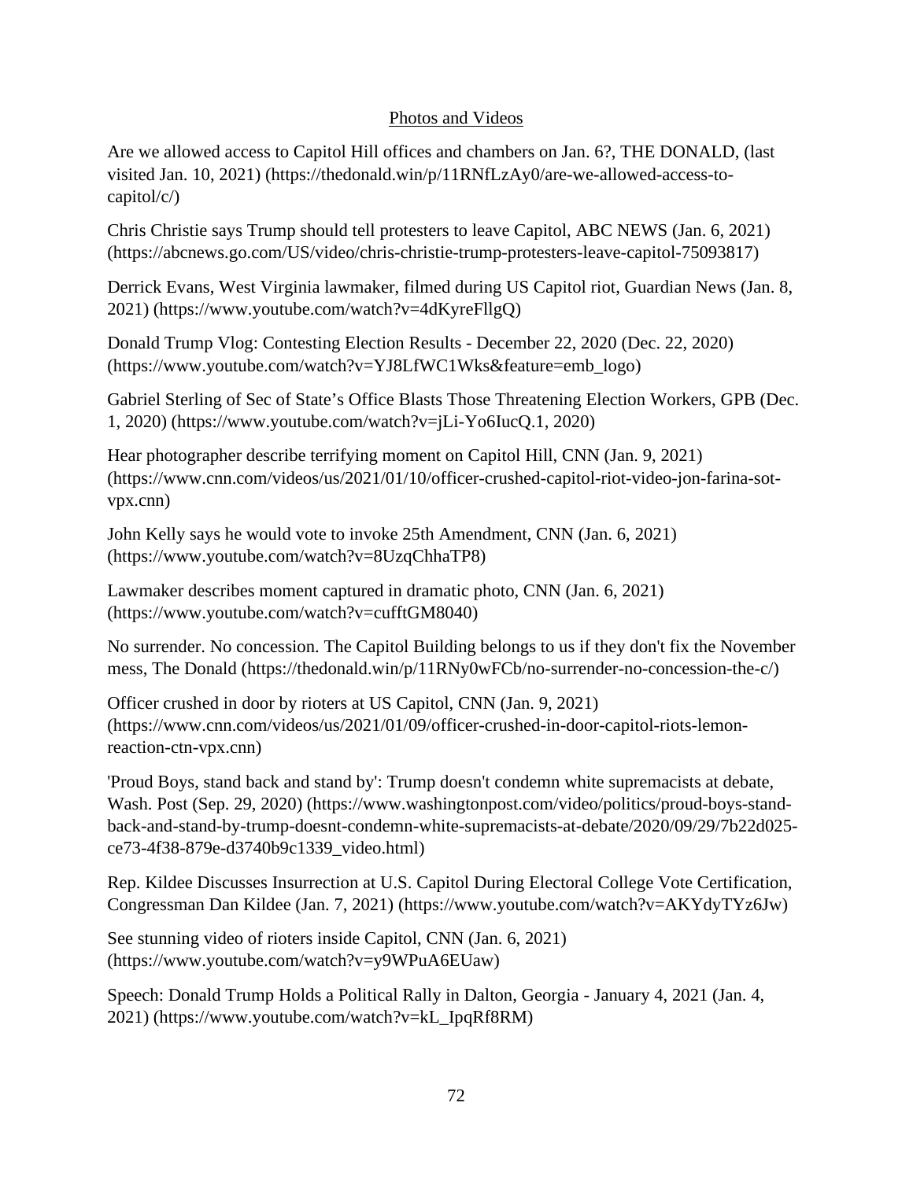## Photos and Videos

Are we allowed access to Capitol Hill offices and chambers on Jan. 6?, THE DONALD, (last visited Jan. 10, 2021) (https://thedonald.win/p/11RNfLzAy0/are-we-allowed-access-to-capitol/c/)

Chris Christie says Trump should tell protesters to leave Capitol, ABC NEWS (Jan. 6, 2021) (https://abcnews.go.com/US/video/chris-christie-trump-protesters-leave-capitol-75093817)

Derrick Evans, West Virginia lawmaker, filmed during US Capitol riot, Guardian News (Jan. 8, 2021) (https://www.youtube.com/watch?v=4dKyreFllgQ)

Donald Trump Vlog: Contesting Election Results - December 22, 2020 (Dec. 22, 2020) (https://www.youtube.com/watch?v=YJ8LfWC1Wks&feature=emb_logo)

Gabriel Sterling of Sec of State's Office Blasts Those Threatening Election Workers, GPB (Dec. 1, 2020) (https://www.youtube.com/watch?v=jLi-Yo6IucQ.1, 2020)

Hear photographer describe terrifying moment on Capitol Hill, CNN (Jan. 9, 2021) (https://www.cnn.com/videos/us/2021/01/10/officer-crushed-capitol-riot-video-jon-farina-sot-vpx.cnn)

John Kelly says he would vote to invoke 25th Amendment, CNN (Jan. 6, 2021) (https://www.youtube.com/watch?v=8UzqChhaTP8)

Lawmaker describes moment captured in dramatic photo, CNN (Jan. 6, 2021) (https://www.youtube.com/watch?v=cufftGM8040)

No surrender. No concession. The Capitol Building belongs to us if they don't fix the November mess, The Donald (https://thedonald.win/p/11RNy0wFCb/no-surrender-no-concession-the-c/)

Officer crushed in door by rioters at US Capitol, CNN (Jan. 9, 2021) (https://www.cnn.com/videos/us/2021/01/09/officer-crushed-in-door-capitol-riots-lemon-reaction-ctn-vpx.cnn)

'Proud Boys, stand back and stand by': Trump doesn't condemn white supremacists at debate, Wash. Post (Sep. 29, 2020) (https://www.washingtonpost.com/video/politics/proud-boys-stand-back-and-stand-by-trump-doesnt-condemn-white-supremacists-at-debate/2020/09/29/7b22d025-ce73-4f38-879e-d3740b9c1339_video.html)

Rep. Kildee Discusses Insurrection at U.S. Capitol During Electoral College Vote Certification, Congressman Dan Kildee (Jan. 7, 2021) (https://www.youtube.com/watch?v=AKYdyTYz6Jw)

See stunning video of rioters inside Capitol, CNN (Jan. 6, 2021) (https://www.youtube.com/watch?v=y9WPuA6EUaw)

Speech: Donald Trump Holds a Political Rally in Dalton, Georgia - January 4, 2021 (Jan. 4, 2021) (https://www.youtube.com/watch?v=kL_IpqRf8RM)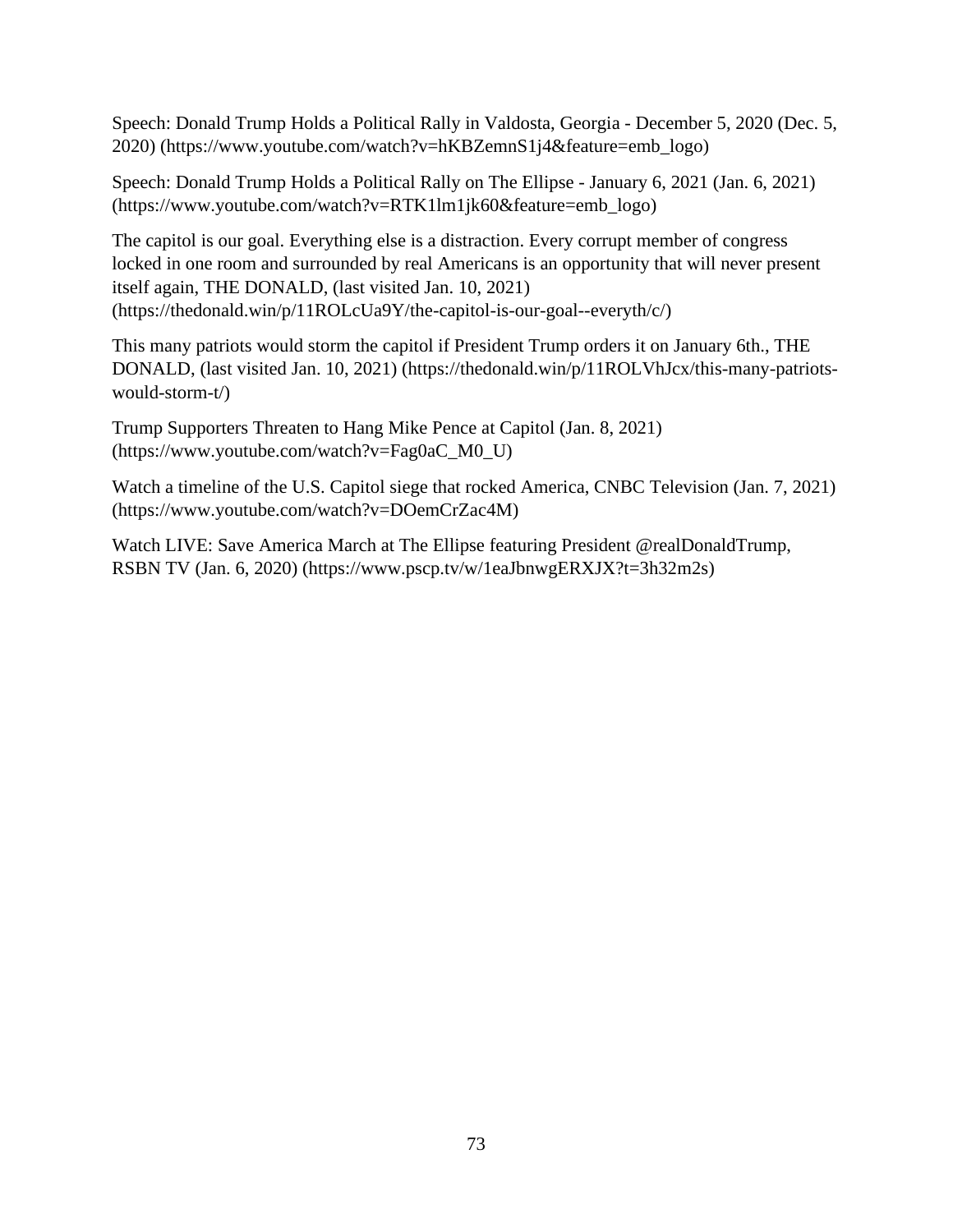Speech: Donald Trump Holds a Political Rally in Valdosta, Georgia - December 5, 2020 (Dec. 5, 2020) (https://www.youtube.com/watch?v=hKBZemnS1j4&feature=emb_logo)

Speech: Donald Trump Holds a Political Rally on The Ellipse - January 6, 2021 (Jan. 6, 2021) (https://www.youtube.com/watch?v=RTK1lm1jk60&feature=emb_logo)

The capitol is our goal. Everything else is a distraction. Every corrupt member of congress locked in one room and surrounded by real Americans is an opportunity that will never present itself again, THE DONALD, (last visited Jan. 10, 2021) (https://thedonald.win/p/11ROLcUa9Y/the-capitol-is-our-goal--everyth/c/)

This many patriots would storm the capitol if President Trump orders it on January 6th., THE DONALD, (last visited Jan. 10, 2021) (https://thedonald.win/p/11ROLVhJcx/this-many-patriots-would-storm-t/)

Trump Supporters Threaten to Hang Mike Pence at Capitol (Jan. 8, 2021) (https://www.youtube.com/watch?v=Fag0aC_M0_U)

Watch a timeline of the U.S. Capitol siege that rocked America, CNBC Television (Jan. 7, 2021) (https://www.youtube.com/watch?v=DOemCrZac4M)

Watch LIVE: Save America March at The Ellipse featuring President @realDonaldTrump, RSBN TV (Jan. 6, 2020) (https://www.pscp.tv/w/1eaJbnwgERXJX?t=3h32m2s)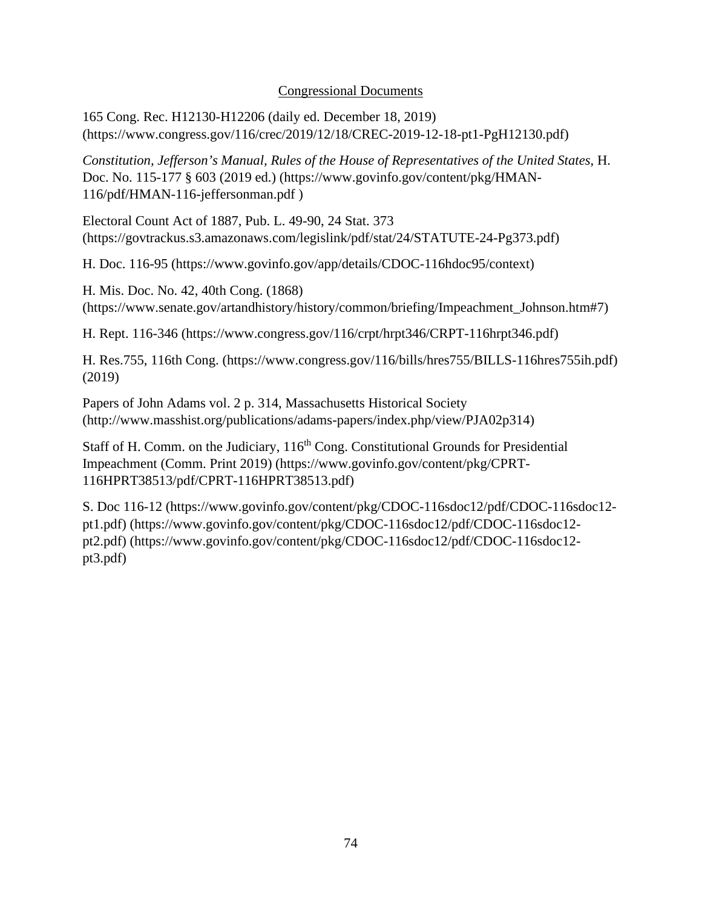Congressional Documents

165 Cong. Rec. H12130-H12206 (daily ed. December 18, 2019) (https://www.congress.gov/116/crec/2019/12/18/CREC-2019-12-18-pt1-PgH12130.pdf)

*Constitution, Jefferson's Manual, Rules of the House of Representatives of the United States*, H. Doc. No. 115-177 § 603 (2019 ed.) (https://www.govinfo.gov/content/pkg/HMAN-116/pdf/HMAN-116-jeffersonman.pdf )

Electoral Count Act of 1887, Pub. L. 49-90, 24 Stat. 373 (https://govtrackus.s3.amazonaws.com/legislink/pdf/stat/24/STATUTE-24-Pg373.pdf)

H. Doc. 116-95 (https://www.govinfo.gov/app/details/CDOC-116hdoc95/context)

H. Mis. Doc. No. 42, 40th Cong. (1868) (https://www.senate.gov/artandhistory/history/common/briefing/Impeachment_Johnson.htm#7)

H. Rept. 116-346 (https://www.congress.gov/116/crpt/hrpt346/CRPT-116hrpt346.pdf)

H. Res.755, 116th Cong. (https://www.congress.gov/116/bills/hres755/BILLS-116hres755ih.pdf) (2019)

Papers of John Adams vol. 2 p. 314, Massachusetts Historical Society (http://www.masshist.org/publications/adams-papers/index.php/view/PJA02p314)

Staff of H. Comm. on the Judiciary, 116th Cong. Constitutional Grounds for Presidential Impeachment (Comm. Print 2019) (https://www.govinfo.gov/content/pkg/CPRT-116HPRT38513/pdf/CPRT-116HPRT38513.pdf)

S. Doc 116-12 (https://www.govinfo.gov/content/pkg/CDOC-116sdoc12/pdf/CDOC-116sdoc12-pt1.pdf) (https://www.govinfo.gov/content/pkg/CDOC-116sdoc12/pdf/CDOC-116sdoc12-pt2.pdf) (https://www.govinfo.gov/content/pkg/CDOC-116sdoc12/pdf/CDOC-116sdoc12-pt3.pdf)